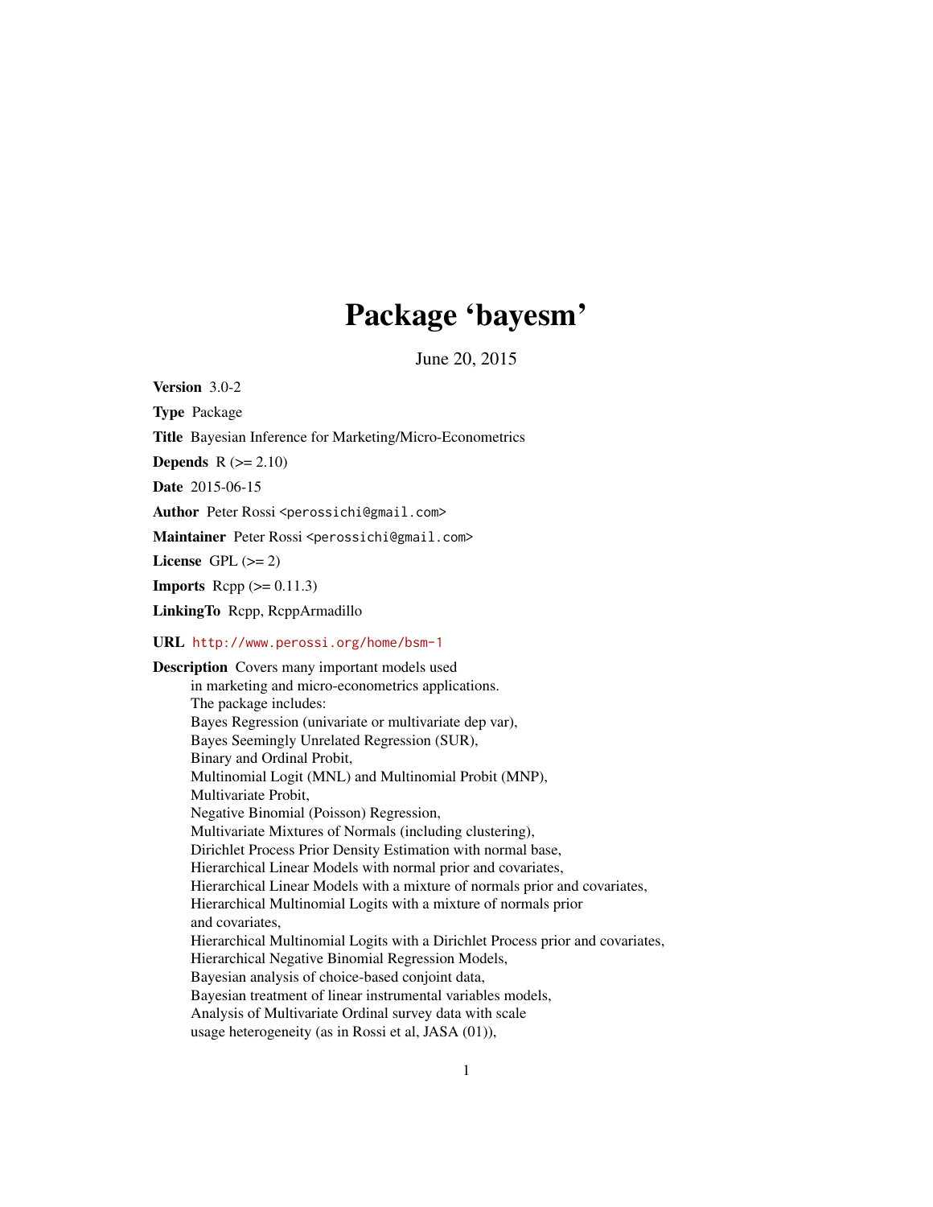# Package 'bayesm'

June 20, 2015

**Version** 3.0-2

**Type** Package

**Title** Bayesian Inference for Marketing/Micro-Econometrics

**Depends** R (>= 2.10)

**Date** 2015-06-15

**Author** Peter Rossi <perossichi@gmail.com>

**Maintainer** Peter Rossi <perossichi@gmail.com>

**License** GPL (>= 2)

**Imports** Rcpp (>= 0.11.3)

**LinkingTo** Rcpp, RcppArmadillo

**URL** http://www.perossi.org/home/bsm-1

**Description** Covers many important models used
in marketing and micro-econometrics applications.
The package includes:
Bayes Regression (univariate or multivariate dep var),
Bayes Seemingly Unrelated Regression (SUR),
Binary and Ordinal Probit,
Multinomial Logit (MNL) and Multinomial Probit (MNP),
Multivariate Probit,
Negative Binomial (Poisson) Regression,
Multivariate Mixtures of Normals (including clustering),
Dirichlet Process Prior Density Estimation with normal base,
Hierarchical Linear Models with normal prior and covariates,
Hierarchical Linear Models with a mixture of normals prior and covariates,
Hierarchical Multinomial Logits with a mixture of normals prior
and covariates,
Hierarchical Multinomial Logits with a Dirichlet Process prior and covariates,
Hierarchical Negative Binomial Regression Models,
Bayesian analysis of choice-based conjoint data,
Bayesian treatment of linear instrumental variables models,
Analysis of Multivariate Ordinal survey data with scale
usage heterogeneity (as in Rossi et al, JASA (01)),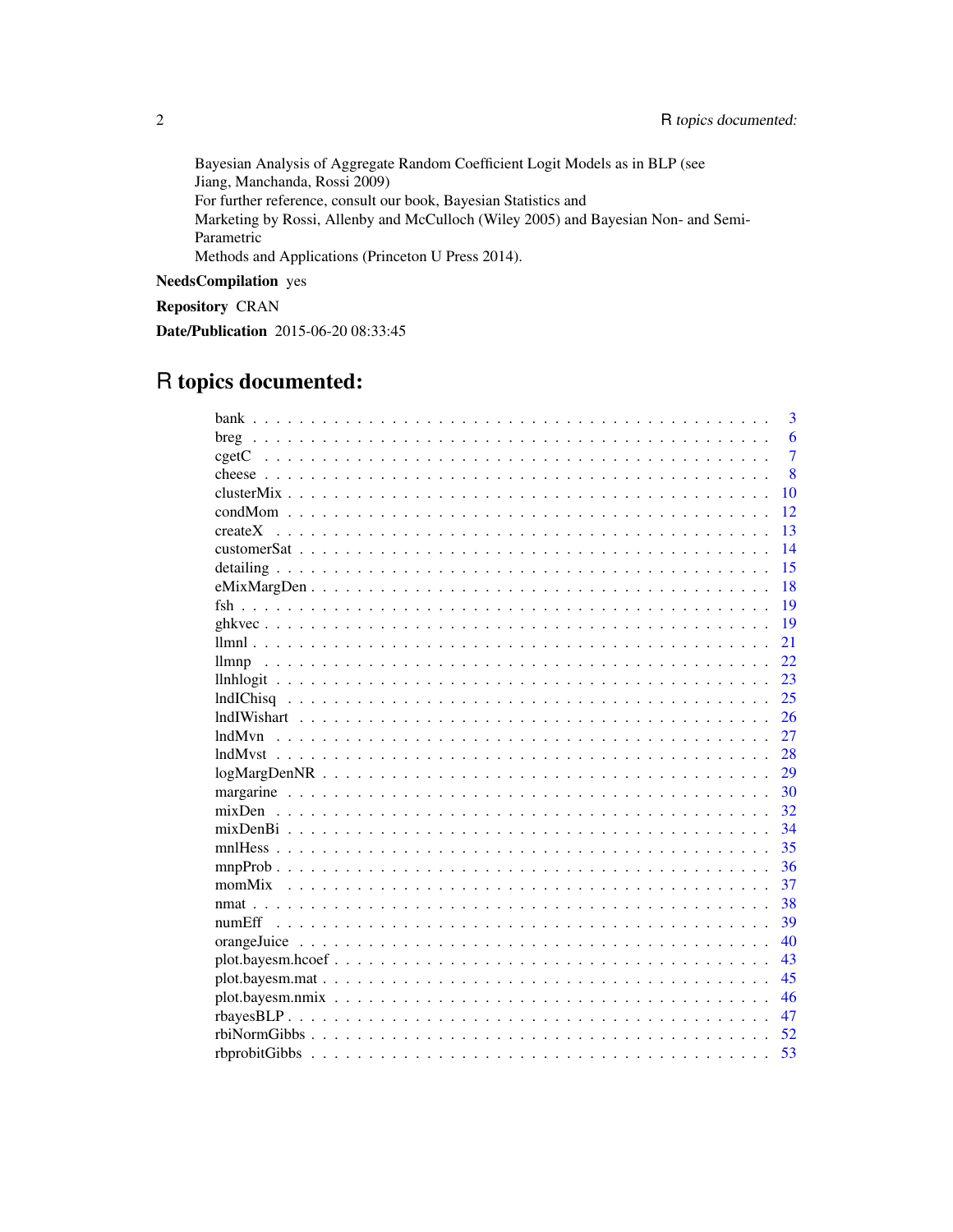Bayesian Analysis of Aggregate Random Coefficient Logit Models as in BLP (see
Jiang, Manchanda, Rossi 2009)
For further reference, consult our book, Bayesian Statistics and
Marketing by Rossi, Allenby and McCulloch (Wiley 2005) and Bayesian Non- and Semi-
Parametric
Methods and Applications (Princeton U Press 2014).

**NeedsCompilation** yes

**Repository** CRAN

**Date/Publication** 2015-06-20 08:33:45

# R topics documented:

| | |
|---|---|
| bank | 3 |
| breg | 6 |
| cgetC | 7 |
| cheese | 8 |
| clusterMix | 10 |
| condMom | 12 |
| createX | 13 |
| customerSat | 14 |
| detailing | 15 |
| eMixMargDen | 18 |
| fsh | 19 |
| ghkvec | 19 |
| llmnl | 21 |
| llmnp | 22 |
| llnhlogit | 23 |
| lndIChisq | 25 |
| lndIWishart | 26 |
| lndMvn | 27 |
| lndMvst | 28 |
| logMargDenNR | 29 |
| margarine | 30 |
| mixDen | 32 |
| mixDenBi | 34 |
| mnlHess | 35 |
| mnpProb | 36 |
| momMix | 37 |
| nmat | 38 |
| numEff | 39 |
| orangeJuice | 40 |
| plot.bayesm.hcoef | 43 |
| plot.bayesm.mat | 45 |
| plot.bayesm.nmix | 46 |
| rbayesBLP | 47 |
| rbiNormGibbs | 52 |
| rbprobitGibbs | 53 |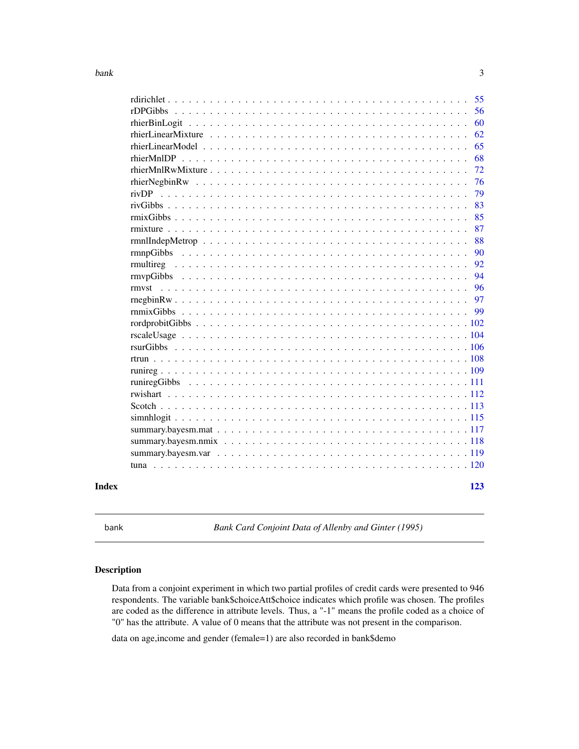| | |
|---|---|
| rdirichlet | 55 |
| rDPGibbs | 56 |
| rhierBinLogit | 60 |
| rhierLinearMixture | 62 |
| rhierLinearModel | 65 |
| rhierMnlDP | 68 |
| rhierMnlRwMixture | 72 |
| rhierNegbinRw | 76 |
| rivDP | 79 |
| rivGibbs | 83 |
| rmixGibbs | 85 |
| rmixture | 87 |
| rmnlIndepMetrop | 88 |
| rmnpGibbs | 90 |
| rmultireg | 92 |
| rmvpGibbs | 94 |
| rmvst | 96 |
| rnegbinRw | 97 |
| rnmixGibbs | 99 |
| rordprobitGibbs | 102 |
| rscaleUsage | 104 |
| rsurGibbs | 106 |
| rtrun | 108 |
| runireg | 109 |
| runiregGibbs | 111 |
| rwishart | 112 |
| Scotch | 113 |
| simnhlogit | 115 |
| summary.bayesm.mat | 117 |
| summary.bayesm.nmix | 118 |
| summary.bayesm.var | 119 |
| tuna | 120 |

**Index** **123**

---

bank — *Bank Card Conjoint Data of Allenby and Ginter (1995)*

---

## Description

Data from a conjoint experiment in which two partial profiles of credit cards were presented to 946 respondents. The variable bank$choiceAtt$choice indicates which profile was chosen. The profiles are coded as the difference in attribute levels. Thus, a "-1" means the profile coded as a choice of "0" has the attribute. A value of 0 means that the attribute was not present in the comparison.

data on age,income and gender (female=1) are also recorded in bank$demo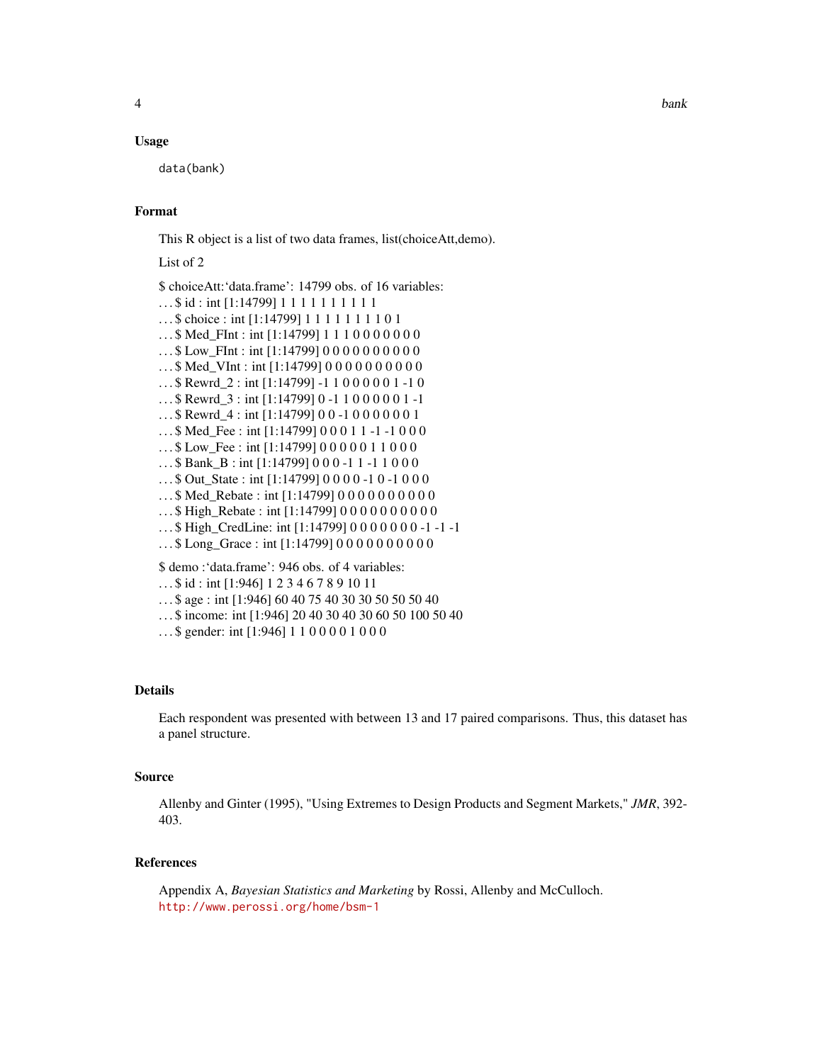### Usage

```
data(bank)
```

### Format

This R object is a list of two data frames, list(choiceAtt,demo).

List of 2

$ choiceAtt:'data.frame': 14799 obs. of 16 variables:
. . . $ id : int [1:14799] 1 1 1 1 1 1 1 1 1 1
. . . $ choice : int [1:14799] 1 1 1 1 1 1 1 1 0 1
. . . $ Med_FInt : int [1:14799] 1 1 1 0 0 0 0 0 0 0
. . . $ Low_FInt : int [1:14799] 0 0 0 0 0 0 0 0 0 0
. . . $ Med_VInt : int [1:14799] 0 0 0 0 0 0 0 0 0 0
. . . $ Rewrd_2 : int [1:14799] -1 1 0 0 0 0 0 1 -1 0
. . . $ Rewrd_3 : int [1:14799] 0 -1 1 0 0 0 0 0 1 -1
. . . $ Rewrd_4 : int [1:14799] 0 0 -1 0 0 0 0 0 0 1
. . . $ Med_Fee : int [1:14799] 0 0 0 1 1 -1 -1 0 0 0
. . . $ Low_Fee : int [1:14799] 0 0 0 0 0 1 1 0 0 0
. . . $ Bank_B : int [1:14799] 0 0 0 -1 1 -1 1 0 0 0
. . . $ Out_State : int [1:14799] 0 0 0 0 -1 0 -1 0 0 0
. . . $ Med_Rebate : int [1:14799] 0 0 0 0 0 0 0 0 0 0
. . . $ High_Rebate : int [1:14799] 0 0 0 0 0 0 0 0 0 0
. . . $ High_CredLine: int [1:14799] 0 0 0 0 0 0 0 -1 -1 -1
. . . $ Long_Grace : int [1:14799] 0 0 0 0 0 0 0 0 0 0

$ demo :'data.frame': 946 obs. of 4 variables:
. . . $ id : int [1:946] 1 2 3 4 6 7 8 9 10 11
. . . $ age : int [1:946] 60 40 75 40 30 30 50 50 50 40
. . . $ income: int [1:946] 20 40 30 40 30 60 50 100 50 40
. . . $ gender: int [1:946] 1 1 0 0 0 0 1 0 0 0

### Details

Each respondent was presented with between 13 and 17 paired comparisons. Thus, this dataset has a panel structure.

### Source

Allenby and Ginter (1995), "Using Extremes to Design Products and Segment Markets," *JMR*, 392-403.

### References

Appendix A, *Bayesian Statistics and Marketing* by Rossi, Allenby and McCulloch.
http://www.perossi.org/home/bsm-1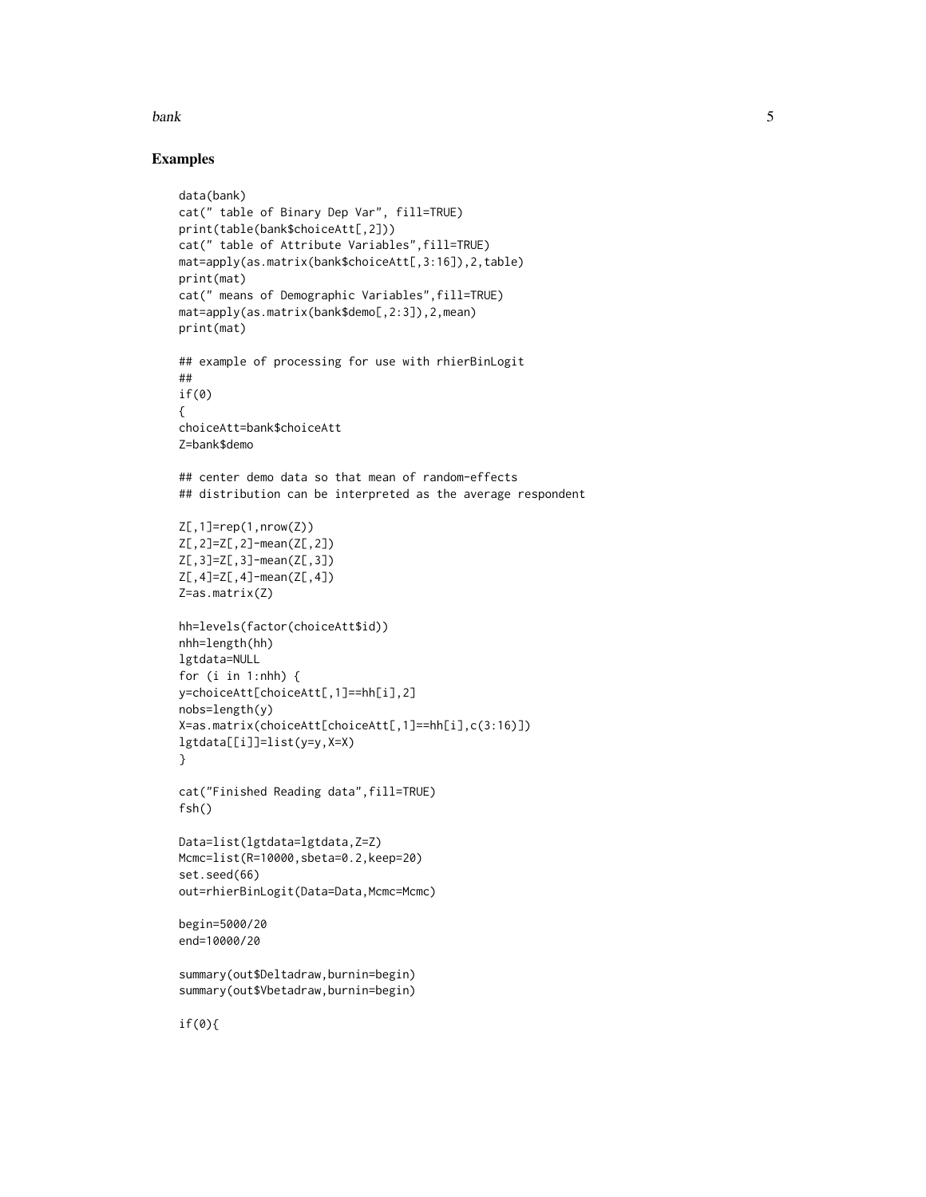## Examples

```
data(bank)
cat(" table of Binary Dep Var", fill=TRUE)
print(table(bank$choiceAtt[,2]))
cat(" table of Attribute Variables",fill=TRUE)
mat=apply(as.matrix(bank$choiceAtt[,3:16]),2,table)
print(mat)
cat(" means of Demographic Variables",fill=TRUE)
mat=apply(as.matrix(bank$demo[,2:3]),2,mean)
print(mat)

## example of processing for use with rhierBinLogit
##
if(0)
{
choiceAtt=bank$choiceAtt
Z=bank$demo

## center demo data so that mean of random-effects
## distribution can be interpreted as the average respondent

Z[,1]=rep(1,nrow(Z))
Z[,2]=Z[,2]-mean(Z[,2])
Z[,3]=Z[,3]-mean(Z[,3])
Z[,4]=Z[,4]-mean(Z[,4])
Z=as.matrix(Z)

hh=levels(factor(choiceAtt$id))
nhh=length(hh)
lgtdata=NULL
for (i in 1:nhh) {
y=choiceAtt[choiceAtt[,1]==hh[i],2]
nobs=length(y)
X=as.matrix(choiceAtt[choiceAtt[,1]==hh[i],c(3:16)])
lgtdata[[i]]=list(y=y,X=X)
}

cat("Finished Reading data",fill=TRUE)
fsh()

Data=list(lgtdata=lgtdata,Z=Z)
Mcmc=list(R=10000,sbeta=0.2,keep=20)
set.seed(66)
out=rhierBinLogit(Data=Data,Mcmc=Mcmc)

begin=5000/20
end=10000/20

summary(out$Deltadraw,burnin=begin)
summary(out$Vbetadraw,burnin=begin)

if(0){
```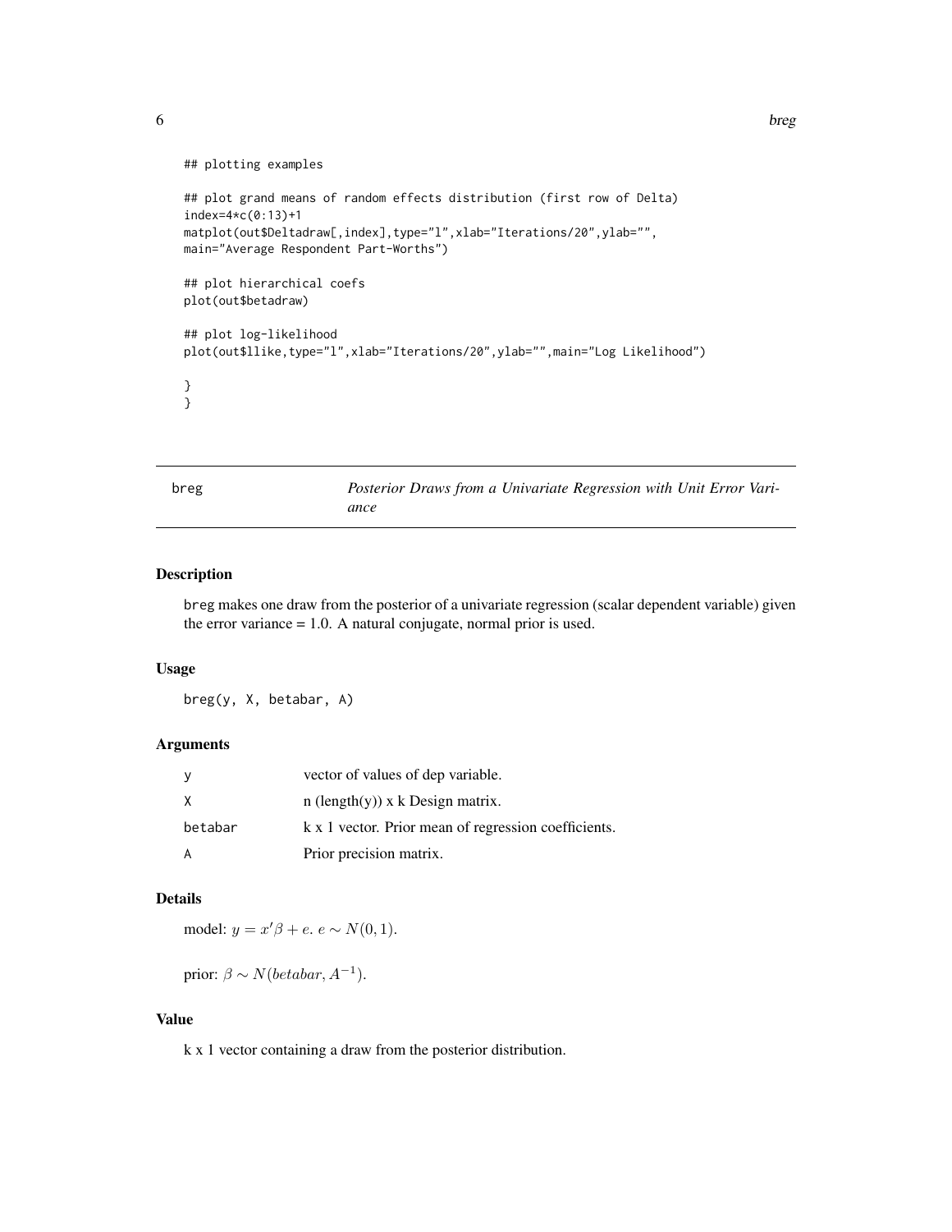```
## plotting examples

## plot grand means of random effects distribution (first row of Delta)
index=4*c(0:13)+1
matplot(out$Deltadraw[,index],type="l",xlab="Iterations/20",ylab="",
main="Average Respondent Part-Worths")

## plot hierarchical coefs
plot(out$betadraw)

## plot log-likelihood
plot(out$llike,type="l",xlab="Iterations/20",ylab="",main="Log Likelihood")

}
}
```

---

# breg — *Posterior Draws from a Univariate Regression with Unit Error Variance*

---

## Description

breg makes one draw from the posterior of a univariate regression (scalar dependent variable) given the error variance = 1.0. A natural conjugate, normal prior is used.

## Usage

```
breg(y, X, betabar, A)
```

## Arguments

| | |
|---|---|
| y | vector of values of dep variable. |
| X | n (length(y)) x k Design matrix. |
| betabar | k x 1 vector. Prior mean of regression coefficients. |
| A | Prior precision matrix. |

## Details

model: $y = x'\beta + e$. $e \sim N(0, 1)$.

prior: $\beta \sim N(betabar, A^{-1})$.

## Value

k x 1 vector containing a draw from the posterior distribution.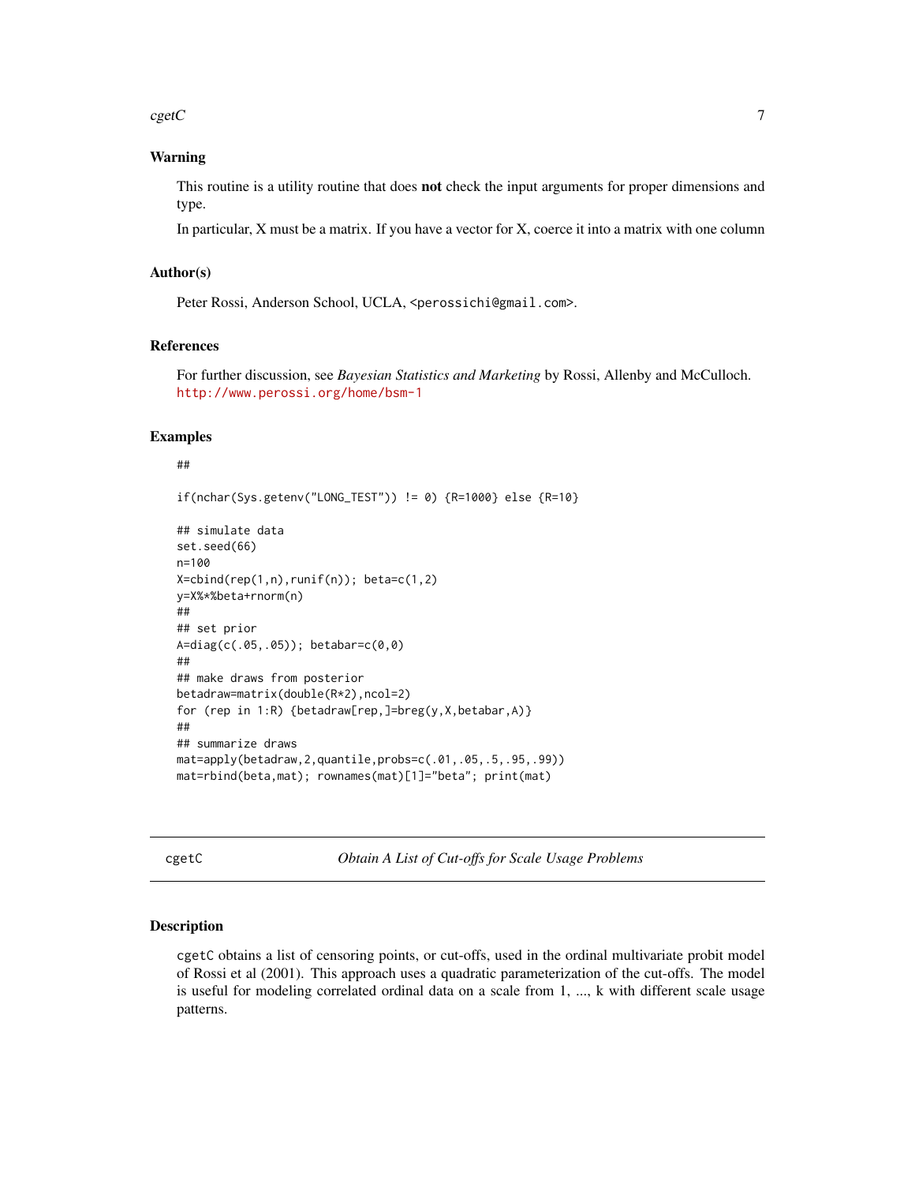### Warning

This routine is a utility routine that does **not** check the input arguments for proper dimensions and type.

In particular, X must be a matrix. If you have a vector for X, coerce it into a matrix with one column

### Author(s)

Peter Rossi, Anderson School, UCLA, <perossichi@gmail.com>.

### References

For further discussion, see *Bayesian Statistics and Marketing* by Rossi, Allenby and McCulloch.
http://www.perossi.org/home/bsm-1

### Examples

```
##

if(nchar(Sys.getenv("LONG_TEST")) != 0) {R=1000} else {R=10}

## simulate data
set.seed(66)
n=100
X=cbind(rep(1,n),runif(n)); beta=c(1,2)
y=X%*%beta+rnorm(n)
##
## set prior
A=diag(c(.05,.05)); betabar=c(0,0)
##
## make draws from posterior
betadraw=matrix(double(R*2),ncol=2)
for (rep in 1:R) {betadraw[rep,]=breg(y,X,betabar,A)}
##
## summarize draws
mat=apply(betadraw,2,quantile,probs=c(.01,.05,.5,.95,.99))
mat=rbind(beta,mat); rownames(mat)[1]="beta"; print(mat)
```

---

## cgetC — *Obtain A List of Cut-offs for Scale Usage Problems*

---

### Description

cgetC obtains a list of censoring points, or cut-offs, used in the ordinal multivariate probit model of Rossi et al (2001). This approach uses a quadratic parameterization of the cut-offs. The model is useful for modeling correlated ordinal data on a scale from 1, ..., k with different scale usage patterns.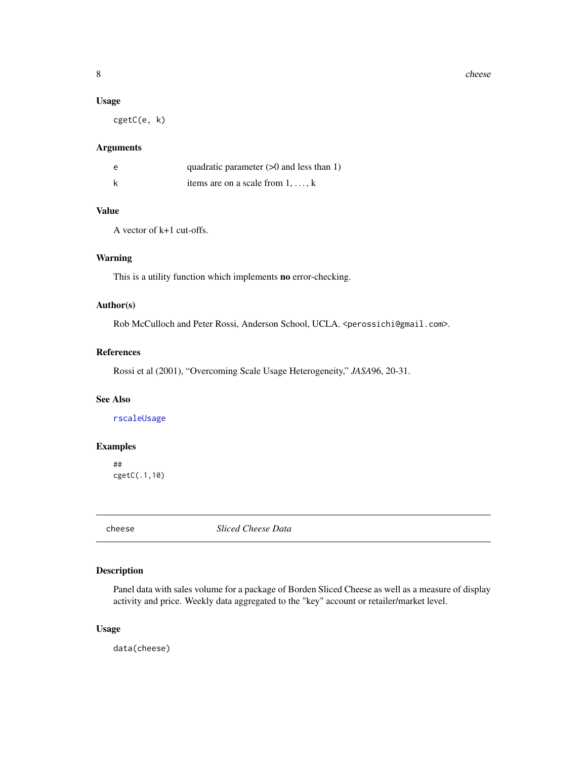### Usage

```
cgetC(e, k)
```

### Arguments

| | |
|---|---|
| e | quadratic parameter (>0 and less than 1) |
| k | items are on a scale from 1, ..., k |

### Value

A vector of k+1 cut-offs.

### Warning

This is a utility function which implements **no** error-checking.

### Author(s)

Rob McCulloch and Peter Rossi, Anderson School, UCLA. <perossichi@gmail.com>.

### References

Rossi et al (2001), "Overcoming Scale Usage Heterogeneity," *JASA*96, 20-31.

### See Also

rscaleUsage

### Examples

```
##
cgetC(.1,10)
```

---

## cheese — *Sliced Cheese Data*

---

### Description

Panel data with sales volume for a package of Borden Sliced Cheese as well as a measure of display activity and price. Weekly data aggregated to the "key" account or retailer/market level.

### Usage

```
data(cheese)
```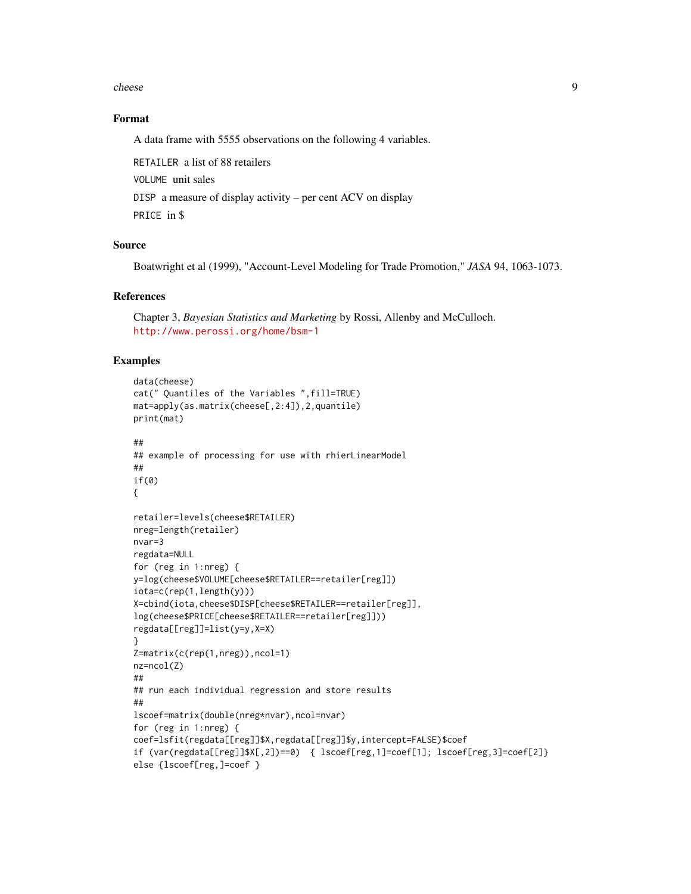### Format

A data frame with 5555 observations on the following 4 variables.

`RETAILER` a list of 88 retailers

`VOLUME` unit sales

`DISP` a measure of display activity – per cent ACV on display

`PRICE` in $

### Source

Boatwright et al (1999), "Account-Level Modeling for Trade Promotion," *JASA* 94, 1063-1073.

### References

Chapter 3, *Bayesian Statistics and Marketing* by Rossi, Allenby and McCulloch.
http://www.perossi.org/home/bsm-1

### Examples

```
data(cheese)
cat(" Quantiles of the Variables ",fill=TRUE)
mat=apply(as.matrix(cheese[,2:4]),2,quantile)
print(mat)

##
## example of processing for use with rhierLinearModel
##
if(0)
{

retailer=levels(cheese$RETAILER)
nreg=length(retailer)
nvar=3
regdata=NULL
for (reg in 1:nreg) {
y=log(cheese$VOLUME[cheese$RETAILER==retailer[reg]])
iota=c(rep(1,length(y)))
X=cbind(iota,cheese$DISP[cheese$RETAILER==retailer[reg]],
log(cheese$PRICE[cheese$RETAILER==retailer[reg]]))
regdata[[reg]]=list(y=y,X=X)
}
Z=matrix(c(rep(1,nreg)),ncol=1)
nz=ncol(Z)
##
## run each individual regression and store results
##
lscoef=matrix(double(nreg*nvar),ncol=nvar)
for (reg in 1:nreg) {
coef=lsfit(regdata[[reg]]$X,regdata[[reg]]$y,intercept=FALSE)$coef
if (var(regdata[[reg]]$X[,2])==0)  { lscoef[reg,1]=coef[1]; lscoef[reg,3]=coef[2]}
else {lscoef[reg,]=coef }
```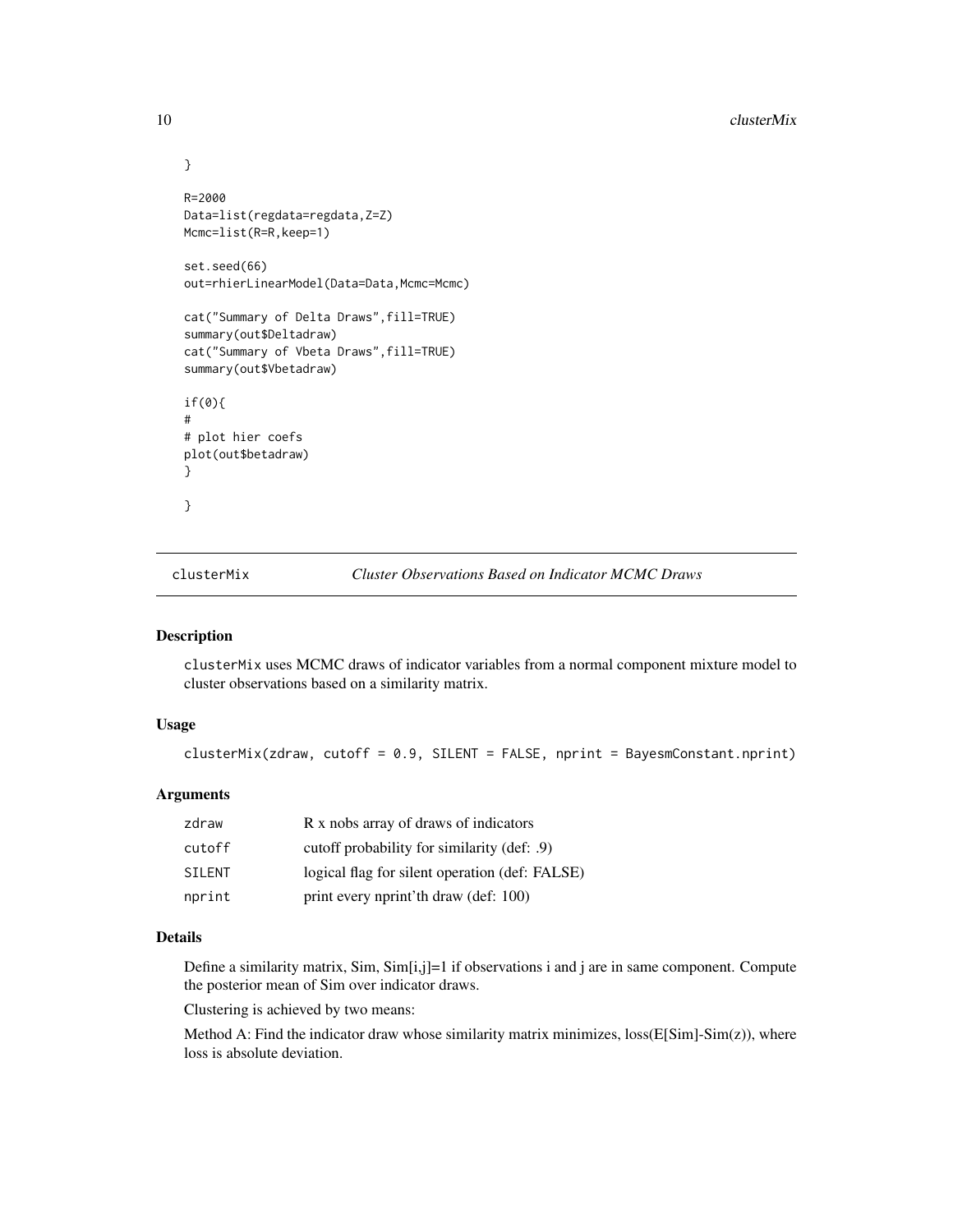```
}

R=2000
Data=list(regdata=regdata,Z=Z)
Mcmc=list(R=R,keep=1)

set.seed(66)
out=rhierLinearModel(Data=Data,Mcmc=Mcmc)

cat("Summary of Delta Draws",fill=TRUE)
summary(out$Deltadraw)
cat("Summary of Vbeta Draws",fill=TRUE)
summary(out$Vbetadraw)

if(0){
#
# plot hier coefs
plot(out$betadraw)
}

}
```

---

## clusterMix — *Cluster Observations Based on Indicator MCMC Draws*

### Description

`clusterMix` uses MCMC draws of indicator variables from a normal component mixture model to cluster observations based on a similarity matrix.

### Usage

```
clusterMix(zdraw, cutoff = 0.9, SILENT = FALSE, nprint = BayesmConstant.nprint)
```

### Arguments

| | |
|---|---|
| `zdraw` | R x nobs array of draws of indicators |
| `cutoff` | cutoff probability for similarity (def: .9) |
| `SILENT` | logical flag for silent operation (def: FALSE) |
| `nprint` | print every nprint'th draw (def: 100) |

### Details

Define a similarity matrix, Sim, Sim[i,j]=1 if observations i and j are in same component. Compute the posterior mean of Sim over indicator draws.

Clustering is achieved by two means:

Method A: Find the indicator draw whose similarity matrix minimizes, loss(E[Sim]-Sim(z)), where loss is absolute deviation.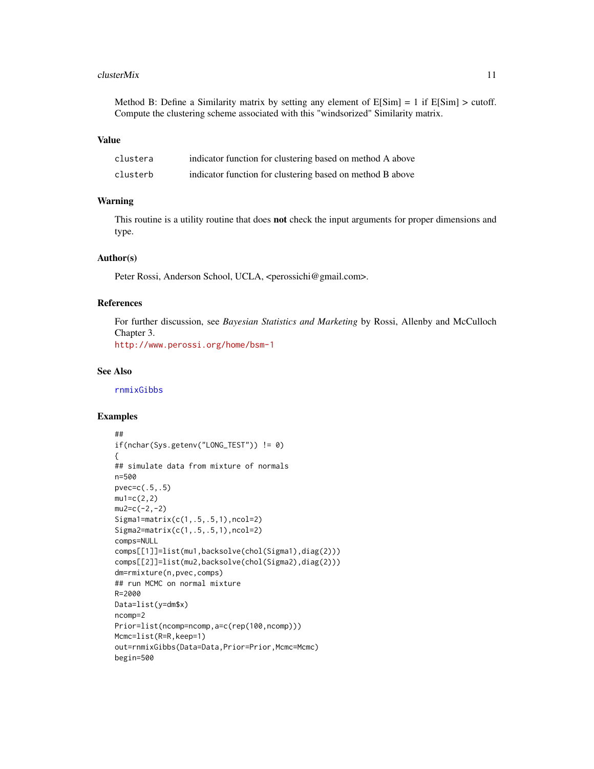Method B: Define a Similarity matrix by setting any element of E[Sim] = 1 if E[Sim] > cutoff. Compute the clustering scheme associated with this "windsorized" Similarity matrix.

## Value

| | |
|---|---|
| clustera | indicator function for clustering based on method A above |
| clusterb | indicator function for clustering based on method B above |

## Warning

This routine is a utility routine that does **not** check the input arguments for proper dimensions and type.

## Author(s)

Peter Rossi, Anderson School, UCLA, <perossichi@gmail.com>.

## References

For further discussion, see *Bayesian Statistics and Marketing* by Rossi, Allenby and McCulloch Chapter 3.
http://www.perossi.org/home/bsm-1

## See Also

rnmixGibbs

## Examples

```
##
if(nchar(Sys.getenv("LONG_TEST")) != 0)
{
## simulate data from mixture of normals
n=500
pvec=c(.5,.5)
mu1=c(2,2)
mu2=c(-2,-2)
Sigma1=matrix(c(1,.5,.5,1),ncol=2)
Sigma2=matrix(c(1,.5,.5,1),ncol=2)
comps=NULL
comps[[1]]=list(mu1,backsolve(chol(Sigma1),diag(2)))
comps[[2]]=list(mu2,backsolve(chol(Sigma2),diag(2)))
dm=rmixture(n,pvec,comps)
## run MCMC on normal mixture
R=2000
Data=list(y=dm$x)
ncomp=2
Prior=list(ncomp=ncomp,a=c(rep(100,ncomp)))
Mcmc=list(R=R,keep=1)
out=rnmixGibbs(Data=Data,Prior=Prior,Mcmc=Mcmc)
begin=500
```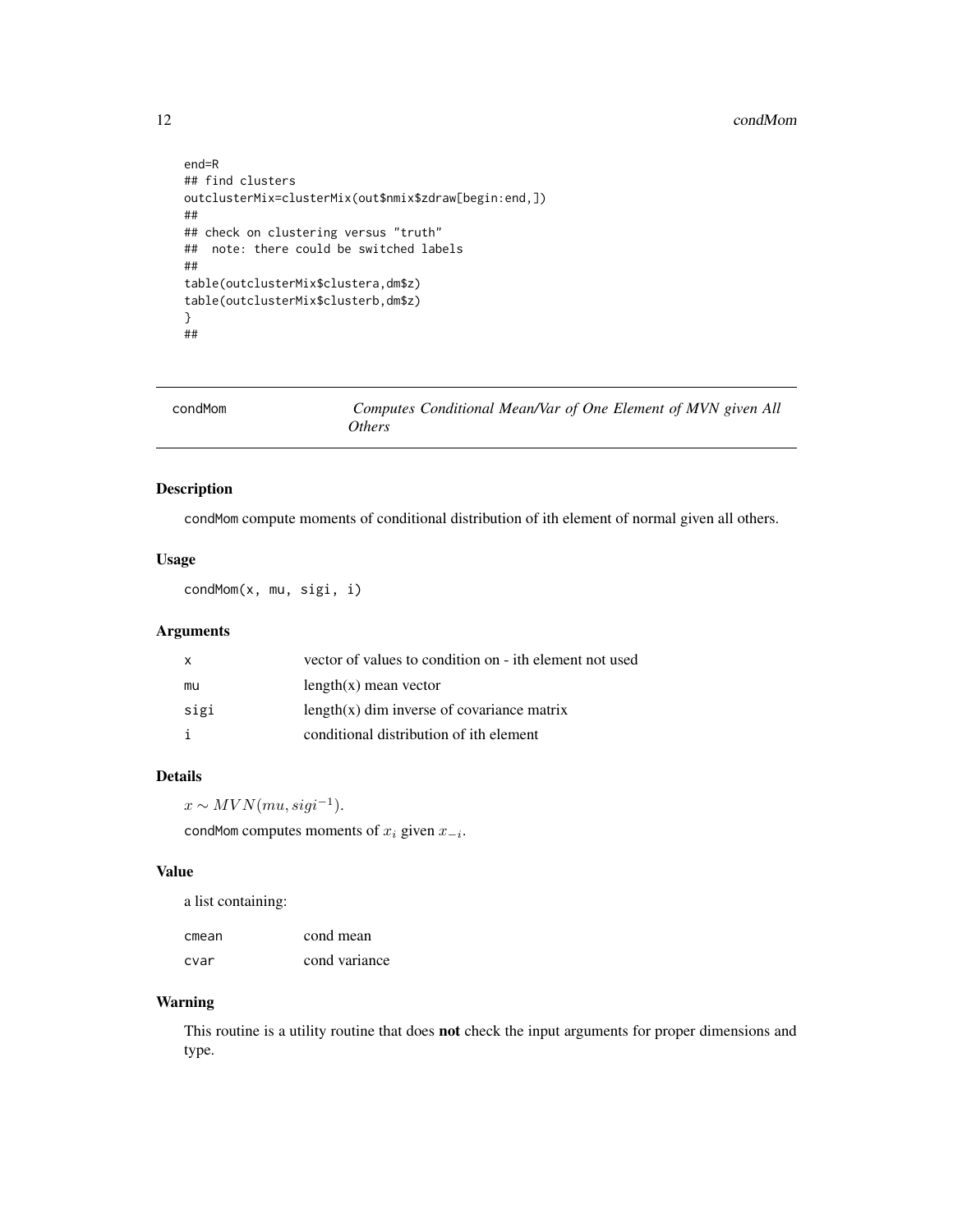```
end=R
## find clusters
outclusterMix=clusterMix(out$nmix$zdraw[begin:end,])
##
## check on clustering versus "truth"
##  note: there could be switched labels
##
table(outclusterMix$clustera,dm$z)
table(outclusterMix$clusterb,dm$z)
}
##
```

---

## condMom — *Computes Conditional Mean/Var of One Element of MVN given All Others*

### Description

condMom compute moments of conditional distribution of ith element of normal given all others.

### Usage

```
condMom(x, mu, sigi, i)
```

### Arguments

| | |
|---|---|
| x | vector of values to condition on - ith element not used |
| mu | length(x) mean vector |
| sigi | length(x) dim inverse of covariance matrix |
| i | conditional distribution of ith element |

### Details

$x \sim MVN(mu, sigi^{-1})$.

condMom computes moments of $x_i$ given $x_{-i}$.

### Value

a list containing:

| | |
|---|---|
| cmean | cond mean |
| cvar | cond variance |

### Warning

This routine is a utility routine that does **not** check the input arguments for proper dimensions and type.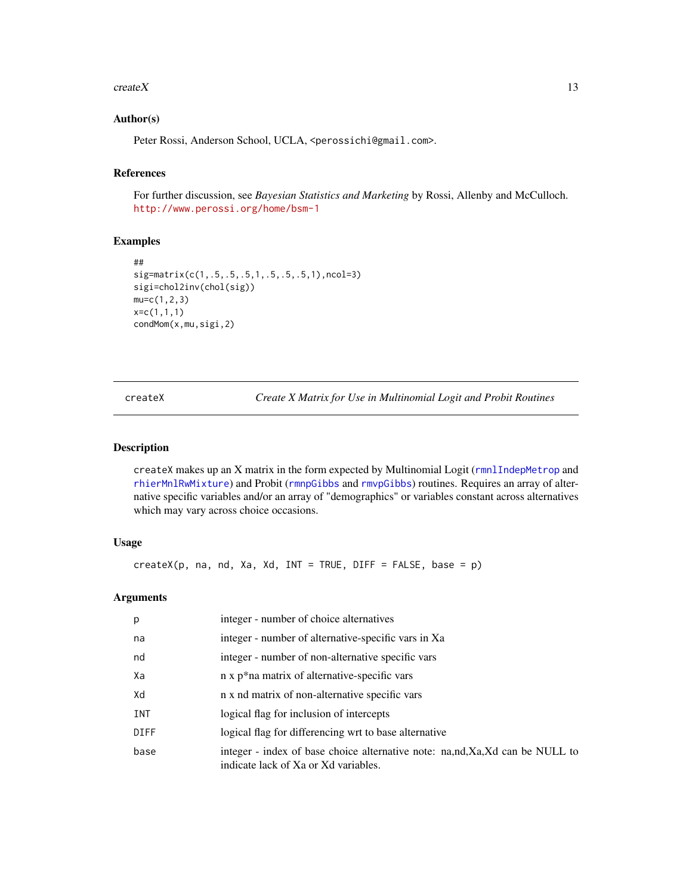### Author(s)

Peter Rossi, Anderson School, UCLA, <perossichi@gmail.com>.

### References

For further discussion, see *Bayesian Statistics and Marketing* by Rossi, Allenby and McCulloch. http://www.perossi.org/home/bsm-1

### Examples

```
##
sig=matrix(c(1,.5,.5,.5,1,.5,.5,.5,1),ncol=3)
sigi=chol2inv(chol(sig))
mu=c(1,2,3)
x=c(1,1,1)
condMom(x,mu,sigi,2)
```

---

## createX — *Create X Matrix for Use in Multinomial Logit and Probit Routines*

---

### Description

createX makes up an X matrix in the form expected by Multinomial Logit (rmnlIndepMetrop and rhierMnlRwMixture) and Probit (rmnpGibbs and rmvpGibbs) routines. Requires an array of alternative specific variables and/or an array of "demographics" or variables constant across alternatives which may vary across choice occasions.

### Usage

```
createX(p, na, nd, Xa, Xd, INT = TRUE, DIFF = FALSE, base = p)
```

### Arguments

| | |
|---|---|
| p | integer - number of choice alternatives |
| na | integer - number of alternative-specific vars in Xa |
| nd | integer - number of non-alternative specific vars |
| Xa | n x p*na matrix of alternative-specific vars |
| Xd | n x nd matrix of non-alternative specific vars |
| INT | logical flag for inclusion of intercepts |
| DIFF | logical flag for differencing wrt to base alternative |
| base | integer - index of base choice alternative note: na,nd,Xa,Xd can be NULL to indicate lack of Xa or Xd variables. |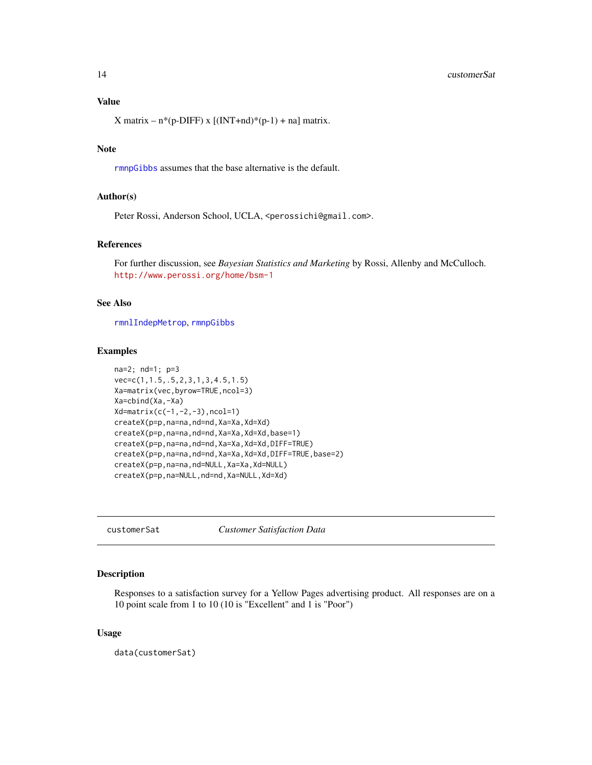### Value

X matrix – n*(p-DIFF) x [(INT+nd)*(p-1) + na] matrix.

### Note

rmnpGibbs assumes that the base alternative is the default.

### Author(s)

Peter Rossi, Anderson School, UCLA, <perossichi@gmail.com>.

### References

For further discussion, see *Bayesian Statistics and Marketing* by Rossi, Allenby and McCulloch.
http://www.perossi.org/home/bsm-1

### See Also

rmnlIndepMetrop, rmnpGibbs

### Examples

```
na=2; nd=1; p=3
vec=c(1,1.5,.5,2,3,1,3,4.5,1.5)
Xa=matrix(vec,byrow=TRUE,ncol=3)
Xa=cbind(Xa,-Xa)
Xd=matrix(c(-1,-2,-3),ncol=1)
createX(p=p,na=na,nd=nd,Xa=Xa,Xd=Xd)
createX(p=p,na=na,nd=nd,Xa=Xa,Xd=Xd,base=1)
createX(p=p,na=na,nd=nd,Xa=Xa,Xd=Xd,DIFF=TRUE)
createX(p=p,na=na,nd=nd,Xa=Xa,Xd=Xd,DIFF=TRUE,base=2)
createX(p=p,na=na,nd=NULL,Xa=Xa,Xd=NULL)
createX(p=p,na=NULL,nd=nd,Xa=NULL,Xd=Xd)
```

---

## customerSat *Customer Satisfaction Data*

### Description

Responses to a satisfaction survey for a Yellow Pages advertising product. All responses are on a 10 point scale from 1 to 10 (10 is "Excellent" and 1 is "Poor")

### Usage

```
data(customerSat)
```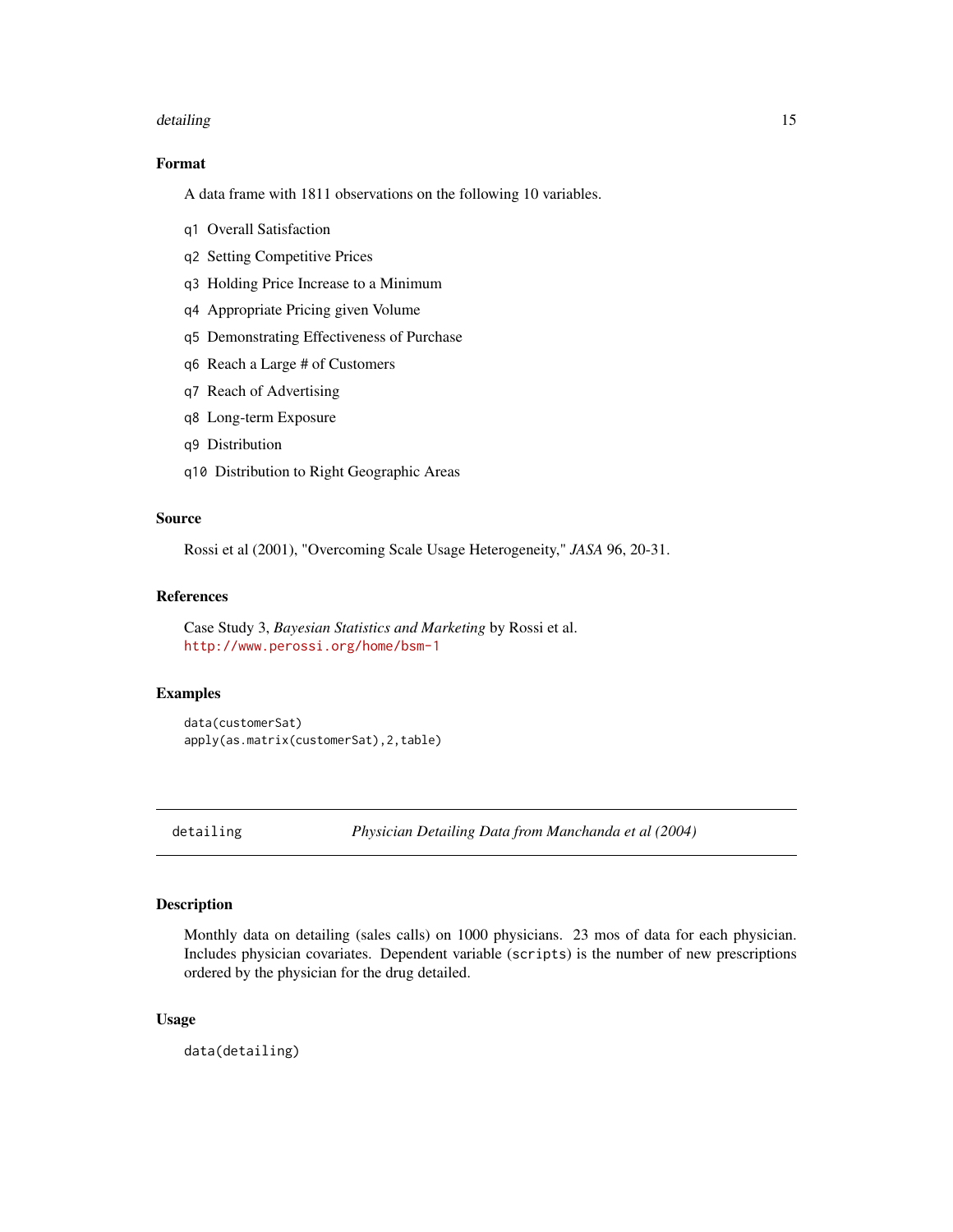### Format

A data frame with 1811 observations on the following 10 variables.

- `q1` Overall Satisfaction
- `q2` Setting Competitive Prices
- `q3` Holding Price Increase to a Minimum
- `q4` Appropriate Pricing given Volume
- `q5` Demonstrating Effectiveness of Purchase
- `q6` Reach a Large # of Customers
- `q7` Reach of Advertising
- `q8` Long-term Exposure
- `q9` Distribution
- `q10` Distribution to Right Geographic Areas

### Source

Rossi et al (2001), "Overcoming Scale Usage Heterogeneity," *JASA* 96, 20-31.

### References

Case Study 3, *Bayesian Statistics and Marketing* by Rossi et al.
http://www.perossi.org/home/bsm-1

### Examples

```
data(customerSat)
apply(as.matrix(customerSat),2,table)
```

---

## detailing *Physician Detailing Data from Manchanda et al (2004)*

---

### Description

Monthly data on detailing (sales calls) on 1000 physicians. 23 mos of data for each physician. Includes physician covariates. Dependent variable (`scripts`) is the number of new prescriptions ordered by the physician for the drug detailed.

### Usage

```
data(detailing)
```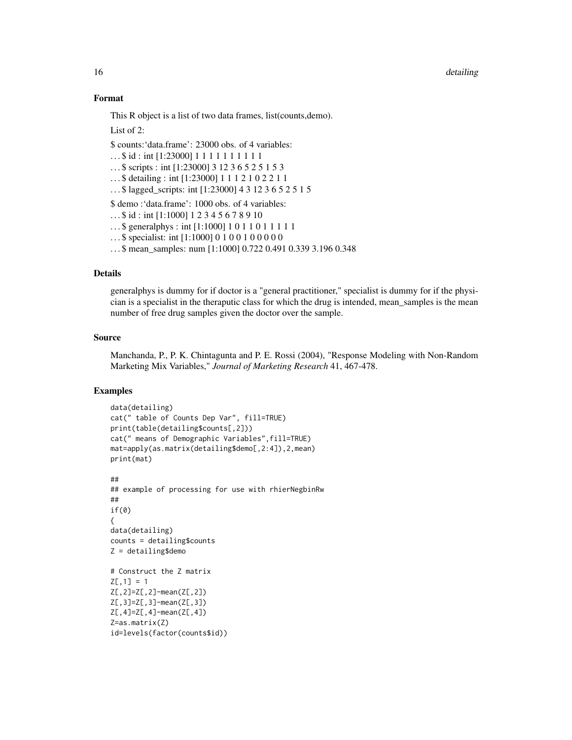### Format

This R object is a list of two data frames, list(counts,demo).

List of 2:

$ counts:'data.frame': 23000 obs. of 4 variables:  
...$ id : int [1:23000] 1 1 1 1 1 1 1 1 1 1  
...$ scripts : int [1:23000] 3 12 3 6 5 2 5 1 5 3  
...$ detailing : int [1:23000] 1 1 1 2 1 0 2 2 1 1  
...$ lagged_scripts: int [1:23000] 4 3 12 3 6 5 2 5 1 5

$ demo :'data.frame': 1000 obs. of 4 variables:  
...$ id : int [1:1000] 1 2 3 4 5 6 7 8 9 10  
...$ generalphys : int [1:1000] 1 0 1 1 0 1 1 1 1 1  
...$ specialist: int [1:1000] 0 1 0 0 1 0 0 0 0 0  
...$ mean_samples: num [1:1000] 0.722 0.491 0.339 3.196 0.348

### Details

generalphys is dummy for if doctor is a "general practitioner," specialist is dummy for if the physician is a specialist in the theraputic class for which the drug is intended, mean_samples is the mean number of free drug samples given the doctor over the sample.

### Source

Manchanda, P., P. K. Chintagunta and P. E. Rossi (2004), "Response Modeling with Non-Random Marketing Mix Variables," *Journal of Marketing Research* 41, 467-478.

### Examples

```
data(detailing)
cat(" table of Counts Dep Var", fill=TRUE)
print(table(detailing$counts[,2]))
cat(" means of Demographic Variables",fill=TRUE)
mat=apply(as.matrix(detailing$demo[,2:4]),2,mean)
print(mat)

##
## example of processing for use with rhierNegbinRw
##
if(0)
{
data(detailing)
counts = detailing$counts
Z = detailing$demo

# Construct the Z matrix
Z[,1] = 1
Z[,2]=Z[,2]-mean(Z[,2])
Z[,3]=Z[,3]-mean(Z[,3])
Z[,4]=Z[,4]-mean(Z[,4])
Z=as.matrix(Z)
id=levels(factor(counts$id))
```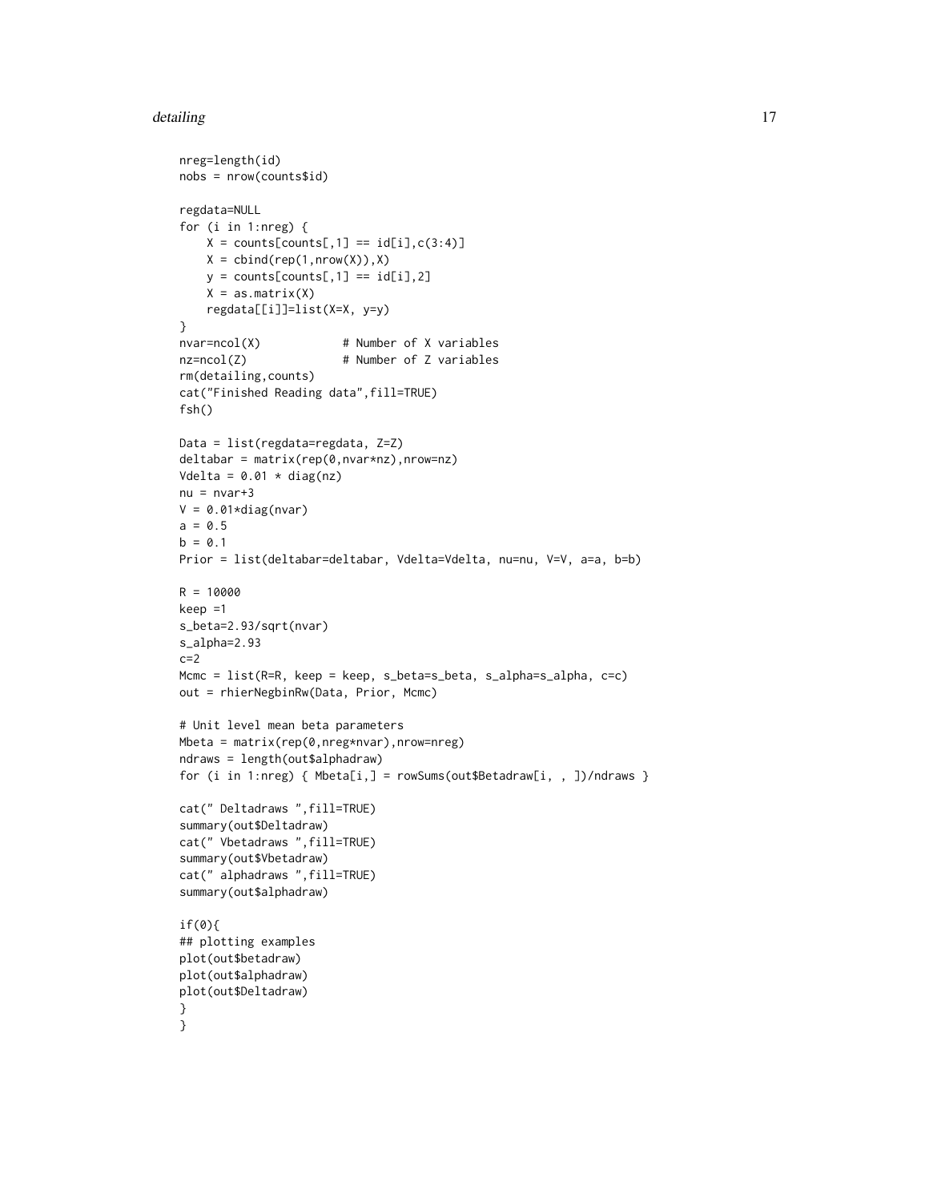```
nreg=length(id)
nobs = nrow(counts$id)

regdata=NULL
for (i in 1:nreg) {
    X = counts[counts[,1] == id[i],c(3:4)]
    X = cbind(rep(1,nrow(X)),X)
    y = counts[counts[,1] == id[i],2]
    X = as.matrix(X)
    regdata[[i]]=list(X=X, y=y)
}
nvar=ncol(X)            # Number of X variables
nz=ncol(Z)              # Number of Z variables
rm(detailing,counts)
cat("Finished Reading data",fill=TRUE)
fsh()

Data = list(regdata=regdata, Z=Z)
deltabar = matrix(rep(0,nvar*nz),nrow=nz)
Vdelta = 0.01 * diag(nz)
nu = nvar+3
V = 0.01*diag(nvar)
a = 0.5
b = 0.1
Prior = list(deltabar=deltabar, Vdelta=Vdelta, nu=nu, V=V, a=a, b=b)

R = 10000
keep =1
s_beta=2.93/sqrt(nvar)
s_alpha=2.93
c=2
Mcmc = list(R=R, keep = keep, s_beta=s_beta, s_alpha=s_alpha, c=c)
out = rhierNegbinRw(Data, Prior, Mcmc)

# Unit level mean beta parameters
Mbeta = matrix(rep(0,nreg*nvar),nrow=nreg)
ndraws = length(out$alphadraw)
for (i in 1:nreg) { Mbeta[i,] = rowSums(out$Betadraw[i, , ])/ndraws }

cat(" Deltadraws ",fill=TRUE)
summary(out$Deltadraw)
cat(" Vbetadraws ",fill=TRUE)
summary(out$Vbetadraw)
cat(" alphadraws ",fill=TRUE)
summary(out$alphadraw)

if(0){
## plotting examples
plot(out$betadraw)
plot(out$alphadraw)
plot(out$Deltadraw)
}
}
```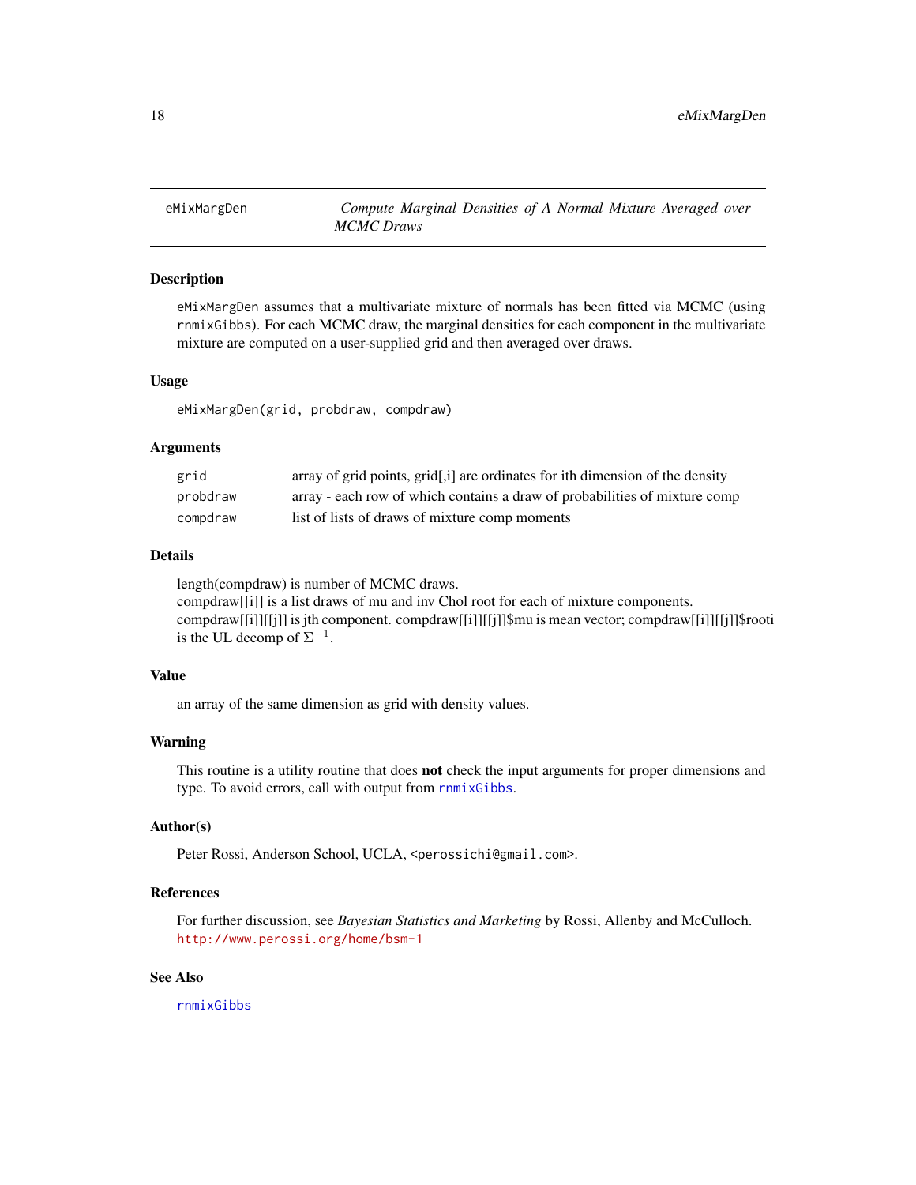# eMixMargDen — *Compute Marginal Densities of A Normal Mixture Averaged over MCMC Draws*

## Description

eMixMargDen assumes that a multivariate mixture of normals has been fitted via MCMC (using rnmixGibbs). For each MCMC draw, the marginal densities for each component in the multivariate mixture are computed on a user-supplied grid and then averaged over draws.

## Usage

```
eMixMargDen(grid, probdraw, compdraw)
```

## Arguments

| | |
|---|---|
| grid | array of grid points, grid[,i] are ordinates for ith dimension of the density |
| probdraw | array - each row of which contains a draw of probabilities of mixture comp |
| compdraw | list of lists of draws of mixture comp moments |

## Details

length(compdraw) is number of MCMC draws.
compdraw[[i]] is a list draws of mu and inv Chol root for each of mixture components.
compdraw[[i]][[j]] is jth component. compdraw[[i]][[j]]$mu is mean vector; compdraw[[i]][[j]]$rooti is the UL decomp of $\Sigma^{-1}$.

## Value

an array of the same dimension as grid with density values.

## Warning

This routine is a utility routine that does **not** check the input arguments for proper dimensions and type. To avoid errors, call with output from rnmixGibbs.

## Author(s)

Peter Rossi, Anderson School, UCLA, <perossichi@gmail.com>.

## References

For further discussion, see *Bayesian Statistics and Marketing* by Rossi, Allenby and McCulloch.
http://www.perossi.org/home/bsm-1

## See Also

rnmixGibbs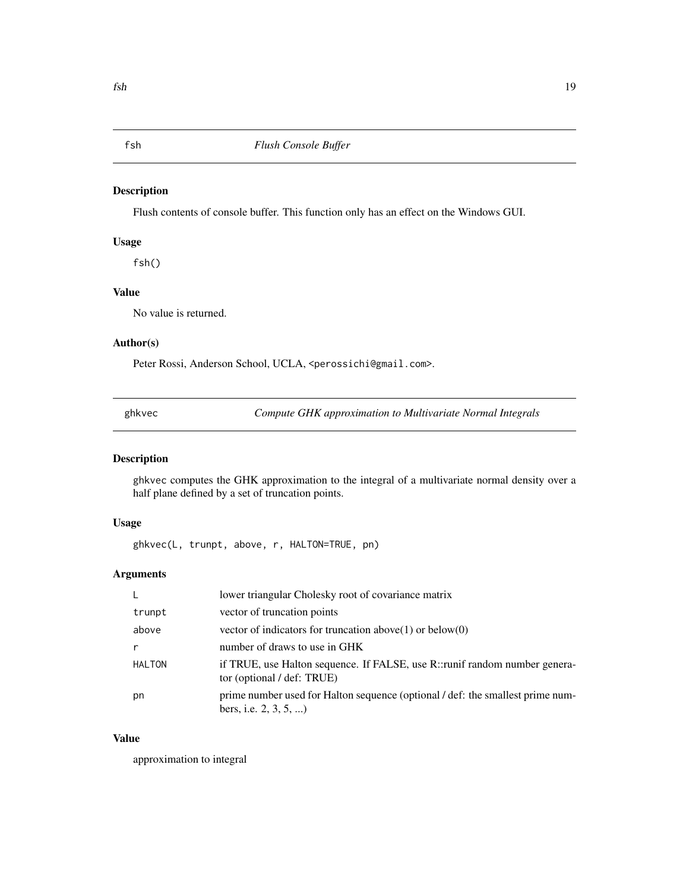## fsh — *Flush Console Buffer*

### Description

Flush contents of console buffer. This function only has an effect on the Windows GUI.

### Usage

```
fsh()
```

### Value

No value is returned.

### Author(s)

Peter Rossi, Anderson School, UCLA, <perossichi@gmail.com>.

## ghkvec — *Compute GHK approximation to Multivariate Normal Integrals*

### Description

ghkvec computes the GHK approximation to the integral of a multivariate normal density over a half plane defined by a set of truncation points.

### Usage

```
ghkvec(L, trunpt, above, r, HALTON=TRUE, pn)
```

### Arguments

| | |
|---|---|
| L | lower triangular Cholesky root of covariance matrix |
| trunpt | vector of truncation points |
| above | vector of indicators for truncation above(1) or below(0) |
| r | number of draws to use in GHK |
| HALTON | if TRUE, use Halton sequence. If FALSE, use R::runif random number generator (optional / def: TRUE) |
| pn | prime number used for Halton sequence (optional / def: the smallest prime numbers, i.e. 2, 3, 5, ...) |

### Value

approximation to integral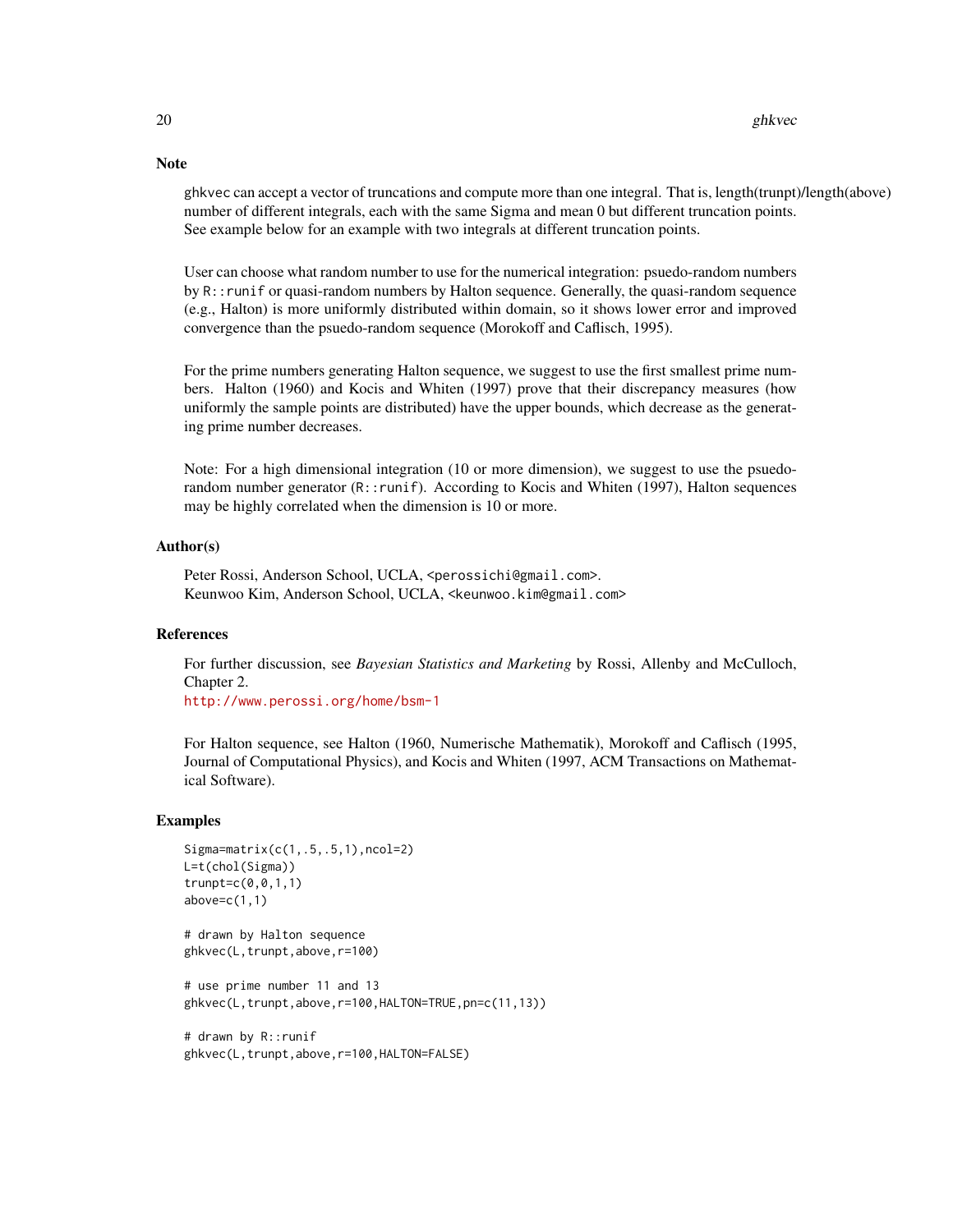## Note

ghkvec can accept a vector of truncations and compute more than one integral. That is, length(trunpt)/length(above) number of different integrals, each with the same Sigma and mean 0 but different truncation points. See example below for an example with two integrals at different truncation points.

User can choose what random number to use for the numerical integration: psuedo-random numbers by R::runif or quasi-random numbers by Halton sequence. Generally, the quasi-random sequence (e.g., Halton) is more uniformly distributed within domain, so it shows lower error and improved convergence than the psuedo-random sequence (Morokoff and Caflisch, 1995).

For the prime numbers generating Halton sequence, we suggest to use the first smallest prime numbers. Halton (1960) and Kocis and Whiten (1997) prove that their discrepancy measures (how uniformly the sample points are distributed) have the upper bounds, which decrease as the generating prime number decreases.

Note: For a high dimensional integration (10 or more dimension), we suggest to use the psuedo-random number generator (R::runif). According to Kocis and Whiten (1997), Halton sequences may be highly correlated when the dimension is 10 or more.

## Author(s)

Peter Rossi, Anderson School, UCLA, <perossichi@gmail.com>.
Keunwoo Kim, Anderson School, UCLA, <keunwoo.kim@gmail.com>

## References

For further discussion, see *Bayesian Statistics and Marketing* by Rossi, Allenby and McCulloch, Chapter 2.
http://www.perossi.org/home/bsm-1

For Halton sequence, see Halton (1960, Numerische Mathematik), Morokoff and Caflisch (1995, Journal of Computational Physics), and Kocis and Whiten (1997, ACM Transactions on Mathematical Software).

## Examples

```
Sigma=matrix(c(1,.5,.5,1),ncol=2)
L=t(chol(Sigma))
trunpt=c(0,0,1,1)
above=c(1,1)

# drawn by Halton sequence
ghkvec(L,trunpt,above,r=100)

# use prime number 11 and 13
ghkvec(L,trunpt,above,r=100,HALTON=TRUE,pn=c(11,13))

# drawn by R::runif
ghkvec(L,trunpt,above,r=100,HALTON=FALSE)
```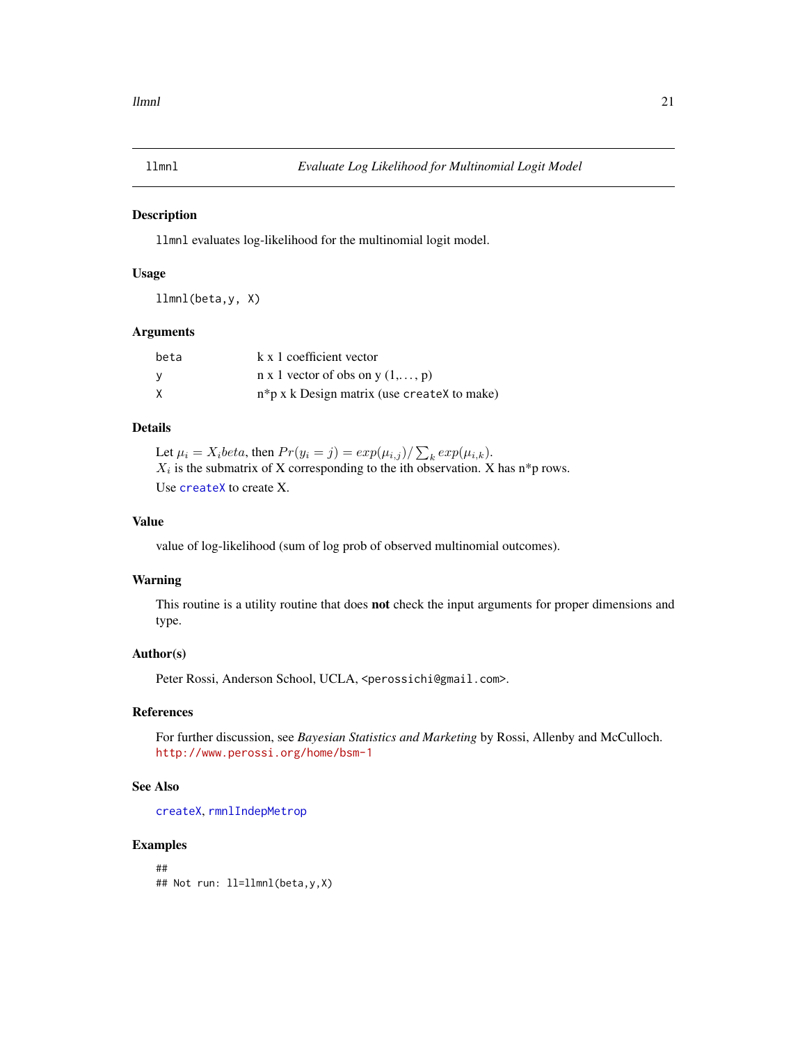# llmnl — *Evaluate Log Likelihood for Multinomial Logit Model*

## Description

`llmnl` evaluates log-likelihood for the multinomial logit model.

## Usage

```
llmnl(beta,y, X)
```

## Arguments

| | |
|---|---|
| `beta` | k x 1 coefficient vector |
| `y` | n x 1 vector of obs on y (1,..., p) |
| `X` | n*p x k Design matrix (use `createX` to make) |

## Details

Let $\mu_i = X_i beta$, then $Pr(y_i = j) = exp(\mu_{i,j}) / \sum_k exp(\mu_{i,k})$.
$X_i$ is the submatrix of X corresponding to the ith observation. X has n*p rows.

Use `createX` to create X.

## Value

value of log-likelihood (sum of log prob of observed multinomial outcomes).

## Warning

This routine is a utility routine that does **not** check the input arguments for proper dimensions and type.

## Author(s)

Peter Rossi, Anderson School, UCLA, <perossichi@gmail.com>.

## References

For further discussion, see *Bayesian Statistics and Marketing* by Rossi, Allenby and McCulloch.
http://www.perossi.org/home/bsm-1

## See Also

`createX`, `rmnlIndepMetrop`

## Examples

```
##
## Not run: ll=llmnl(beta,y,X)
```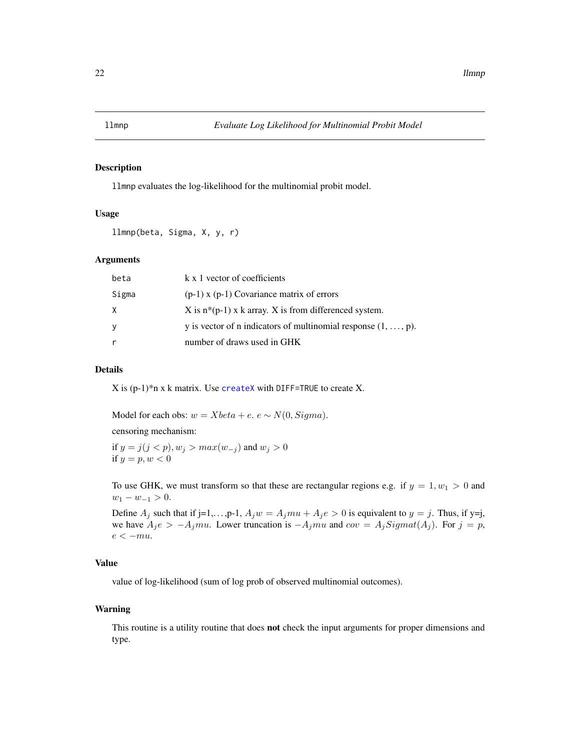# llmnp — *Evaluate Log Likelihood for Multinomial Probit Model*

## Description

`llmnp` evaluates the log-likelihood for the multinomial probit model.

## Usage

```
llmnp(beta, Sigma, X, y, r)
```

## Arguments

| | |
|---|---|
| `beta` | k x 1 vector of coefficients |
| `Sigma` | (p-1) x (p-1) Covariance matrix of errors |
| `X` | X is n*(p-1) x k array. X is from differenced system. |
| `y` | y is vector of n indicators of multinomial response (1, . . . , p). |
| `r` | number of draws used in GHK |

## Details

X is (p-1)*n x k matrix. Use `createX` with `DIFF=TRUE` to create X.

Model for each obs: $w = Xbeta + e$. $e \sim N(0, Sigma)$.

censoring mechanism:

if $y = j (j < p), w_j > max(w_{-j})$ and $w_j > 0$
if $y = p, w < 0$

To use GHK, we must transform so that these are rectangular regions e.g. if $y = 1, w_1 > 0$ and $w_1 - w_{-1} > 0$.

Define $A_j$ such that if j=1,. . . ,p-1, $A_j w = A_j mu + A_j e > 0$ is equivalent to $y = j$. Thus, if y=j, we have $A_j e > -A_j mu$. Lower truncation is $-A_j mu$ and $cov = A_j Sigmat(A_j)$. For $j = p$, $e < -mu$.

## Value

value of log-likelihood (sum of log prob of observed multinomial outcomes).

## Warning

This routine is a utility routine that does **not** check the input arguments for proper dimensions and type.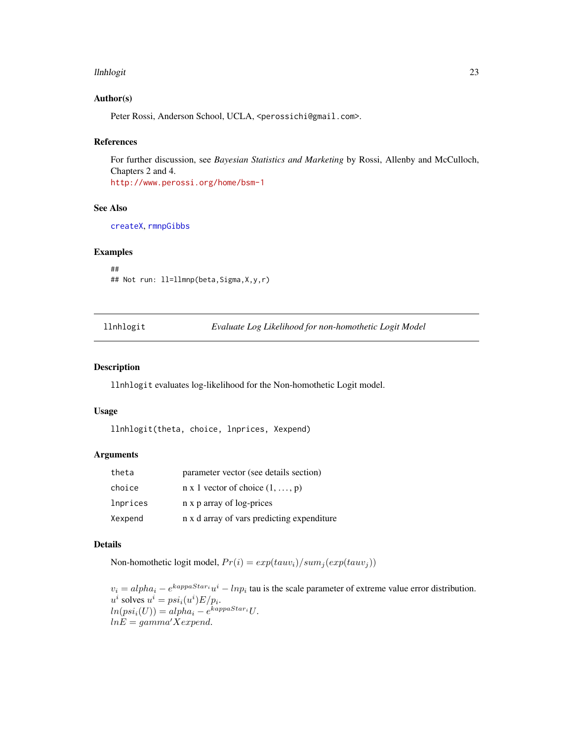### Author(s)

Peter Rossi, Anderson School, UCLA, <perossichi@gmail.com>.

### References

For further discussion, see *Bayesian Statistics and Marketing* by Rossi, Allenby and McCulloch, Chapters 2 and 4.
http://www.perossi.org/home/bsm-1

### See Also

createX, rmnpGibbs

### Examples

```
##
## Not run: ll=llmnp(beta,Sigma,X,y,r)
```

---

## llnhlogit — *Evaluate Log Likelihood for non-homothetic Logit Model*

### Description

`llnhlogit` evaluates log-likelihood for the Non-homothetic Logit model.

### Usage

```
llnhlogit(theta, choice, lnprices, Xexpend)
```

### Arguments

| | |
|---|---|
| `theta` | parameter vector (see details section) |
| `choice` | n x 1 vector of choice (1, ..., p) |
| `lnprices` | n x p array of log-prices |
| `Xexpend` | n x d array of vars predicting expenditure |

### Details

Non-homothetic logit model, $Pr(i) = exp(tau v_i)/sum_j(exp(tau v_j))$

$v_i = alpha_i - e^{kappaStar_i} u^i - lnp_i$ tau is the scale parameter of extreme value error distribution.
$u^i$ solves $u^i = psi_i(u^i)E/p_i$.
$ln(psi_i(U)) = alpha_i - e^{kappaStar_i} U$.
$lnE = gamma' Xexpend$.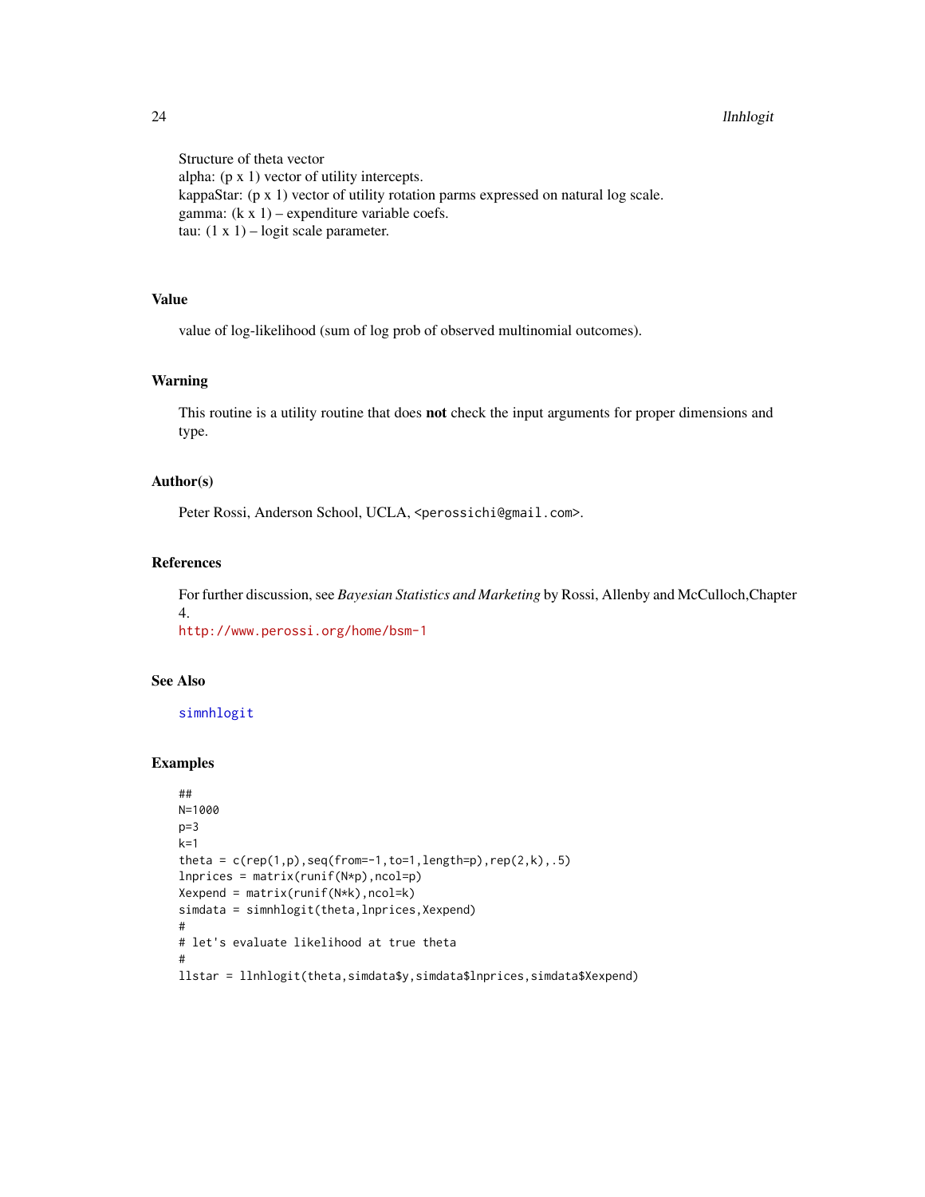Structure of theta vector
alpha: (p x 1) vector of utility intercepts.
kappaStar: (p x 1) vector of utility rotation parms expressed on natural log scale.
gamma: (k x 1) – expenditure variable coefs.
tau: (1 x 1) – logit scale parameter.

## Value

value of log-likelihood (sum of log prob of observed multinomial outcomes).

## Warning

This routine is a utility routine that does **not** check the input arguments for proper dimensions and type.

## Author(s)

Peter Rossi, Anderson School, UCLA, <perossichi@gmail.com>.

## References

For further discussion, see *Bayesian Statistics and Marketing* by Rossi, Allenby and McCulloch,Chapter 4.
http://www.perossi.org/home/bsm-1

## See Also

simnhlogit

## Examples

```
##
N=1000
p=3
k=1
theta = c(rep(1,p),seq(from=-1,to=1,length=p),rep(2,k),.5)
lnprices = matrix(runif(N*p),ncol=p)
Xexpend = matrix(runif(N*k),ncol=k)
simdata = simnhlogit(theta,lnprices,Xexpend)
#
# let's evaluate likelihood at true theta
#
llstar = llnhlogit(theta,simdata$y,simdata$lnprices,simdata$Xexpend)
```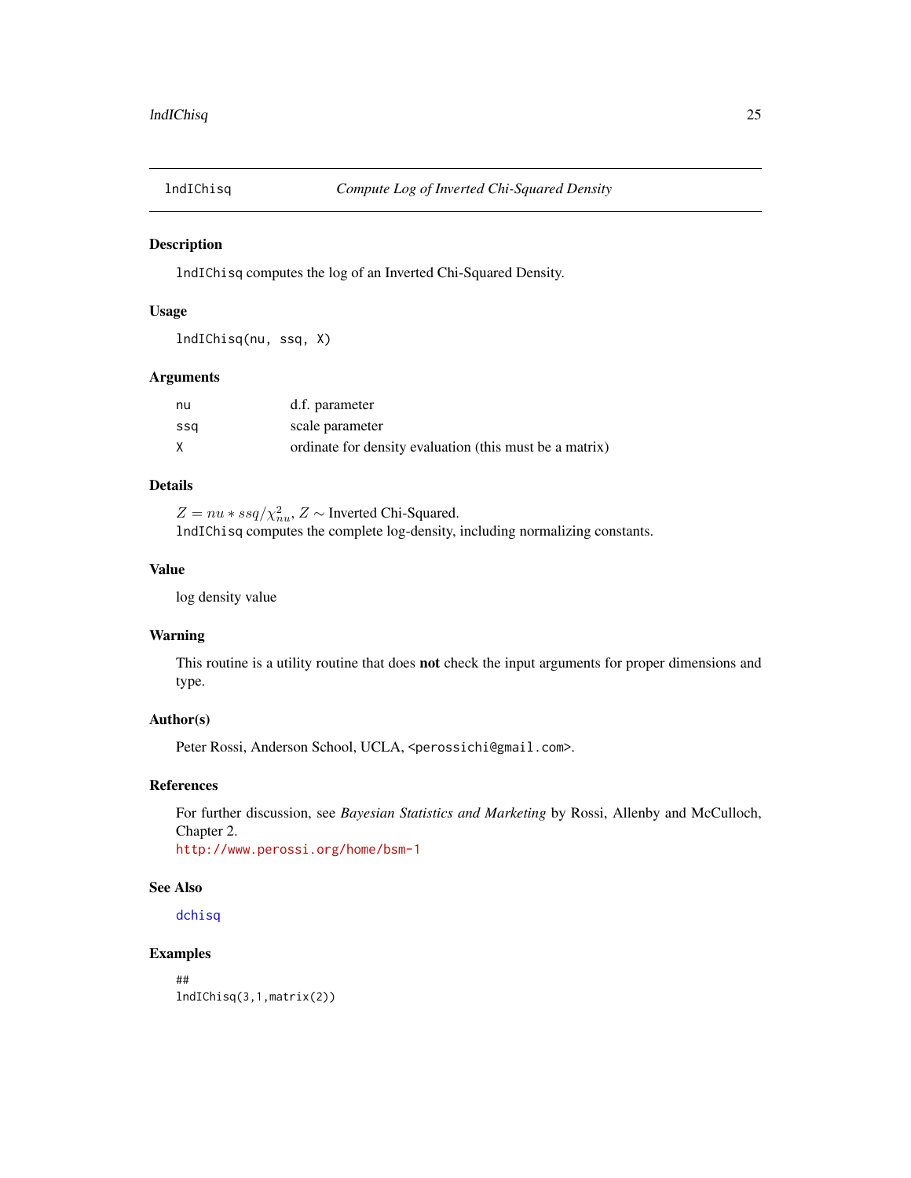# lndIChisq — *Compute Log of Inverted Chi-Squared Density*

## Description

`lndIChisq` computes the log of an Inverted Chi-Squared Density.

## Usage

```
lndIChisq(nu, ssq, X)
```

## Arguments

| | |
|---|---|
| nu | d.f. parameter |
| ssq | scale parameter |
| X | ordinate for density evaluation (this must be a matrix) |

## Details

$Z = nu * ssq/\chi^2_{nu}$, $Z \sim$ Inverted Chi-Squared.
`lndIChisq` computes the complete log-density, including normalizing constants.

## Value

log density value

## Warning

This routine is a utility routine that does **not** check the input arguments for proper dimensions and type.

## Author(s)

Peter Rossi, Anderson School, UCLA, <perossichi@gmail.com>.

## References

For further discussion, see *Bayesian Statistics and Marketing* by Rossi, Allenby and McCulloch, Chapter 2.
http://www.perossi.org/home/bsm-1

## See Also

dchisq

## Examples

```
##
lndIChisq(3,1,matrix(2))
```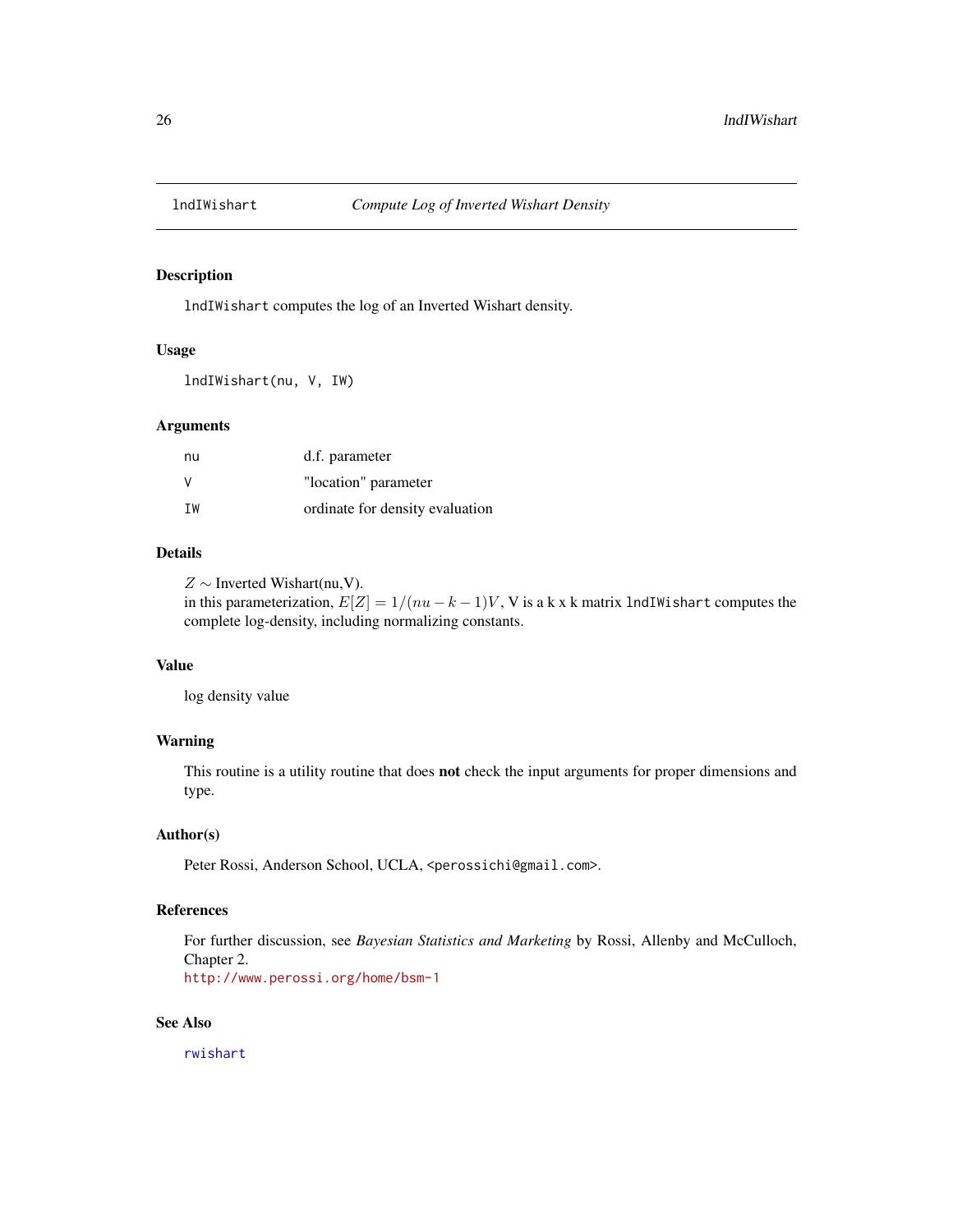# lndIWishart — *Compute Log of Inverted Wishart Density*

## Description

`lndIWishart` computes the log of an Inverted Wishart density.

## Usage

```
lndIWishart(nu, V, IW)
```

## Arguments

| | |
|---|---|
| nu | d.f. parameter |
| V | "location" parameter |
| IW | ordinate for density evaluation |

## Details

$Z \sim$ Inverted Wishart(nu,V).
in this parameterization, $E[Z] = 1/(nu - k - 1)V$, V is a k x k matrix `lndIWishart` computes the complete log-density, including normalizing constants.

## Value

log density value

## Warning

This routine is a utility routine that does **not** check the input arguments for proper dimensions and type.

## Author(s)

Peter Rossi, Anderson School, UCLA, <perossichi@gmail.com>.

## References

For further discussion, see *Bayesian Statistics and Marketing* by Rossi, Allenby and McCulloch, Chapter 2.
http://www.perossi.org/home/bsm-1

## See Also

rwishart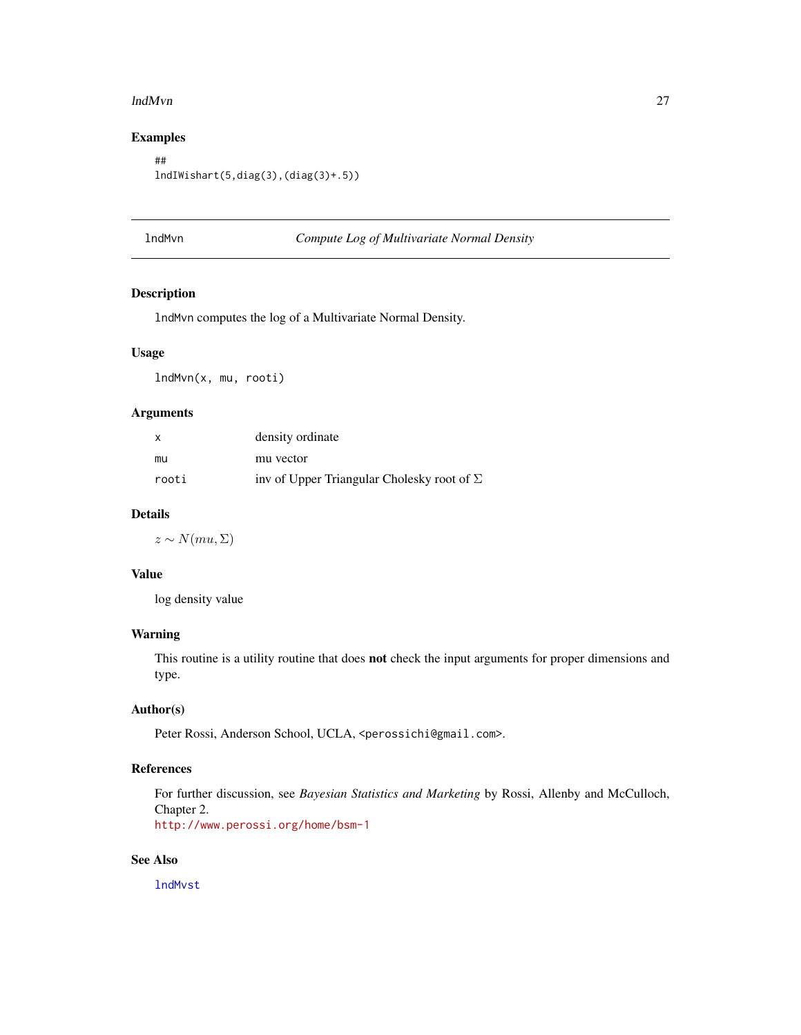## Examples

```
##
lndIWishart(5,diag(3),(diag(3)+.5))
```

---

# lndMvn — *Compute Log of Multivariate Normal Density*

---

## Description

lndMvn computes the log of a Multivariate Normal Density.

## Usage

```
lndMvn(x, mu, rooti)
```

## Arguments

| | |
|---|---|
| x | density ordinate |
| mu | mu vector |
| rooti | inv of Upper Triangular Cholesky root of $\Sigma$ |

## Details

$z \sim N(mu, \Sigma)$

## Value

log density value

## Warning

This routine is a utility routine that does **not** check the input arguments for proper dimensions and type.

## Author(s)

Peter Rossi, Anderson School, UCLA, <perossichi@gmail.com>.

## References

For further discussion, see *Bayesian Statistics and Marketing* by Rossi, Allenby and McCulloch, Chapter 2.
http://www.perossi.org/home/bsm-1

## See Also

lndMvst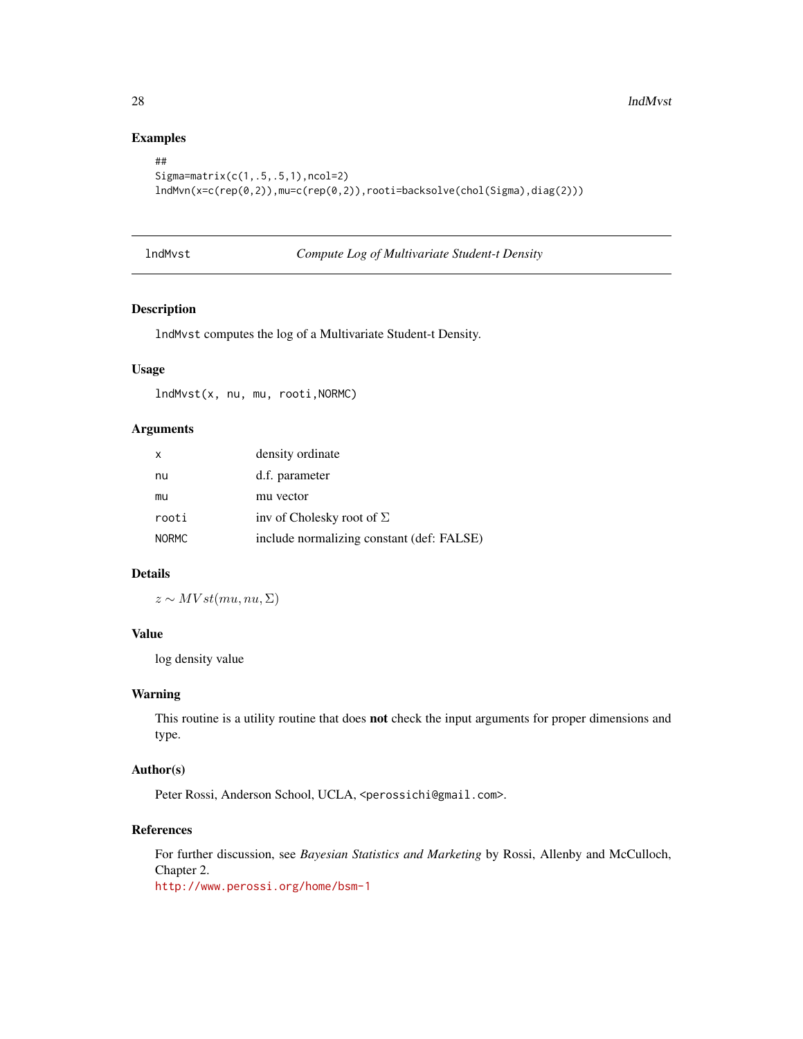## Examples

```
##
Sigma=matrix(c(1,.5,.5,1),ncol=2)
lndMvn(x=c(rep(0,2)),mu=c(rep(0,2)),rooti=backsolve(chol(Sigma),diag(2)))
```

---

# lndMvst — *Compute Log of Multivariate Student-t Density*

---

## Description

`lndMvst` computes the log of a Multivariate Student-t Density.

## Usage

```
lndMvst(x, nu, mu, rooti,NORMC)
```

## Arguments

| | |
|---|---|
| `x` | density ordinate |
| `nu` | d.f. parameter |
| `mu` | mu vector |
| `rooti` | inv of Cholesky root of $\Sigma$ |
| `NORMC` | include normalizing constant (def: FALSE) |

## Details

$z \sim MVst(mu, nu, \Sigma)$

## Value

log density value

## Warning

This routine is a utility routine that does **not** check the input arguments for proper dimensions and type.

## Author(s)

Peter Rossi, Anderson School, UCLA, `<perossichi@gmail.com>`.

## References

For further discussion, see *Bayesian Statistics and Marketing* by Rossi, Allenby and McCulloch, Chapter 2.
http://www.perossi.org/home/bsm-1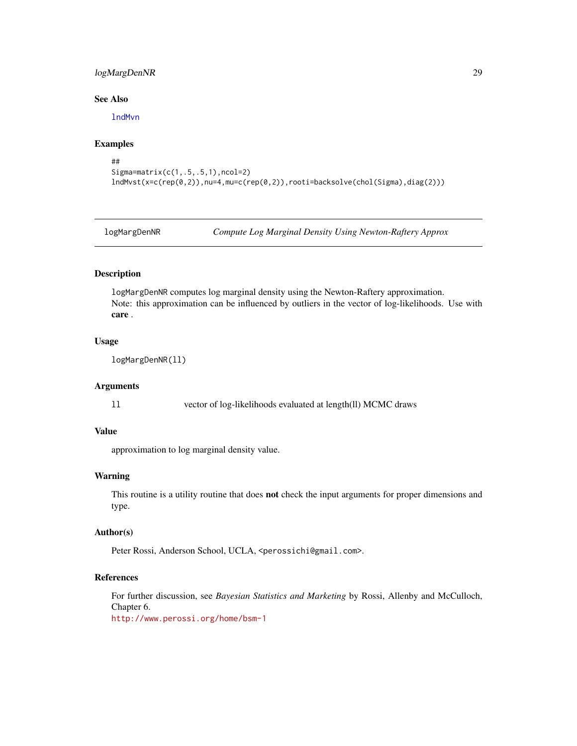### See Also

lndMvn

### Examples

```
##
Sigma=matrix(c(1,.5,.5,1),ncol=2)
lndMvst(x=c(rep(0,2)),nu=4,mu=c(rep(0,2)),rooti=backsolve(chol(Sigma),diag(2)))
```

---

## logMargDenNR — *Compute Log Marginal Density Using Newton-Raftery Approx*

---

### Description

logMargDenNR computes log marginal density using the Newton-Raftery approximation.
Note: this approximation can be influenced by outliers in the vector of log-likelihoods. Use with **care** .

### Usage

```
logMargDenNR(ll)
```

### Arguments

| | |
|---|---|
| ll | vector of log-likelihoods evaluated at length(ll) MCMC draws |

### Value

approximation to log marginal density value.

### Warning

This routine is a utility routine that does **not** check the input arguments for proper dimensions and type.

### Author(s)

Peter Rossi, Anderson School, UCLA, <perossichi@gmail.com>.

### References

For further discussion, see *Bayesian Statistics and Marketing* by Rossi, Allenby and McCulloch, Chapter 6.
http://www.perossi.org/home/bsm-1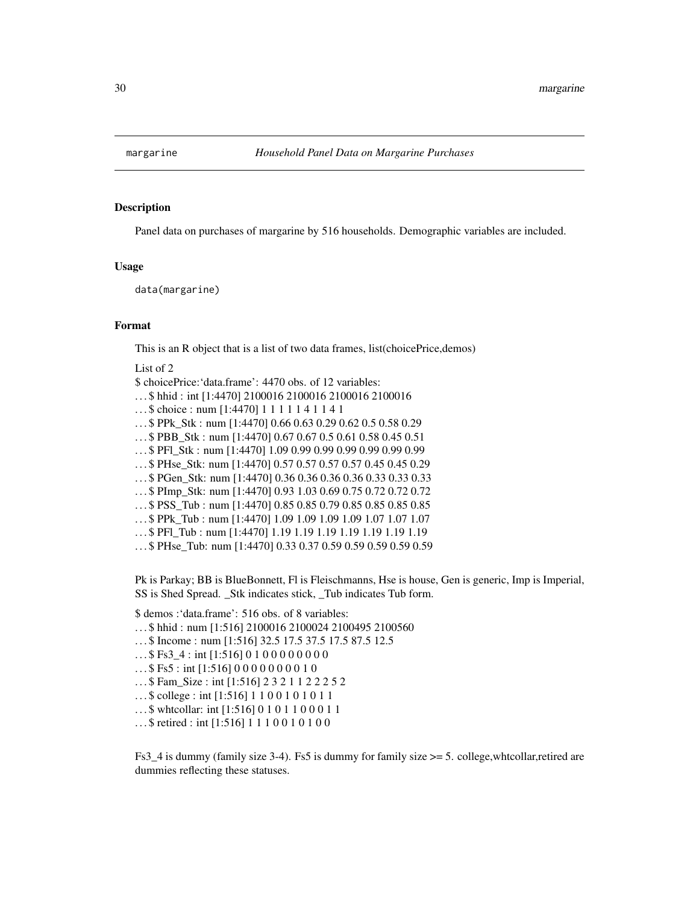# margarine — *Household Panel Data on Margarine Purchases*

## Description

Panel data on purchases of margarine by 516 households. Demographic variables are included.

## Usage

```
data(margarine)
```

## Format

This is an R object that is a list of two data frames, list(choicePrice,demos)

List of 2
$ choicePrice:'data.frame': 4470 obs. of 12 variables:
... $ hhid : int [1:4470] 2100016 2100016 2100016 2100016
... $ choice : num [1:4470] 1 1 1 1 1 4 1 1 4 1
... $ PPk_Stk : num [1:4470] 0.66 0.63 0.29 0.62 0.5 0.58 0.29
... $ PBB_Stk : num [1:4470] 0.67 0.67 0.5 0.61 0.58 0.45 0.51
... $ PFl_Stk : num [1:4470] 1.09 0.99 0.99 0.99 0.99 0.99 0.99
... $ PHse_Stk: num [1:4470] 0.57 0.57 0.57 0.57 0.45 0.45 0.29
... $ PGen_Stk: num [1:4470] 0.36 0.36 0.36 0.36 0.33 0.33 0.33
... $ PImp_Stk: num [1:4470] 0.93 1.03 0.69 0.75 0.72 0.72 0.72
... $ PSS_Tub : num [1:4470] 0.85 0.85 0.79 0.85 0.85 0.85 0.85
... $ PPk_Tub : num [1:4470] 1.09 1.09 1.09 1.09 1.07 1.07 1.07
... $ PFl_Tub : num [1:4470] 1.19 1.19 1.19 1.19 1.19 1.19 1.19
... $ PHse_Tub: num [1:4470] 0.33 0.37 0.59 0.59 0.59 0.59 0.59

Pk is Parkay; BB is BlueBonnett, Fl is Fleischmanns, Hse is house, Gen is generic, Imp is Imperial, SS is Shed Spread. _Stk indicates stick, _Tub indicates Tub form.

$ demos :'data.frame': 516 obs. of 8 variables:
... $ hhid : num [1:516] 2100016 2100024 2100495 2100560
... $ Income : num [1:516] 32.5 17.5 37.5 17.5 87.5 12.5
... $ Fs3_4 : int [1:516] 0 1 0 0 0 0 0 0 0 0
... $ Fs5 : int [1:516] 0 0 0 0 0 0 0 0 1 0
... $ Fam_Size : int [1:516] 2 3 2 1 1 2 2 2 5 2
... $ college : int [1:516] 1 1 0 0 1 0 1 0 1 1
... $ whtcollar: int [1:516] 0 1 0 1 1 0 0 0 1 1
... $ retired : int [1:516] 1 1 1 0 0 1 0 1 0 0

Fs3_4 is dummy (family size 3-4). Fs5 is dummy for family size >= 5. college,whtcollar,retired are dummies reflecting these statuses.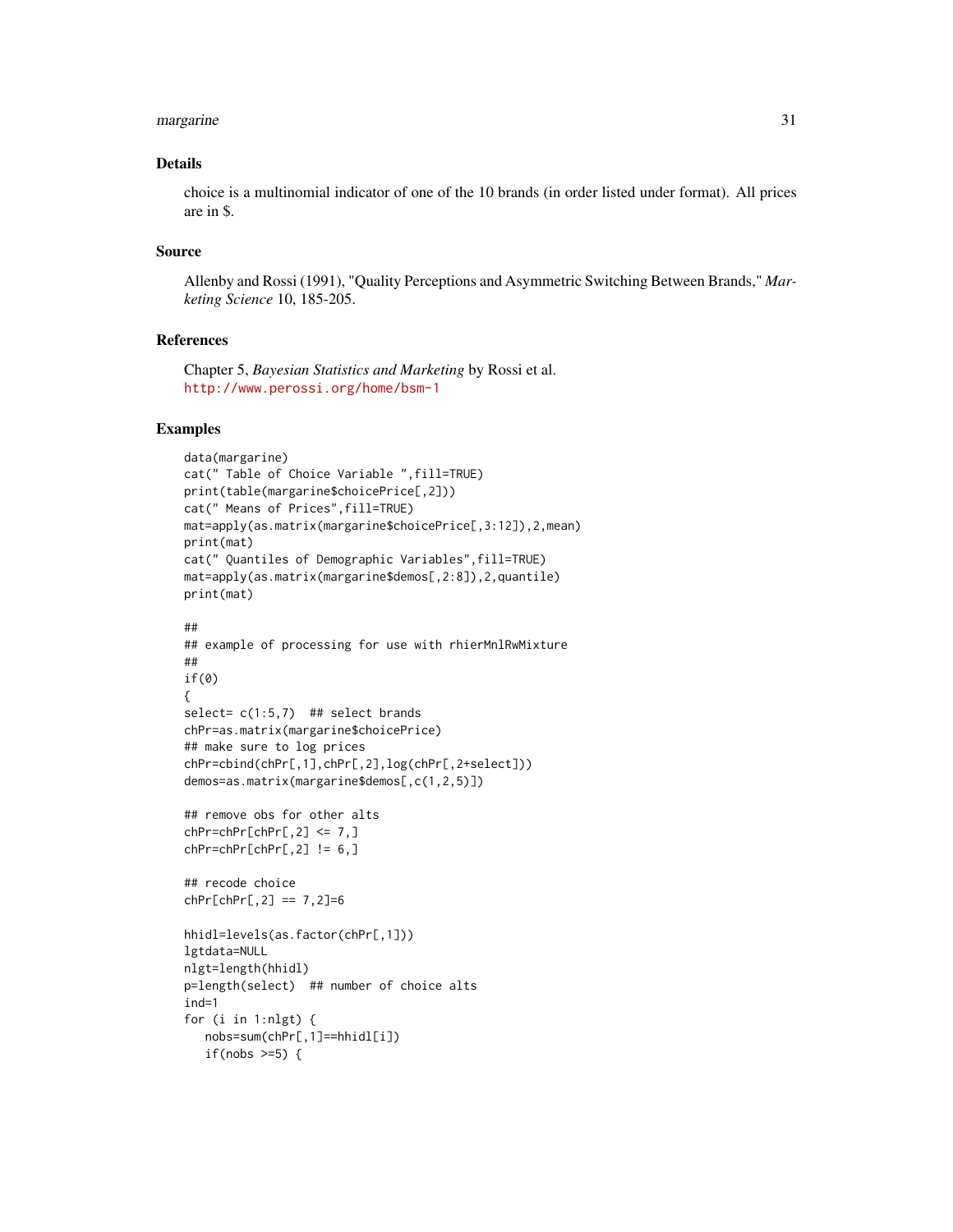## Details

choice is a multinomial indicator of one of the 10 brands (in order listed under format). All prices are in $.

## Source

Allenby and Rossi (1991), "Quality Perceptions and Asymmetric Switching Between Brands," *Marketing Science* 10, 185-205.

## References

Chapter 5, *Bayesian Statistics and Marketing* by Rossi et al.
http://www.perossi.org/home/bsm-1

## Examples

```
data(margarine)
cat(" Table of Choice Variable ",fill=TRUE)
print(table(margarine$choicePrice[,2]))
cat(" Means of Prices",fill=TRUE)
mat=apply(as.matrix(margarine$choicePrice[,3:12]),2,mean)
print(mat)
cat(" Quantiles of Demographic Variables",fill=TRUE)
mat=apply(as.matrix(margarine$demos[,2:8]),2,quantile)
print(mat)

##
## example of processing for use with rhierMnlRwMixture
##
if(0)
{
select= c(1:5,7)  ## select brands
chPr=as.matrix(margarine$choicePrice)
## make sure to log prices
chPr=cbind(chPr[,1],chPr[,2],log(chPr[,2+select]))
demos=as.matrix(margarine$demos[,c(1,2,5)])

## remove obs for other alts
chPr=chPr[chPr[,2] <= 7,]
chPr=chPr[chPr[,2] != 6,]

## recode choice
chPr[chPr[,2] == 7,2]=6

hhidl=levels(as.factor(chPr[,1]))
lgtdata=NULL
nlgt=length(hhidl)
p=length(select)  ## number of choice alts
ind=1
for (i in 1:nlgt) {
   nobs=sum(chPr[,1]==hhidl[i])
   if(nobs >=5) {
```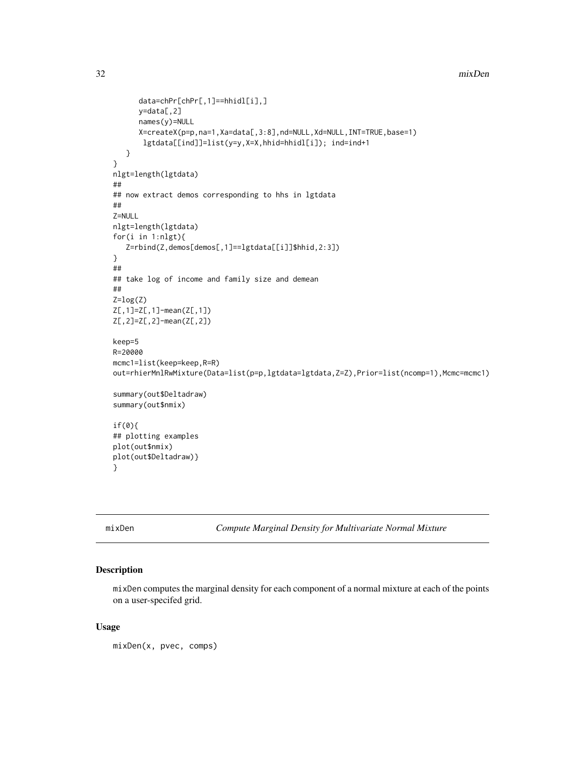```
      data=chPr[chPr[,1]==hhidl[i],]
      y=data[,2]
      names(y)=NULL
      X=createX(p=p,na=1,Xa=data[,3:8],nd=NULL,Xd=NULL,INT=TRUE,base=1)
       lgtdata[[ind]]=list(y=y,X=X,hhid=hhidl[i]); ind=ind+1
   }
}
nlgt=length(lgtdata)
##
## now extract demos corresponding to hhs in lgtdata
##
Z=NULL
nlgt=length(lgtdata)
for(i in 1:nlgt){
   Z=rbind(Z,demos[demos[,1]==lgtdata[[i]]$hhid,2:3])
}
##
## take log of income and family size and demean
##
Z=log(Z)
Z[,1]=Z[,1]-mean(Z[,1])
Z[,2]=Z[,2]-mean(Z[,2])

keep=5
R=20000
mcmc1=list(keep=keep,R=R)
out=rhierMnlRwMixture(Data=list(p=p,lgtdata=lgtdata,Z=Z),Prior=list(ncomp=1),Mcmc=mcmc1)

summary(out$Deltadraw)
summary(out$nmix)

if(0){
## plotting examples
plot(out$nmix)
plot(out$Deltadraw)}
}
```

## mixDen *Compute Marginal Density for Multivariate Normal Mixture*

### Description

mixDen computes the marginal density for each component of a normal mixture at each of the points on a user-specifed grid.

### Usage

```
mixDen(x, pvec, comps)
```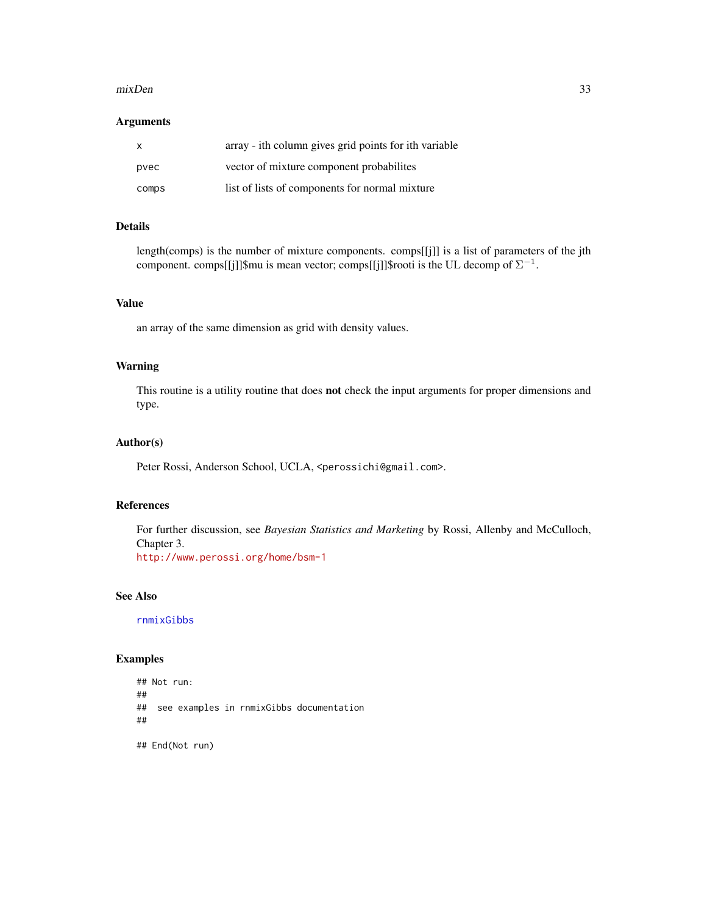### Arguments

| | |
|---|---|
| x | array - ith column gives grid points for ith variable |
| pvec | vector of mixture component probabilites |
| comps | list of lists of components for normal mixture |

### Details

length(comps) is the number of mixture components. comps[[j]] is a list of parameters of the jth component. comps[[j]]$mu is mean vector; comps[[j]]$rooti is the UL decomp of $\Sigma^{-1}$.

### Value

an array of the same dimension as grid with density values.

### Warning

This routine is a utility routine that does **not** check the input arguments for proper dimensions and type.

### Author(s)

Peter Rossi, Anderson School, UCLA, <perossichi@gmail.com>.

### References

For further discussion, see *Bayesian Statistics and Marketing* by Rossi, Allenby and McCulloch, Chapter 3.
http://www.perossi.org/home/bsm-1

### See Also

rnmixGibbs

### Examples

```
## Not run:
##
##  see examples in rnmixGibbs documentation
##

## End(Not run)
```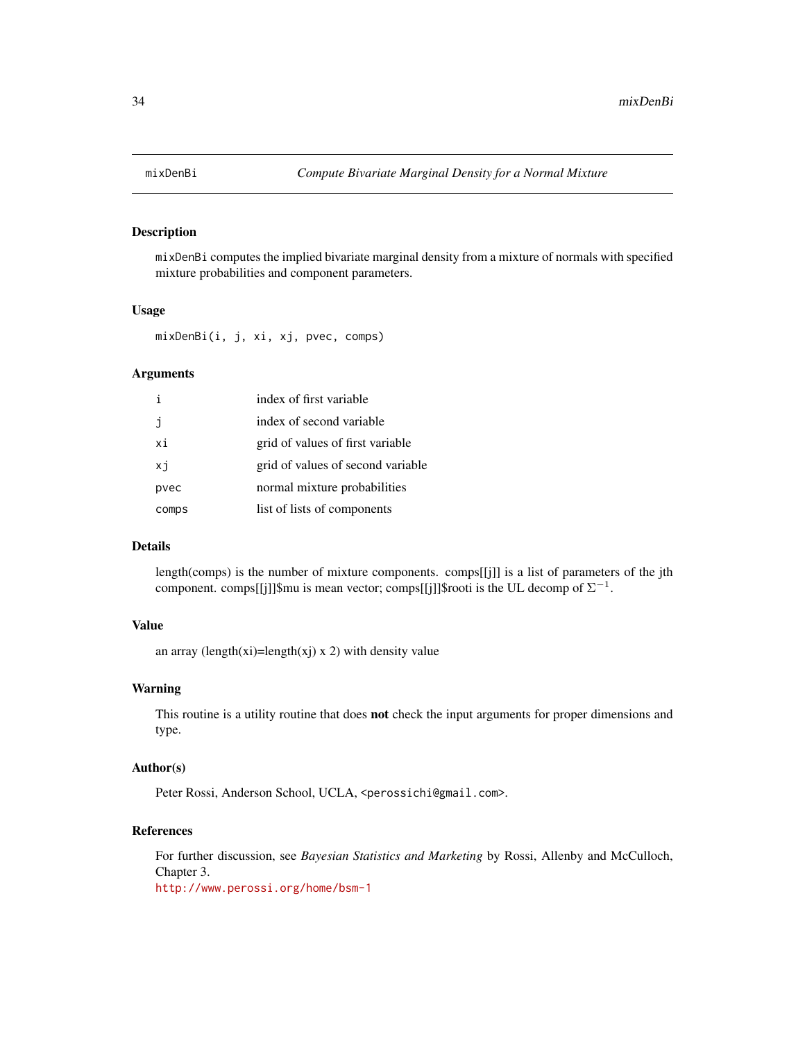# mixDenBi — *Compute Bivariate Marginal Density for a Normal Mixture*

## Description

mixDenBi computes the implied bivariate marginal density from a mixture of normals with specified mixture probabilities and component parameters.

## Usage

```
mixDenBi(i, j, xi, xj, pvec, comps)
```

## Arguments

| | |
|---|---|
| i | index of first variable |
| j | index of second variable |
| xi | grid of values of first variable |
| xj | grid of values of second variable |
| pvec | normal mixture probabilities |
| comps | list of lists of components |

## Details

length(comps) is the number of mixture components. comps[[j]] is a list of parameters of the jth component. comps[[j]]$mu is mean vector; comps[[j]]$rooti is the UL decomp of $\Sigma^{-1}$.

## Value

an array (length(xi)=length(xj) x 2) with density value

## Warning

This routine is a utility routine that does **not** check the input arguments for proper dimensions and type.

## Author(s)

Peter Rossi, Anderson School, UCLA, <perossichi@gmail.com>.

## References

For further discussion, see *Bayesian Statistics and Marketing* by Rossi, Allenby and McCulloch, Chapter 3.
http://www.perossi.org/home/bsm-1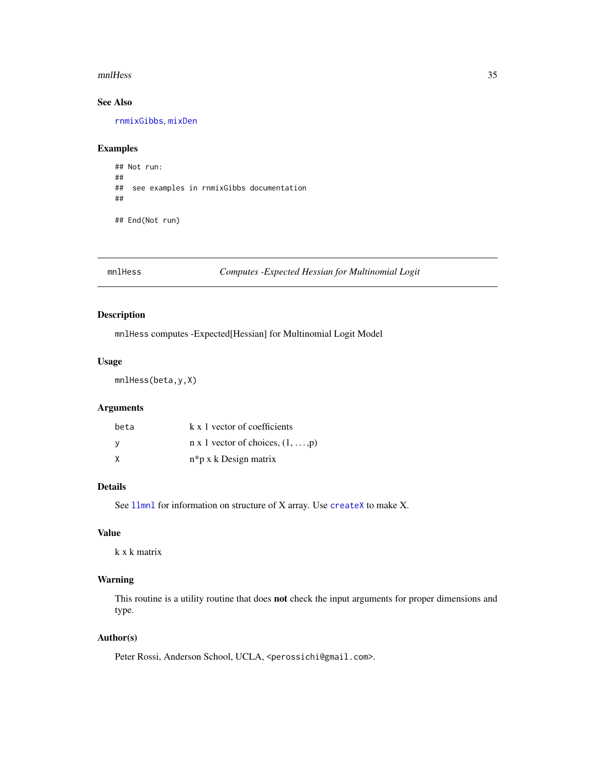## See Also

rnmixGibbs, mixDen

## Examples

```
## Not run:
##
##  see examples in rnmixGibbs documentation
##

## End(Not run)
```

---

# mnlHess — *Computes -Expected Hessian for Multinomial Logit*

## Description

mnlHess computes -Expected[Hessian] for Multinomial Logit Model

## Usage

```
mnlHess(beta,y,X)
```

## Arguments

| | |
|---|---|
| beta | k x 1 vector of coefficients |
| y | n x 1 vector of choices, (1, . . . ,p) |
| X | n*p x k Design matrix |

## Details

See llmnl for information on structure of X array. Use createX to make X.

## Value

k x k matrix

## Warning

This routine is a utility routine that does **not** check the input arguments for proper dimensions and type.

## Author(s)

Peter Rossi, Anderson School, UCLA, <perossichi@gmail.com>.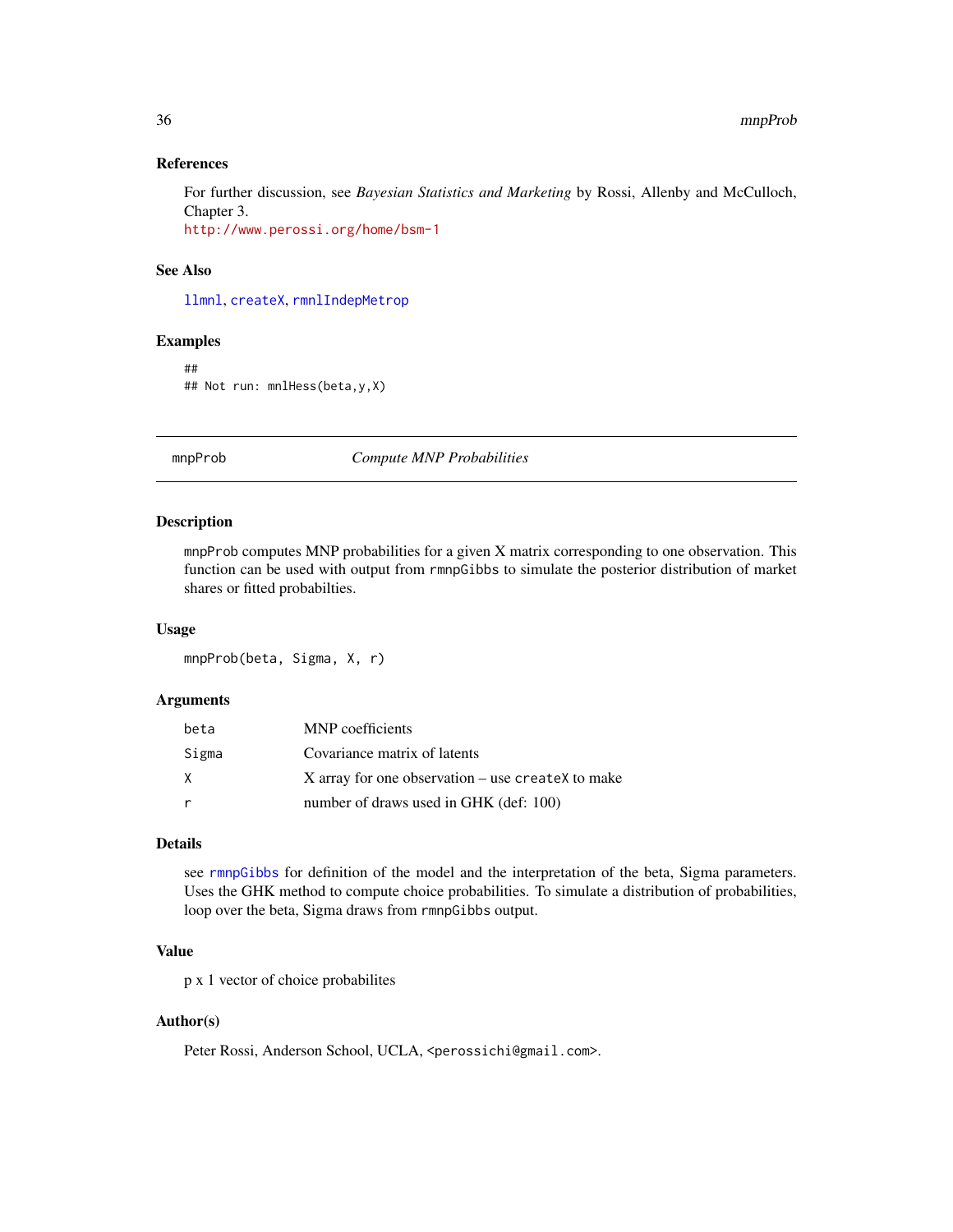### References

For further discussion, see *Bayesian Statistics and Marketing* by Rossi, Allenby and McCulloch, Chapter 3.
http://www.perossi.org/home/bsm-1

### See Also

llmnl, createX, rmnlIndepMetrop

### Examples

```
##
## Not run: mnlHess(beta,y,X)
```

---

## mnpProb *Compute MNP Probabilities*

---

### Description

`mnpProb` computes MNP probabilities for a given X matrix corresponding to one observation. This function can be used with output from `rmnpGibbs` to simulate the posterior distribution of market shares or fitted probabilties.

### Usage

```
mnpProb(beta, Sigma, X, r)
```

### Arguments

| | |
|---|---|
| beta | MNP coefficients |
| Sigma | Covariance matrix of latents |
| X | X array for one observation – use `createX` to make |
| r | number of draws used in GHK (def: 100) |

### Details

see rmnpGibbs for definition of the model and the interpretation of the beta, Sigma parameters. Uses the GHK method to compute choice probabilities. To simulate a distribution of probabilities, loop over the beta, Sigma draws from `rmnpGibbs` output.

### Value

p x 1 vector of choice probabilites

### Author(s)

Peter Rossi, Anderson School, UCLA, <perossichi@gmail.com>.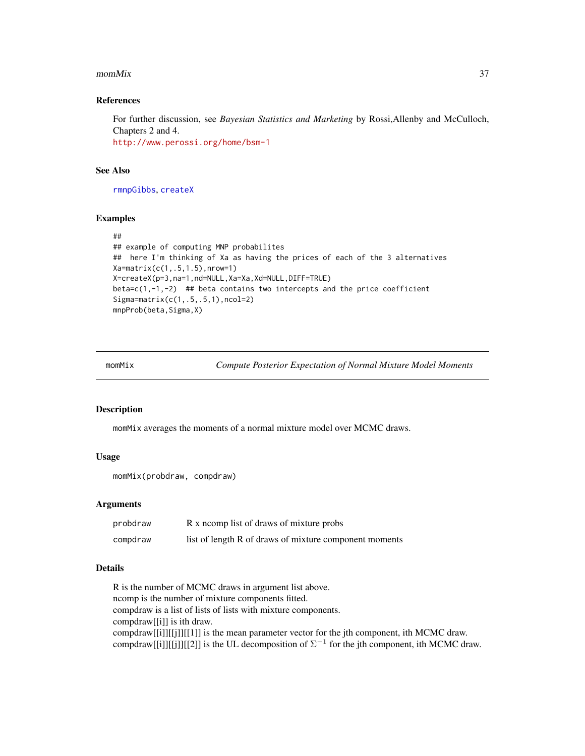## References

For further discussion, see *Bayesian Statistics and Marketing* by Rossi,Allenby and McCulloch, Chapters 2 and 4.
http://www.perossi.org/home/bsm-1

## See Also

rmnpGibbs, createX

## Examples

```
##
## example of computing MNP probabilites
##  here I'm thinking of Xa as having the prices of each of the 3 alternatives
Xa=matrix(c(1,.5,1.5),nrow=1)
X=createX(p=3,na=1,nd=NULL,Xa=Xa,Xd=NULL,DIFF=TRUE)
beta=c(1,-1,-2)  ## beta contains two intercepts and the price coefficient
Sigma=matrix(c(1,.5,.5,1),ncol=2)
mnpProb(beta,Sigma,X)
```

---

# momMix — *Compute Posterior Expectation of Normal Mixture Model Moments*

## Description

momMix averages the moments of a normal mixture model over MCMC draws.

## Usage

```
momMix(probdraw, compdraw)
```

## Arguments

| | |
|---|---|
| probdraw | R x ncomp list of draws of mixture probs |
| compdraw | list of length R of draws of mixture component moments |

## Details

R is the number of MCMC draws in argument list above.
ncomp is the number of mixture components fitted.
compdraw is a list of lists of lists with mixture components.
compdraw[[i]] is ith draw.
compdraw[[i]][[j]][[1]] is the mean parameter vector for the jth component, ith MCMC draw.
compdraw[[i]][[j]][[2]] is the UL decomposition of $\Sigma^{-1}$ for the jth component, ith MCMC draw.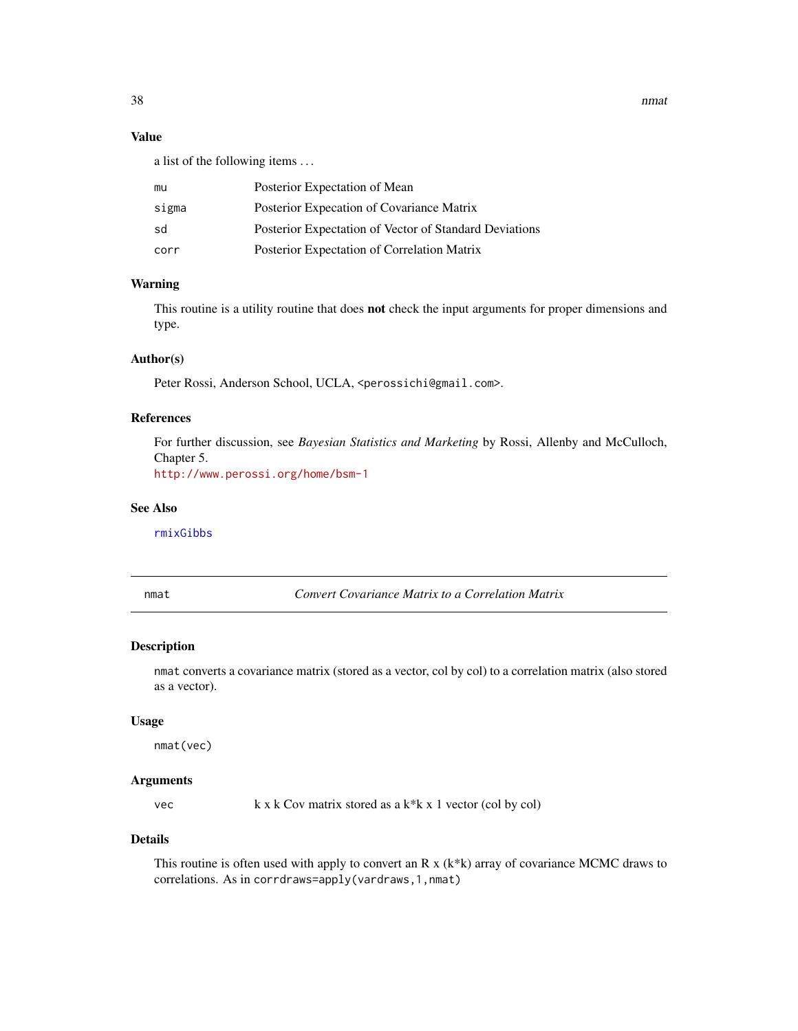### Value

a list of the following items ...

| | |
|---|---|
| mu | Posterior Expectation of Mean |
| sigma | Posterior Expecation of Covariance Matrix |
| sd | Posterior Expectation of Vector of Standard Deviations |
| corr | Posterior Expectation of Correlation Matrix |

### Warning

This routine is a utility routine that does **not** check the input arguments for proper dimensions and type.

### Author(s)

Peter Rossi, Anderson School, UCLA, <perossichi@gmail.com>.

### References

For further discussion, see *Bayesian Statistics and Marketing* by Rossi, Allenby and McCulloch, Chapter 5.
http://www.perossi.org/home/bsm-1

### See Also

rmixGibbs

---

## nmat — *Convert Covariance Matrix to a Correlation Matrix*

### Description

nmat converts a covariance matrix (stored as a vector, col by col) to a correlation matrix (also stored as a vector).

### Usage

```
nmat(vec)
```

### Arguments

| | |
|---|---|
| vec | k x k Cov matrix stored as a k*k x 1 vector (col by col) |

### Details

This routine is often used with apply to convert an R x (k*k) array of covariance MCMC draws to correlations. As in `corrdraws=apply(vardraws,1,nmat)`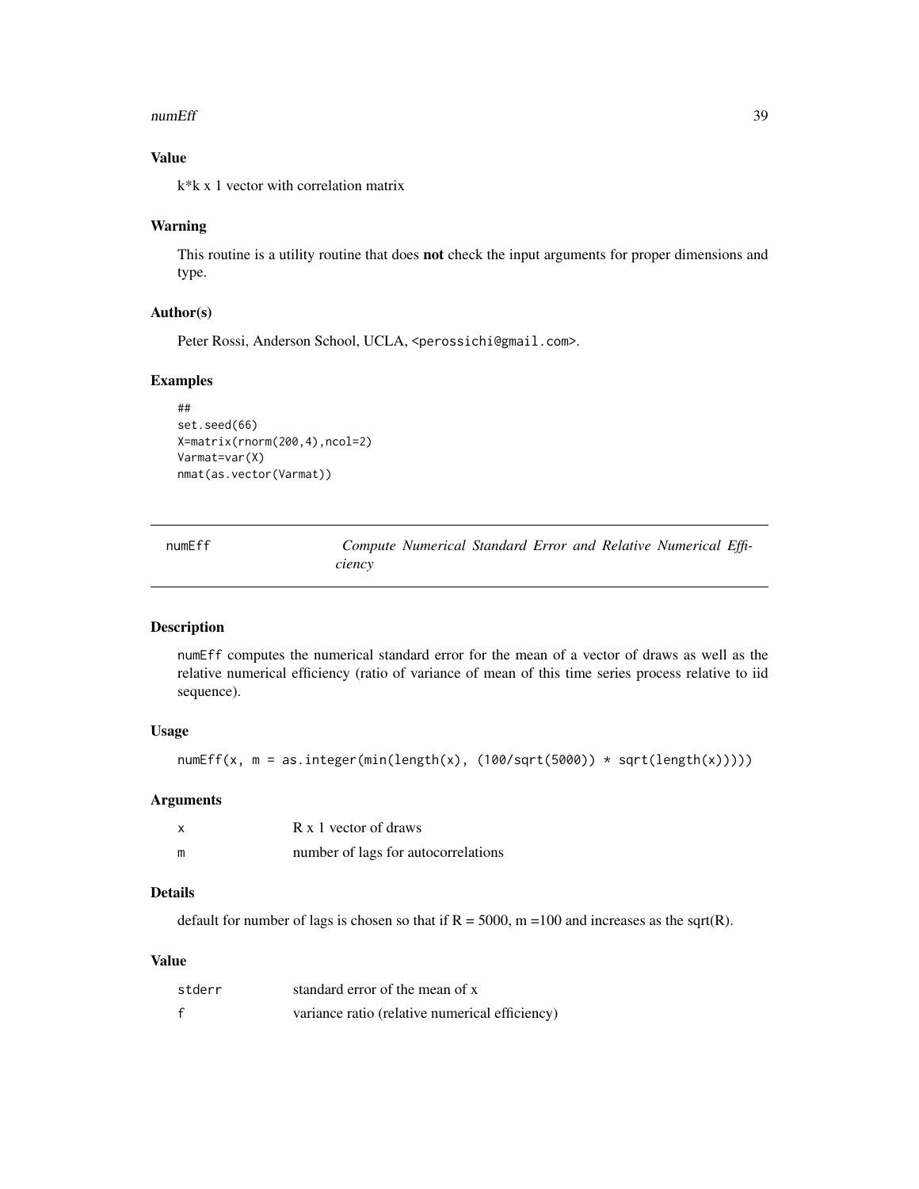### Value

k*k x 1 vector with correlation matrix

### Warning

This routine is a utility routine that does **not** check the input arguments for proper dimensions and type.

### Author(s)

Peter Rossi, Anderson School, UCLA, <perossichi@gmail.com>.

### Examples

```
##
set.seed(66)
X=matrix(rnorm(200,4),ncol=2)
Varmat=var(X)
nmat(as.vector(Varmat))
```

---

## numEff — *Compute Numerical Standard Error and Relative Numerical Efficiency*

---

### Description

numEff computes the numerical standard error for the mean of a vector of draws as well as the relative numerical efficiency (ratio of variance of mean of this time series process relative to iid sequence).

### Usage

```
numEff(x, m = as.integer(min(length(x), (100/sqrt(5000)) * sqrt(length(x)))))
```

### Arguments

| | |
|---|---|
| x | R x 1 vector of draws |
| m | number of lags for autocorrelations |

### Details

default for number of lags is chosen so that if R = 5000, m =100 and increases as the sqrt(R).

### Value

| | |
|---|---|
| stderr | standard error of the mean of x |
| f | variance ratio (relative numerical efficiency) |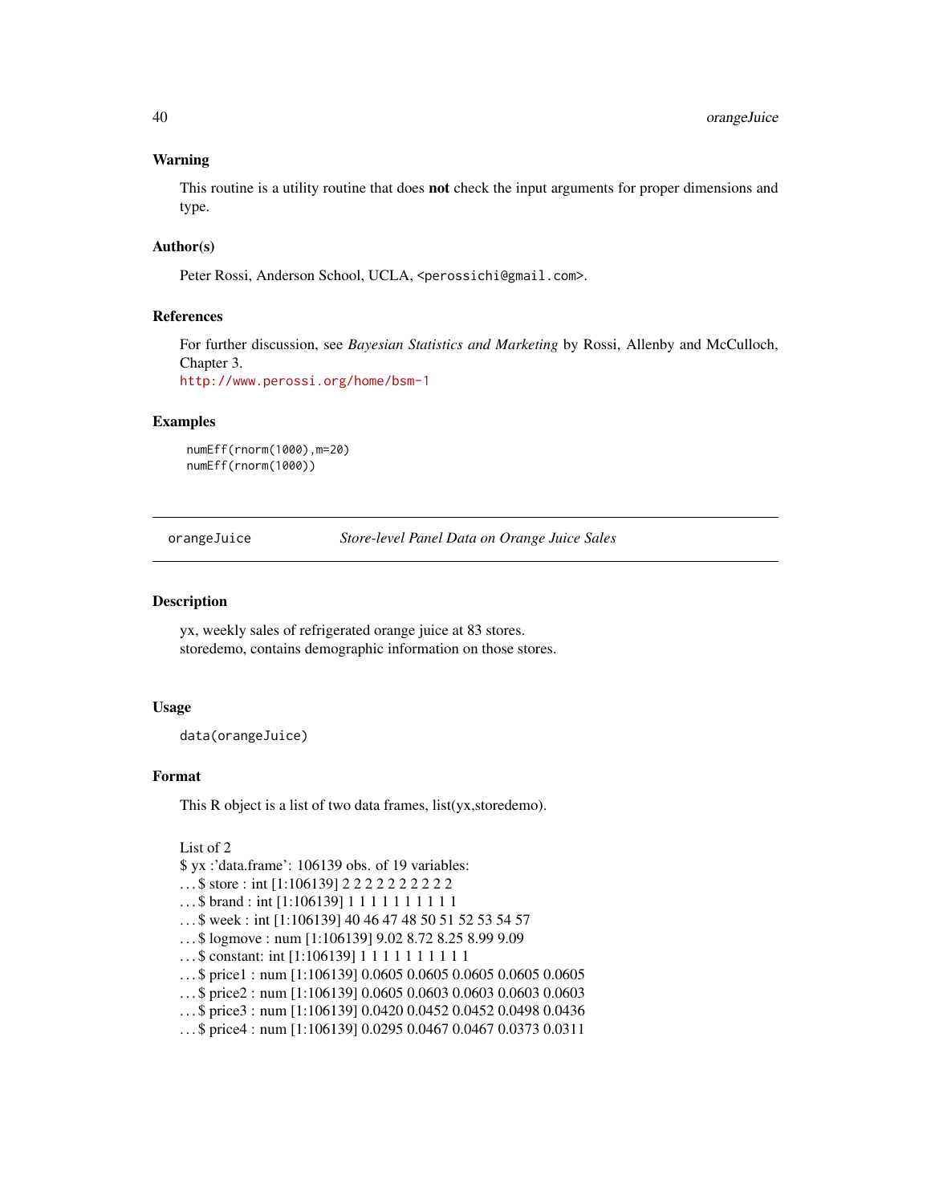### Warning

This routine is a utility routine that does **not** check the input arguments for proper dimensions and type.

### Author(s)

Peter Rossi, Anderson School, UCLA, <perossichi@gmail.com>.

### References

For further discussion, see *Bayesian Statistics and Marketing* by Rossi, Allenby and McCulloch, Chapter 3.
http://www.perossi.org/home/bsm-1

### Examples

```
numEff(rnorm(1000),m=20)
numEff(rnorm(1000))
```

---

## orangeJuice — *Store-level Panel Data on Orange Juice Sales*

---

### Description

yx, weekly sales of refrigerated orange juice at 83 stores.
storedemo, contains demographic information on those stores.

### Usage

```
data(orangeJuice)
```

### Format

This R object is a list of two data frames, list(yx,storedemo).

List of 2
$ yx :'data.frame': 106139 obs. of 19 variables:
...$ store : int [1:106139] 2 2 2 2 2 2 2 2 2 2
...$ brand : int [1:106139] 1 1 1 1 1 1 1 1 1 1
...$ week : int [1:106139] 40 46 47 48 50 51 52 53 54 57
...$ logmove : num [1:106139] 9.02 8.72 8.25 8.99 9.09
...$ constant: int [1:106139] 1 1 1 1 1 1 1 1 1 1
...$ price1 : num [1:106139] 0.0605 0.0605 0.0605 0.0605 0.0605
...$ price2 : num [1:106139] 0.0605 0.0603 0.0603 0.0603 0.0603
...$ price3 : num [1:106139] 0.0420 0.0452 0.0452 0.0498 0.0436
...$ price4 : num [1:106139] 0.0295 0.0467 0.0467 0.0373 0.0311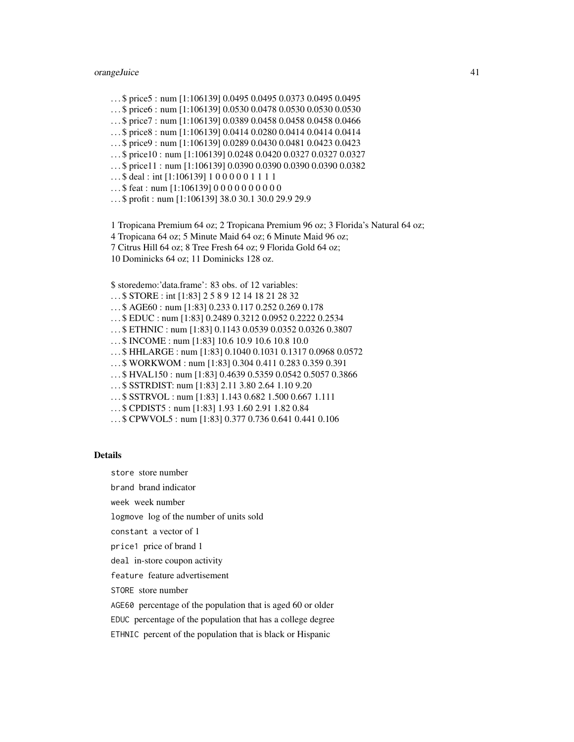. . . $ price5 : num [1:106139] 0.0495 0.0495 0.0373 0.0495 0.0495

. . . $ price6 : num [1:106139] 0.0530 0.0478 0.0530 0.0530 0.0530

. . . $ price7 : num [1:106139] 0.0389 0.0458 0.0458 0.0458 0.0466

. . . $ price8 : num [1:106139] 0.0414 0.0280 0.0414 0.0414 0.0414

. . . $ price9 : num [1:106139] 0.0289 0.0430 0.0481 0.0423 0.0423

. . . $ price10 : num [1:106139] 0.0248 0.0420 0.0327 0.0327 0.0327

. . . $ price11 : num [1:106139] 0.0390 0.0390 0.0390 0.0390 0.0382

. . . $ deal : int [1:106139] 1 0 0 0 0 0 1 1 1 1

. . . $ feat : num [1:106139] 0 0 0 0 0 0 0 0 0 0

. . . $ profit : num [1:106139] 38.0 30.1 30.0 29.9 29.9

1 Tropicana Premium 64 oz; 2 Tropicana Premium 96 oz; 3 Florida's Natural 64 oz;
4 Tropicana 64 oz; 5 Minute Maid 64 oz; 6 Minute Maid 96 oz;
7 Citrus Hill 64 oz; 8 Tree Fresh 64 oz; 9 Florida Gold 64 oz;
10 Dominicks 64 oz; 11 Dominicks 128 oz.

$ storedemo:'data.frame': 83 obs. of 12 variables:

. . . $ STORE : int [1:83] 2 5 8 9 12 14 18 21 28 32

. . . $ AGE60 : num [1:83] 0.233 0.117 0.252 0.269 0.178

. . . $ EDUC : num [1:83] 0.2489 0.3212 0.0952 0.2222 0.2534

. . . $ ETHNIC : num [1:83] 0.1143 0.0539 0.0352 0.0326 0.3807

. . . $ INCOME : num [1:83] 10.6 10.9 10.6 10.8 10.0

. . . $ HHLARGE : num [1:83] 0.1040 0.1031 0.1317 0.0968 0.0572

. . . $ WORKWOM : num [1:83] 0.304 0.411 0.283 0.359 0.391

. . . $ HVAL150 : num [1:83] 0.4639 0.5359 0.0542 0.5057 0.3866

. . . $ SSTRDIST: num [1:83] 2.11 3.80 2.64 1.10 9.20

. . . $ SSTRVOL : num [1:83] 1.143 0.682 1.500 0.667 1.111

. . . $ CPDIST5 : num [1:83] 1.93 1.60 2.91 1.82 0.84

. . . $ CPWVOL5 : num [1:83] 0.377 0.736 0.641 0.441 0.106

## Details

`store` store number

`brand` brand indicator

`week` week number

`logmove` log of the number of units sold

`constant` a vector of 1

`price1` price of brand 1

`deal` in-store coupon activity

`feature` feature advertisement

`STORE` store number

`AGE60` percentage of the population that is aged 60 or older

`EDUC` percentage of the population that has a college degree

`ETHNIC` percent of the population that is black or Hispanic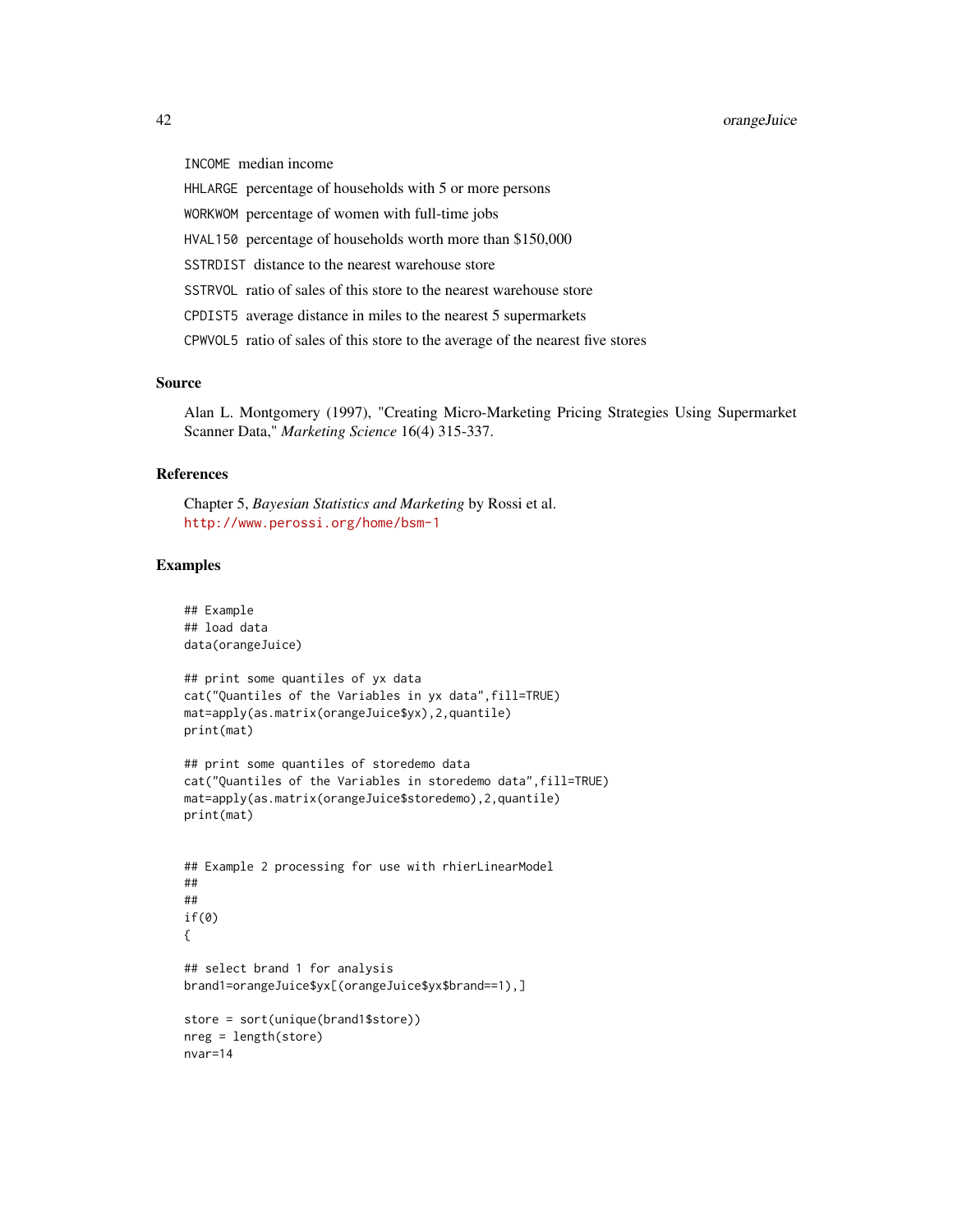INCOME median income

HHLARGE percentage of households with 5 or more persons

WORKWOM percentage of women with full-time jobs

HVAL150 percentage of households worth more than $150,000

SSTRDIST distance to the nearest warehouse store

SSTRVOL ratio of sales of this store to the nearest warehouse store

CPDIST5 average distance in miles to the nearest 5 supermarkets

CPWVOL5 ratio of sales of this store to the average of the nearest five stores

## Source

Alan L. Montgomery (1997), "Creating Micro-Marketing Pricing Strategies Using Supermarket Scanner Data," *Marketing Science* 16(4) 315-337.

## References

Chapter 5, *Bayesian Statistics and Marketing* by Rossi et al.
http://www.perossi.org/home/bsm-1

## Examples

```
## Example
## load data
data(orangeJuice)

## print some quantiles of yx data
cat("Quantiles of the Variables in yx data",fill=TRUE)
mat=apply(as.matrix(orangeJuice$yx),2,quantile)
print(mat)

## print some quantiles of storedemo data
cat("Quantiles of the Variables in storedemo data",fill=TRUE)
mat=apply(as.matrix(orangeJuice$storedemo),2,quantile)
print(mat)


## Example 2 processing for use with rhierLinearModel
##
##
if(0)
{

## select brand 1 for analysis
brand1=orangeJuice$yx[(orangeJuice$yx$brand==1),]

store = sort(unique(brand1$store))
nreg = length(store)
nvar=14
```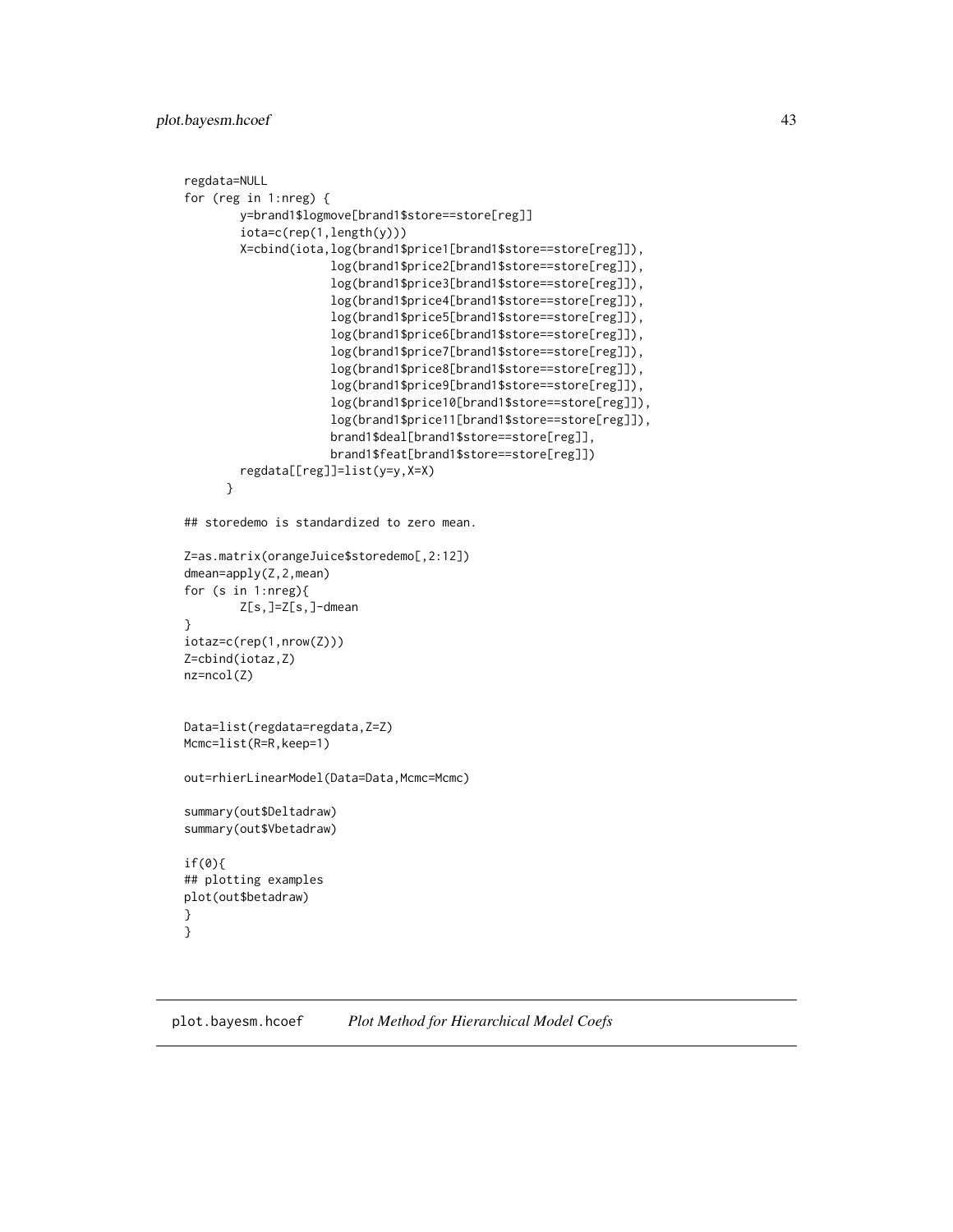```
regdata=NULL
for (reg in 1:nreg) {
        y=brand1$logmove[brand1$store==store[reg]]
        iota=c(rep(1,length(y)))
        X=cbind(iota,log(brand1$price1[brand1$store==store[reg]]),
                     log(brand1$price2[brand1$store==store[reg]]),
                     log(brand1$price3[brand1$store==store[reg]]),
                     log(brand1$price4[brand1$store==store[reg]]),
                     log(brand1$price5[brand1$store==store[reg]]),
                     log(brand1$price6[brand1$store==store[reg]]),
                     log(brand1$price7[brand1$store==store[reg]]),
                     log(brand1$price8[brand1$store==store[reg]]),
                     log(brand1$price9[brand1$store==store[reg]]),
                     log(brand1$price10[brand1$store==store[reg]]),
                     log(brand1$price11[brand1$store==store[reg]]),
                     brand1$deal[brand1$store==store[reg]],
                     brand1$feat[brand1$store==store[reg]])
        regdata[[reg]]=list(y=y,X=X)
      }

## storedemo is standardized to zero mean.

Z=as.matrix(orangeJuice$storedemo[,2:12])
dmean=apply(Z,2,mean)
for (s in 1:nreg){
        Z[s,]=Z[s,]-dmean
}
iotaz=c(rep(1,nrow(Z)))
Z=cbind(iotaz,Z)
nz=ncol(Z)


Data=list(regdata=regdata,Z=Z)
Mcmc=list(R=R,keep=1)

out=rhierLinearModel(Data=Data,Mcmc=Mcmc)

summary(out$Deltadraw)
summary(out$Vbetadraw)

if(0){
## plotting examples
plot(out$betadraw)
}
}
```

## plot.bayesm.hcoef *Plot Method for Hierarchical Model Coefs*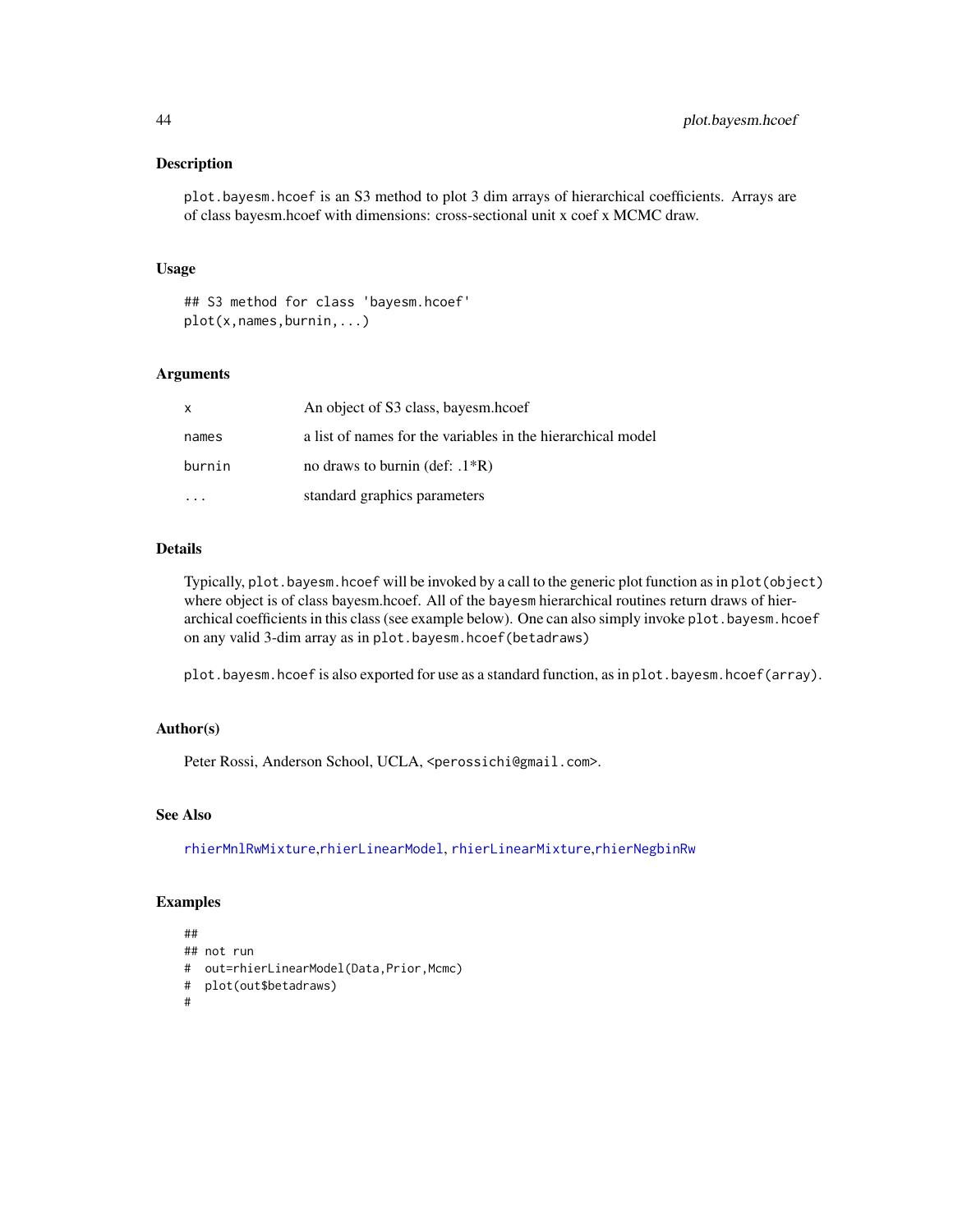## Description

`plot.bayesm.hcoef` is an S3 method to plot 3 dim arrays of hierarchical coefficients. Arrays are of class bayesm.hcoef with dimensions: cross-sectional unit x coef x MCMC draw.

## Usage

```
## S3 method for class 'bayesm.hcoef'
plot(x,names,burnin,...)
```

## Arguments

| | |
|---|---|
| x | An object of S3 class, bayesm.hcoef |
| names | a list of names for the variables in the hierarchical model |
| burnin | no draws to burnin (def: .1*R) |
| ... | standard graphics parameters |

## Details

Typically, `plot.bayesm.hcoef` will be invoked by a call to the generic plot function as in `plot(object)` where object is of class bayesm.hcoef. All of the `bayesm` hierarchical routines return draws of hierarchical coefficients in this class (see example below). One can also simply invoke `plot.bayesm.hcoef` on any valid 3-dim array as in `plot.bayesm.hcoef(betadraws)`

`plot.bayesm.hcoef` is also exported for use as a standard function, as in `plot.bayesm.hcoef(array)`.

## Author(s)

Peter Rossi, Anderson School, UCLA, <perossichi@gmail.com>.

## See Also

`rhierMnlRwMixture`,`rhierLinearModel`, `rhierLinearMixture`,`rhierNegbinRw`

## Examples

```
##
## not run
#  out=rhierLinearModel(Data,Prior,Mcmc)
#  plot(out$betadraws)
#
```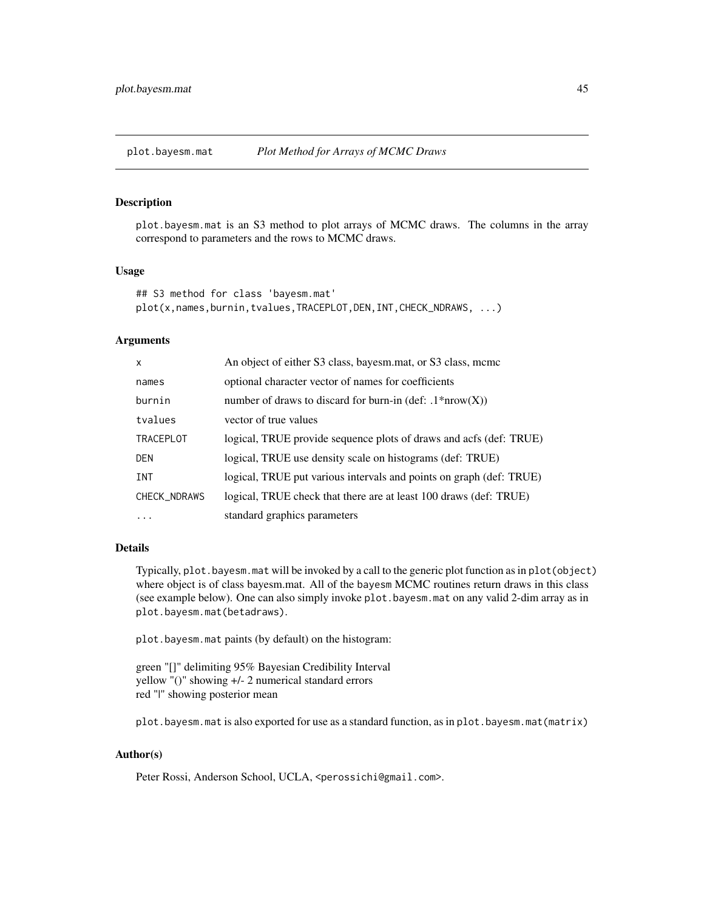# plot.bayesm.mat — *Plot Method for Arrays of MCMC Draws*

## Description

plot.bayesm.mat is an S3 method to plot arrays of MCMC draws. The columns in the array correspond to parameters and the rows to MCMC draws.

## Usage

```
## S3 method for class 'bayesm.mat'
plot(x,names,burnin,tvalues,TRACEPLOT,DEN,INT,CHECK_NDRAWS, ...)
```

## Arguments

| | |
|---|---|
| x | An object of either S3 class, bayesm.mat, or S3 class, mcmc |
| names | optional character vector of names for coefficients |
| burnin | number of draws to discard for burn-in (def: .1*nrow(X)) |
| tvalues | vector of true values |
| TRACEPLOT | logical, TRUE provide sequence plots of draws and acfs (def: TRUE) |
| DEN | logical, TRUE use density scale on histograms (def: TRUE) |
| INT | logical, TRUE put various intervals and points on graph (def: TRUE) |
| CHECK_NDRAWS | logical, TRUE check that there are at least 100 draws (def: TRUE) |
| ... | standard graphics parameters |

## Details

Typically, `plot.bayesm.mat` will be invoked by a call to the generic plot function as in `plot(object)` where object is of class bayesm.mat. All of the `bayesm` MCMC routines return draws in this class (see example below). One can also simply invoke `plot.bayesm.mat` on any valid 2-dim array as in `plot.bayesm.mat(betadraws)`.

`plot.bayesm.mat` paints (by default) on the histogram:

green "[]" delimiting 95% Bayesian Credibility Interval
yellow "()" showing +/- 2 numerical standard errors
red "|" showing posterior mean

`plot.bayesm.mat` is also exported for use as a standard function, as in `plot.bayesm.mat(matrix)`

## Author(s)

Peter Rossi, Anderson School, UCLA, <perossichi@gmail.com>.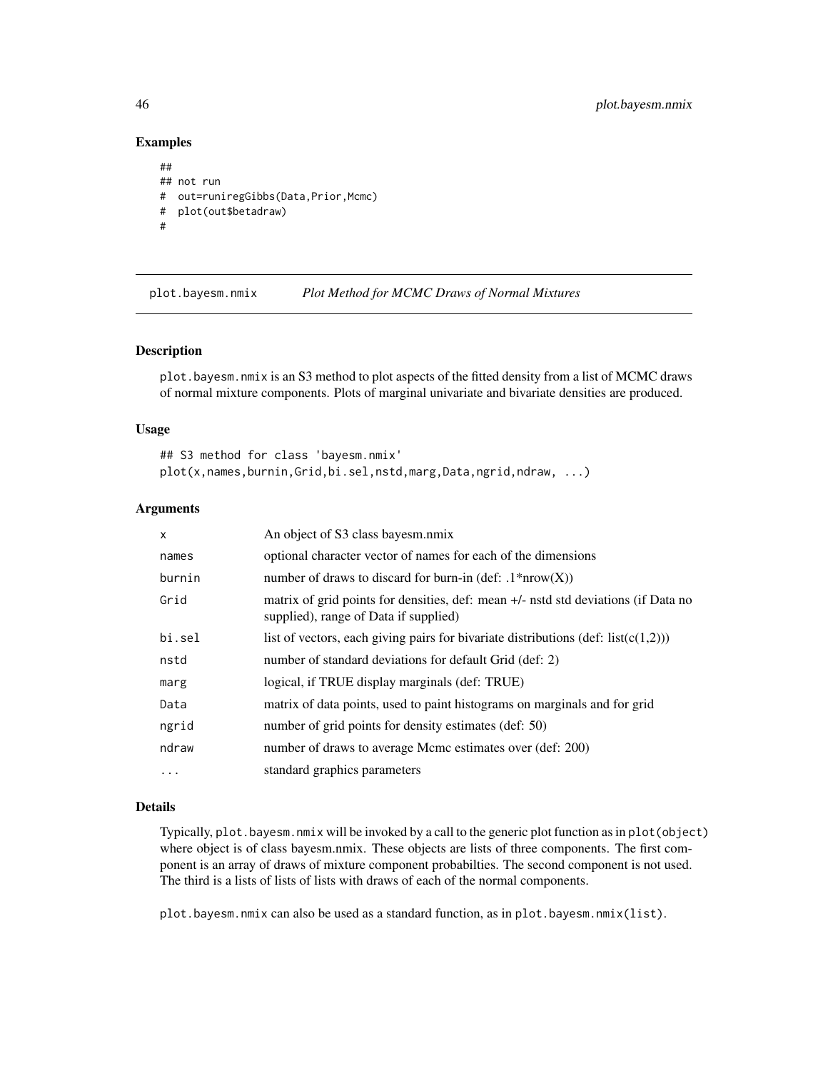## Examples

```
##
## not run
#  out=runiregGibbs(Data,Prior,Mcmc)
#  plot(out$betadraw)
#
```

---

plot.bayesm.nmix &nbsp;&nbsp;&nbsp;&nbsp; *Plot Method for MCMC Draws of Normal Mixtures*

---

### Description

plot.bayesm.nmix is an S3 method to plot aspects of the fitted density from a list of MCMC draws of normal mixture components. Plots of marginal univariate and bivariate densities are produced.

### Usage

```
## S3 method for class 'bayesm.nmix'
plot(x,names,burnin,Grid,bi.sel,nstd,marg,Data,ngrid,ndraw, ...)
```

### Arguments

| | |
|---|---|
| x | An object of S3 class bayesm.nmix |
| names | optional character vector of names for each of the dimensions |
| burnin | number of draws to discard for burn-in (def: .1*nrow(X)) |
| Grid | matrix of grid points for densities, def: mean +/- nstd std deviations (if Data no supplied), range of Data if supplied) |
| bi.sel | list of vectors, each giving pairs for bivariate distributions (def: list(c(1,2))) |
| nstd | number of standard deviations for default Grid (def: 2) |
| marg | logical, if TRUE display marginals (def: TRUE) |
| Data | matrix of data points, used to paint histograms on marginals and for grid |
| ngrid | number of grid points for density estimates (def: 50) |
| ndraw | number of draws to average Mcmc estimates over (def: 200) |
| ... | standard graphics parameters |

### Details

Typically, plot.bayesm.nmix will be invoked by a call to the generic plot function as in plot(object) where object is of class bayesm.nmix. These objects are lists of three components. The first component is an array of draws of mixture component probabilties. The second component is not used. The third is a lists of lists of lists with draws of each of the normal components.

plot.bayesm.nmix can also be used as a standard function, as in plot.bayesm.nmix(list).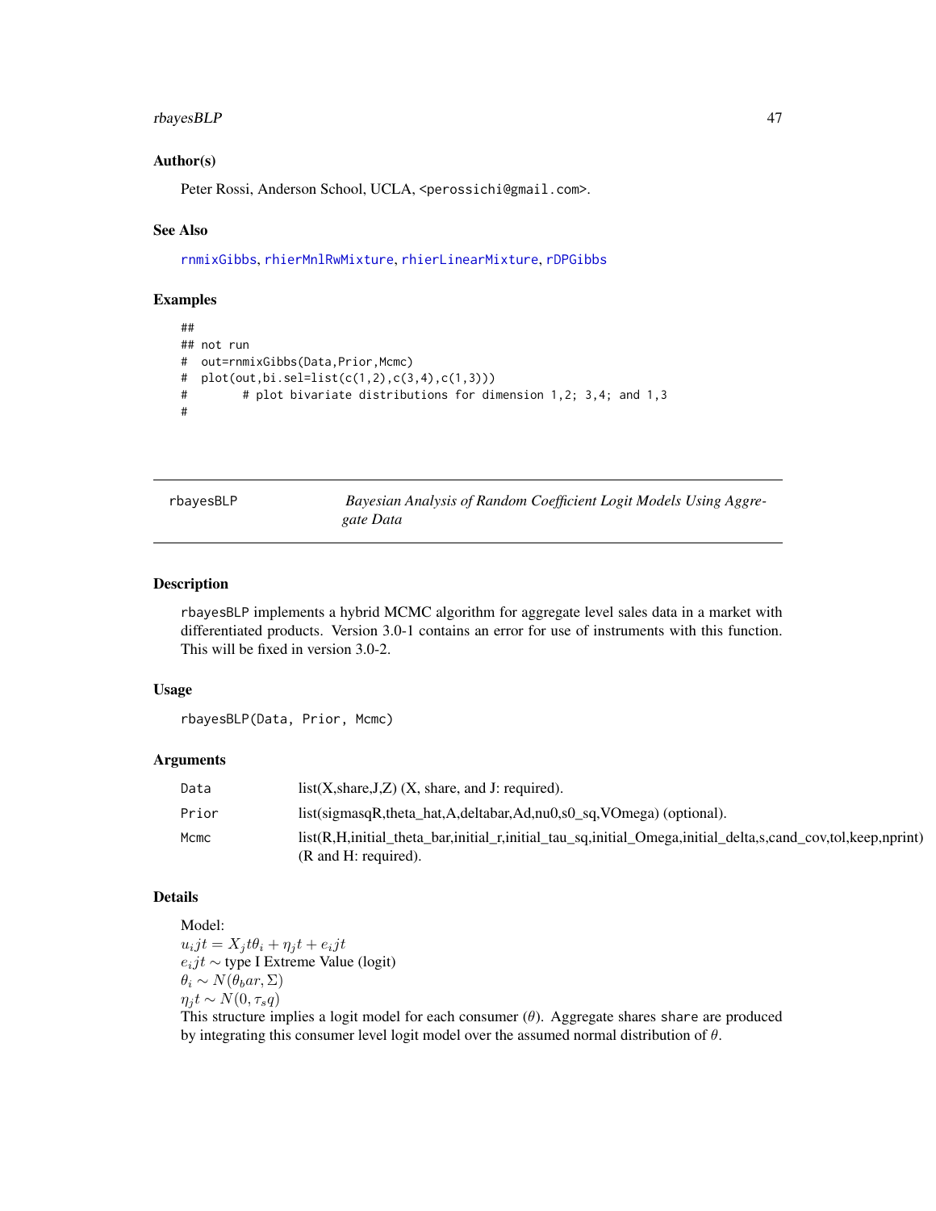### Author(s)

Peter Rossi, Anderson School, UCLA, <perossichi@gmail.com>.

### See Also

rnmixGibbs, rhierMnlRwMixture, rhierLinearMixture, rDPGibbs

### Examples

```
##
## not run
#  out=rnmixGibbs(Data,Prior,Mcmc)
#  plot(out,bi.sel=list(c(1,2),c(3,4),c(1,3)))
#        # plot bivariate distributions for dimension 1,2; 3,4; and 1,3
#
```

---

## rbayesBLP — *Bayesian Analysis of Random Coefficient Logit Models Using Aggregate Data*

---

### Description

rbayesBLP implements a hybrid MCMC algorithm for aggregate level sales data in a market with differentiated products. Version 3.0-1 contains an error for use of instruments with this function. This will be fixed in version 3.0-2.

### Usage

```
rbayesBLP(Data, Prior, Mcmc)
```

### Arguments

| | |
|---|---|
| Data | list(X,share,J,Z) (X, share, and J: required). |
| Prior | list(sigmasqR,theta_hat,A,deltabar,Ad,nu0,s0_sq,VOmega) (optional). |
| Mcmc | list(R,H,initial_theta_bar,initial_r,initial_tau_sq,initial_Omega,initial_delta,s,cand_cov,tol,keep,nprint) (R and H: required). |

### Details

Model:
$u_i jt = X_j t\theta_i + \eta_j t + e_i jt$
$e_i jt \sim$ type I Extreme Value (logit)
$\theta_i \sim N(\theta_b ar, \Sigma)$
$\eta_j t \sim N(0, \tau_s q)$
This structure implies a logit model for each consumer ($\theta$). Aggregate shares share are produced by integrating this consumer level logit model over the assumed normal distribution of $\theta$.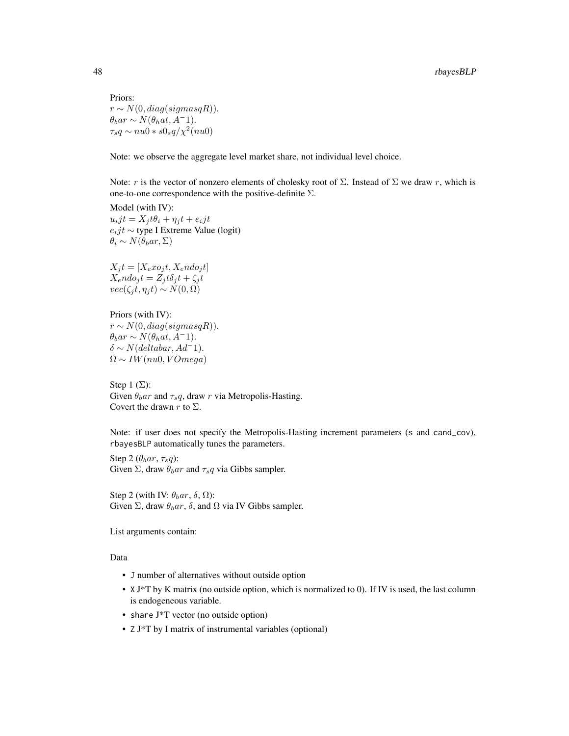Priors:
$r \sim N(0, diag(sigmasqR))$.
$\theta_bar \sim N(\theta_hat, A^-1)$.
$\tau_sq \sim nu0 * s0_sq/\chi^2(nu0)$

Note: we observe the aggregate level market share, not individual level choice.

Note: $r$ is the vector of nonzero elements of cholesky root of $\Sigma$. Instead of $\Sigma$ we draw $r$, which is one-to-one correspondence with the positive-definite $\Sigma$.

Model (with IV):
$u_ijt = X_jt\theta_i + \eta_jt + e_ijt$
$e_ijt \sim$ type I Extreme Value (logit)
$\theta_i \sim N(\theta_bar, \Sigma)$

$X_jt = [X_exo_jt, X_endo_jt]$
$X_endo_jt = Z_jt\delta_jt + \zeta_jt$
$vec(\zeta_jt, \eta_jt) \sim N(0, \Omega)$

Priors (with IV):
$r \sim N(0, diag(sigmasqR))$.
$\theta_bar \sim N(\theta_hat, A^-1)$.
$\delta \sim N(deltabar, Ad^-1)$.
$\Omega \sim IW(nu0, VOmega)$

Step 1 ($\Sigma$):
Given $\theta_bar$ and $\tau_sq$, draw $r$ via Metropolis-Hasting.
Covert the drawn $r$ to $\Sigma$.

Note: if user does not specify the Metropolis-Hasting increment parameters (`s` and `cand_cov`), `rbayesBLP` automatically tunes the parameters.

Step 2 ($\theta_bar$, $\tau_sq$):
Given $\Sigma$, draw $\theta_bar$ and $\tau_sq$ via Gibbs sampler.

Step 2 (with IV: $\theta_bar$, $\delta$, $\Omega$):
Given $\Sigma$, draw $\theta_bar$, $\delta$, and $\Omega$ via IV Gibbs sampler.

List arguments contain:

Data

- `J` number of alternatives without outside option
- `X` J*T by K matrix (no outside option, which is normalized to 0). If IV is used, the last column is endogeneous variable.
- `share` J*T vector (no outside option)
- `Z` J*T by I matrix of instrumental variables (optional)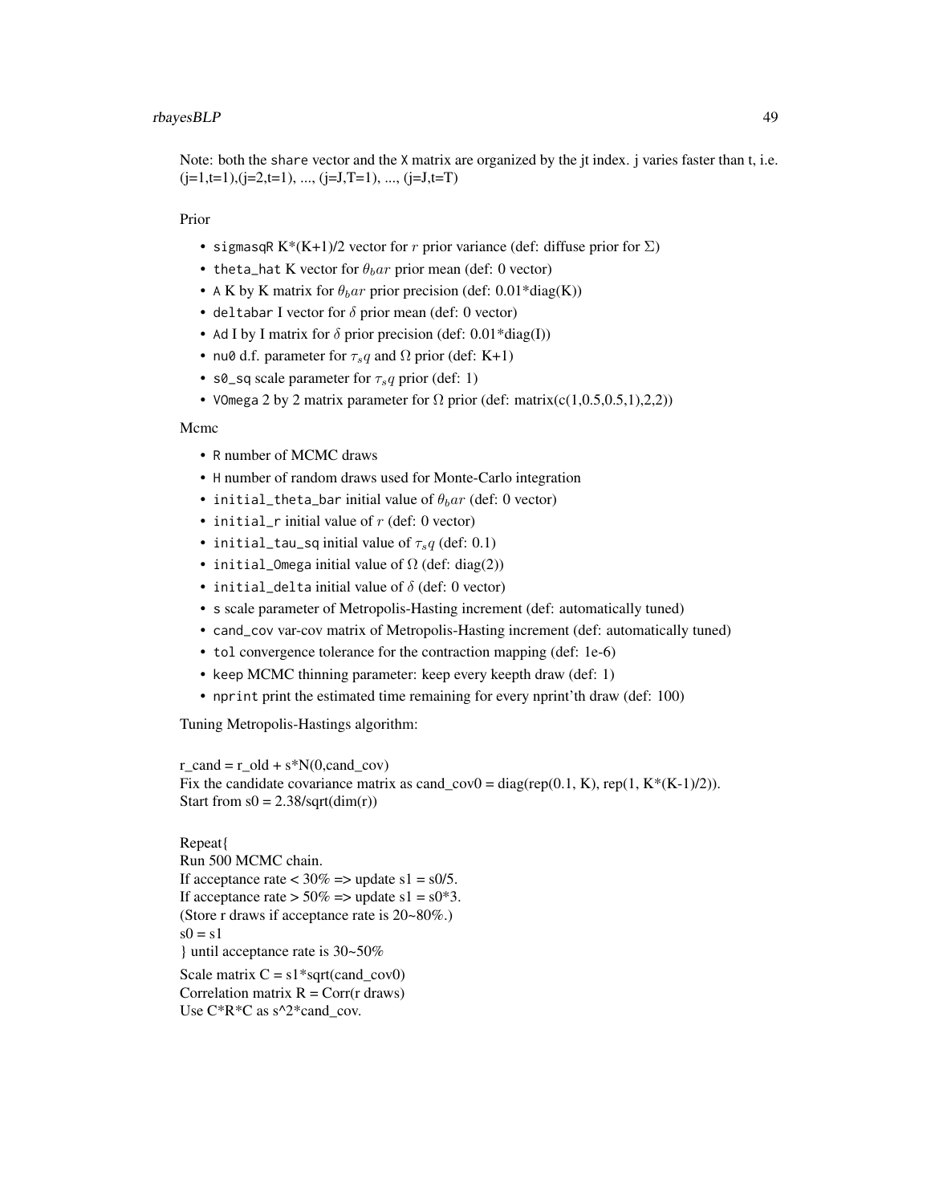Note: both the `share` vector and the `X` matrix are organized by the jt index. j varies faster than t, i.e. (j=1,t=1),(j=2,t=1), ..., (j=J,T=1), ..., (j=J,t=T)

Prior

- `sigmasqR` K*(K+1)/2 vector for $r$ prior variance (def: diffuse prior for $\Sigma$)
- `theta_hat` K vector for $\theta_bar$ prior mean (def: 0 vector)
- `A` K by K matrix for $\theta_bar$ prior precision (def: 0.01*diag(K))
- `deltabar` I vector for $\delta$ prior mean (def: 0 vector)
- `Ad` I by I matrix for $\delta$ prior precision (def: 0.01*diag(I))
- `nu0` d.f. parameter for $\tau_sq$ and $\Omega$ prior (def: K+1)
- `s0_sq` scale parameter for $\tau_sq$ prior (def: 1)
- `VOmega` 2 by 2 matrix parameter for $\Omega$ prior (def: matrix(c(1,0.5,0.5,1),2,2))

Mcmc

- `R` number of MCMC draws
- `H` number of random draws used for Monte-Carlo integration
- `initial_theta_bar` initial value of $\theta_bar$ (def: 0 vector)
- `initial_r` initial value of $r$ (def: 0 vector)
- `initial_tau_sq` initial value of $\tau_sq$ (def: 0.1)
- `initial_Omega` initial value of $\Omega$ (def: diag(2))
- `initial_delta` initial value of $\delta$ (def: 0 vector)
- `s` scale parameter of Metropolis-Hasting increment (def: automatically tuned)
- `cand_cov` var-cov matrix of Metropolis-Hasting increment (def: automatically tuned)
- `tol` convergence tolerance for the contraction mapping (def: 1e-6)
- `keep` MCMC thinning parameter: keep every keepth draw (def: 1)
- `nprint` print the estimated time remaining for every nprint'th draw (def: 100)

Tuning Metropolis-Hastings algorithm:

r_cand = r_old + s*N(0,cand_cov)
Fix the candidate covariance matrix as cand_cov0 = diag(rep(0.1, K), rep(1, K*(K-1)/2)).
Start from s0 = 2.38/sqrt(dim(r))

Repeat{
Run 500 MCMC chain.
If acceptance rate < 30% => update s1 = s0/5.
If acceptance rate > 50% => update s1 = s0*3.
(Store r draws if acceptance rate is 20~80%.)
s0 = s1
} until acceptance rate is 30~50%

Scale matrix C = s1*sqrt(cand_cov0)
Correlation matrix R = Corr(r draws)
Use C*R*C as s^2*cand_cov.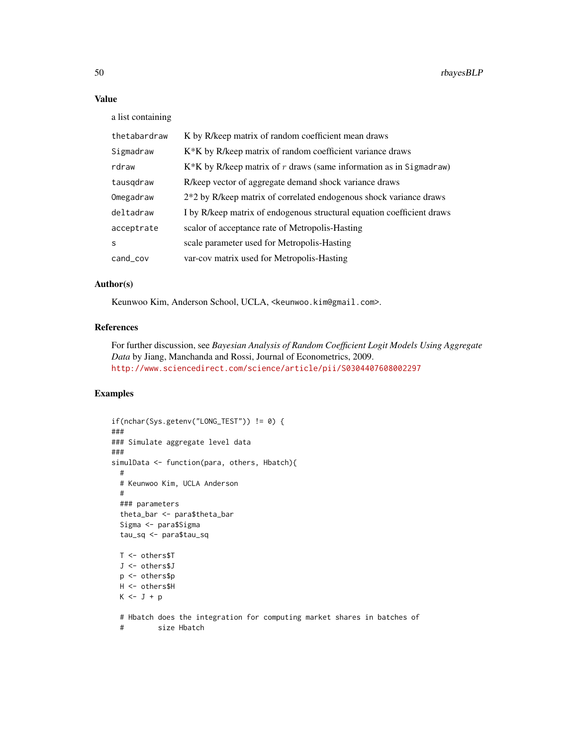## Value

a list containing

| | |
|---|---|
| thetabardraw | K by R/keep matrix of random coefficient mean draws |
| Sigmadraw | K*K by R/keep matrix of random coefficient variance draws |
| rdraw | K*K by R/keep matrix of $r$ draws (same information as in Sigmadraw) |
| tausqdraw | R/keep vector of aggregate demand shock variance draws |
| Omegadraw | 2*2 by R/keep matrix of correlated endogenous shock variance draws |
| deltadraw | I by R/keep matrix of endogenous structural equation coefficient draws |
| acceptrate | scalor of acceptance rate of Metropolis-Hasting |
| s | scale parameter used for Metropolis-Hasting |
| cand_cov | var-cov matrix used for Metropolis-Hasting |

## Author(s)

Keunwoo Kim, Anderson School, UCLA, <keunwoo.kim@gmail.com>.

## References

For further discussion, see *Bayesian Analysis of Random Coefficient Logit Models Using Aggregate Data* by Jiang, Manchanda and Rossi, Journal of Econometrics, 2009.
http://www.sciencedirect.com/science/article/pii/S0304407608002297

## Examples

```
if(nchar(Sys.getenv("LONG_TEST")) != 0) {
###
### Simulate aggregate level data
###
simulData <- function(para, others, Hbatch){
  #
  # Keunwoo Kim, UCLA Anderson
  #
  ### parameters
  theta_bar <- para$theta_bar
  Sigma <- para$Sigma
  tau_sq <- para$tau_sq

  T <- others$T
  J <- others$J
  p <- others$p
  H <- others$H
  K <- J + p

  # Hbatch does the integration for computing market shares in batches of
  #        size Hbatch
```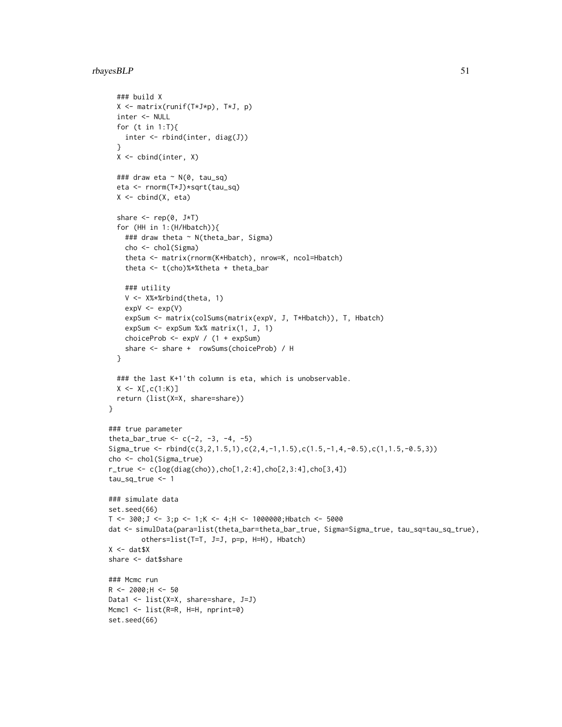```
  ### build X
  X <- matrix(runif(T*J*p), T*J, p)
  inter <- NULL
  for (t in 1:T){
    inter <- rbind(inter, diag(J))
  }
  X <- cbind(inter, X)

  ### draw eta ~ N(0, tau_sq)
  eta <- rnorm(T*J)*sqrt(tau_sq)
  X <- cbind(X, eta)

  share <- rep(0, J*T)
  for (HH in 1:(H/Hbatch)){
    ### draw theta ~ N(theta_bar, Sigma)
    cho <- chol(Sigma)
    theta <- matrix(rnorm(K*Hbatch), nrow=K, ncol=Hbatch)
    theta <- t(cho)%*%theta + theta_bar

    ### utility
    V <- X%*%rbind(theta, 1)
    expV <- exp(V)
    expSum <- matrix(colSums(matrix(expV, J, T*Hbatch)), T, Hbatch)
    expSum <- expSum %x% matrix(1, J, 1)
    choiceProb <- expV / (1 + expSum)
    share <- share +  rowSums(choiceProb) / H
  }

  ### the last K+1'th column is eta, which is unobservable.
  X <- X[,c(1:K)]
  return (list(X=X, share=share))
}

### true parameter
theta_bar_true <- c(-2, -3, -4, -5)
Sigma_true <- rbind(c(3,2,1.5,1),c(2,4,-1,1.5),c(1.5,-1,4,-0.5),c(1,1.5,-0.5,3))
cho <- chol(Sigma_true)
r_true <- c(log(diag(cho)),cho[1,2:4],cho[2,3:4],cho[3,4])
tau_sq_true <- 1

### simulate data
set.seed(66)
T <- 300;J <- 3;p <- 1;K <- 4;H <- 1000000;Hbatch <- 5000
dat <- simulData(para=list(theta_bar=theta_bar_true, Sigma=Sigma_true, tau_sq=tau_sq_true),
        others=list(T=T, J=J, p=p, H=H), Hbatch)
X <- dat$X
share <- dat$share

### Mcmc run
R <- 2000;H <- 50
Data1 <- list(X=X, share=share, J=J)
Mcmc1 <- list(R=R, H=H, nprint=0)
set.seed(66)
```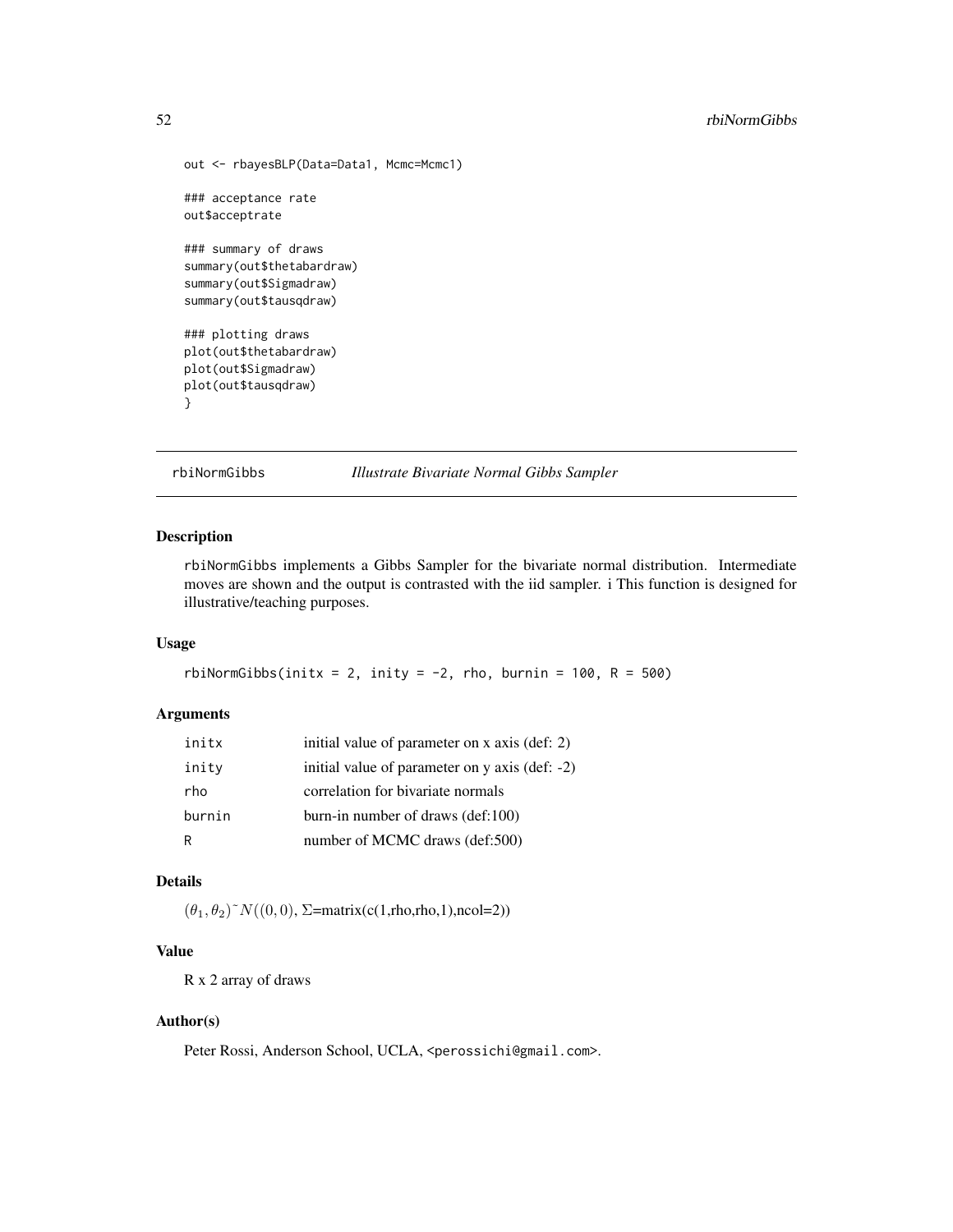```
out <- rbayesBLP(Data=Data1, Mcmc=Mcmc1)

### acceptance rate
out$acceptrate

### summary of draws
summary(out$thetabardraw)
summary(out$Sigmadraw)
summary(out$tausqdraw)

### plotting draws
plot(out$thetabardraw)
plot(out$Sigmadraw)
plot(out$tausqdraw)
}
```

## rbiNormGibbs — *Illustrate Bivariate Normal Gibbs Sampler*

### Description

rbiNormGibbs implements a Gibbs Sampler for the bivariate normal distribution. Intermediate moves are shown and the output is contrasted with the iid sampler. i This function is designed for illustrative/teaching purposes.

### Usage

```
rbiNormGibbs(initx = 2, inity = -2, rho, burnin = 100, R = 500)
```

### Arguments

| | |
|---|---|
| initx | initial value of parameter on x axis (def: 2) |
| inity | initial value of parameter on y axis (def: -2) |
| rho | correlation for bivariate normals |
| burnin | burn-in number of draws (def:100) |
| R | number of MCMC draws (def:500) |

### Details

$(\theta_1, \theta_2)\tilde{}N((0,0)$, $\Sigma$=matrix(c(1,rho,rho,1),ncol=2))

### Value

R x 2 array of draws

### Author(s)

Peter Rossi, Anderson School, UCLA, <perossichi@gmail.com>.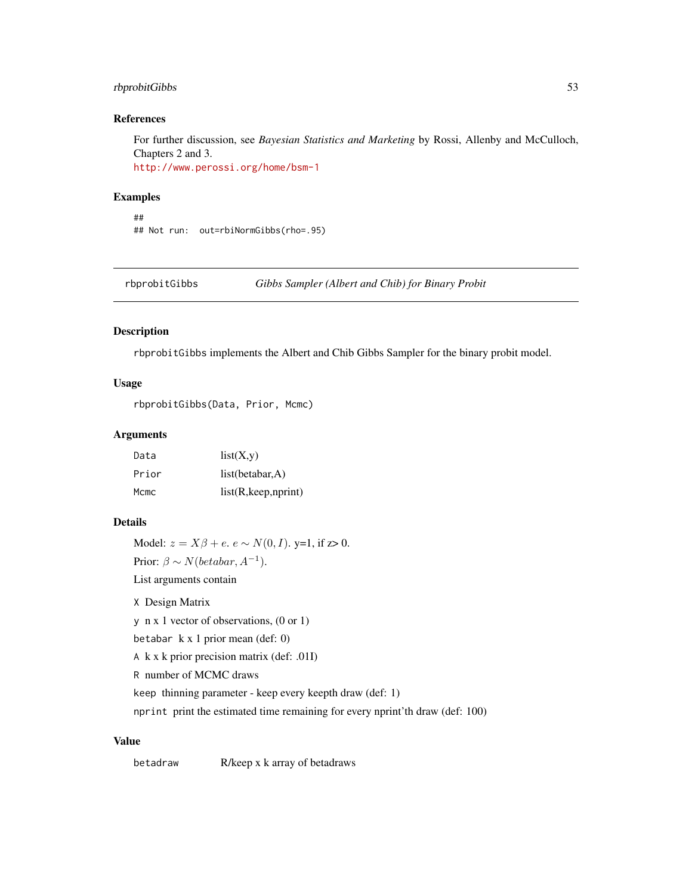### References

For further discussion, see *Bayesian Statistics and Marketing* by Rossi, Allenby and McCulloch, Chapters 2 and 3.
http://www.perossi.org/home/bsm-1

### Examples

```
##
## Not run:  out=rbiNormGibbs(rho=.95)
```

---

## rbprobitGibbs — *Gibbs Sampler (Albert and Chib) for Binary Probit*

### Description

`rbprobitGibbs` implements the Albert and Chib Gibbs Sampler for the binary probit model.

### Usage

```
rbprobitGibbs(Data, Prior, Mcmc)
```

### Arguments

| | |
|---|---|
| `Data` | list(X,y) |
| `Prior` | list(betabar,A) |
| `Mcmc` | list(R,keep,nprint) |

### Details

Model: $z = X\beta + e$. $e \sim N(0, I)$. y=1, if z> 0.

Prior: $\beta \sim N(betabar, A^{-1})$.

List arguments contain

`X` Design Matrix

`y` n x 1 vector of observations, (0 or 1)

`betabar` k x 1 prior mean (def: 0)

`A` k x k prior precision matrix (def: .01I)

`R` number of MCMC draws

`keep` thinning parameter - keep every keepth draw (def: 1)

`nprint` print the estimated time remaining for every nprint'th draw (def: 100)

### Value

| | |
|---|---|
| `betadraw` | R/keep x k array of betadraws |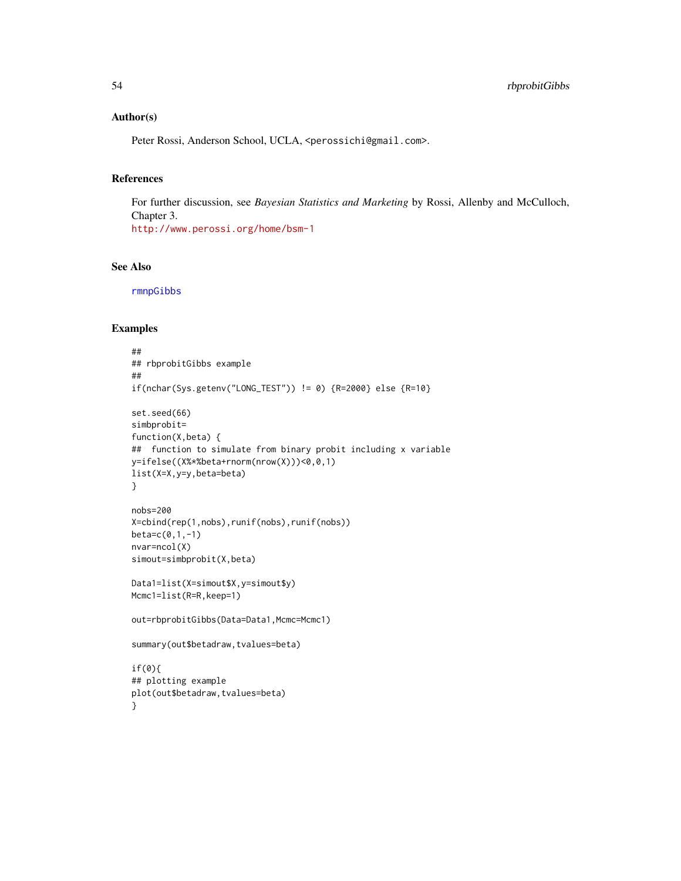## Author(s)

Peter Rossi, Anderson School, UCLA, <perossichi@gmail.com>.

## References

For further discussion, see *Bayesian Statistics and Marketing* by Rossi, Allenby and McCulloch, Chapter 3.
http://www.perossi.org/home/bsm-1

## See Also

rmnpGibbs

## Examples

```
##
## rbprobitGibbs example
##
if(nchar(Sys.getenv("LONG_TEST")) != 0) {R=2000} else {R=10}

set.seed(66)
simbprobit=
function(X,beta) {
##  function to simulate from binary probit including x variable
y=ifelse((X%*%beta+rnorm(nrow(X)))<0,0,1)
list(X=X,y=y,beta=beta)
}

nobs=200
X=cbind(rep(1,nobs),runif(nobs),runif(nobs))
beta=c(0,1,-1)
nvar=ncol(X)
simout=simbprobit(X,beta)

Data1=list(X=simout$X,y=simout$y)
Mcmc1=list(R=R,keep=1)

out=rbprobitGibbs(Data=Data1,Mcmc=Mcmc1)

summary(out$betadraw,tvalues=beta)

if(0){
## plotting example
plot(out$betadraw,tvalues=beta)
}
```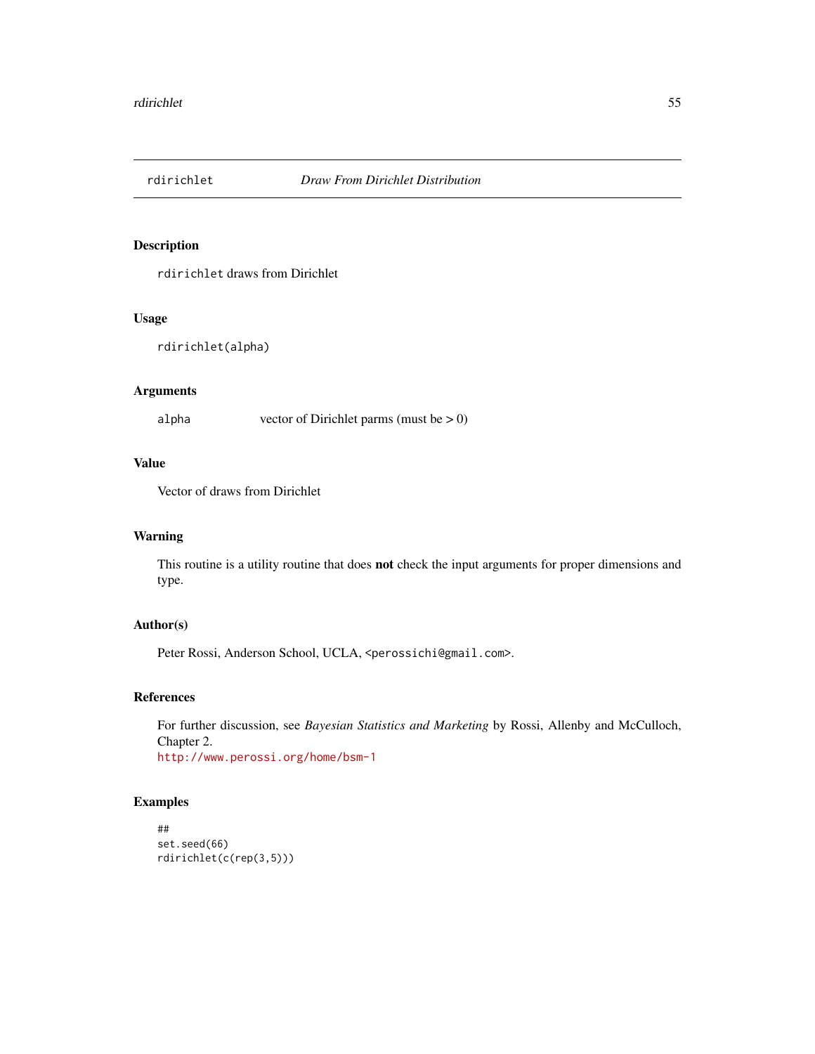rdirichlet — *Draw From Dirichlet Distribution*

## Description

`rdirichlet` draws from Dirichlet

## Usage

```
rdirichlet(alpha)
```

## Arguments

`alpha` vector of Dirichlet parms (must be > 0)

## Value

Vector of draws from Dirichlet

## Warning

This routine is a utility routine that does **not** check the input arguments for proper dimensions and type.

## Author(s)

Peter Rossi, Anderson School, UCLA, `<perossichi@gmail.com>`.

## References

For further discussion, see *Bayesian Statistics and Marketing* by Rossi, Allenby and McCulloch, Chapter 2.
http://www.perossi.org/home/bsm-1

## Examples

```
##
set.seed(66)
rdirichlet(c(rep(3,5)))
```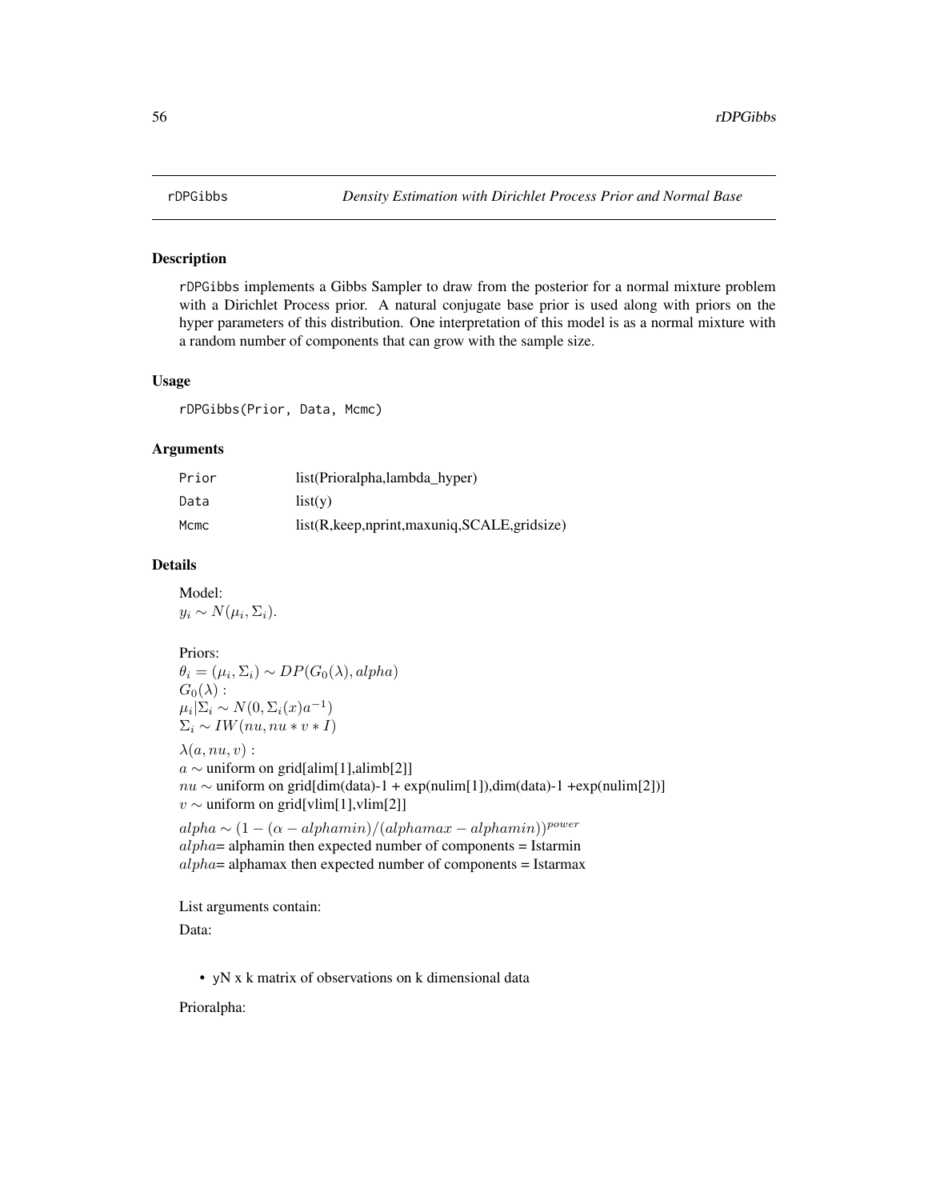rDPGibbs — *Density Estimation with Dirichlet Process Prior and Normal Base*

## Description

rDPGibbs implements a Gibbs Sampler to draw from the posterior for a normal mixture problem with a Dirichlet Process prior. A natural conjugate base prior is used along with priors on the hyper parameters of this distribution. One interpretation of this model is as a normal mixture with a random number of components that can grow with the sample size.

## Usage

```
rDPGibbs(Prior, Data, Mcmc)
```

## Arguments

| | |
|---|---|
| Prior | list(Prioralpha,lambda_hyper) |
| Data | list(y) |
| Mcmc | list(R,keep,nprint,maxuniq,SCALE,gridsize) |

## Details

Model:
$y_i \sim N(\mu_i, \Sigma_i)$.

Priors:
$\theta_i = (\mu_i, \Sigma_i) \sim DP(G_0(\lambda), alpha)$
$G_0(\lambda)$ :
$\mu_i | \Sigma_i \sim N(0, \Sigma_i (x) a^{-1})$
$\Sigma_i \sim IW(nu, nu * v * I)$

$\lambda(a, nu, v)$ :
$a \sim$ uniform on grid[alim[1],alimb[2]]
$nu \sim$ uniform on grid[dim(data)-1 + exp(nulim[1]),dim(data)-1 +exp(nulim[2])]
$v \sim$ uniform on grid[vlim[1],vlim[2]]

$alpha \sim (1 - (\alpha - alphamin)/(alphamax - alphamin))^{power}$
$alpha$= alphamin then expected number of components = Istarmin
$alpha$= alphamax then expected number of components = Istarmax

List arguments contain:

Data:

- yN x k matrix of observations on k dimensional data

Prioralpha: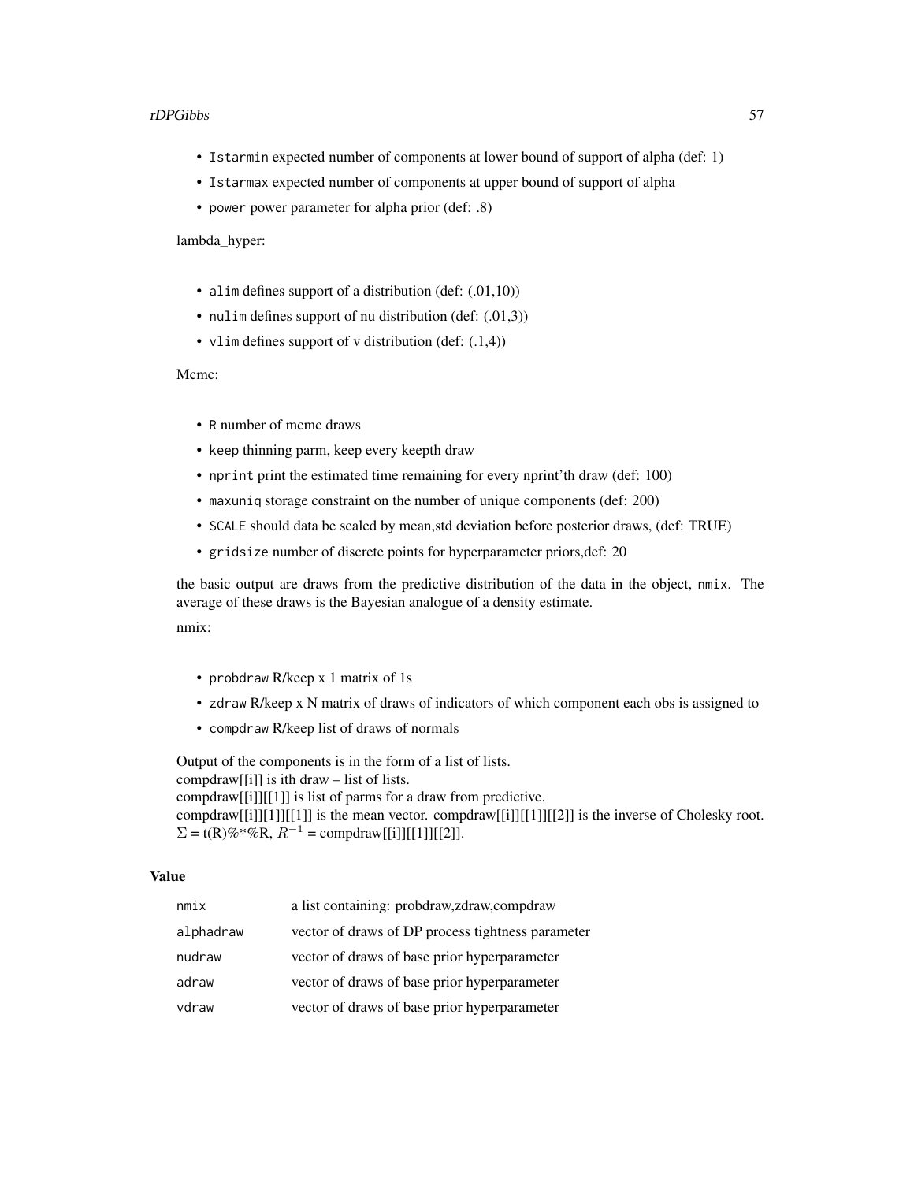- Istarmin expected number of components at lower bound of support of alpha (def: 1)
- Istarmax expected number of components at upper bound of support of alpha
- power power parameter for alpha prior (def: .8)

lambda_hyper:

- alim defines support of a distribution (def: (.01,10))
- nulim defines support of nu distribution (def: (.01,3))
- vlim defines support of v distribution (def: (.1,4))

Mcmc:

- R number of mcmc draws
- keep thinning parm, keep every keepth draw
- nprint print the estimated time remaining for every nprint'th draw (def: 100)
- maxuniq storage constraint on the number of unique components (def: 200)
- SCALE should data be scaled by mean,std deviation before posterior draws, (def: TRUE)
- gridsize number of discrete points for hyperparameter priors,def: 20

the basic output are draws from the predictive distribution of the data in the object, nmix. The average of these draws is the Bayesian analogue of a density estimate.

nmix:

- probdraw R/keep x 1 matrix of 1s
- zdraw R/keep x N matrix of draws of indicators of which component each obs is assigned to
- compdraw R/keep list of draws of normals

Output of the components is in the form of a list of lists.
compdraw[[i]] is ith draw – list of lists.
compdraw[[i]][[1]] is list of parms for a draw from predictive.
compdraw[[i]][1]][[1]] is the mean vector. compdraw[[i]][[1]][[2]] is the inverse of Cholesky root.
$\Sigma$ = t(R)%*%R, $R^{-1}$ = compdraw[[i]][[1]][[2]].

### Value

| | |
|---|---|
| nmix | a list containing: probdraw,zdraw,compdraw |
| alphadraw | vector of draws of DP process tightness parameter |
| nudraw | vector of draws of base prior hyperparameter |
| adraw | vector of draws of base prior hyperparameter |
| vdraw | vector of draws of base prior hyperparameter |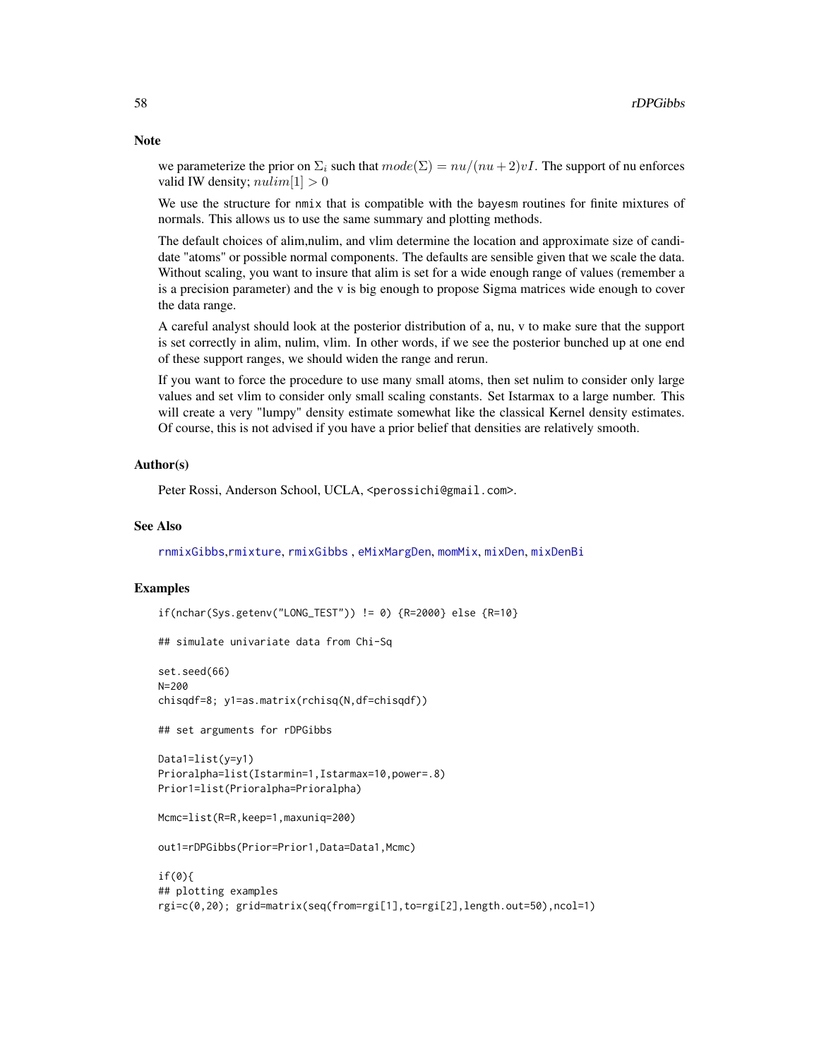## Note

we parameterize the prior on $\Sigma_i$ such that $mode(\Sigma) = nu/(nu+2)vI$. The support of nu enforces valid IW density; $nulim[1] > 0$

We use the structure for `nmix` that is compatible with the `bayesm` routines for finite mixtures of normals. This allows us to use the same summary and plotting methods.

The default choices of alim,nulim, and vlim determine the location and approximate size of candidate "atoms" or possible normal components. The defaults are sensible given that we scale the data. Without scaling, you want to insure that alim is set for a wide enough range of values (remember a is a precision parameter) and the v is big enough to propose Sigma matrices wide enough to cover the data range.

A careful analyst should look at the posterior distribution of a, nu, v to make sure that the support is set correctly in alim, nulim, vlim. In other words, if we see the posterior bunched up at one end of these support ranges, we should widen the range and rerun.

If you want to force the procedure to use many small atoms, then set nulim to consider only large values and set vlim to consider only small scaling constants. Set Istarmax to a large number. This will create a very "lumpy" density estimate somewhat like the classical Kernel density estimates. Of course, this is not advised if you have a prior belief that densities are relatively smooth.

## Author(s)

Peter Rossi, Anderson School, UCLA, `<perossichi@gmail.com>`.

## See Also

rnmixGibbs, rmixture, rmixGibbs , eMixMargDen, momMix, mixDen, mixDenBi

## Examples

```
if(nchar(Sys.getenv("LONG_TEST")) != 0) {R=2000} else {R=10}

## simulate univariate data from Chi-Sq

set.seed(66)
N=200
chisqdf=8; y1=as.matrix(rchisq(N,df=chisqdf))

## set arguments for rDPGibbs

Data1=list(y=y1)
Prioralpha=list(Istarmin=1,Istarmax=10,power=.8)
Prior1=list(Prioralpha=Prioralpha)

Mcmc=list(R=R,keep=1,maxuniq=200)

out1=rDPGibbs(Prior=Prior1,Data=Data1,Mcmc)

if(0){
## plotting examples
rgi=c(0,20); grid=matrix(seq(from=rgi[1],to=rgi[2],length.out=50),ncol=1)
```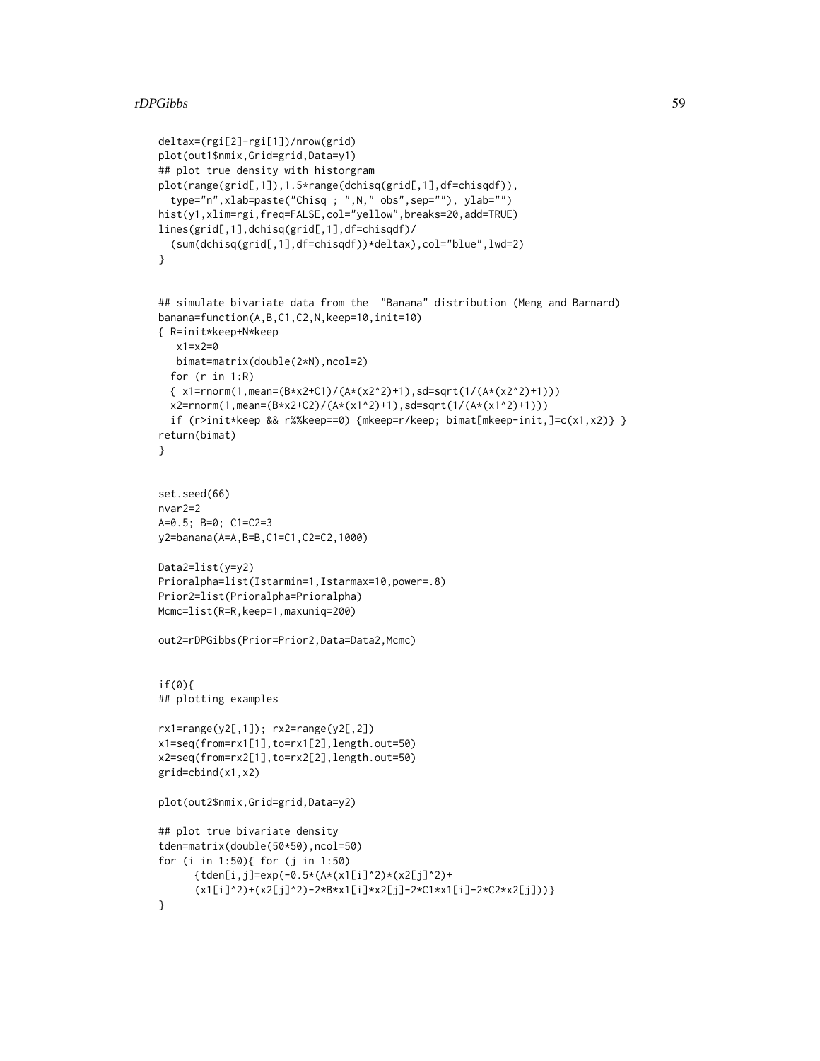```
deltax=(rgi[2]-rgi[1])/nrow(grid)
plot(out1$nmix,Grid=grid,Data=y1)
## plot true density with historgram
plot(range(grid[,1]),1.5*range(dchisq(grid[,1],df=chisqdf)),
  type="n",xlab=paste("Chisq ; ",N," obs",sep=""), ylab="")
hist(y1,xlim=rgi,freq=FALSE,col="yellow",breaks=20,add=TRUE)
lines(grid[,1],dchisq(grid[,1],df=chisqdf)/
  (sum(dchisq(grid[,1],df=chisqdf))*deltax),col="blue",lwd=2)
}


## simulate bivariate data from the  "Banana" distribution (Meng and Barnard)
banana=function(A,B,C1,C2,N,keep=10,init=10)
{ R=init*keep+N*keep
   x1=x2=0
   bimat=matrix(double(2*N),ncol=2)
  for (r in 1:R)
  { x1=rnorm(1,mean=(B*x2+C1)/(A*(x2^2)+1),sd=sqrt(1/(A*(x2^2)+1)))
  x2=rnorm(1,mean=(B*x2+C2)/(A*(x1^2)+1),sd=sqrt(1/(A*(x1^2)+1)))
  if (r>init*keep && r%%keep==0) {mkeep=r/keep; bimat[mkeep-init,]=c(x1,x2)} }
return(bimat)
}


set.seed(66)
nvar2=2
A=0.5; B=0; C1=C2=3
y2=banana(A=A,B=B,C1=C1,C2=C2,1000)

Data2=list(y=y2)
Prioralpha=list(Istarmin=1,Istarmax=10,power=.8)
Prior2=list(Prioralpha=Prioralpha)
Mcmc=list(R=R,keep=1,maxuniq=200)

out2=rDPGibbs(Prior=Prior2,Data=Data2,Mcmc)


if(0){
## plotting examples

rx1=range(y2[,1]); rx2=range(y2[,2])
x1=seq(from=rx1[1],to=rx1[2],length.out=50)
x2=seq(from=rx2[1],to=rx2[2],length.out=50)
grid=cbind(x1,x2)

plot(out2$nmix,Grid=grid,Data=y2)

## plot true bivariate density
tden=matrix(double(50*50),ncol=50)
for (i in 1:50){ for (j in 1:50)
      {tden[i,j]=exp(-0.5*(A*(x1[i]^2)*(x2[j]^2)+
      (x1[i]^2)+(x2[j]^2)-2*B*x1[i]*x2[j]-2*C1*x1[i]-2*C2*x2[j]))}
}
```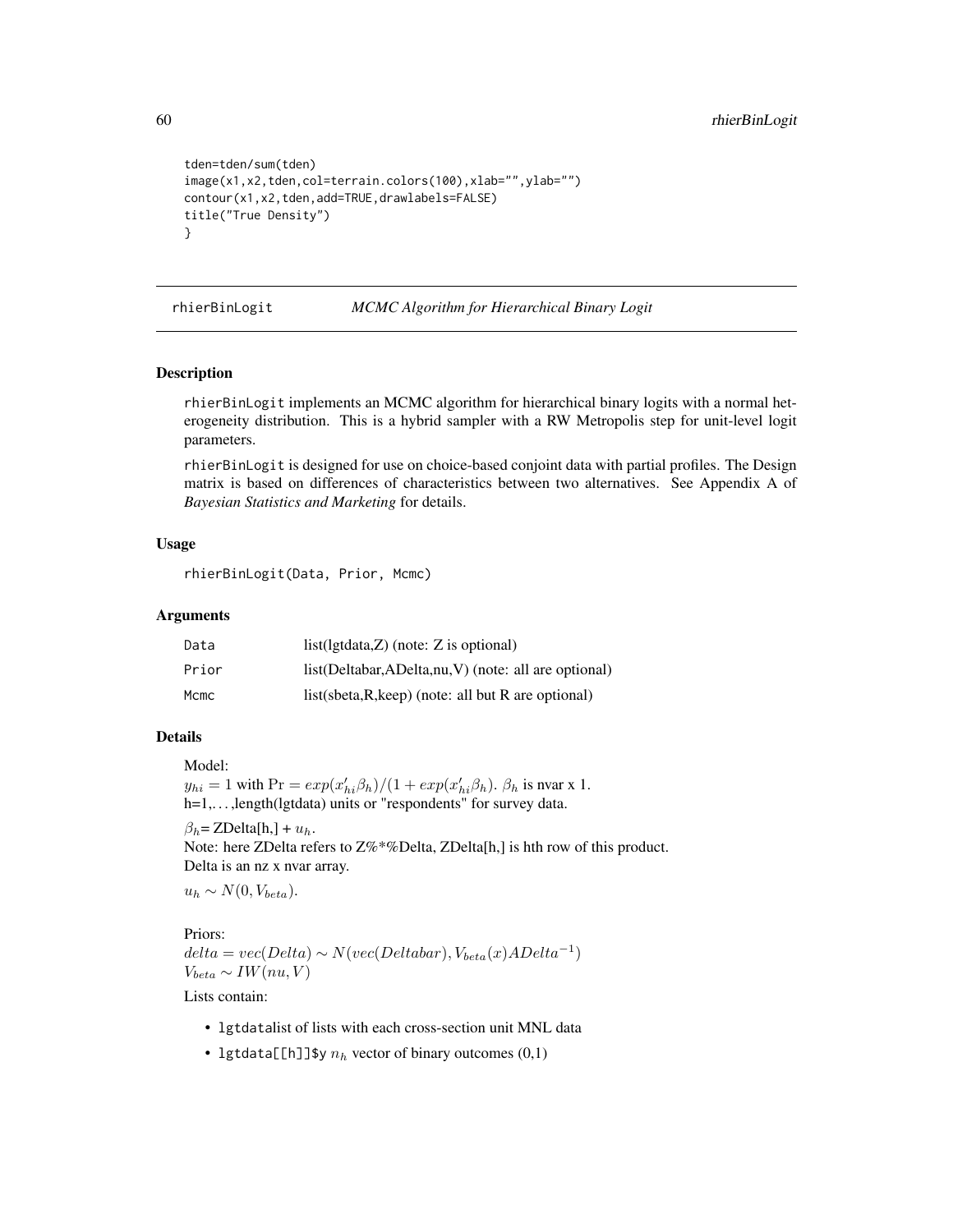```
tden=tden/sum(tden)
image(x1,x2,tden,col=terrain.colors(100),xlab="",ylab="")
contour(x1,x2,tden,add=TRUE,drawlabels=FALSE)
title("True Density")
}
```

## rhierBinLogit — *MCMC Algorithm for Hierarchical Binary Logit*

### Description

rhierBinLogit implements an MCMC algorithm for hierarchical binary logits with a normal heterogeneity distribution. This is a hybrid sampler with a RW Metropolis step for unit-level logit parameters.

rhierBinLogit is designed for use on choice-based conjoint data with partial profiles. The Design matrix is based on differences of characteristics between two alternatives. See Appendix A of *Bayesian Statistics and Marketing* for details.

### Usage

```
rhierBinLogit(Data, Prior, Mcmc)
```

### Arguments

| | |
|---|---|
| Data | list(lgtdata,Z) (note: Z is optional) |
| Prior | list(Deltabar,ADelta,nu,V) (note: all are optional) |
| Mcmc | list(sbeta,R,keep) (note: all but R are optional) |

### Details

Model:
$y_{hi} = 1$ with $\Pr = exp(x'_{hi}\beta_h)/(1 + exp(x'_{hi}\beta_h)$. $\beta_h$ is nvar x 1.
h=1,…,length(lgtdata) units or "respondents" for survey data.

$\beta_h$= ZDelta[h,] + $u_h$.
Note: here ZDelta refers to Z%*%Delta, ZDelta[h,] is hth row of this product.
Delta is an nz x nvar array.

$u_h \sim N(0, V_{beta})$.

Priors:
$delta = vec(Delta) \sim N(vec(Deltabar), V_{beta}(x)ADelta^{-1})$
$V_{beta} \sim IW(nu, V)$

Lists contain:

- lgtdatalist of lists with each cross-section unit MNL data
- lgtdata[[h]]$y $n_h$ vector of binary outcomes (0,1)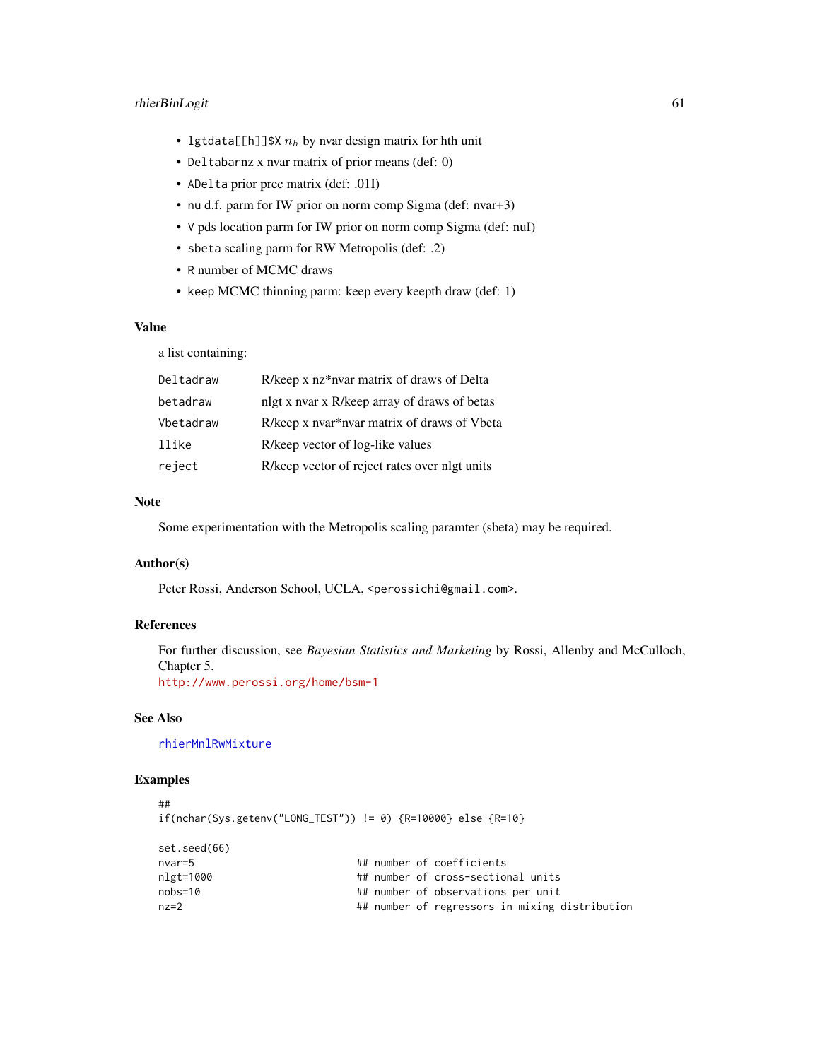- `lgtdata[[h]]$X` $n_h$ by nvar design matrix for hth unit
- `Deltabar` nz x nvar matrix of prior means (def: 0)
- `ADelta` prior prec matrix (def: .01I)
- `nu` d.f. parm for IW prior on norm comp Sigma (def: nvar+3)
- `V` pds location parm for IW prior on norm comp Sigma (def: nuI)
- `sbeta` scaling parm for RW Metropolis (def: .2)
- `R` number of MCMC draws
- `keep` MCMC thinning parm: keep every keepth draw (def: 1)

## Value

a list containing:

| | |
|---|---|
| `Deltadraw` | R/keep x nz*nvar matrix of draws of Delta |
| `betadraw` | nlgt x nvar x R/keep array of draws of betas |
| `Vbetadraw` | R/keep x nvar*nvar matrix of draws of Vbeta |
| `llike` | R/keep vector of log-like values |
| `reject` | R/keep vector of reject rates over nlgt units |

## Note

Some experimentation with the Metropolis scaling paramter (sbeta) may be required.

## Author(s)

Peter Rossi, Anderson School, UCLA, <perossichi@gmail.com>.

## References

For further discussion, see *Bayesian Statistics and Marketing* by Rossi, Allenby and McCulloch, Chapter 5.
http://www.perossi.org/home/bsm-1

## See Also

rhierMnlRwMixture

## Examples

```
##
if(nchar(Sys.getenv("LONG_TEST")) != 0) {R=10000} else {R=10}

set.seed(66)
nvar=5                           ## number of coefficients
nlgt=1000                        ## number of cross-sectional units
nobs=10                          ## number of observations per unit
nz=2                             ## number of regressors in mixing distribution
```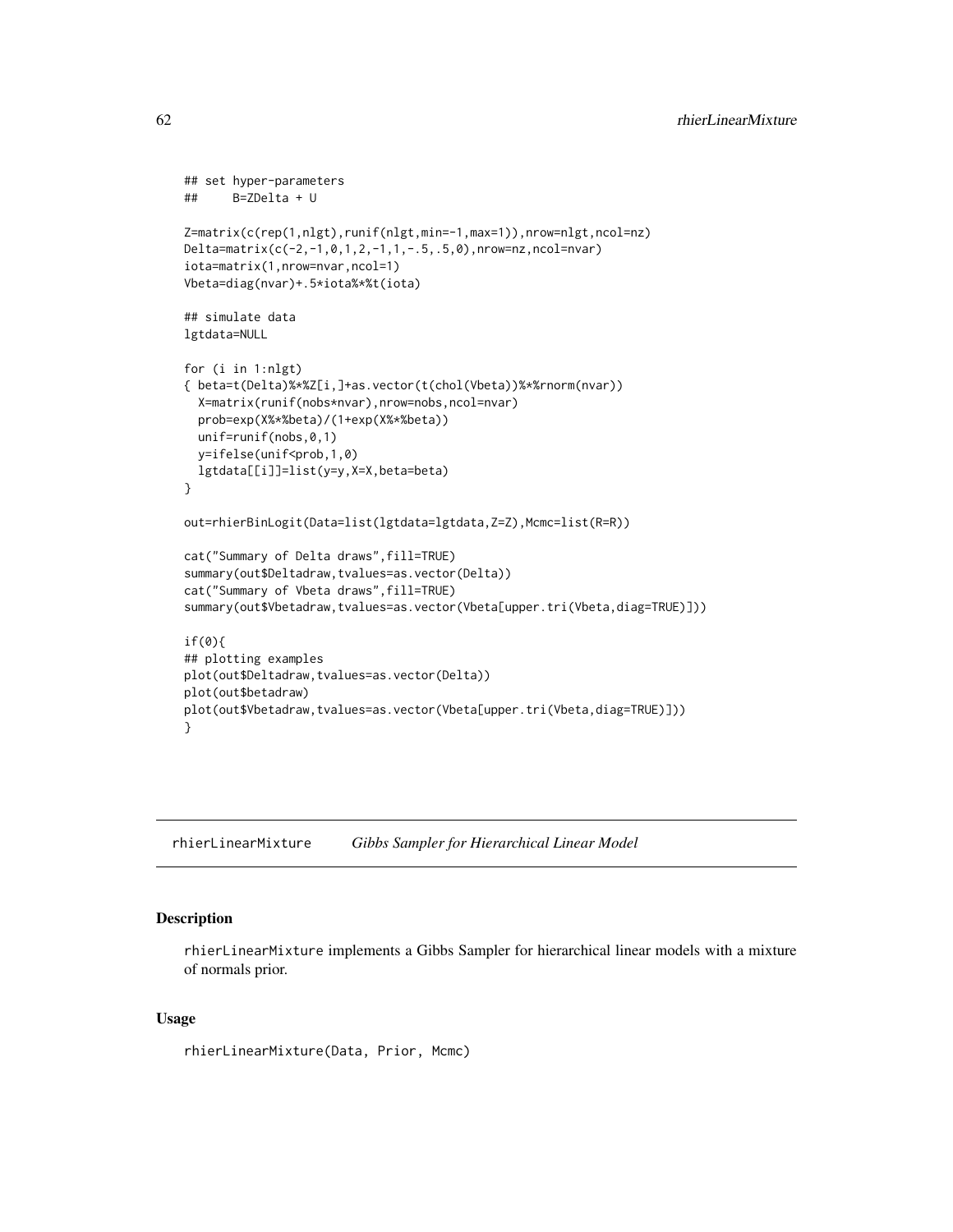```
## set hyper-parameters
##     B=ZDelta + U

Z=matrix(c(rep(1,nlgt),runif(nlgt,min=-1,max=1)),nrow=nlgt,ncol=nz)
Delta=matrix(c(-2,-1,0,1,2,-1,1,-.5,.5,0),nrow=nz,ncol=nvar)
iota=matrix(1,nrow=nvar,ncol=1)
Vbeta=diag(nvar)+.5*iota%*%t(iota)

## simulate data
lgtdata=NULL

for (i in 1:nlgt)
{ beta=t(Delta)%*%Z[i,]+as.vector(t(chol(Vbeta))%*%rnorm(nvar))
  X=matrix(runif(nobs*nvar),nrow=nobs,ncol=nvar)
  prob=exp(X%*%beta)/(1+exp(X%*%beta))
  unif=runif(nobs,0,1)
  y=ifelse(unif<prob,1,0)
  lgtdata[[i]]=list(y=y,X=X,beta=beta)
}

out=rhierBinLogit(Data=list(lgtdata=lgtdata,Z=Z),Mcmc=list(R=R))

cat("Summary of Delta draws",fill=TRUE)
summary(out$Deltadraw,tvalues=as.vector(Delta))
cat("Summary of Vbeta draws",fill=TRUE)
summary(out$Vbetadraw,tvalues=as.vector(Vbeta[upper.tri(Vbeta,diag=TRUE)]))

if(0){
## plotting examples
plot(out$Deltadraw,tvalues=as.vector(Delta))
plot(out$betadraw)
plot(out$Vbetadraw,tvalues=as.vector(Vbeta[upper.tri(Vbeta,diag=TRUE)]))
}
```

---

## rhierLinearMixture *Gibbs Sampler for Hierarchical Linear Model*

### Description

rhierLinearMixture implements a Gibbs Sampler for hierarchical linear models with a mixture of normals prior.

### Usage

```
rhierLinearMixture(Data, Prior, Mcmc)
```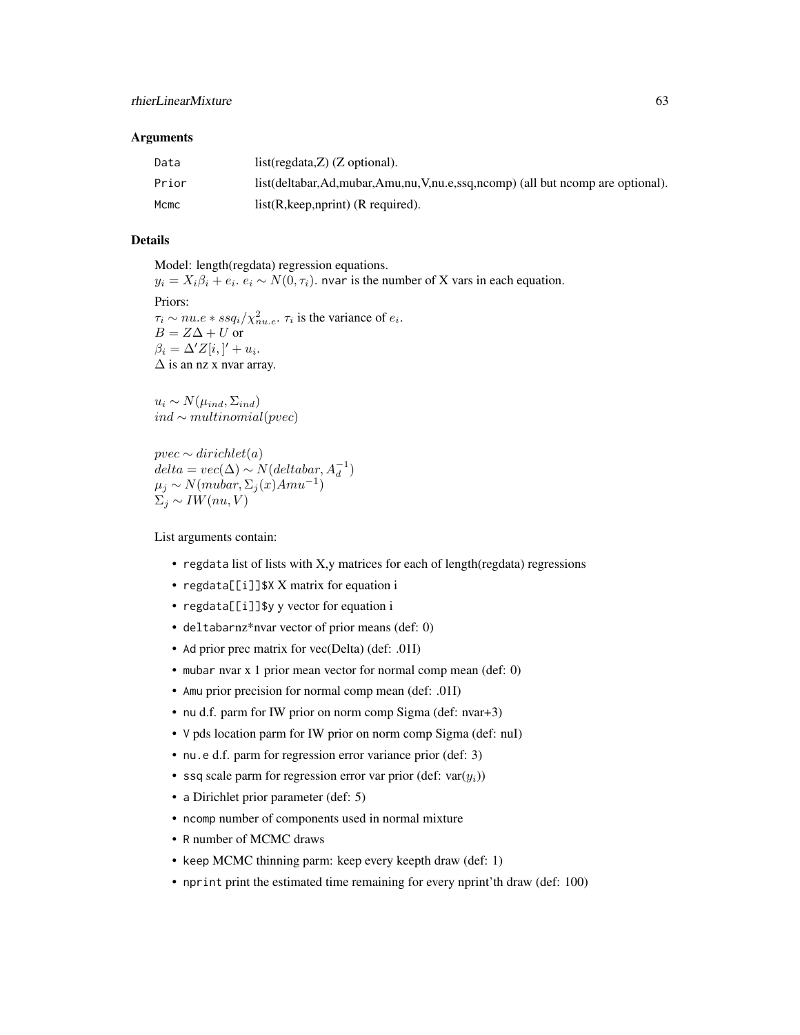## Arguments

| | |
|---|---|
| Data | list(regdata,Z) (Z optional). |
| Prior | list(deltabar,Ad,mubar,Amu,nu,V,nu.e,ssq,ncomp) (all but ncomp are optional). |
| Mcmc | list(R,keep,nprint) (R required). |

## Details

Model: length(regdata) regression equations.
$y_i = X_i \beta_i + e_i$. $e_i \sim N(0, \tau_i)$. nvar is the number of X vars in each equation.

Priors:
$\tau_i \sim nu.e * ssq_i / \chi^2_{nu.e}$. $\tau_i$ is the variance of $e_i$.
$B = Z\Delta + U$ or
$\beta_i = \Delta' Z[i,]' + u_i$.
$\Delta$ is an nz x nvar array.

$u_i \sim N(\mu_{ind}, \Sigma_{ind})$
$ind \sim multinomial(pvec)$

$pvec \sim dirichlet(a)$
$delta = vec(\Delta) \sim N(deltabar, A_d^{-1})$
$\mu_j \sim N(mubar, \Sigma_j(x) Amu^{-1})$
$\Sigma_j \sim IW(nu, V)$

List arguments contain:

- regdata list of lists with X,y matrices for each of length(regdata) regressions
- regdata[[i]]$X X matrix for equation i
- regdata[[i]]$y y vector for equation i
- deltabarnz*nvar vector of prior means (def: 0)
- Ad prior prec matrix for vec(Delta) (def: .01I)
- mubar nvar x 1 prior mean vector for normal comp mean (def: 0)
- Amu prior precision for normal comp mean (def: .01I)
- nu d.f. parm for IW prior on norm comp Sigma (def: nvar+3)
- V pds location parm for IW prior on norm comp Sigma (def: nuI)
- nu.e d.f. parm for regression error variance prior (def: 3)
- ssq scale parm for regression error var prior (def: var($y_i$))
- a Dirichlet prior parameter (def: 5)
- ncomp number of components used in normal mixture
- R number of MCMC draws
- keep MCMC thinning parm: keep every keepth draw (def: 1)
- nprint print the estimated time remaining for every nprint'th draw (def: 100)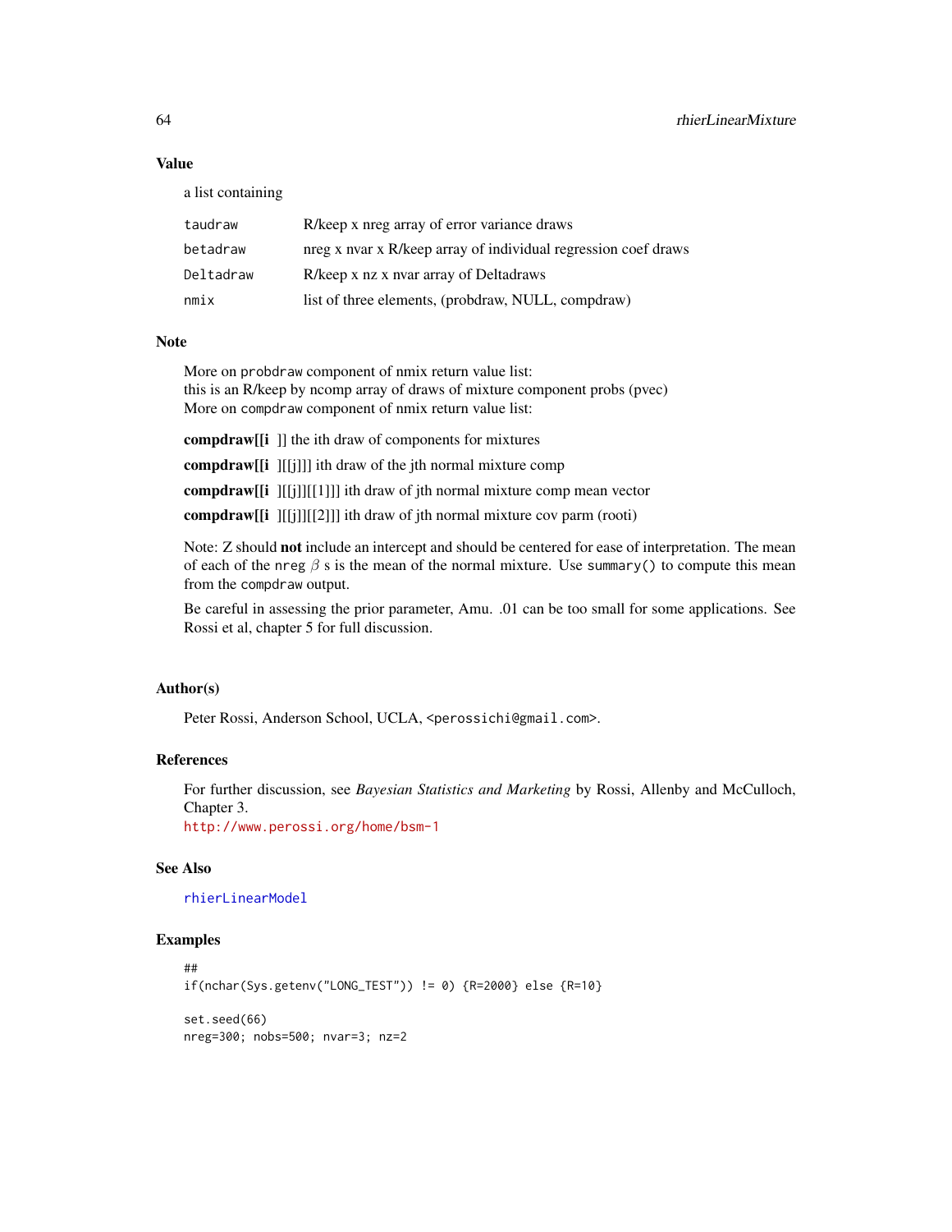## Value

a list containing

| | |
|---|---|
| taudraw | R/keep x nreg array of error variance draws |
| betadraw | nreg x nvar x R/keep array of individual regression coef draws |
| Deltadraw | R/keep x nz x nvar array of Deltadraws |
| nmix | list of three elements, (probdraw, NULL, compdraw) |

## Note

More on `probdraw` component of nmix return value list:
this is an R/keep by ncomp array of draws of mixture component probs (pvec)
More on `compdraw` component of nmix return value list:

**compdraw[[i ]]** the ith draw of components for mixtures

**compdraw[[i ]][[j]]** ith draw of the jth normal mixture comp

**compdraw[[i ]][[j]][[1]]** ith draw of jth normal mixture comp mean vector

**compdraw[[i ]][[j]][[2]]** ith draw of jth normal mixture cov parm (rooti)

Note: Z should **not** include an intercept and should be centered for ease of interpretation. The mean of each of the `nreg` $\beta$ s is the mean of the normal mixture. Use `summary()` to compute this mean from the `compdraw` output.

Be careful in assessing the prior parameter, Amu. .01 can be too small for some applications. See Rossi et al, chapter 5 for full discussion.

## Author(s)

Peter Rossi, Anderson School, UCLA, <perossichi@gmail.com>.

## References

For further discussion, see *Bayesian Statistics and Marketing* by Rossi, Allenby and McCulloch, Chapter 3.
http://www.perossi.org/home/bsm-1

## See Also

rhierLinearModel

## Examples

```
##
if(nchar(Sys.getenv("LONG_TEST")) != 0) {R=2000} else {R=10}

set.seed(66)
nreg=300; nobs=500; nvar=3; nz=2
```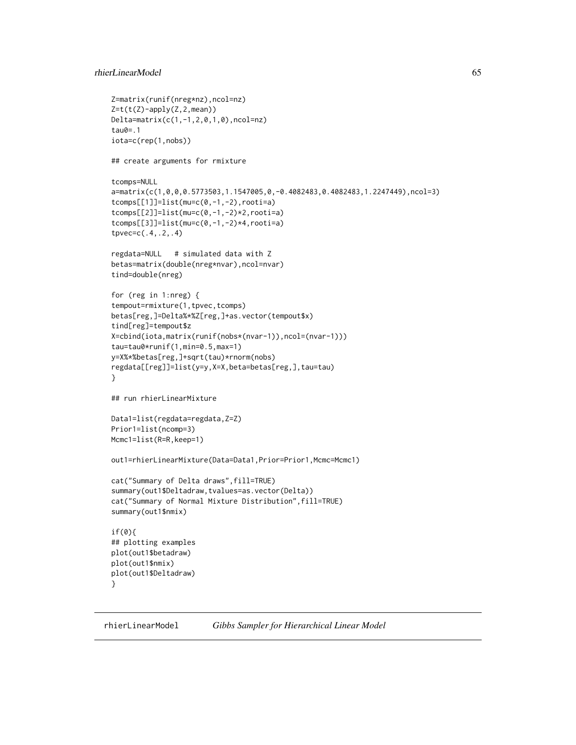```
Z=matrix(runif(nreg*nz),ncol=nz)
Z=t(t(Z)-apply(Z,2,mean))
Delta=matrix(c(1,-1,2,0,1,0),ncol=nz)
tau0=.1
iota=c(rep(1,nobs))

## create arguments for rmixture

tcomps=NULL
a=matrix(c(1,0,0,0.5773503,1.1547005,0,-0.4082483,0.4082483,1.2247449),ncol=3)
tcomps[[1]]=list(mu=c(0,-1,-2),rooti=a)
tcomps[[2]]=list(mu=c(0,-1,-2)*2,rooti=a)
tcomps[[3]]=list(mu=c(0,-1,-2)*4,rooti=a)
tpvec=c(.4,.2,.4)

regdata=NULL   # simulated data with Z
betas=matrix(double(nreg*nvar),ncol=nvar)
tind=double(nreg)

for (reg in 1:nreg) {
tempout=rmixture(1,tpvec,tcomps)
betas[reg,]=Delta%*%Z[reg,]+as.vector(tempout$x)
tind[reg]=tempout$z
X=cbind(iota,matrix(runif(nobs*(nvar-1)),ncol=(nvar-1)))
tau=tau0*runif(1,min=0.5,max=1)
y=X%*%betas[reg,]+sqrt(tau)*rnorm(nobs)
regdata[[reg]]=list(y=y,X=X,beta=betas[reg,],tau=tau)
}

## run rhierLinearMixture

Data1=list(regdata=regdata,Z=Z)
Prior1=list(ncomp=3)
Mcmc1=list(R=R,keep=1)

out1=rhierLinearMixture(Data=Data1,Prior=Prior1,Mcmc=Mcmc1)

cat("Summary of Delta draws",fill=TRUE)
summary(out1$Deltadraw,tvalues=as.vector(Delta))
cat("Summary of Normal Mixture Distribution",fill=TRUE)
summary(out1$nmix)

if(0){
## plotting examples
plot(out1$betadraw)
plot(out1$nmix)
plot(out1$Deltadraw)
}
```

---

# rhierLinearModel — *Gibbs Sampler for Hierarchical Linear Model*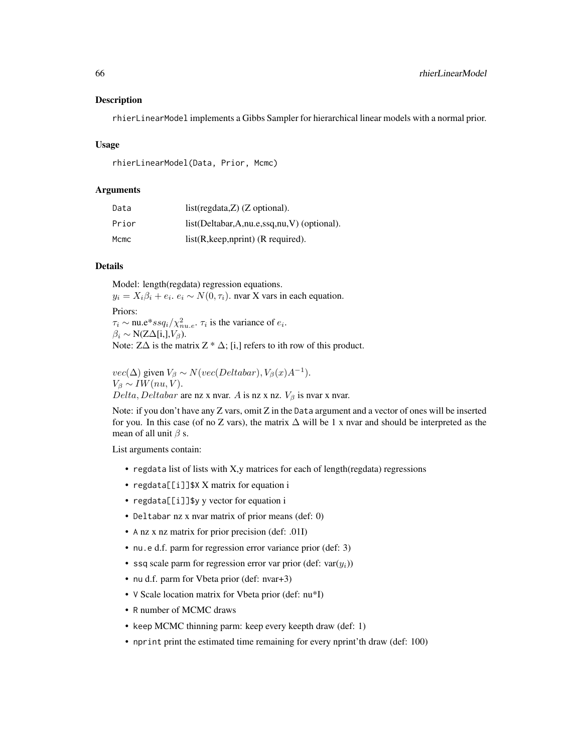## Description

`rhierLinearModel` implements a Gibbs Sampler for hierarchical linear models with a normal prior.

## Usage

```
rhierLinearModel(Data, Prior, Mcmc)
```

## Arguments

| | |
|---|---|
| Data | list(regdata,Z) (Z optional). |
| Prior | list(Deltabar,A,nu.e,ssq,nu,V) (optional). |
| Mcmc | list(R,keep,nprint) (R required). |

## Details

Model: length(regdata) regression equations.
$y_i = X_i\beta_i + e_i$. $e_i \sim N(0, \tau_i)$. nvar X vars in each equation.

Priors:
$\tau_i \sim$ nu.e*$ssq_i/\chi^2_{nu.e}$. $\tau_i$ is the variance of $e_i$.
$\beta_i \sim$ N(Z$\Delta$[i,],$V_\beta$).
Note: Z$\Delta$ is the matrix Z * $\Delta$; [i,] refers to ith row of this product.

$vec(\Delta)$ given $V_\beta \sim N(vec(Deltabar), V_\beta(x)A^{-1})$.
$V_\beta \sim IW(nu, V)$.
$Delta, Deltabar$ are nz x nvar. $A$ is nz x nz. $V_\beta$ is nvar x nvar.

Note: if you don't have any Z vars, omit Z in the `Data` argument and a vector of ones will be inserted for you. In this case (of no Z vars), the matrix $\Delta$ will be 1 x nvar and should be interpreted as the mean of all unit $\beta$ s.

List arguments contain:

- `regdata` list of lists with X,y matrices for each of length(regdata) regressions
- `regdata[[i]]$X` X matrix for equation i
- `regdata[[i]]$y` y vector for equation i
- `Deltabar` nz x nvar matrix of prior means (def: 0)
- `A` nz x nz matrix for prior precision (def: .01I)
- `nu.e` d.f. parm for regression error variance prior (def: 3)
- `ssq` scale parm for regression error var prior (def: var($y_i$))
- `nu` d.f. parm for Vbeta prior (def: nvar+3)
- `V` Scale location matrix for Vbeta prior (def: nu*I)
- `R` number of MCMC draws
- `keep` MCMC thinning parm: keep every keepth draw (def: 1)
- `nprint` print the estimated time remaining for every nprint'th draw (def: 100)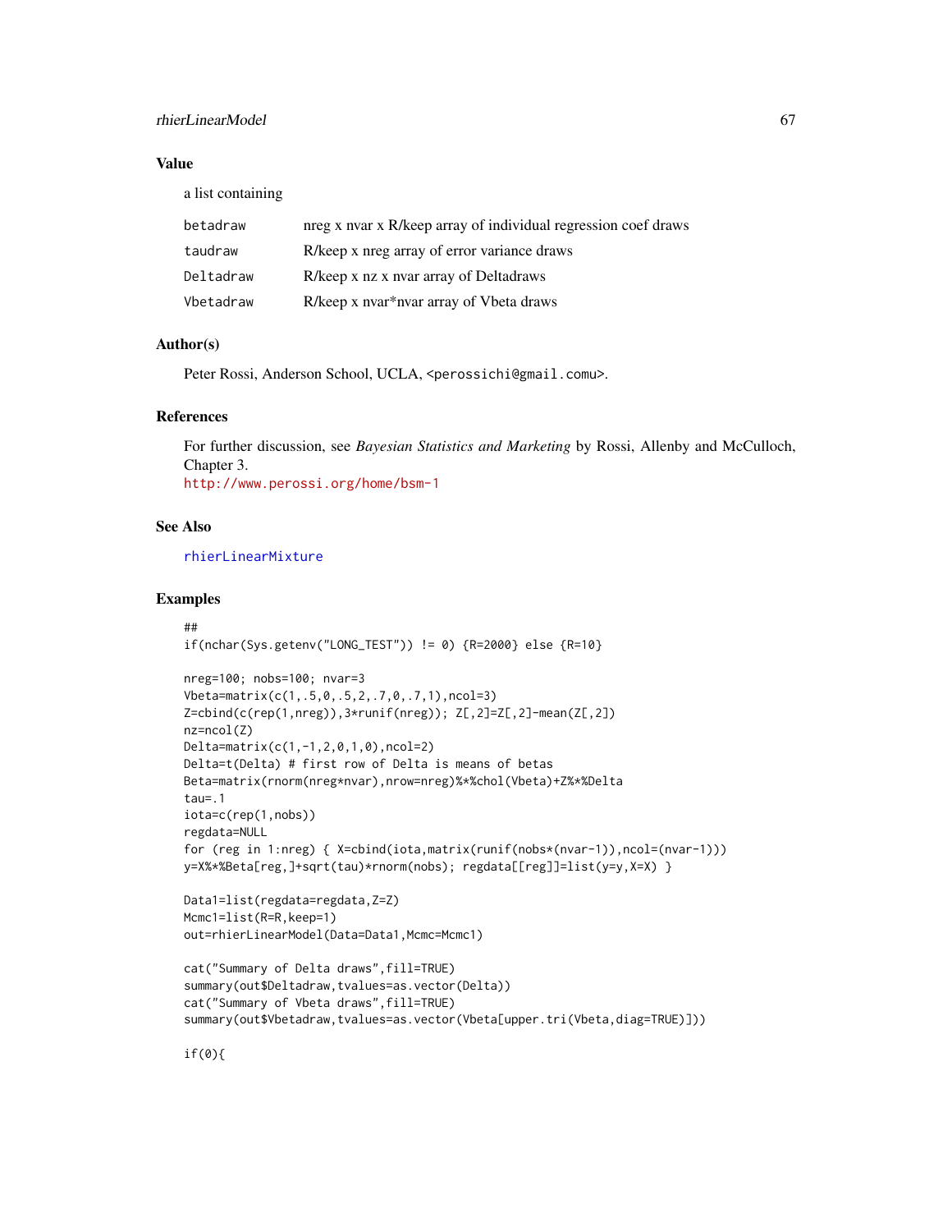## Value

a list containing

| | |
|---|---|
| betadraw | nreg x nvar x R/keep array of individual regression coef draws |
| taudraw | R/keep x nreg array of error variance draws |
| Deltadraw | R/keep x nz x nvar array of Deltadraws |
| Vbetadraw | R/keep x nvar*nvar array of Vbeta draws |

## Author(s)

Peter Rossi, Anderson School, UCLA, <perossichi@gmail.comu>.

## References

For further discussion, see *Bayesian Statistics and Marketing* by Rossi, Allenby and McCulloch, Chapter 3.
http://www.perossi.org/home/bsm-1

## See Also

rhierLinearMixture

## Examples

```
##
if(nchar(Sys.getenv("LONG_TEST")) != 0) {R=2000} else {R=10}

nreg=100; nobs=100; nvar=3
Vbeta=matrix(c(1,.5,0,.5,2,.7,0,.7,1),ncol=3)
Z=cbind(c(rep(1,nreg)),3*runif(nreg)); Z[,2]=Z[,2]-mean(Z[,2])
nz=ncol(Z)
Delta=matrix(c(1,-1,2,0,1,0),ncol=2)
Delta=t(Delta) # first row of Delta is means of betas
Beta=matrix(rnorm(nreg*nvar),nrow=nreg)%*%chol(Vbeta)+Z%*%Delta
tau=.1
iota=c(rep(1,nobs))
regdata=NULL
for (reg in 1:nreg) { X=cbind(iota,matrix(runif(nobs*(nvar-1)),ncol=(nvar-1)))
y=X%*%Beta[reg,]+sqrt(tau)*rnorm(nobs); regdata[[reg]]=list(y=y,X=X) }

Data1=list(regdata=regdata,Z=Z)
Mcmc1=list(R=R,keep=1)
out=rhierLinearModel(Data=Data1,Mcmc=Mcmc1)

cat("Summary of Delta draws",fill=TRUE)
summary(out$Deltadraw,tvalues=as.vector(Delta))
cat("Summary of Vbeta draws",fill=TRUE)
summary(out$Vbetadraw,tvalues=as.vector(Vbeta[upper.tri(Vbeta,diag=TRUE)]))

if(0){
```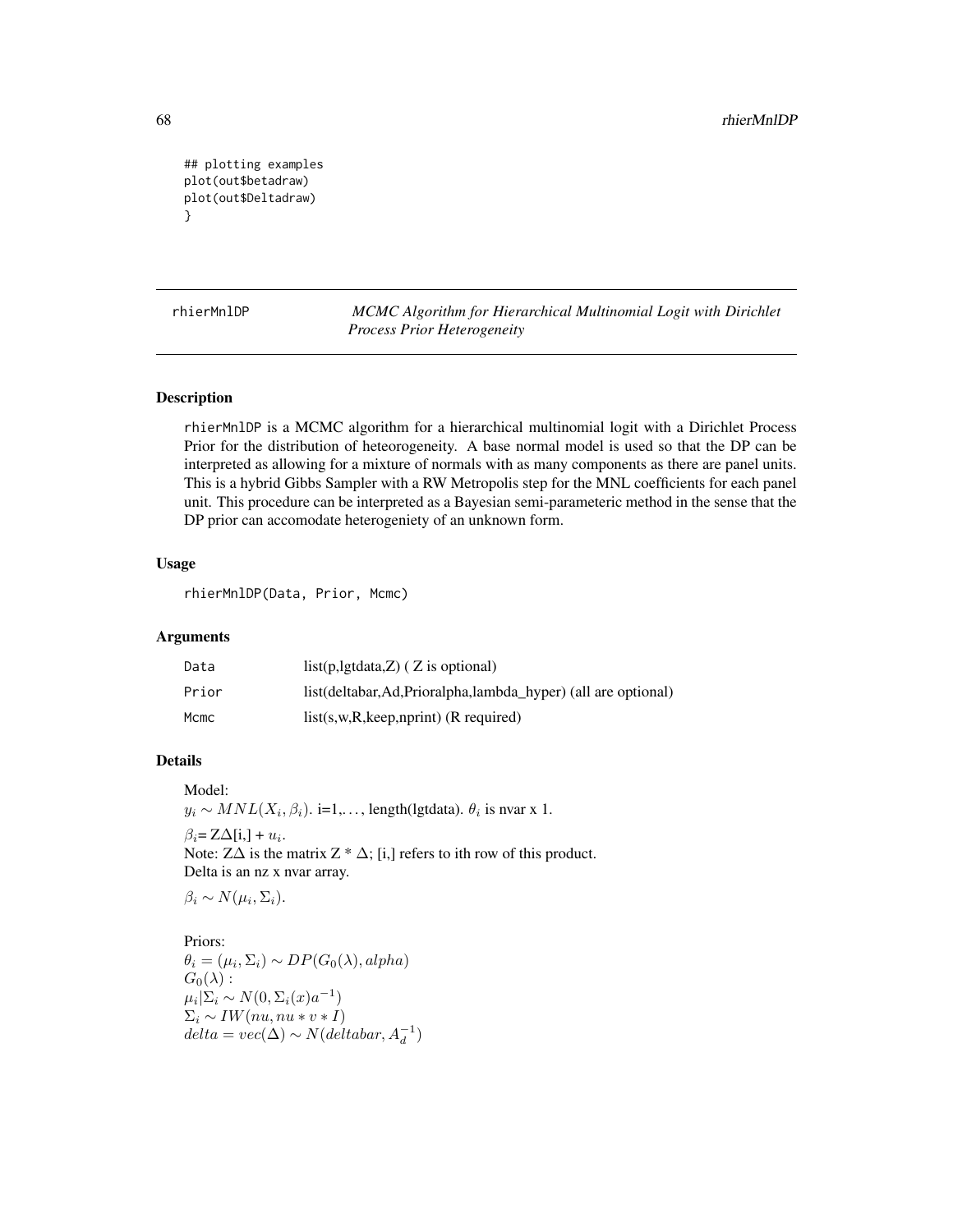```
## plotting examples
plot(out$betadraw)
plot(out$Deltadraw)
}
```

---

rhierMnlDP — *MCMC Algorithm for Hierarchical Multinomial Logit with Dirichlet Process Prior Heterogeneity*

---

## Description

rhierMnlDP is a MCMC algorithm for a hierarchical multinomial logit with a Dirichlet Process Prior for the distribution of heteorogeneity. A base normal model is used so that the DP can be interpreted as allowing for a mixture of normals with as many components as there are panel units. This is a hybrid Gibbs Sampler with a RW Metropolis step for the MNL coefficients for each panel unit. This procedure can be interpreted as a Bayesian semi-parameteric method in the sense that the DP prior can accomodate heterogeniety of an unknown form.

## Usage

```
rhierMnlDP(Data, Prior, Mcmc)
```

## Arguments

| | |
|---|---|
| Data | list(p,lgtdata,Z) ( Z is optional) |
| Prior | list(deltabar,Ad,Prioralpha,lambda_hyper) (all are optional) |
| Mcmc | list(s,w,R,keep,nprint) (R required) |

## Details

Model:
$y_i \sim MNL(X_i, \beta_i)$. i=1,..., length(lgtdata). $\theta_i$ is nvar x 1.

$\beta_i$= Z$\Delta$[i,] + $u_i$.
Note: Z$\Delta$ is the matrix Z * $\Delta$; [i,] refers to ith row of this product.
Delta is an nz x nvar array.

$\beta_i \sim N(\mu_i, \Sigma_i)$.

Priors:
$\theta_i = (\mu_i, \Sigma_i) \sim DP(G_0(\lambda), alpha)$
$G_0(\lambda)$ :
$\mu_i|\Sigma_i \sim N(0, \Sigma_i(x)a^{-1})$
$\Sigma_i \sim IW(nu, nu * v * I)$
$delta = vec(\Delta) \sim N(deltabar, A_d^{-1})$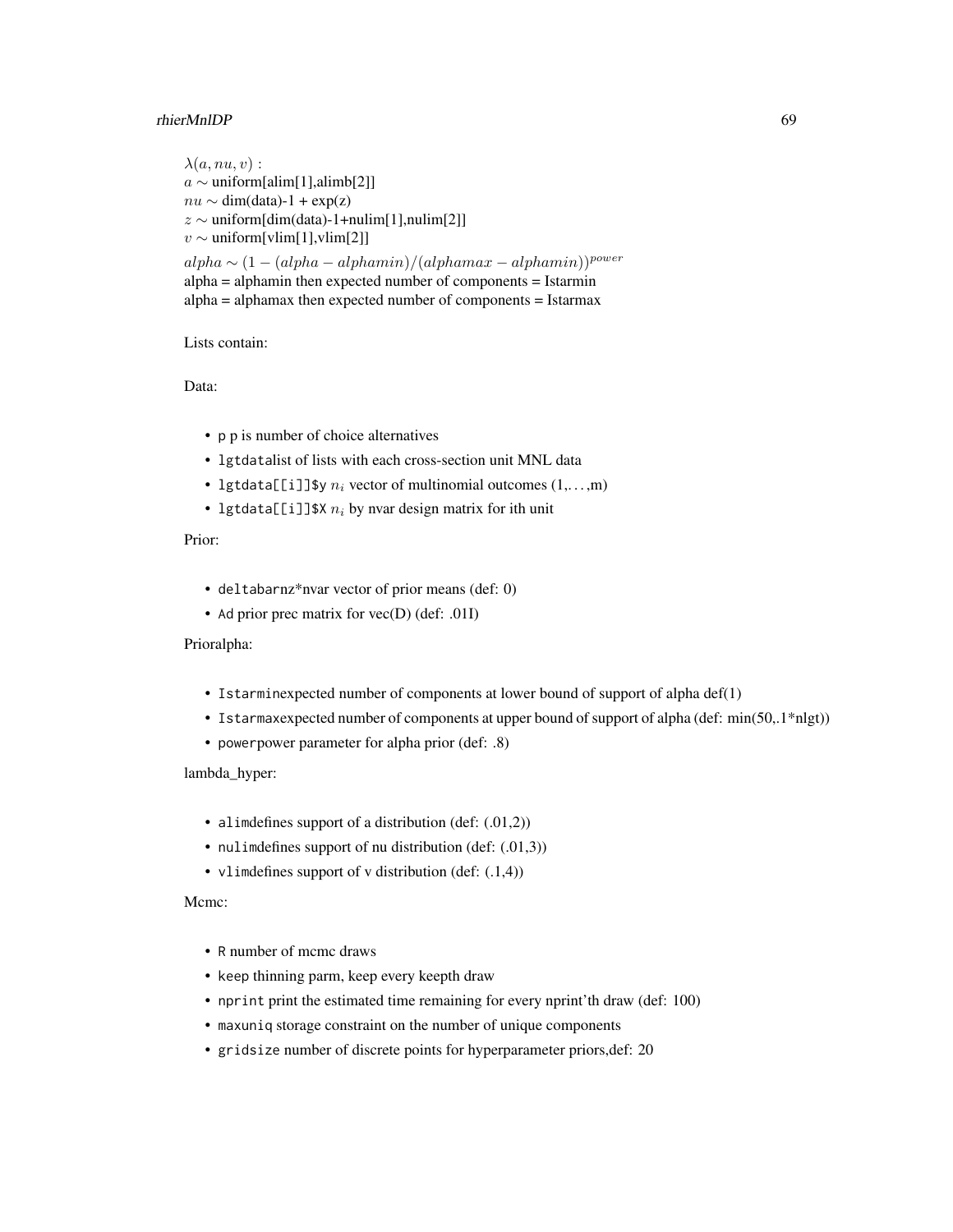$\lambda(a, nu, v)$ :
$a \sim$ uniform[alim[1],alimb[2]]
$nu \sim$ dim(data)-1 + exp(z)
$z \sim$ uniform[dim(data)-1+nulim[1],nulim[2]]
$v \sim$ uniform[vlim[1],vlim[2]]

$alpha \sim (1 - (alpha - alphamin)/(alphamax - alphamin))^{power}$
alpha = alphamin then expected number of components = Istarmin
alpha = alphamax then expected number of components = Istarmax

Lists contain:

Data:

- `p` p is number of choice alternatives
- `lgtdata`list of lists with each cross-section unit MNL data
- `lgtdata[[i]]$y` $n_i$ vector of multinomial outcomes (1,. . . ,m)
- `lgtdata[[i]]$X` $n_i$ by nvar design matrix for ith unit

Prior:

- `deltabar`nz*nvar vector of prior means (def: 0)
- `Ad` prior prec matrix for vec(D) (def: .01I)

Prioralpha:

- `Istarmin`expected number of components at lower bound of support of alpha def(1)
- `Istarmax`expected number of components at upper bound of support of alpha (def: min(50,.1*nlgt))
- `power`power parameter for alpha prior (def: .8)

lambda_hyper:

- `alim`defines support of a distribution (def: (.01,2))
- `nulim`defines support of nu distribution (def: (.01,3))
- `vlim`defines support of v distribution (def: (.1,4))

Mcmc:

- `R` number of mcmc draws
- `keep` thinning parm, keep every keepth draw
- `nprint` print the estimated time remaining for every nprint'th draw (def: 100)
- `maxuniq` storage constraint on the number of unique components
- `gridsize` number of discrete points for hyperparameter priors,def: 20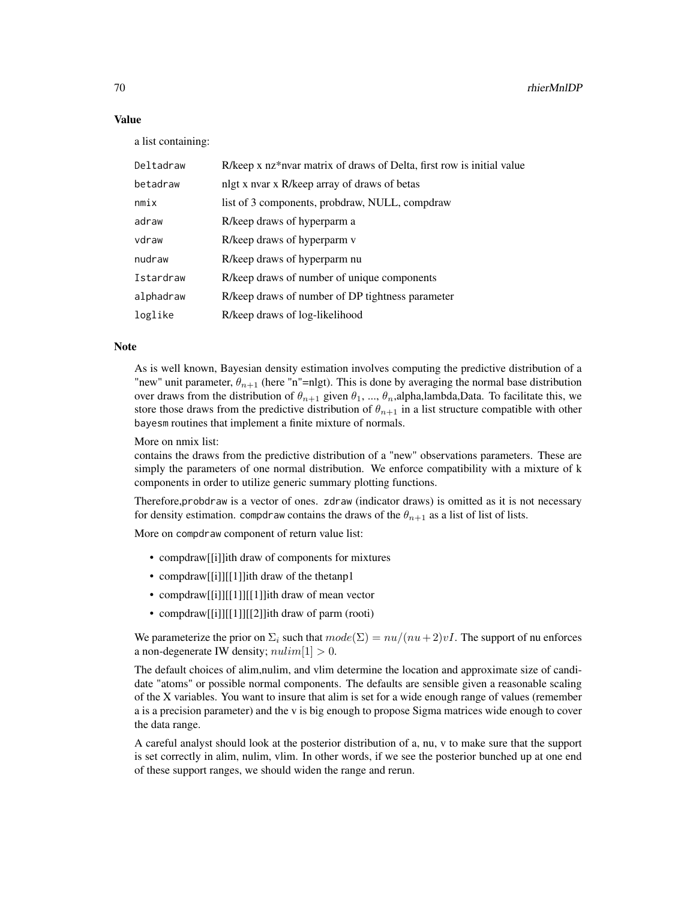## Value

a list containing:

| | |
|---|---|
| Deltadraw | R/keep x nz*nvar matrix of draws of Delta, first row is initial value |
| betadraw | nlgt x nvar x R/keep array of draws of betas |
| nmix | list of 3 components, probdraw, NULL, compdraw |
| adraw | R/keep draws of hyperparm a |
| vdraw | R/keep draws of hyperparm v |
| nudraw | R/keep draws of hyperparm nu |
| Istardraw | R/keep draws of number of unique components |
| alphadraw | R/keep draws of number of DP tightness parameter |
| loglike | R/keep draws of log-likelihood |

## Note

As is well known, Bayesian density estimation involves computing the predictive distribution of a "new" unit parameter, $\theta_{n+1}$ (here "n"=nlgt). This is done by averaging the normal base distribution over draws from the distribution of $\theta_{n+1}$ given $\theta_1$, ..., $\theta_n$,alpha,lambda,Data. To facilitate this, we store those draws from the predictive distribution of $\theta_{n+1}$ in a list structure compatible with other bayesm routines that implement a finite mixture of normals.

More on nmix list:
contains the draws from the predictive distribution of a "new" observations parameters. These are simply the parameters of one normal distribution. We enforce compatibility with a mixture of k components in order to utilize generic summary plotting functions.

Therefore,probdraw is a vector of ones. zdraw (indicator draws) is omitted as it is not necessary for density estimation. compdraw contains the draws of the $\theta_{n+1}$ as a list of list of lists.

More on compdraw component of return value list:

- compdraw[[i]]ith draw of components for mixtures
- compdraw[[i]][[1]]ith draw of the thetanp1
- compdraw[[i]][[1]][[1]]ith draw of mean vector
- compdraw[[i]][[1]][[2]]ith draw of parm (rooti)

We parameterize the prior on $\Sigma_i$ such that $mode(\Sigma) = nu/(nu+2)vI$. The support of nu enforces a non-degenerate IW density; $nulim[1] > 0$.

The default choices of alim,nulim, and vlim determine the location and approximate size of candidate "atoms" or possible normal components. The defaults are sensible given a reasonable scaling of the X variables. You want to insure that alim is set for a wide enough range of values (remember a is a precision parameter) and the v is big enough to propose Sigma matrices wide enough to cover the data range.

A careful analyst should look at the posterior distribution of a, nu, v to make sure that the support is set correctly in alim, nulim, vlim. In other words, if we see the posterior bunched up at one end of these support ranges, we should widen the range and rerun.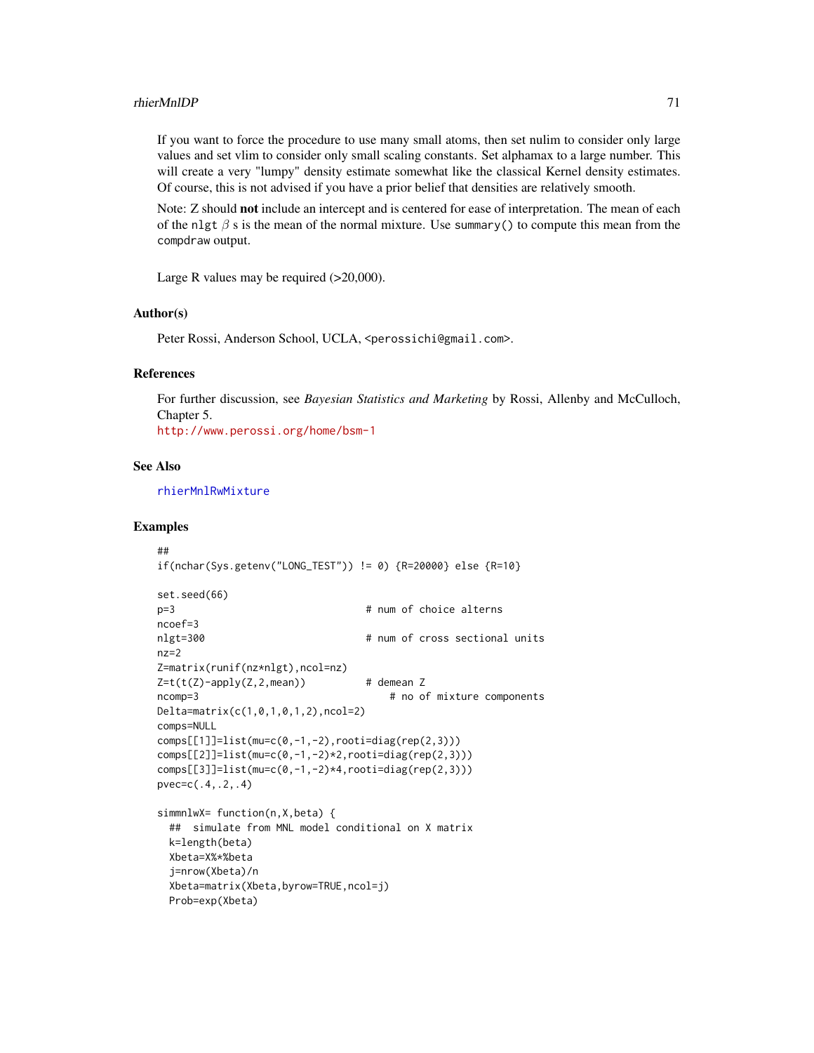If you want to force the procedure to use many small atoms, then set nulim to consider only large values and set vlim to consider only small scaling constants. Set alphamax to a large number. This will create a very "lumpy" density estimate somewhat like the classical Kernel density estimates. Of course, this is not advised if you have a prior belief that densities are relatively smooth.

Note: Z should **not** include an intercept and is centered for ease of interpretation. The mean of each of the `nlgt` $\beta$ s is the mean of the normal mixture. Use `summary()` to compute this mean from the `compdraw` output.

Large R values may be required (>20,000).

## Author(s)

Peter Rossi, Anderson School, UCLA, <perossichi@gmail.com>.

## References

For further discussion, see *Bayesian Statistics and Marketing* by Rossi, Allenby and McCulloch, Chapter 5.
http://www.perossi.org/home/bsm-1

## See Also

rhierMnlRwMixture

## Examples

```
##
if(nchar(Sys.getenv("LONG_TEST")) != 0) {R=20000} else {R=10}

set.seed(66)
p=3                                # num of choice alterns
ncoef=3
nlgt=300                           # num of cross sectional units
nz=2
Z=matrix(runif(nz*nlgt),ncol=nz)
Z=t(t(Z)-apply(Z,2,mean))          # demean Z
ncomp=3                                # no of mixture components
Delta=matrix(c(1,0,1,0,1,2),ncol=2)
comps=NULL
comps[[1]]=list(mu=c(0,-1,-2),rooti=diag(rep(2,3)))
comps[[2]]=list(mu=c(0,-1,-2)*2,rooti=diag(rep(2,3)))
comps[[3]]=list(mu=c(0,-1,-2)*4,rooti=diag(rep(2,3)))
pvec=c(.4,.2,.4)

simmnlwX= function(n,X,beta) {
  ##  simulate from MNL model conditional on X matrix
  k=length(beta)
  Xbeta=X%*%beta
  j=nrow(Xbeta)/n
  Xbeta=matrix(Xbeta,byrow=TRUE,ncol=j)
  Prob=exp(Xbeta)
```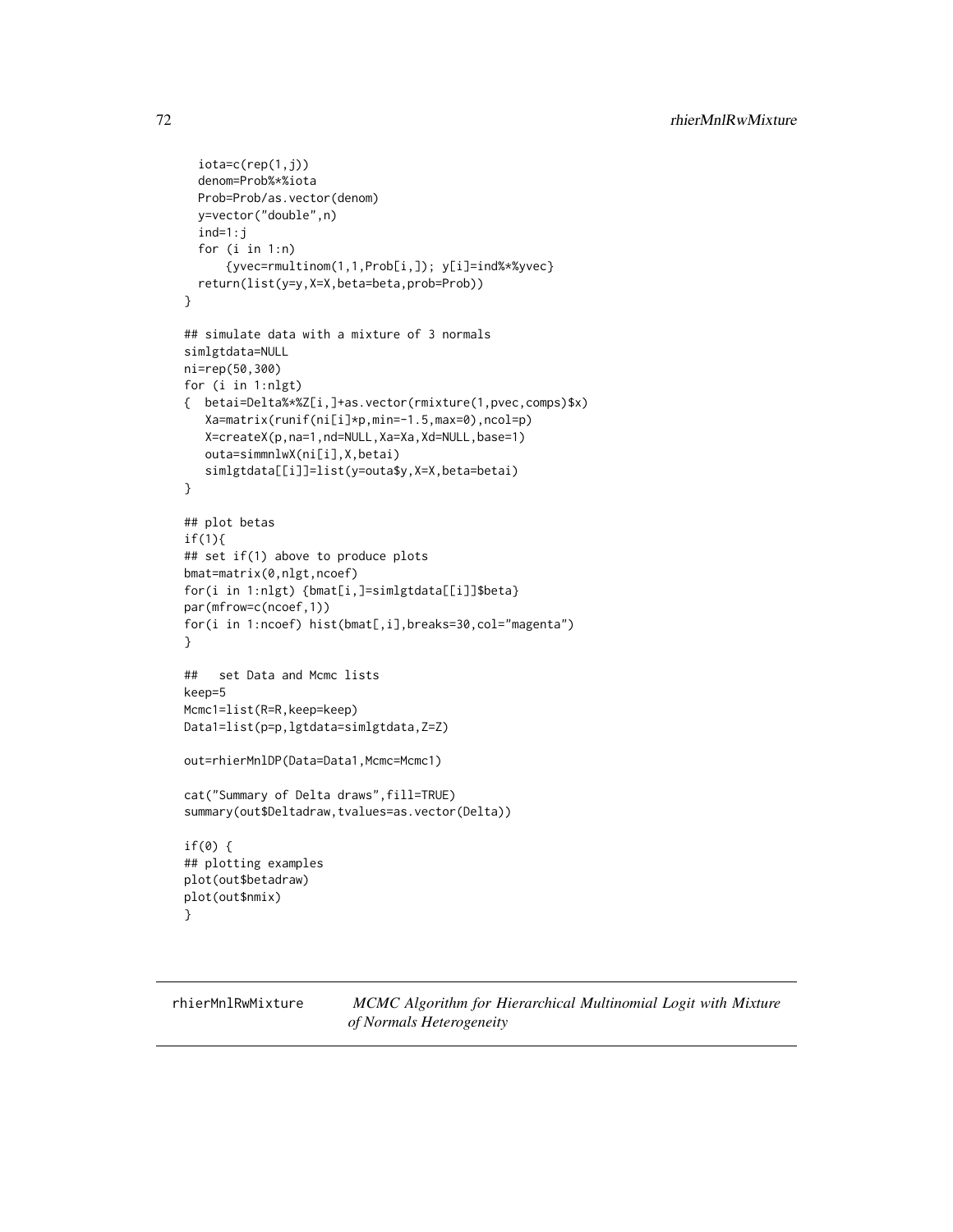```
  iota=c(rep(1,j))
  denom=Prob%*%iota
  Prob=Prob/as.vector(denom)
  y=vector("double",n)
  ind=1:j
  for (i in 1:n)
      {yvec=rmultinom(1,1,Prob[i,]); y[i]=ind%*%yvec}
  return(list(y=y,X=X,beta=beta,prob=Prob))
}

## simulate data with a mixture of 3 normals
simlgtdata=NULL
ni=rep(50,300)
for (i in 1:nlgt)
{  betai=Delta%*%Z[i,]+as.vector(rmixture(1,pvec,comps)$x)
   Xa=matrix(runif(ni[i]*p,min=-1.5,max=0),ncol=p)
   X=createX(p,na=1,nd=NULL,Xa=Xa,Xd=NULL,base=1)
   outa=simmnlwX(ni[i],X,betai)
   simlgtdata[[i]]=list(y=outa$y,X=X,beta=betai)
}

## plot betas
if(1){
## set if(1) above to produce plots
bmat=matrix(0,nlgt,ncoef)
for(i in 1:nlgt) {bmat[i,]=simlgtdata[[i]]$beta}
par(mfrow=c(ncoef,1))
for(i in 1:ncoef) hist(bmat[,i],breaks=30,col="magenta")
}

##   set Data and Mcmc lists
keep=5
Mcmc1=list(R=R,keep=keep)
Data1=list(p=p,lgtdata=simlgtdata,Z=Z)

out=rhierMnlDP(Data=Data1,Mcmc=Mcmc1)

cat("Summary of Delta draws",fill=TRUE)
summary(out$Deltadraw,tvalues=as.vector(Delta))

if(0) {
## plotting examples
plot(out$betadraw)
plot(out$nmix)
}
```

---

rhierMnlRwMixture &emsp; *MCMC Algorithm for Hierarchical Multinomial Logit with Mixture of Normals Heterogeneity*

---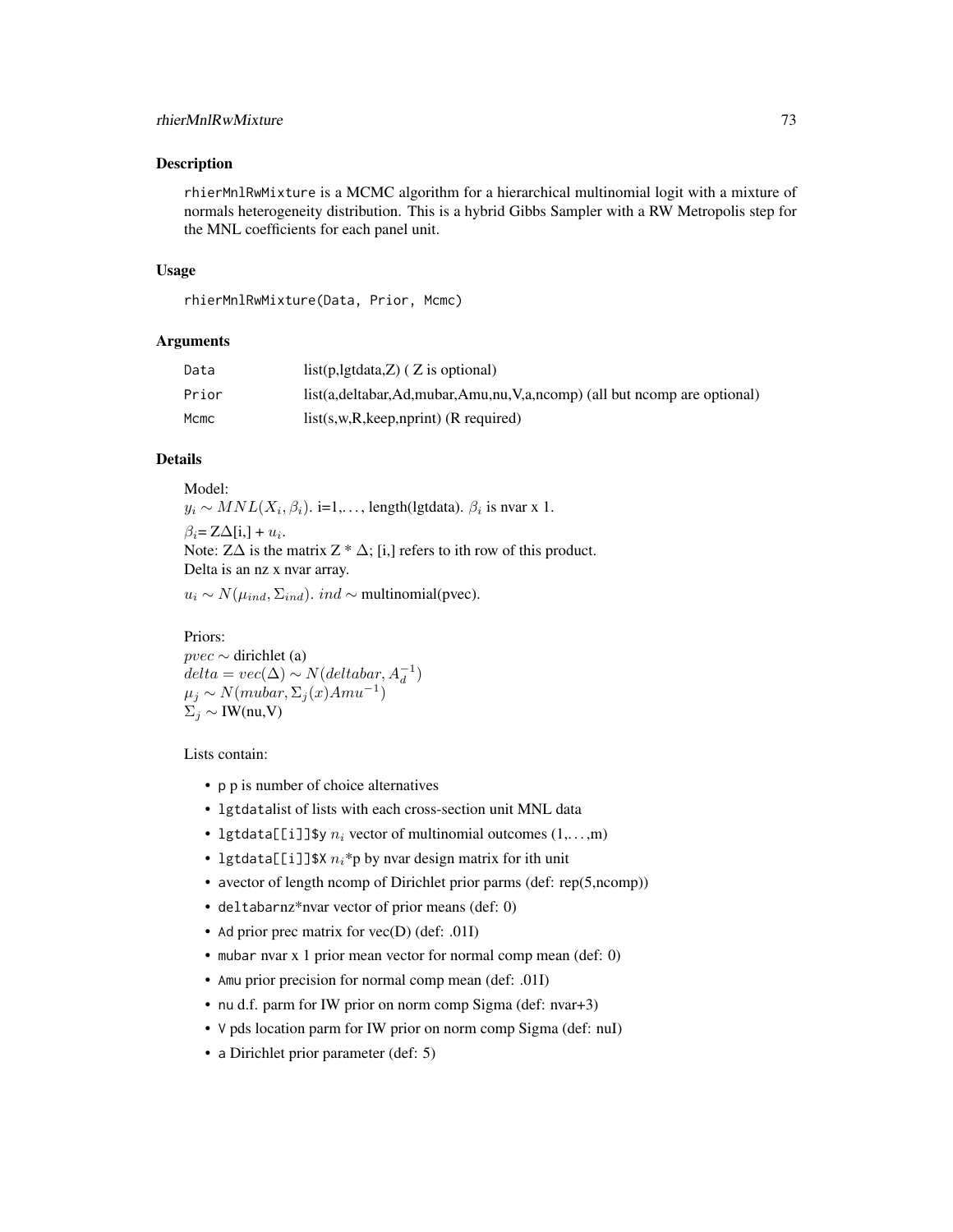## Description

rhierMnlRwMixture is a MCMC algorithm for a hierarchical multinomial logit with a mixture of normals heterogeneity distribution. This is a hybrid Gibbs Sampler with a RW Metropolis step for the MNL coefficients for each panel unit.

## Usage

```
rhierMnlRwMixture(Data, Prior, Mcmc)
```

## Arguments

| | |
|---|---|
| Data | list(p,lgtdata,Z) ( Z is optional) |
| Prior | list(a,deltabar,Ad,mubar,Amu,nu,V,a,ncomp) (all but ncomp are optional) |
| Mcmc | list(s,w,R,keep,nprint) (R required) |

## Details

Model:
$y_i \sim MNL(X_i, \beta_i)$. i=1,..., length(lgtdata). $\beta_i$ is nvar x 1.

$\beta_i$= Z$\Delta$[i,] + $u_i$.
Note: Z$\Delta$ is the matrix Z * $\Delta$; [i,] refers to ith row of this product.
Delta is an nz x nvar array.

$u_i \sim N(\mu_{ind}, \Sigma_{ind})$. $ind \sim$ multinomial(pvec).

Priors:
$pvec \sim$ dirichlet (a)
$delta = vec(\Delta) \sim N(deltabar, A_d^{-1})$
$\mu_j \sim N(mubar, \Sigma_j(x)Amu^{-1})$
$\Sigma_j \sim$ IW(nu,V)

Lists contain:

- p p is number of choice alternatives
- lgtdatalist of lists with each cross-section unit MNL data
- lgtdata[[i]]$y $n_i$ vector of multinomial outcomes (1,...,m)
- lgtdata[[i]]$X $n_i$*p by nvar design matrix for ith unit
- avector of length ncomp of Dirichlet prior parms (def: rep(5,ncomp))
- deltabarnz*nvar vector of prior means (def: 0)
- Ad prior prec matrix for vec(D) (def: .01I)
- mubar nvar x 1 prior mean vector for normal comp mean (def: 0)
- Amu prior precision for normal comp mean (def: .01I)
- nu d.f. parm for IW prior on norm comp Sigma (def: nvar+3)
- V pds location parm for IW prior on norm comp Sigma (def: nuI)
- a Dirichlet prior parameter (def: 5)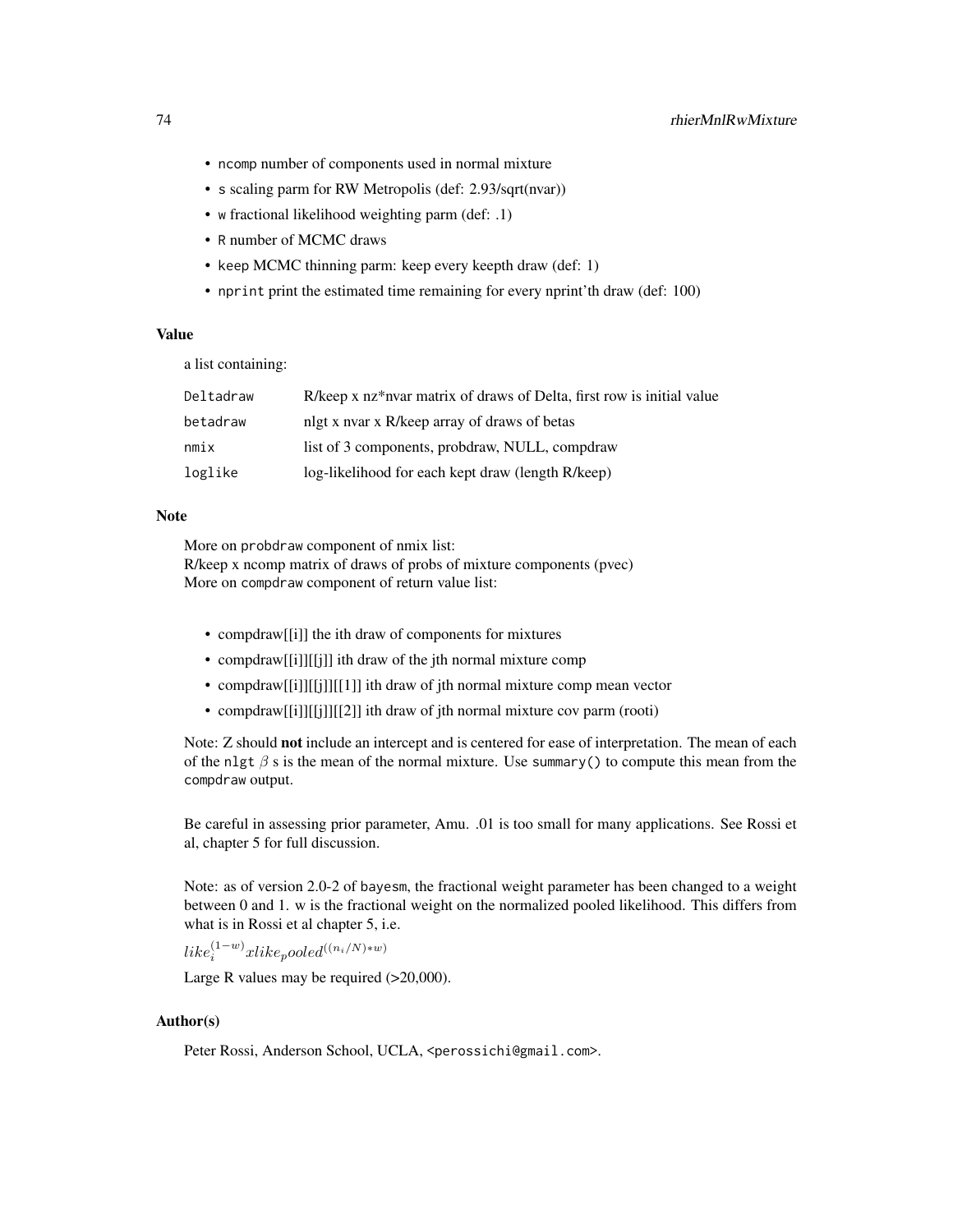- `ncomp` number of components used in normal mixture
- `s` scaling parm for RW Metropolis (def: 2.93/sqrt(nvar))
- `w` fractional likelihood weighting parm (def: .1)
- `R` number of MCMC draws
- `keep` MCMC thinning parm: keep every keepth draw (def: 1)
- `nprint` print the estimated time remaining for every nprint'th draw (def: 100)

## Value

a list containing:

| | |
|---|---|
| `Deltadraw` | R/keep x nz*nvar matrix of draws of Delta, first row is initial value |
| `betadraw` | nlgt x nvar x R/keep array of draws of betas |
| `nmix` | list of 3 components, probdraw, NULL, compdraw |
| `loglike` | log-likelihood for each kept draw (length R/keep) |

## Note

More on `probdraw` component of nmix list:
R/keep x ncomp matrix of draws of probs of mixture components (pvec)
More on `compdraw` component of return value list:

- compdraw[[i]] the ith draw of components for mixtures
- compdraw[[i]][[j]] ith draw of the jth normal mixture comp
- compdraw[[i]][[j]][[1]] ith draw of jth normal mixture comp mean vector
- compdraw[[i]][[j]][[2]] ith draw of jth normal mixture cov parm (rooti)

Note: Z should **not** include an intercept and is centered for ease of interpretation. The mean of each of the `nlgt` $\beta$ s is the mean of the normal mixture. Use `summary()` to compute this mean from the `compdraw` output.

Be careful in assessing prior parameter, Amu. .01 is too small for many applications. See Rossi et al, chapter 5 for full discussion.

Note: as of version 2.0-2 of `bayesm`, the fractional weight parameter has been changed to a weight between 0 and 1. w is the fractional weight on the normalized pooled likelihood. This differs from what is in Rossi et al chapter 5, i.e.

$like_i^{(1-w)} x like_pooled^{((n_i/N)*w)}$

Large R values may be required (>20,000).

## Author(s)

Peter Rossi, Anderson School, UCLA, <perossichi@gmail.com>.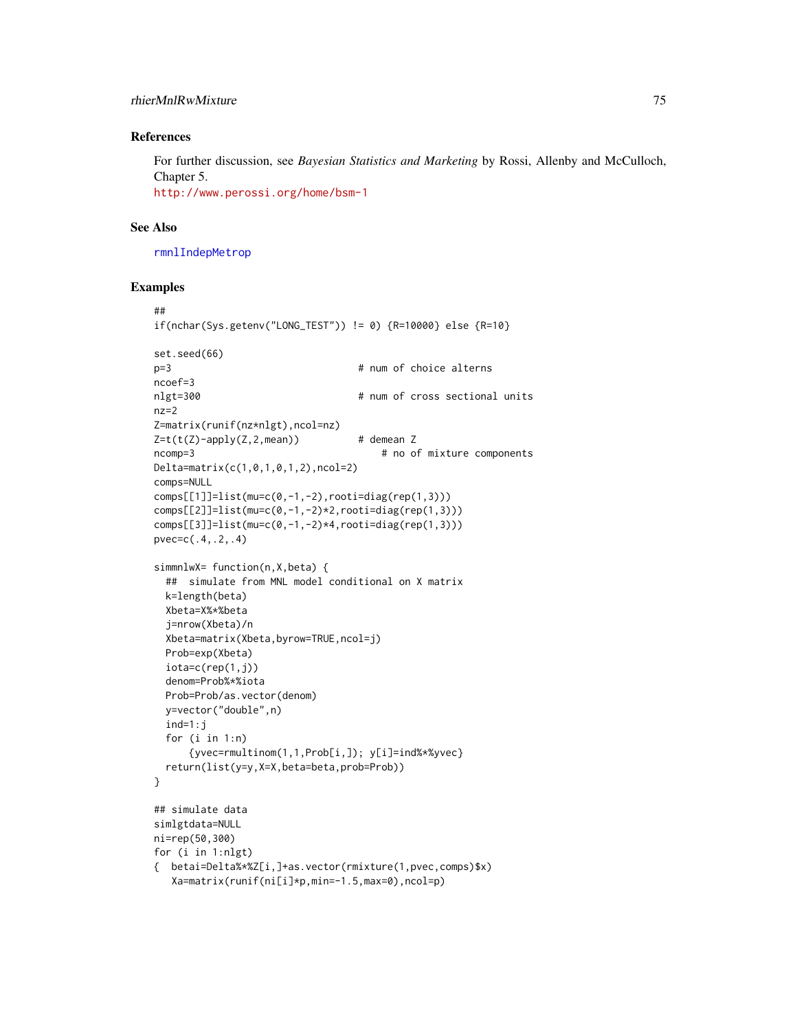## References

For further discussion, see *Bayesian Statistics and Marketing* by Rossi, Allenby and McCulloch, Chapter 5.
http://www.perossi.org/home/bsm-1

## See Also

rmnlIndepMetrop

## Examples

```
##
if(nchar(Sys.getenv("LONG_TEST")) != 0) {R=10000} else {R=10}

set.seed(66)
p=3                                # num of choice alterns
ncoef=3
nlgt=300                           # num of cross sectional units
nz=2
Z=matrix(runif(nz*nlgt),ncol=nz)
Z=t(t(Z)-apply(Z,2,mean))          # demean Z
ncomp=3                                # no of mixture components
Delta=matrix(c(1,0,1,0,1,2),ncol=2)
comps=NULL
comps[[1]]=list(mu=c(0,-1,-2),rooti=diag(rep(1,3)))
comps[[2]]=list(mu=c(0,-1,-2)*2,rooti=diag(rep(1,3)))
comps[[3]]=list(mu=c(0,-1,-2)*4,rooti=diag(rep(1,3)))
pvec=c(.4,.2,.4)

simmnlwX= function(n,X,beta) {
  ##  simulate from MNL model conditional on X matrix
  k=length(beta)
  Xbeta=X%*%beta
  j=nrow(Xbeta)/n
  Xbeta=matrix(Xbeta,byrow=TRUE,ncol=j)
  Prob=exp(Xbeta)
  iota=c(rep(1,j))
  denom=Prob%*%iota
  Prob=Prob/as.vector(denom)
  y=vector("double",n)
  ind=1:j
  for (i in 1:n)
      {yvec=rmultinom(1,1,Prob[i,]); y[i]=ind%*%yvec}
  return(list(y=y,X=X,beta=beta,prob=Prob))
}

## simulate data
simlgtdata=NULL
ni=rep(50,300)
for (i in 1:nlgt)
{  betai=Delta%*%Z[i,]+as.vector(rmixture(1,pvec,comps)$x)
   Xa=matrix(runif(ni[i]*p,min=-1.5,max=0),ncol=p)
```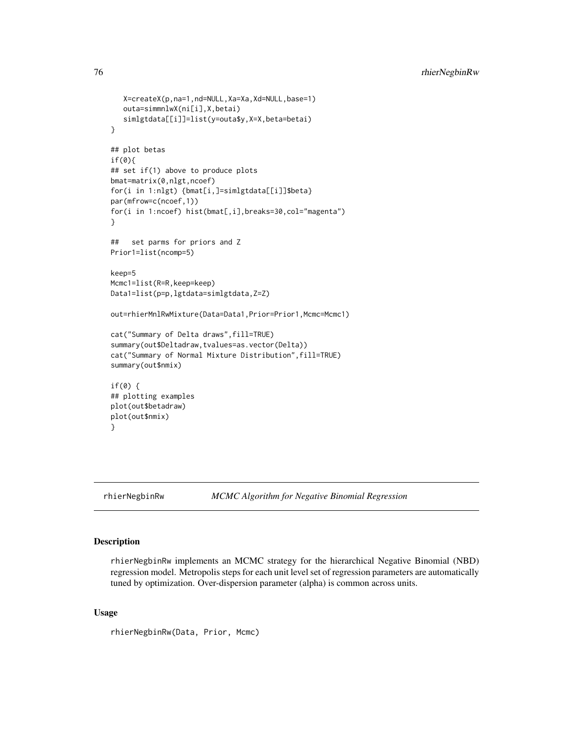```
   X=createX(p,na=1,nd=NULL,Xa=Xa,Xd=NULL,base=1)
   outa=simmnlwX(ni[i],X,betai)
   simlgtdata[[i]]=list(y=outa$y,X=X,beta=betai)
}

## plot betas
if(0){
## set if(1) above to produce plots
bmat=matrix(0,nlgt,ncoef)
for(i in 1:nlgt) {bmat[i,]=simlgtdata[[i]]$beta}
par(mfrow=c(ncoef,1))
for(i in 1:ncoef) hist(bmat[,i],breaks=30,col="magenta")
}

##   set parms for priors and Z
Prior1=list(ncomp=5)

keep=5
Mcmc1=list(R=R,keep=keep)
Data1=list(p=p,lgtdata=simlgtdata,Z=Z)

out=rhierMnlRwMixture(Data=Data1,Prior=Prior1,Mcmc=Mcmc1)

cat("Summary of Delta draws",fill=TRUE)
summary(out$Deltadraw,tvalues=as.vector(Delta))
cat("Summary of Normal Mixture Distribution",fill=TRUE)
summary(out$nmix)

if(0) {
## plotting examples
plot(out$betadraw)
plot(out$nmix)
}
```

---

## rhierNegbinRw *MCMC Algorithm for Negative Binomial Regression*

---

### Description

rhierNegbinRw implements an MCMC strategy for the hierarchical Negative Binomial (NBD) regression model. Metropolis steps for each unit level set of regression parameters are automatically tuned by optimization. Over-dispersion parameter (alpha) is common across units.

### Usage

```
rhierNegbinRw(Data, Prior, Mcmc)
```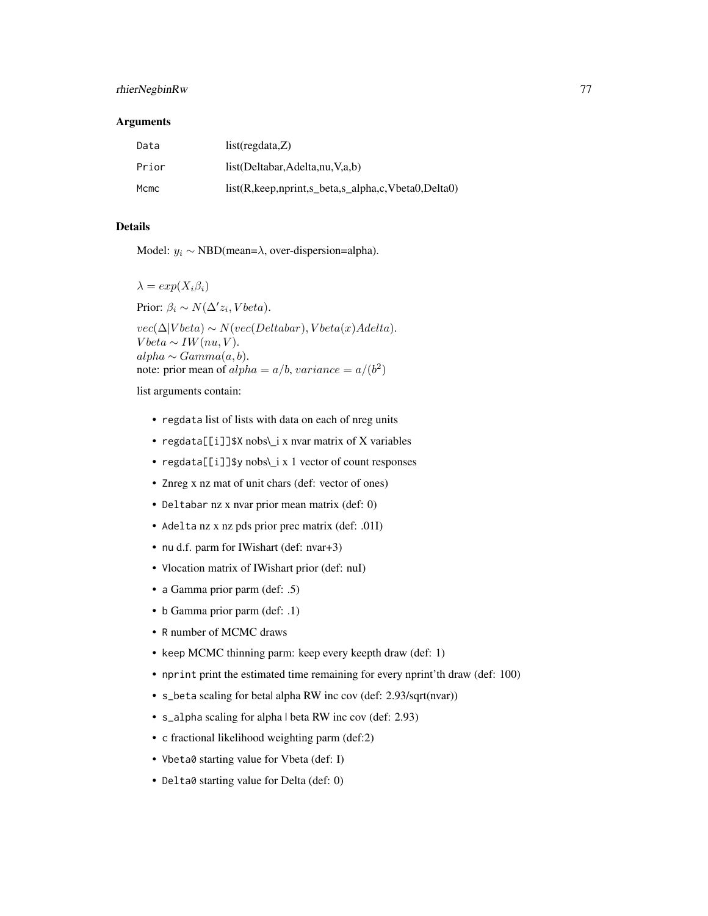## Arguments

| | |
|---|---|
| Data | list(regdata,Z) |
| Prior | list(Deltabar,Adelta,nu,V,a,b) |
| Mcmc | list(R,keep,nprint,s_beta,s_alpha,c,Vbeta0,Delta0) |

## Details

Model: $y_i \sim$ NBD(mean=$\lambda$, over-dispersion=alpha).

$\lambda = exp(X_i \beta_i)$

Prior: $\beta_i \sim N(\Delta' z_i, Vbeta)$.

$vec(\Delta|Vbeta) \sim N(vec(Deltabar), Vbeta(x)Adelta)$.
$Vbeta \sim IW(nu, V)$.
$alpha \sim Gamma(a, b)$.
note: prior mean of $alpha = a/b$, $variance = a/(b^2)$

list arguments contain:

- regdata list of lists with data on each of nreg units
- regdata[[i]]$X nobs\_i x nvar matrix of X variables
- regdata[[i]]$y nobs\_i x 1 vector of count responses
- Znreg x nz mat of unit chars (def: vector of ones)
- Deltabar nz x nvar prior mean matrix (def: 0)
- Adelta nz x nz pds prior prec matrix (def: .01I)
- nu d.f. parm for IWishart (def: nvar+3)
- Vlocation matrix of IWishart prior (def: nuI)
- a Gamma prior parm (def: .5)
- b Gamma prior parm (def: .1)
- R number of MCMC draws
- keep MCMC thinning parm: keep every keepth draw (def: 1)
- nprint print the estimated time remaining for every nprint'th draw (def: 100)
- s_beta scaling for beta| alpha RW inc cov (def: 2.93/sqrt(nvar))
- s_alpha scaling for alpha | beta RW inc cov (def: 2.93)
- c fractional likelihood weighting parm (def:2)
- Vbeta0 starting value for Vbeta (def: I)
- Delta0 starting value for Delta (def: 0)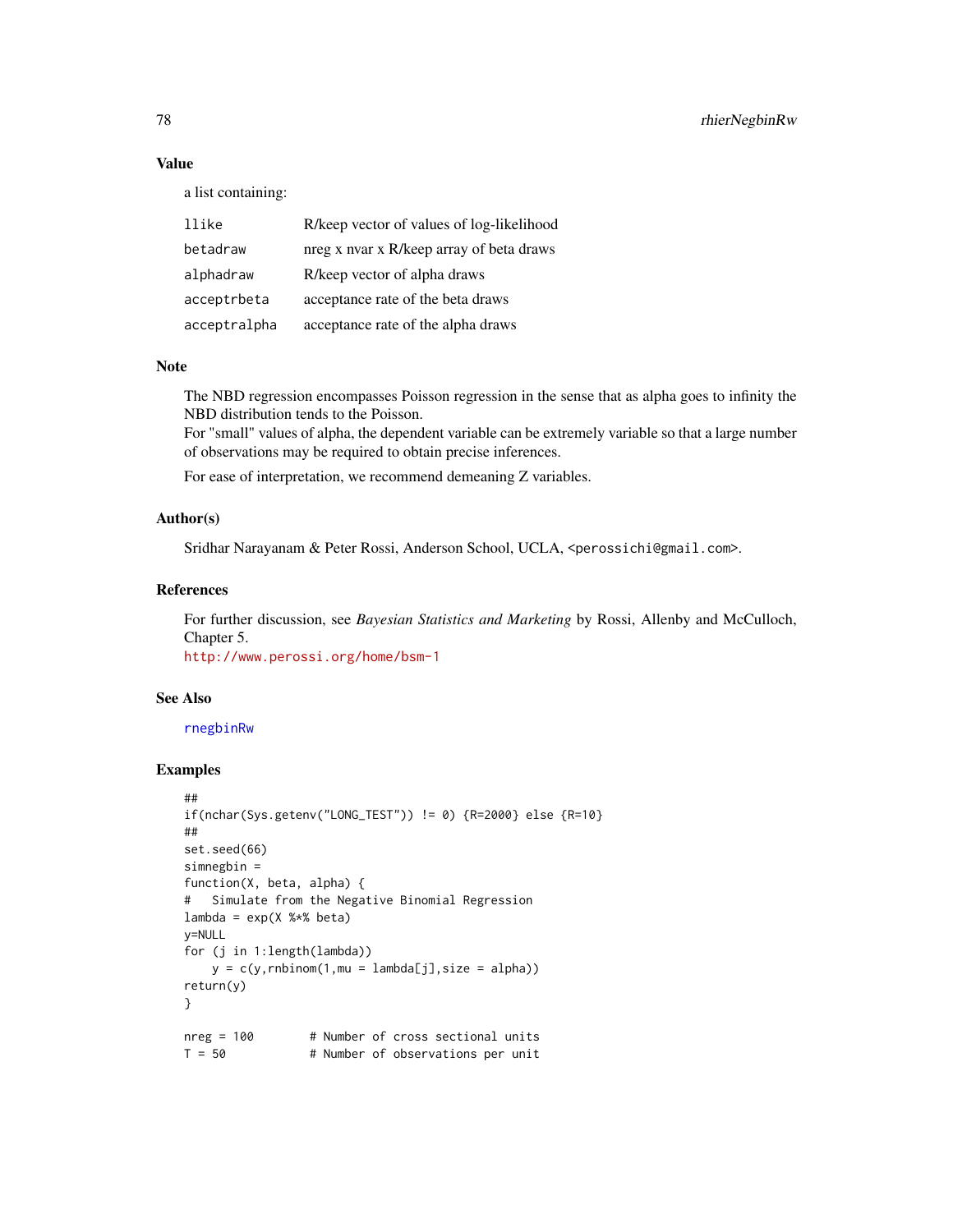## Value

a list containing:

| | |
|---|---|
| llike | R/keep vector of values of log-likelihood |
| betadraw | nreg x nvar x R/keep array of beta draws |
| alphadraw | R/keep vector of alpha draws |
| acceptrbeta | acceptance rate of the beta draws |
| acceptralpha | acceptance rate of the alpha draws |

## Note

The NBD regression encompasses Poisson regression in the sense that as alpha goes to infinity the NBD distribution tends to the Poisson.
For "small" values of alpha, the dependent variable can be extremely variable so that a large number of observations may be required to obtain precise inferences.

For ease of interpretation, we recommend demeaning Z variables.

## Author(s)

Sridhar Narayanam & Peter Rossi, Anderson School, UCLA, <perossichi@gmail.com>.

## References

For further discussion, see *Bayesian Statistics and Marketing* by Rossi, Allenby and McCulloch, Chapter 5.
http://www.perossi.org/home/bsm-1

## See Also

rnegbinRw

## Examples

```
##
if(nchar(Sys.getenv("LONG_TEST")) != 0) {R=2000} else {R=10}
##
set.seed(66)
simnegbin =
function(X, beta, alpha) {
#   Simulate from the Negative Binomial Regression
lambda = exp(X %*% beta)
y=NULL
for (j in 1:length(lambda))
    y = c(y,rnbinom(1,mu = lambda[j],size = alpha))
return(y)
}

nreg = 100        # Number of cross sectional units
T = 50            # Number of observations per unit
```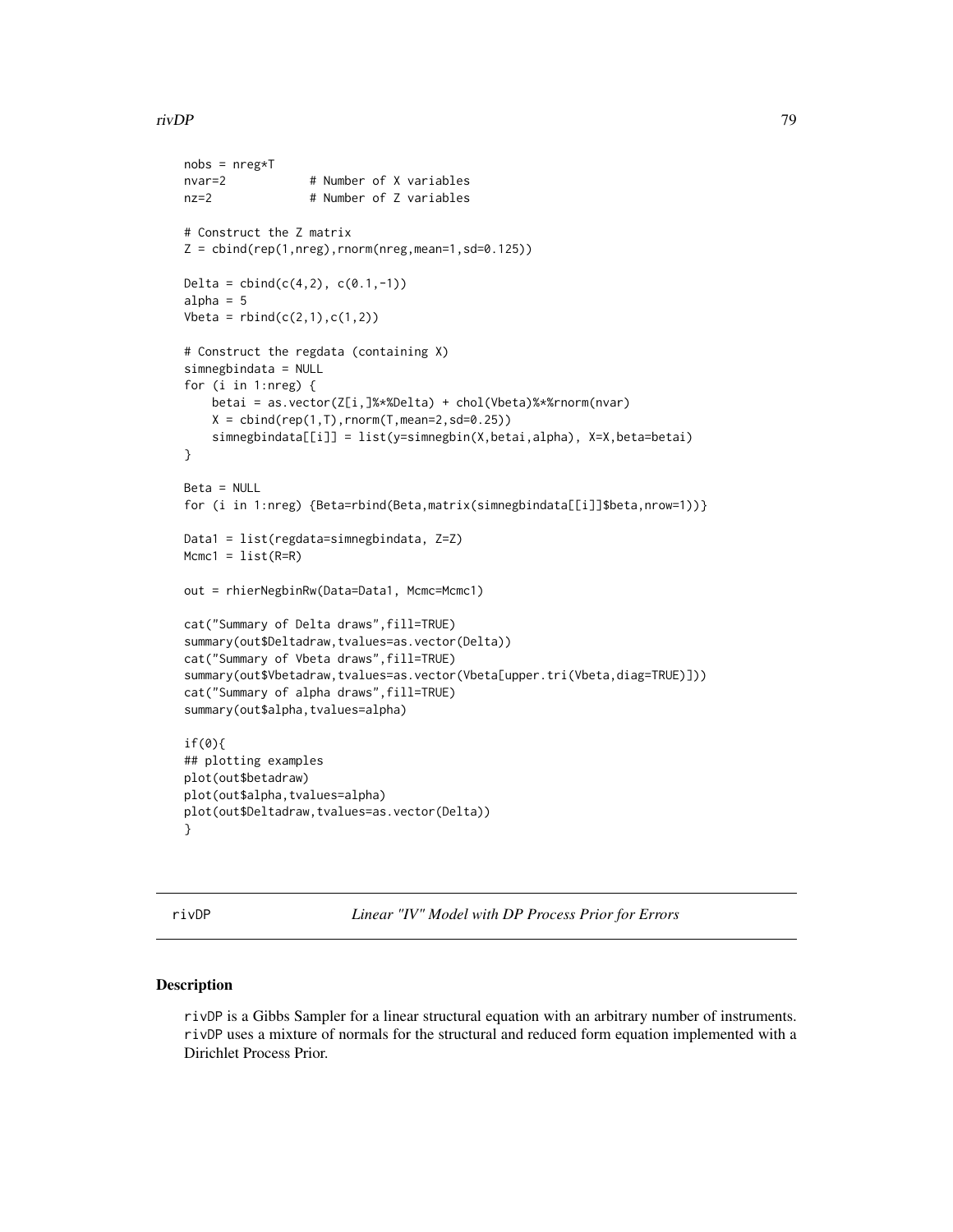```
nobs = nreg*T
nvar=2           # Number of X variables
nz=2             # Number of Z variables

# Construct the Z matrix
Z = cbind(rep(1,nreg),rnorm(nreg,mean=1,sd=0.125))

Delta = cbind(c(4,2), c(0.1,-1))
alpha = 5
Vbeta = rbind(c(2,1),c(1,2))

# Construct the regdata (containing X)
simnegbindata = NULL
for (i in 1:nreg) {
    betai = as.vector(Z[i,]%*%Delta) + chol(Vbeta)%*%rnorm(nvar)
    X = cbind(rep(1,T),rnorm(T,mean=2,sd=0.25))
    simnegbindata[[i]] = list(y=simnegbin(X,betai,alpha), X=X,beta=betai)
}

Beta = NULL
for (i in 1:nreg) {Beta=rbind(Beta,matrix(simnegbindata[[i]]$beta,nrow=1))}

Data1 = list(regdata=simnegbindata, Z=Z)
Mcmc1 = list(R=R)

out = rhierNegbinRw(Data=Data1, Mcmc=Mcmc1)

cat("Summary of Delta draws",fill=TRUE)
summary(out$Deltadraw,tvalues=as.vector(Delta))
cat("Summary of Vbeta draws",fill=TRUE)
summary(out$Vbetadraw,tvalues=as.vector(Vbeta[upper.tri(Vbeta,diag=TRUE)]))
cat("Summary of alpha draws",fill=TRUE)
summary(out$alpha,tvalues=alpha)

if(0){
## plotting examples
plot(out$betadraw)
plot(out$alpha,tvalues=alpha)
plot(out$Deltadraw,tvalues=as.vector(Delta))
}
```

---

## rivDP — *Linear "IV" Model with DP Process Prior for Errors*

### Description

rivDP is a Gibbs Sampler for a linear structural equation with an arbitrary number of instruments. rivDP uses a mixture of normals for the structural and reduced form equation implemented with a Dirichlet Process Prior.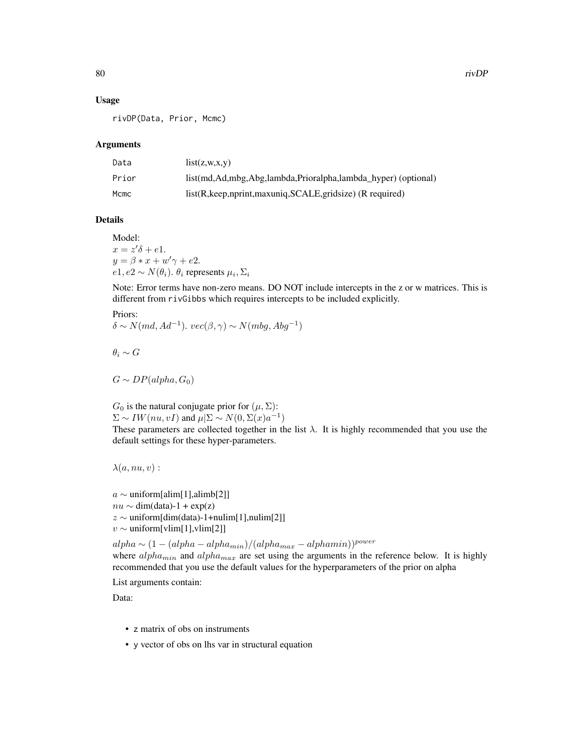## Usage

```
rivDP(Data, Prior, Mcmc)
```

## Arguments

| | |
|---|---|
| Data | list(z,w,x,y) |
| Prior | list(md,Ad,mbg,Abg,lambda,Prioralpha,lambda_hyper) (optional) |
| Mcmc | list(R,keep,nprint,maxuniq,SCALE,gridsize) (R required) |

## Details

Model:  
$x = z'\delta + e1.$  
$y = \beta * x + w'\gamma + e2.$  
$e1, e2 \sim N(\theta_i)$. $\theta_i$ represents $\mu_i, \Sigma_i$

Note: Error terms have non-zero means. DO NOT include intercepts in the z or w matrices. This is different from rivGibbs which requires intercepts to be included explicitly.

Priors:  
$\delta \sim N(md, Ad^{-1})$. $vec(\beta, \gamma) \sim N(mbg, Abg^{-1})$

$\theta_i \sim G$

$G \sim DP(alpha, G_0)$

$G_0$ is the natural conjugate prior for $(\mu, \Sigma)$:  
$\Sigma \sim IW(nu, vI)$ and $\mu|\Sigma \sim N(0, \Sigma(x)a^{-1})$  
These parameters are collected together in the list $\lambda$. It is highly recommended that you use the default settings for these hyper-parameters.

$\lambda(a, nu, v):$

$a \sim$ uniform[alim[1],alimb[2]]  
$nu \sim$ dim(data)-1 + exp(z)  
$z \sim$ uniform[dim(data)-1+nulim[1],nulim[2]]  
$v \sim$ uniform[vlim[1],vlim[2]]

$alpha \sim (1 - (alpha - alpha_{min})/(alpha_{max} - alphamin))^{power}$  
where $alpha_{min}$ and $alpha_{max}$ are set using the arguments in the reference below. It is highly recommended that you use the default values for the hyperparameters of the prior on alpha

List arguments contain:

Data:

- z matrix of obs on instruments
- y vector of obs on lhs var in structural equation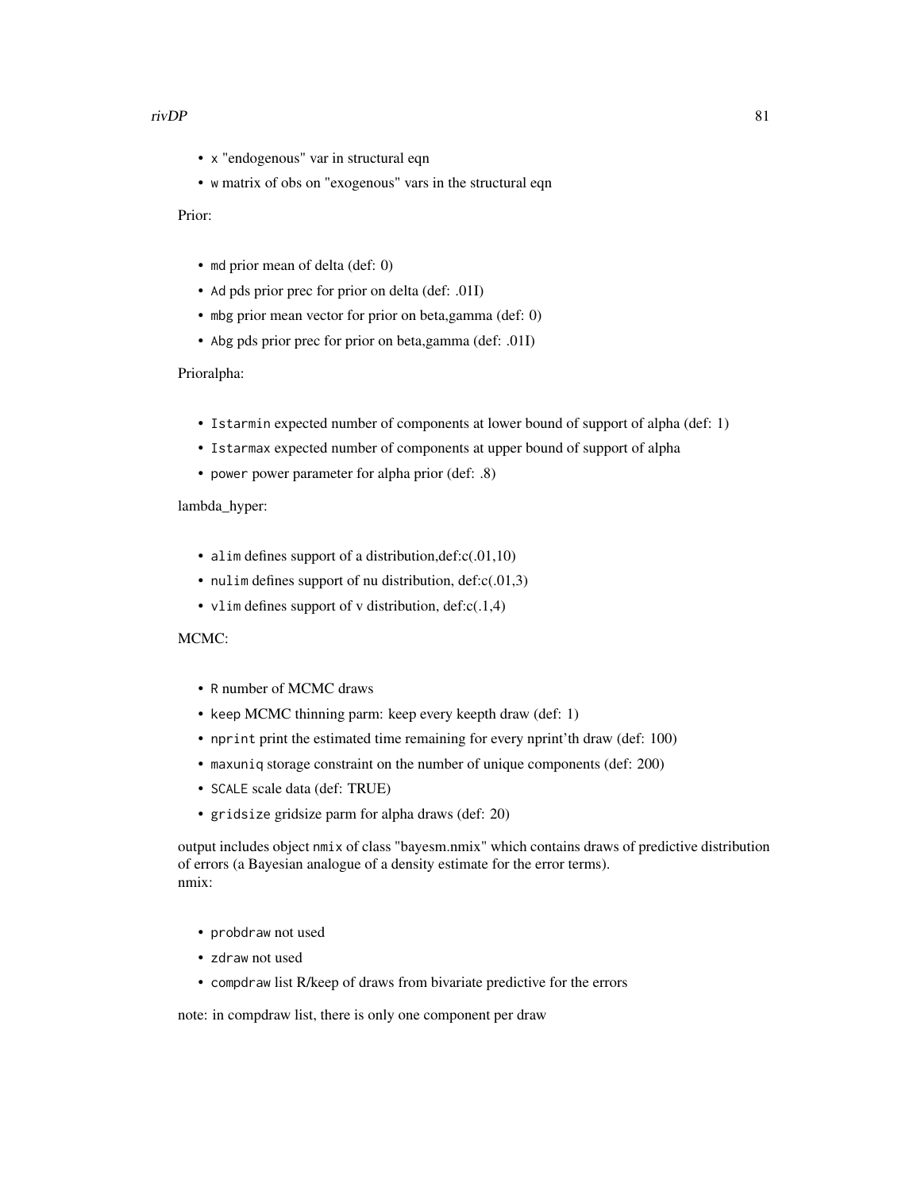- `x` "endogenous" var in structural eqn
- `w` matrix of obs on "exogenous" vars in the structural eqn

Prior:

- `md` prior mean of delta (def: 0)
- `Ad` pds prior prec for prior on delta (def: .01I)
- `mbg` prior mean vector for prior on beta,gamma (def: 0)
- `Abg` pds prior prec for prior on beta,gamma (def: .01I)

Prioralpha:

- `Istarmin` expected number of components at lower bound of support of alpha (def: 1)
- `Istarmax` expected number of components at upper bound of support of alpha
- `power` power parameter for alpha prior (def: .8)

lambda_hyper:

- `alim` defines support of a distribution,def:c(.01,10)
- `nulim` defines support of nu distribution, def:c(.01,3)
- `vlim` defines support of v distribution, def:c(.1,4)

MCMC:

- `R` number of MCMC draws
- `keep` MCMC thinning parm: keep every keepth draw (def: 1)
- `nprint` print the estimated time remaining for every nprint'th draw (def: 100)
- `maxuniq` storage constraint on the number of unique components (def: 200)
- `SCALE` scale data (def: TRUE)
- `gridsize` gridsize parm for alpha draws (def: 20)

output includes object `nmix` of class "bayesm.nmix" which contains draws of predictive distribution of errors (a Bayesian analogue of a density estimate for the error terms).
nmix:

- `probdraw` not used
- `zdraw` not used
- `compdraw` list R/keep of draws from bivariate predictive for the errors

note: in compdraw list, there is only one component per draw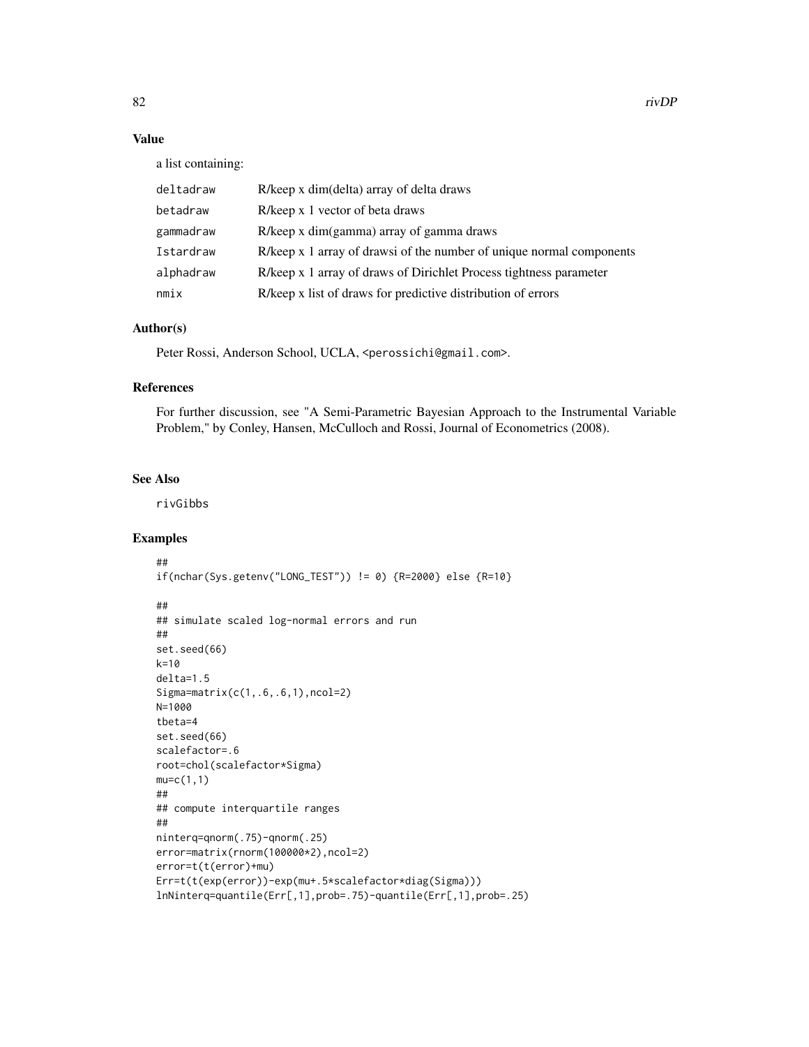## Value

a list containing:

| | |
|---|---|
| deltadraw | R/keep x dim(delta) array of delta draws |
| betadraw | R/keep x 1 vector of beta draws |
| gammadraw | R/keep x dim(gamma) array of gamma draws |
| Istardraw | R/keep x 1 array of drawsi of the number of unique normal components |
| alphadraw | R/keep x 1 array of draws of Dirichlet Process tightness parameter |
| nmix | R/keep x list of draws for predictive distribution of errors |

## Author(s)

Peter Rossi, Anderson School, UCLA, <perossichi@gmail.com>.

## References

For further discussion, see "A Semi-Parametric Bayesian Approach to the Instrumental Variable Problem," by Conley, Hansen, McCulloch and Rossi, Journal of Econometrics (2008).

## See Also

rivGibbs

## Examples

```
##
if(nchar(Sys.getenv("LONG_TEST")) != 0) {R=2000} else {R=10}

##
## simulate scaled log-normal errors and run
##
set.seed(66)
k=10
delta=1.5
Sigma=matrix(c(1,.6,.6,1),ncol=2)
N=1000
tbeta=4
set.seed(66)
scalefactor=.6
root=chol(scalefactor*Sigma)
mu=c(1,1)
##
## compute interquartile ranges
##
ninterq=qnorm(.75)-qnorm(.25)
error=matrix(rnorm(100000*2),ncol=2)
error=t(t(error)+mu)
Err=t(t(exp(error))-exp(mu+.5*scalefactor*diag(Sigma)))
lnNinterq=quantile(Err[,1],prob=.75)-quantile(Err[,1],prob=.25)
```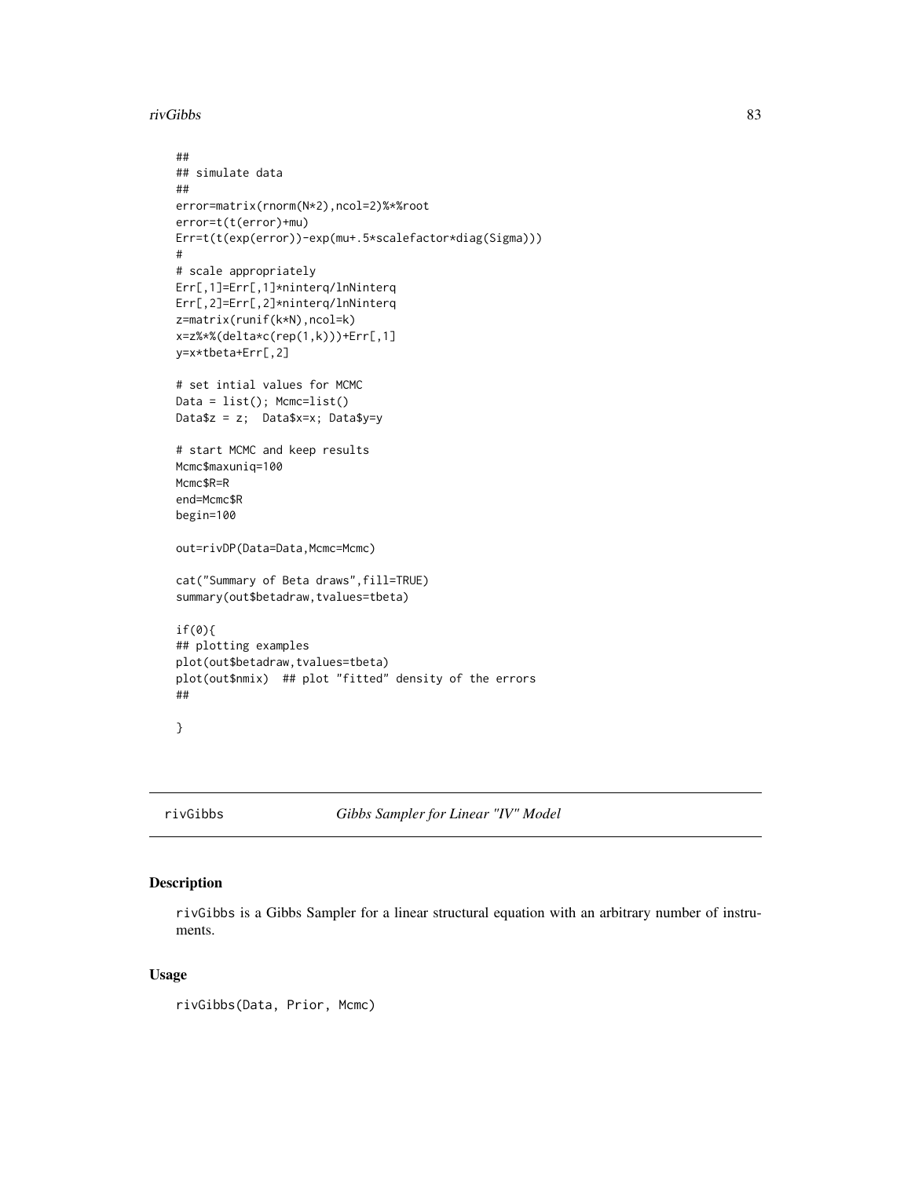```
##
## simulate data
##
error=matrix(rnorm(N*2),ncol=2)%*%root
error=t(t(error)+mu)
Err=t(t(exp(error))-exp(mu+.5*scalefactor*diag(Sigma)))
#
# scale appropriately
Err[,1]=Err[,1]*ninterq/lnNinterq
Err[,2]=Err[,2]*ninterq/lnNinterq
z=matrix(runif(k*N),ncol=k)
x=z%*%(delta*c(rep(1,k)))+Err[,1]
y=x*tbeta+Err[,2]

# set intial values for MCMC
Data = list(); Mcmc=list()
Data$z = z;  Data$x=x; Data$y=y

# start MCMC and keep results
Mcmc$maxuniq=100
Mcmc$R=R
end=Mcmc$R
begin=100

out=rivDP(Data=Data,Mcmc=Mcmc)

cat("Summary of Beta draws",fill=TRUE)
summary(out$betadraw,tvalues=tbeta)

if(0){
## plotting examples
plot(out$betadraw,tvalues=tbeta)
plot(out$nmix)  ## plot "fitted" density of the errors
##

}
```

---

## rivGibbs — *Gibbs Sampler for Linear "IV" Model*

### Description

rivGibbs is a Gibbs Sampler for a linear structural equation with an arbitrary number of instruments.

### Usage

```
rivGibbs(Data, Prior, Mcmc)
```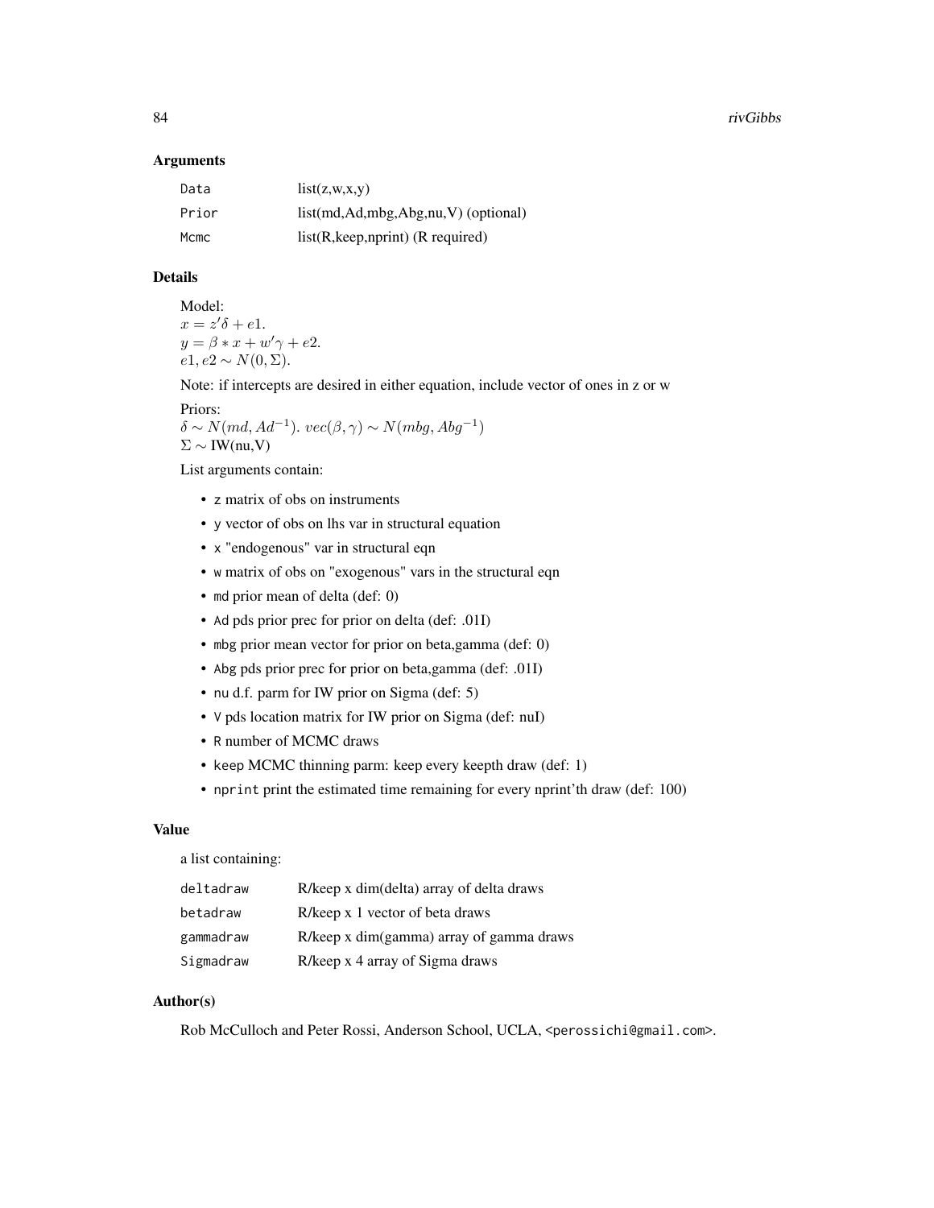## Arguments

| | |
|---|---|
| Data | list(z,w,x,y) |
| Prior | list(md,Ad,mbg,Abg,nu,V) (optional) |
| Mcmc | list(R,keep,nprint) (R required) |

## Details

Model:
$x = z'\delta + e1.$
$y = \beta * x + w'\gamma + e2.$
$e1, e2 \sim N(0, \Sigma).$

Note: if intercepts are desired in either equation, include vector of ones in z or w

Priors:
$\delta \sim N(md, Ad^{-1}).$ $vec(\beta, \gamma) \sim N(mbg, Abg^{-1})$
$\Sigma \sim$ IW(nu,V)

List arguments contain:

- `z` matrix of obs on instruments
- `y` vector of obs on lhs var in structural equation
- `x` "endogenous" var in structural eqn
- `w` matrix of obs on "exogenous" vars in the structural eqn
- `md` prior mean of delta (def: 0)
- `Ad` pds prior prec for prior on delta (def: .01I)
- `mbg` prior mean vector for prior on beta,gamma (def: 0)
- `Abg` pds prior prec for prior on beta,gamma (def: .01I)
- `nu` d.f. parm for IW prior on Sigma (def: 5)
- `V` pds location matrix for IW prior on Sigma (def: nuI)
- `R` number of MCMC draws
- `keep` MCMC thinning parm: keep every keepth draw (def: 1)
- `nprint` print the estimated time remaining for every nprint'th draw (def: 100)

## Value

a list containing:

| | |
|---|---|
| deltadraw | R/keep x dim(delta) array of delta draws |
| betadraw | R/keep x 1 vector of beta draws |
| gammadraw | R/keep x dim(gamma) array of gamma draws |
| Sigmadraw | R/keep x 4 array of Sigma draws |

## Author(s)

Rob McCulloch and Peter Rossi, Anderson School, UCLA, <perossichi@gmail.com>.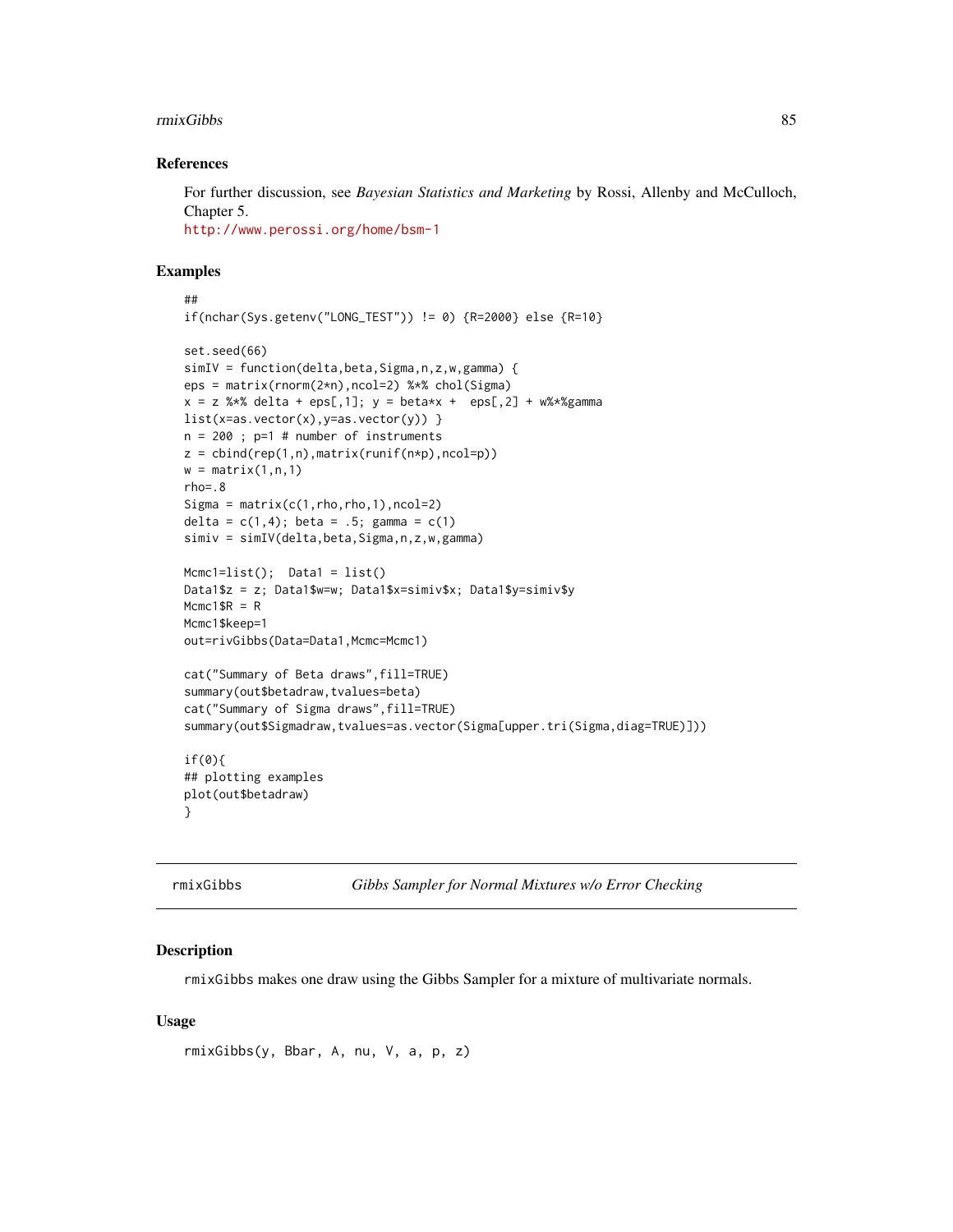### References

For further discussion, see *Bayesian Statistics and Marketing* by Rossi, Allenby and McCulloch, Chapter 5.
http://www.perossi.org/home/bsm-1

### Examples

```
##
if(nchar(Sys.getenv("LONG_TEST")) != 0) {R=2000} else {R=10}

set.seed(66)
simIV = function(delta,beta,Sigma,n,z,w,gamma) {
eps = matrix(rnorm(2*n),ncol=2) %*% chol(Sigma)
x = z %*% delta + eps[,1]; y = beta*x +  eps[,2] + w%*%gamma
list(x=as.vector(x),y=as.vector(y)) }
n = 200 ; p=1 # number of instruments
z = cbind(rep(1,n),matrix(runif(n*p),ncol=p))
w = matrix(1,n,1)
rho=.8
Sigma = matrix(c(1,rho,rho,1),ncol=2)
delta = c(1,4); beta = .5; gamma = c(1)
simiv = simIV(delta,beta,Sigma,n,z,w,gamma)

Mcmc1=list();  Data1 = list()
Data1$z = z; Data1$w=w; Data1$x=simiv$x; Data1$y=simiv$y
Mcmc1$R = R
Mcmc1$keep=1
out=rivGibbs(Data=Data1,Mcmc=Mcmc1)

cat("Summary of Beta draws",fill=TRUE)
summary(out$betadraw,tvalues=beta)
cat("Summary of Sigma draws",fill=TRUE)
summary(out$Sigmadraw,tvalues=as.vector(Sigma[upper.tri(Sigma,diag=TRUE)]))

if(0){
## plotting examples
plot(out$betadraw)
}
```

---

## rmixGibbs — *Gibbs Sampler for Normal Mixtures w/o Error Checking*

### Description

rmixGibbs makes one draw using the Gibbs Sampler for a mixture of multivariate normals.

### Usage

```
rmixGibbs(y, Bbar, A, nu, V, a, p, z)
```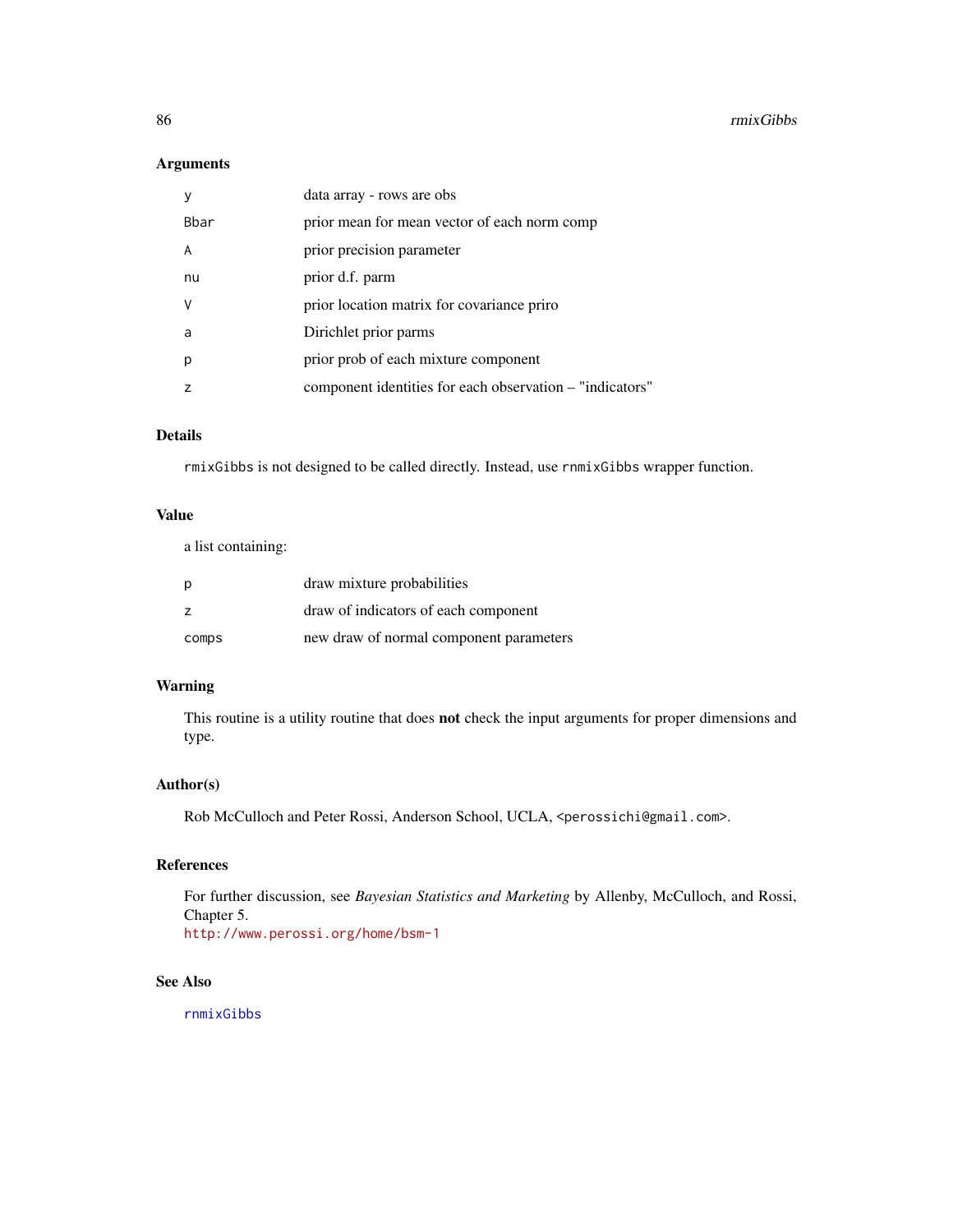## Arguments

| | |
|---|---|
| `y` | data array - rows are obs |
| `Bbar` | prior mean for mean vector of each norm comp |
| `A` | prior precision parameter |
| `nu` | prior d.f. parm |
| `V` | prior location matrix for covariance priro |
| `a` | Dirichlet prior parms |
| `p` | prior prob of each mixture component |
| `z` | component identities for each observation – "indicators" |

## Details

`rmixGibbs` is not designed to be called directly. Instead, use `rnmixGibbs` wrapper function.

## Value

a list containing:

| | |
|---|---|
| `p` | draw mixture probabilities |
| `z` | draw of indicators of each component |
| `comps` | new draw of normal component parameters |

## Warning

This routine is a utility routine that does **not** check the input arguments for proper dimensions and type.

## Author(s)

Rob McCulloch and Peter Rossi, Anderson School, UCLA, `<perossichi@gmail.com>`.

## References

For further discussion, see *Bayesian Statistics and Marketing* by Allenby, McCulloch, and Rossi, Chapter 5.
http://www.perossi.org/home/bsm-1

## See Also

`rnmixGibbs`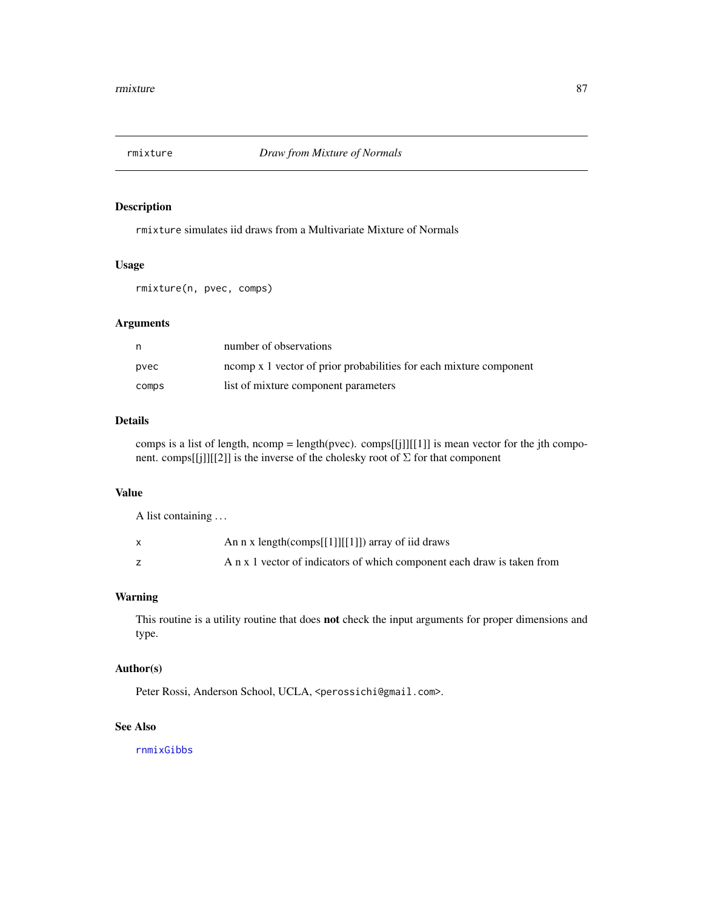rmixture *Draw from Mixture of Normals*

## Description

`rmixture` simulates iid draws from a Multivariate Mixture of Normals

## Usage

```
rmixture(n, pvec, comps)
```

## Arguments

| | |
|---|---|
| n | number of observations |
| pvec | ncomp x 1 vector of prior probabilities for each mixture component |
| comps | list of mixture component parameters |

## Details

comps is a list of length, ncomp = length(pvec). comps[[j]][[1]] is mean vector for the jth component. comps[[j]][[2]] is the inverse of the cholesky root of $\Sigma$ for that component

## Value

A list containing ...

| | |
|---|---|
| x | An n x length(comps[[1]][[1]]) array of iid draws |
| z | A n x 1 vector of indicators of which component each draw is taken from |

## Warning

This routine is a utility routine that does **not** check the input arguments for proper dimensions and type.

## Author(s)

Peter Rossi, Anderson School, UCLA, <perossichi@gmail.com>.

## See Also

rnmixGibbs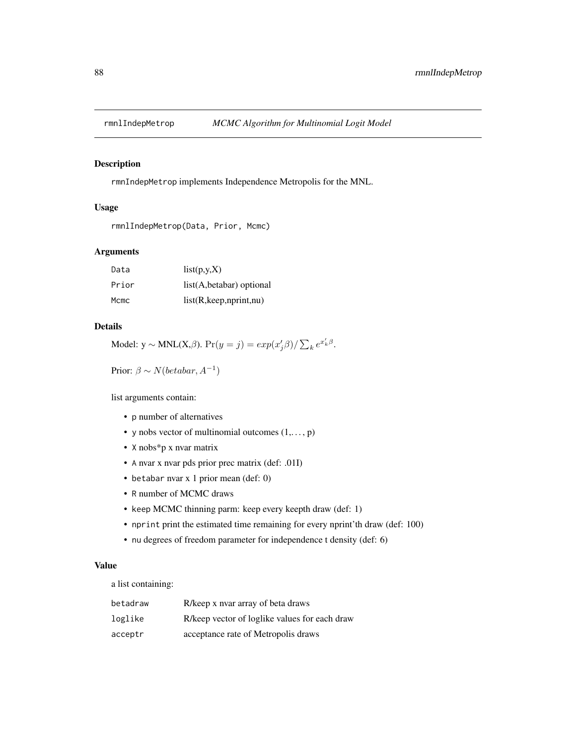## rmnlIndepMetrop — *MCMC Algorithm for Multinomial Logit Model*

### Description

rmnIndepMetrop implements Independence Metropolis for the MNL.

### Usage

```
rmnlIndepMetrop(Data, Prior, Mcmc)
```

### Arguments

| | |
|---|---|
| Data | list(p,y,X) |
| Prior | list(A,betabar) optional |
| Mcmc | list(R,keep,nprint,nu) |

### Details

Model: y $\sim$ MNL(X,$\beta$). $\Pr(y=j) = exp(x_j'\beta)/\sum_k e^{x_k'\beta}$.

Prior: $\beta \sim N(betabar, A^{-1})$

list arguments contain:

- p number of alternatives
- y nobs vector of multinomial outcomes (1,..., p)
- X nobs*p x nvar matrix
- A nvar x nvar pds prior prec matrix (def: .01I)
- betabar nvar x 1 prior mean (def: 0)
- R number of MCMC draws
- keep MCMC thinning parm: keep every keepth draw (def: 1)
- nprint print the estimated time remaining for every nprint'th draw (def: 100)
- nu degrees of freedom parameter for independence t density (def: 6)

### Value

a list containing:

| | |
|---|---|
| betadraw | R/keep x nvar array of beta draws |
| loglike | R/keep vector of loglike values for each draw |
| acceptr | acceptance rate of Metropolis draws |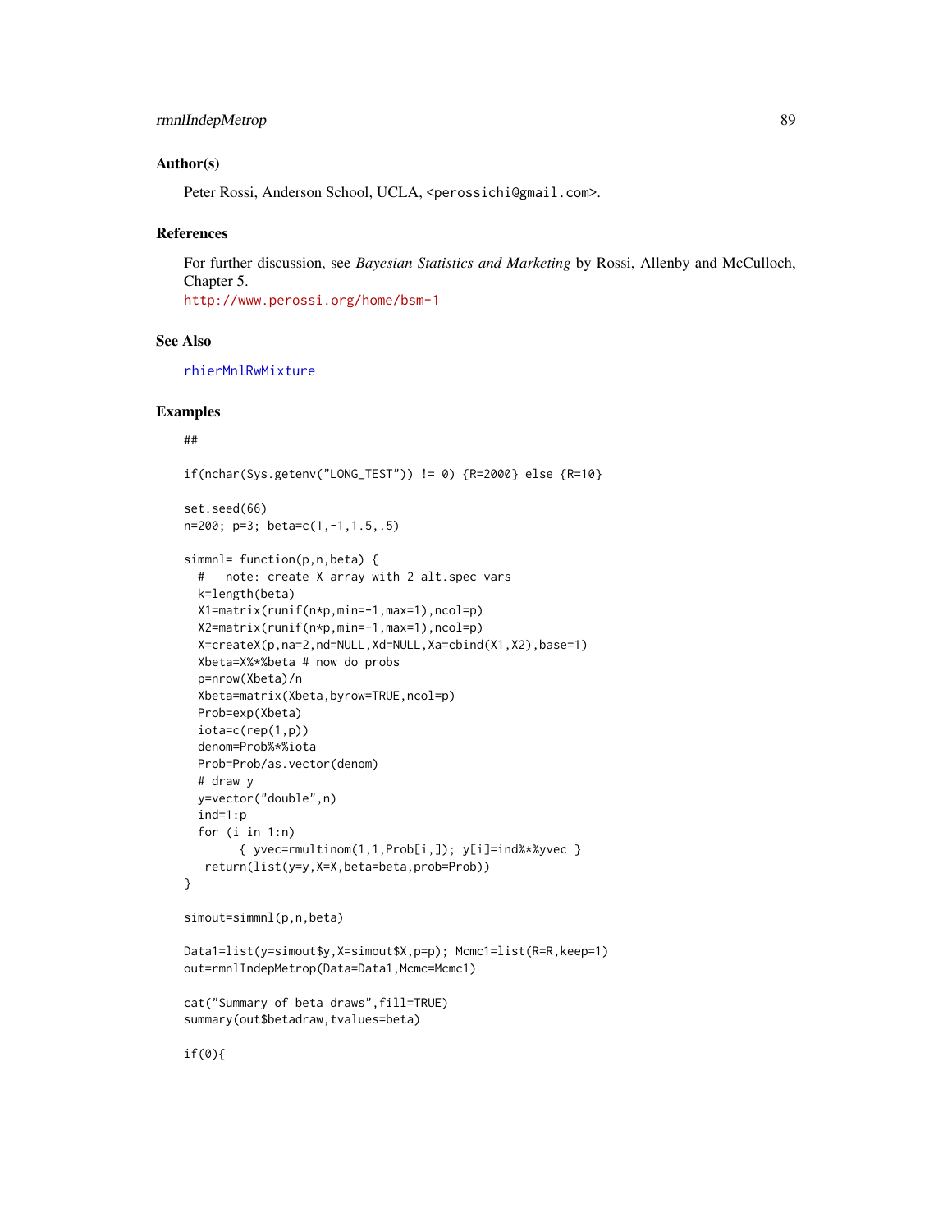## Author(s)

Peter Rossi, Anderson School, UCLA, <perossichi@gmail.com>.

## References

For further discussion, see *Bayesian Statistics and Marketing* by Rossi, Allenby and McCulloch, Chapter 5.
http://www.perossi.org/home/bsm-1

## See Also

rhierMnlRwMixture

## Examples

```
##

if(nchar(Sys.getenv("LONG_TEST")) != 0) {R=2000} else {R=10}

set.seed(66)
n=200; p=3; beta=c(1,-1,1.5,.5)

simmnl= function(p,n,beta) {
  #   note: create X array with 2 alt.spec vars
  k=length(beta)
  X1=matrix(runif(n*p,min=-1,max=1),ncol=p)
  X2=matrix(runif(n*p,min=-1,max=1),ncol=p)
  X=createX(p,na=2,nd=NULL,Xd=NULL,Xa=cbind(X1,X2),base=1)
  Xbeta=X%*%beta # now do probs
  p=nrow(Xbeta)/n
  Xbeta=matrix(Xbeta,byrow=TRUE,ncol=p)
  Prob=exp(Xbeta)
  iota=c(rep(1,p))
  denom=Prob%*%iota
  Prob=Prob/as.vector(denom)
  # draw y
  y=vector("double",n)
  ind=1:p
  for (i in 1:n)
        { yvec=rmultinom(1,1,Prob[i,]); y[i]=ind%*%yvec }
   return(list(y=y,X=X,beta=beta,prob=Prob))
}

simout=simmnl(p,n,beta)

Data1=list(y=simout$y,X=simout$X,p=p); Mcmc1=list(R=R,keep=1)
out=rmnlIndepMetrop(Data=Data1,Mcmc=Mcmc1)

cat("Summary of beta draws",fill=TRUE)
summary(out$betadraw,tvalues=beta)

if(0){
```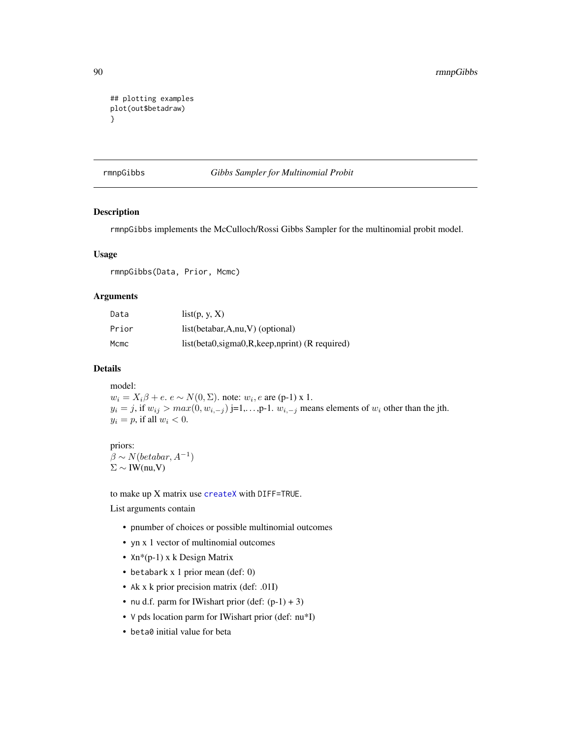```
## plotting examples
plot(out$betadraw)
}
```

---

rmnpGibbs — *Gibbs Sampler for Multinomial Probit*

---

## Description

rmnpGibbs implements the McCulloch/Rossi Gibbs Sampler for the multinomial probit model.

## Usage

```
rmnpGibbs(Data, Prior, Mcmc)
```

## Arguments

| | |
|---|---|
| Data | list(p, y, X) |
| Prior | list(betabar,A,nu,V) (optional) |
| Mcmc | list(beta0,sigma0,R,keep,nprint) (R required) |

## Details

model:
$w_i = X_i \beta + e$. $e \sim N(0, \Sigma)$. note: $w_i, e$ are (p-1) x 1.
$y_i = j$, if $w_{ij} > max(0, w_{i,-j})$ j=1,. . . ,p-1. $w_{i,-j}$ means elements of $w_i$ other than the jth.
$y_i = p$, if all $w_i < 0$.

priors:
$\beta \sim N(betabar, A^{-1})$
$\Sigma \sim$ IW(nu,V)

to make up X matrix use createX with DIFF=TRUE.

List arguments contain

- pnumber of choices or possible multinomial outcomes
- yn x 1 vector of multinomial outcomes
- Xn*(p-1) x k Design Matrix
- betabark x 1 prior mean (def: 0)
- Ak x k prior precision matrix (def: .01I)
- nu d.f. parm for IWishart prior (def: (p-1) + 3)
- V pds location parm for IWishart prior (def: nu*I)
- beta0 initial value for beta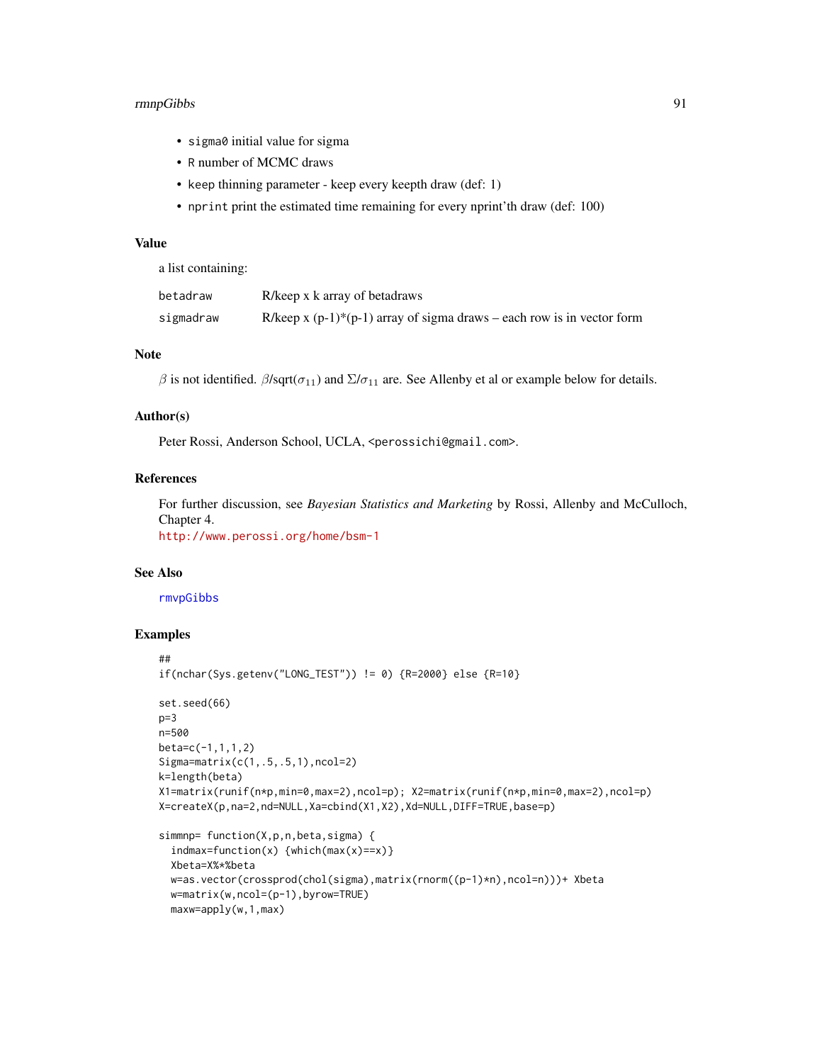- `sigma0` initial value for sigma
- `R` number of MCMC draws
- `keep` thinning parameter - keep every keepth draw (def: 1)
- `nprint` print the estimated time remaining for every nprint'th draw (def: 100)

### Value

a list containing:

| | |
|---|---|
| `betadraw` | R/keep x k array of betadraws |
| `sigmadraw` | R/keep x (p-1)*(p-1) array of sigma draws – each row is in vector form |

### Note

$\beta$ is not identified. $\beta$/sqrt($\sigma_{11}$) and $\Sigma/\sigma_{11}$ are. See Allenby et al or example below for details.

### Author(s)

Peter Rossi, Anderson School, UCLA, `<perossichi@gmail.com>`.

### References

For further discussion, see *Bayesian Statistics and Marketing* by Rossi, Allenby and McCulloch, Chapter 4.
http://www.perossi.org/home/bsm-1

### See Also

`rmvpGibbs`

### Examples

```
##
if(nchar(Sys.getenv("LONG_TEST")) != 0) {R=2000} else {R=10}

set.seed(66)
p=3
n=500
beta=c(-1,1,1,2)
Sigma=matrix(c(1,.5,.5,1),ncol=2)
k=length(beta)
X1=matrix(runif(n*p,min=0,max=2),ncol=p); X2=matrix(runif(n*p,min=0,max=2),ncol=p)
X=createX(p,na=2,nd=NULL,Xa=cbind(X1,X2),Xd=NULL,DIFF=TRUE,base=p)

simmnp= function(X,p,n,beta,sigma) {
  indmax=function(x) {which(max(x)==x)}
  Xbeta=X%*%beta
  w=as.vector(crossprod(chol(sigma),matrix(rnorm((p-1)*n),ncol=n)))+ Xbeta
  w=matrix(w,ncol=(p-1),byrow=TRUE)
  maxw=apply(w,1,max)
```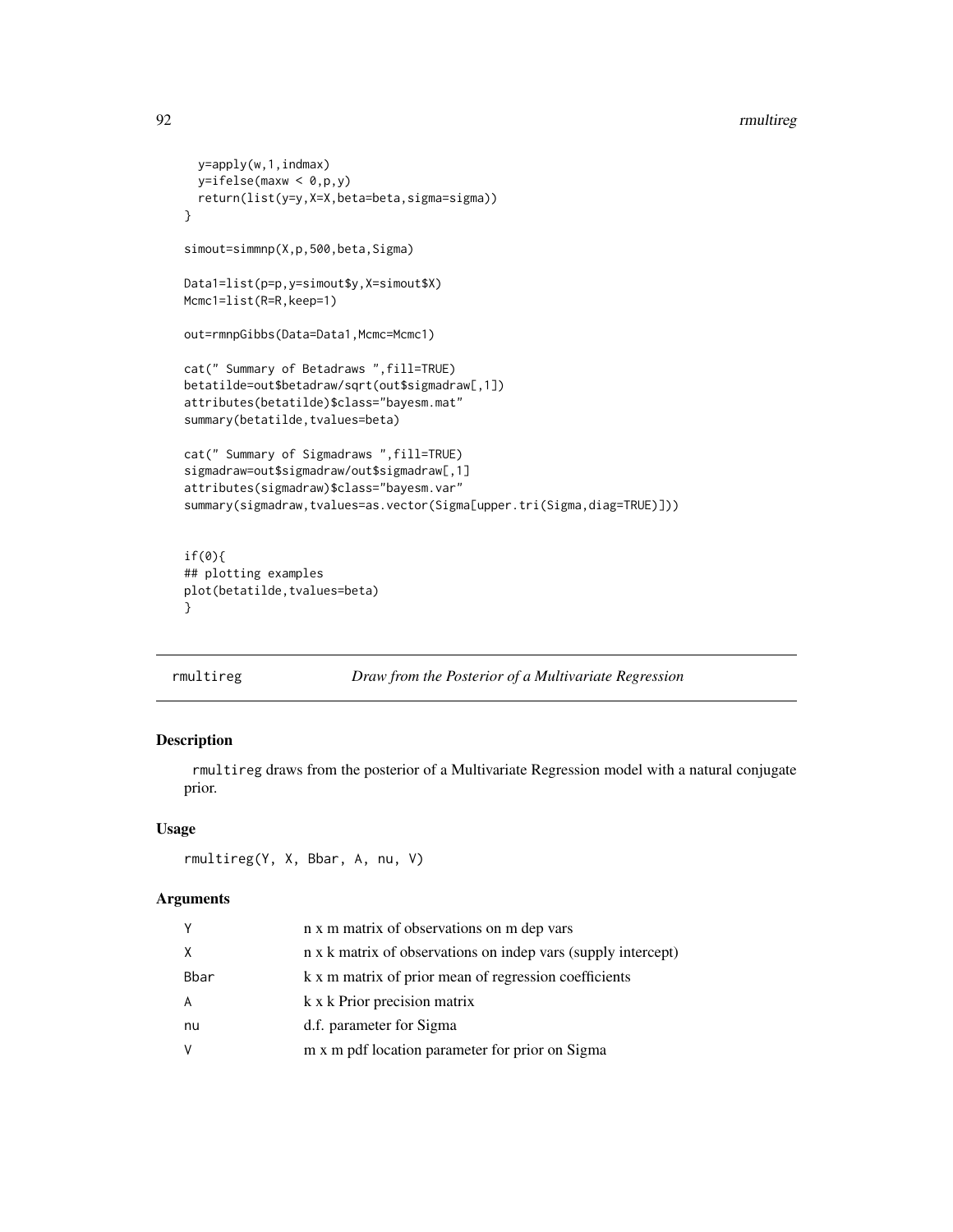```
  y=apply(w,1,indmax)
  y=ifelse(maxw < 0,p,y)
  return(list(y=y,X=X,beta=beta,sigma=sigma))
}

simout=simmnp(X,p,500,beta,Sigma)

Data1=list(p=p,y=simout$y,X=simout$X)
Mcmc1=list(R=R,keep=1)

out=rmnpGibbs(Data=Data1,Mcmc=Mcmc1)

cat(" Summary of Betadraws ",fill=TRUE)
betatilde=out$betadraw/sqrt(out$sigmadraw[,1])
attributes(betatilde)$class="bayesm.mat"
summary(betatilde,tvalues=beta)

cat(" Summary of Sigmadraws ",fill=TRUE)
sigmadraw=out$sigmadraw/out$sigmadraw[,1]
attributes(sigmadraw)$class="bayesm.var"
summary(sigmadraw,tvalues=as.vector(Sigma[upper.tri(Sigma,diag=TRUE)]))


if(0){
## plotting examples
plot(betatilde,tvalues=beta)
}
```

## rmultireg — *Draw from the Posterior of a Multivariate Regression*

### Description

rmultireg draws from the posterior of a Multivariate Regression model with a natural conjugate prior.

### Usage

```
rmultireg(Y, X, Bbar, A, nu, V)
```

### Arguments

| | |
|---|---|
| Y | n x m matrix of observations on m dep vars |
| X | n x k matrix of observations on indep vars (supply intercept) |
| Bbar | k x m matrix of prior mean of regression coefficients |
| A | k x k Prior precision matrix |
| nu | d.f. parameter for Sigma |
| V | m x m pdf location parameter for prior on Sigma |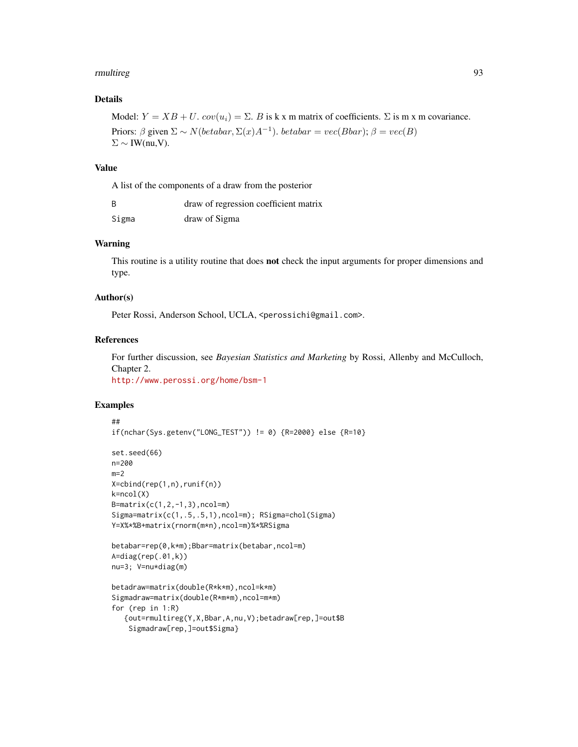## Details

Model: $Y = XB + U$. $cov(u_i) = \Sigma$. $B$ is k x m matrix of coefficients. $\Sigma$ is m x m covariance.

Priors: $\beta$ given $\Sigma \sim N(betabar, \Sigma(x)A^{-1})$. $betabar = vec(Bbar)$; $\beta = vec(B)$
$\Sigma \sim$ IW(nu,V).

## Value

A list of the components of a draw from the posterior

| | |
|---|---|
| B | draw of regression coefficient matrix |
| Sigma | draw of Sigma |

## Warning

This routine is a utility routine that does **not** check the input arguments for proper dimensions and type.

## Author(s)

Peter Rossi, Anderson School, UCLA, <perossichi@gmail.com>.

## References

For further discussion, see *Bayesian Statistics and Marketing* by Rossi, Allenby and McCulloch, Chapter 2.
http://www.perossi.org/home/bsm-1

## Examples

```
##
if(nchar(Sys.getenv("LONG_TEST")) != 0) {R=2000} else {R=10}

set.seed(66)
n=200
m=2
X=cbind(rep(1,n),runif(n))
k=ncol(X)
B=matrix(c(1,2,-1,3),ncol=m)
Sigma=matrix(c(1,.5,.5,1),ncol=m); RSigma=chol(Sigma)
Y=X%*%B+matrix(rnorm(m*n),ncol=m)%*%RSigma

betabar=rep(0,k*m);Bbar=matrix(betabar,ncol=m)
A=diag(rep(.01,k))
nu=3; V=nu*diag(m)

betadraw=matrix(double(R*k*m),ncol=k*m)
Sigmadraw=matrix(double(R*m*m),ncol=m*m)
for (rep in 1:R)
   {out=rmultireg(Y,X,Bbar,A,nu,V);betadraw[rep,]=out$B
    Sigmadraw[rep,]=out$Sigma}
```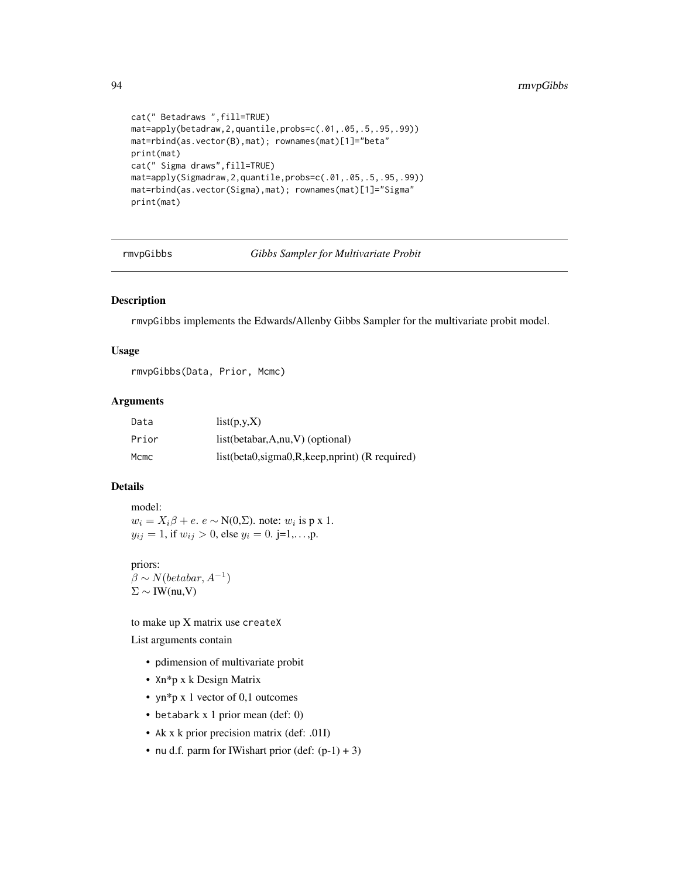```
cat(" Betadraws ",fill=TRUE)
mat=apply(betadraw,2,quantile,probs=c(.01,.05,.5,.95,.99))
mat=rbind(as.vector(B),mat); rownames(mat)[1]="beta"
print(mat)
cat(" Sigma draws",fill=TRUE)
mat=apply(Sigmadraw,2,quantile,probs=c(.01,.05,.5,.95,.99))
mat=rbind(as.vector(Sigma),mat); rownames(mat)[1]="Sigma"
print(mat)
```

---

## rmvpGibbs — *Gibbs Sampler for Multivariate Probit*

### Description

rmvpGibbs implements the Edwards/Allenby Gibbs Sampler for the multivariate probit model.

### Usage

```
rmvpGibbs(Data, Prior, Mcmc)
```

### Arguments

| | |
|---|---|
| Data | list(p,y,X) |
| Prior | list(betabar,A,nu,V) (optional) |
| Mcmc | list(beta0,sigma0,R,keep,nprint) (R required) |

### Details

model:
$w_i = X_i\beta + e$. $e \sim$ N(0,$\Sigma$). note: $w_i$ is p x 1.
$y_{ij} = 1$, if $w_{ij} > 0$, else $y_i = 0$. j=1,...,p.

priors:
$\beta \sim N(betabar, A^{-1})$
$\Sigma \sim$ IW(nu,V)

to make up X matrix use createX

List arguments contain

- pdimension of multivariate probit
- Xn*p x k Design Matrix
- yn*p x 1 vector of 0,1 outcomes
- betabark x 1 prior mean (def: 0)
- Ak x k prior precision matrix (def: .01I)
- nu d.f. parm for IWishart prior (def: (p-1) + 3)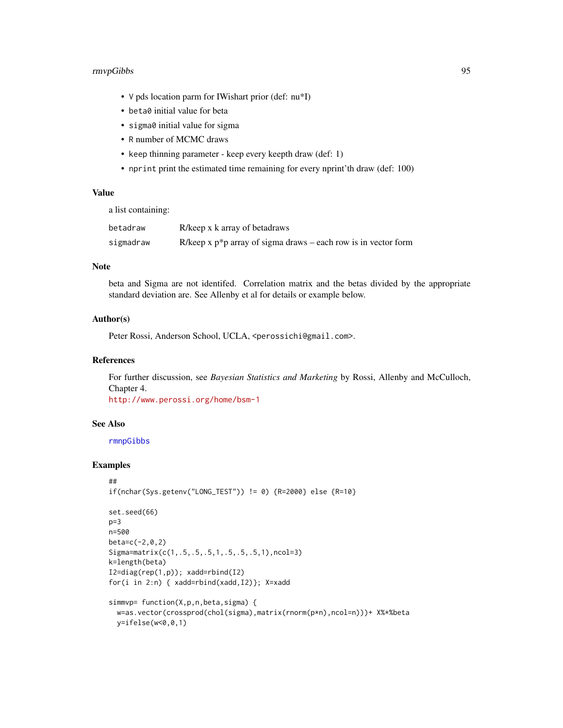- `V` pds location parm for IWishart prior (def: nu*I)
- `beta0` initial value for beta
- `sigma0` initial value for sigma
- `R` number of MCMC draws
- `keep` thinning parameter - keep every keepth draw (def: 1)
- `nprint` print the estimated time remaining for every nprint'th draw (def: 100)

## Value

a list containing:

| | |
|---|---|
| `betadraw` | R/keep x k array of betadraws |
| `sigmadraw` | R/keep x p*p array of sigma draws – each row is in vector form |

## Note

beta and Sigma are not identifed. Correlation matrix and the betas divided by the appropriate standard deviation are. See Allenby et al for details or example below.

## Author(s)

Peter Rossi, Anderson School, UCLA, <perossichi@gmail.com>.

## References

For further discussion, see *Bayesian Statistics and Marketing* by Rossi, Allenby and McCulloch, Chapter 4.
http://www.perossi.org/home/bsm-1

## See Also

rmnpGibbs

## Examples

```
##
if(nchar(Sys.getenv("LONG_TEST")) != 0) {R=2000} else {R=10}

set.seed(66)
p=3
n=500
beta=c(-2,0,2)
Sigma=matrix(c(1,.5,.5,.5,1,.5,.5,.5,1),ncol=3)
k=length(beta)
I2=diag(rep(1,p)); xadd=rbind(I2)
for(i in 2:n) { xadd=rbind(xadd,I2)}; X=xadd

simmvp= function(X,p,n,beta,sigma) {
  w=as.vector(crossprod(chol(sigma),matrix(rnorm(p*n),ncol=n)))+ X%*%beta
  y=ifelse(w<0,0,1)
```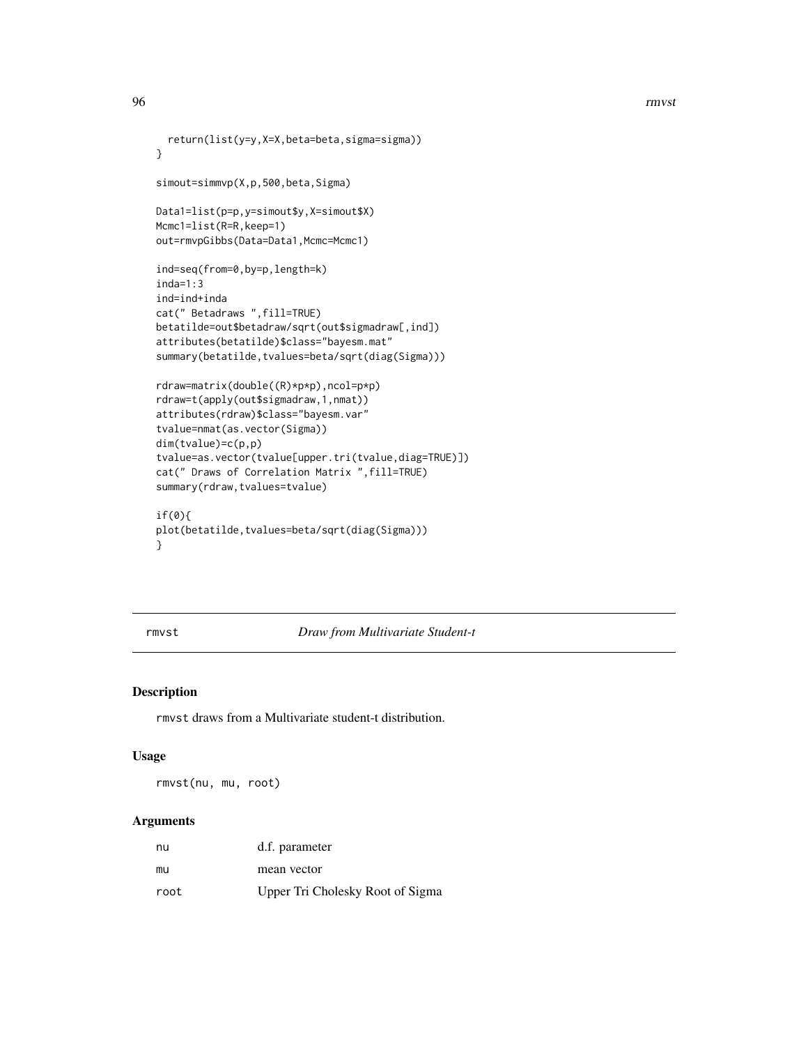```
  return(list(y=y,X=X,beta=beta,sigma=sigma))
}

simout=simmvp(X,p,500,beta,Sigma)

Data1=list(p=p,y=simout$y,X=simout$X)
Mcmc1=list(R=R,keep=1)
out=rmvpGibbs(Data=Data1,Mcmc=Mcmc1)

ind=seq(from=0,by=p,length=k)
inda=1:3
ind=ind+inda
cat(" Betadraws ",fill=TRUE)
betatilde=out$betadraw/sqrt(out$sigmadraw[,ind])
attributes(betatilde)$class="bayesm.mat"
summary(betatilde,tvalues=beta/sqrt(diag(Sigma)))

rdraw=matrix(double((R)*p*p),ncol=p*p)
rdraw=t(apply(out$sigmadraw,1,nmat))
attributes(rdraw)$class="bayesm.var"
tvalue=nmat(as.vector(Sigma))
dim(tvalue)=c(p,p)
tvalue=as.vector(tvalue[upper.tri(tvalue,diag=TRUE)])
cat(" Draws of Correlation Matrix ",fill=TRUE)
summary(rdraw,tvalues=tvalue)

if(0){
plot(betatilde,tvalues=beta/sqrt(diag(Sigma)))
}
```

---

## rmvst *Draw from Multivariate Student-t*

### Description

rmvst draws from a Multivariate student-t distribution.

### Usage

```
rmvst(nu, mu, root)
```

### Arguments

| | |
|---|---|
| nu | d.f. parameter |
| mu | mean vector |
| root | Upper Tri Cholesky Root of Sigma |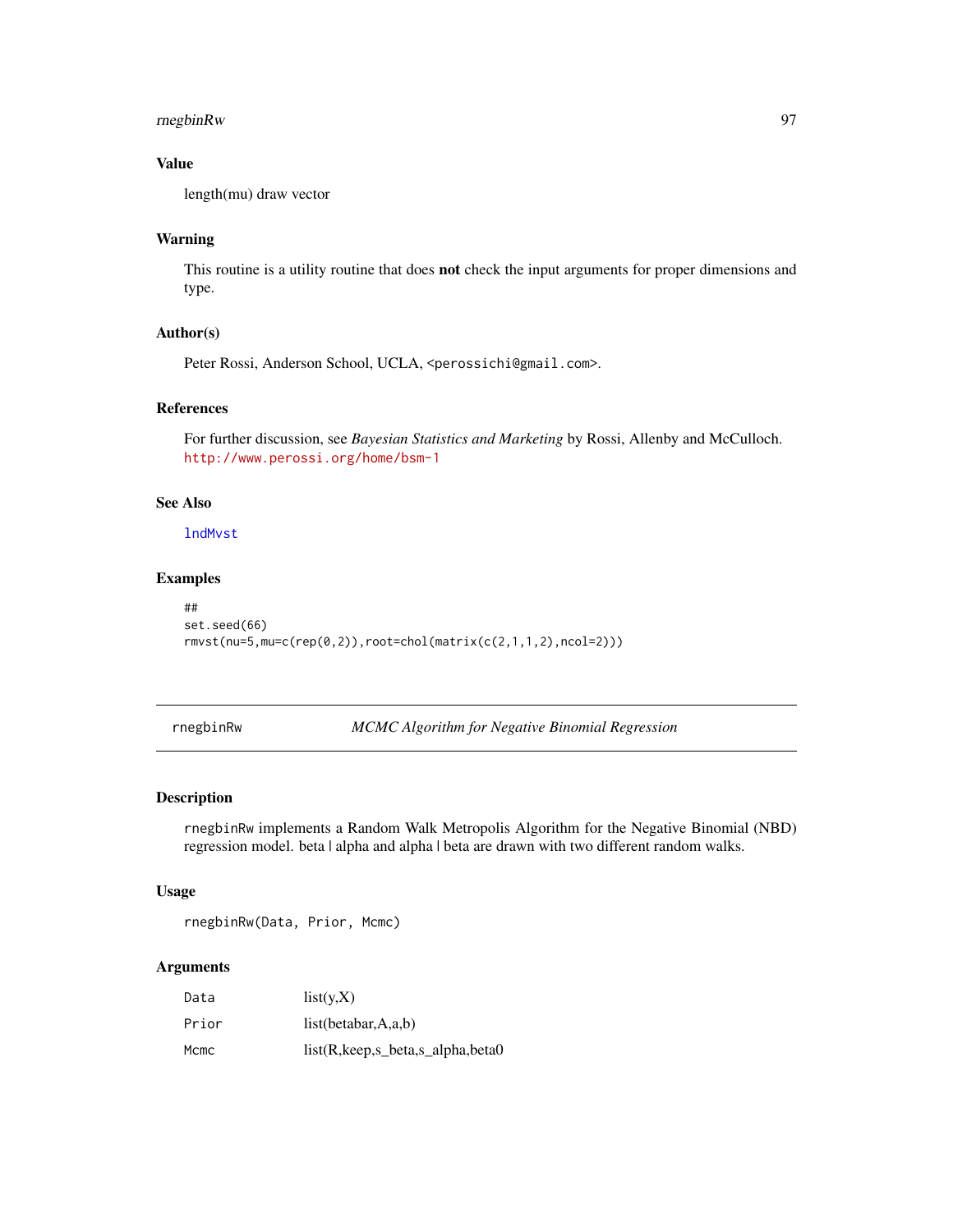### Value

length(mu) draw vector

### Warning

This routine is a utility routine that does **not** check the input arguments for proper dimensions and type.

### Author(s)

Peter Rossi, Anderson School, UCLA, <perossichi@gmail.com>.

### References

For further discussion, see *Bayesian Statistics and Marketing* by Rossi, Allenby and McCulloch.
http://www.perossi.org/home/bsm-1

### See Also

lndMvst

### Examples

```
##
set.seed(66)
rmvst(nu=5,mu=c(rep(0,2)),root=chol(matrix(c(2,1,1,2),ncol=2)))
```

---

## rnegbinRw — *MCMC Algorithm for Negative Binomial Regression*

---

### Description

rnegbinRw implements a Random Walk Metropolis Algorithm for the Negative Binomial (NBD) regression model. beta | alpha and alpha | beta are drawn with two different random walks.

### Usage

```
rnegbinRw(Data, Prior, Mcmc)
```

### Arguments

| | |
|---|---|
| Data | list(y,X) |
| Prior | list(betabar,A,a,b) |
| Mcmc | list(R,keep,s_beta,s_alpha,beta0 |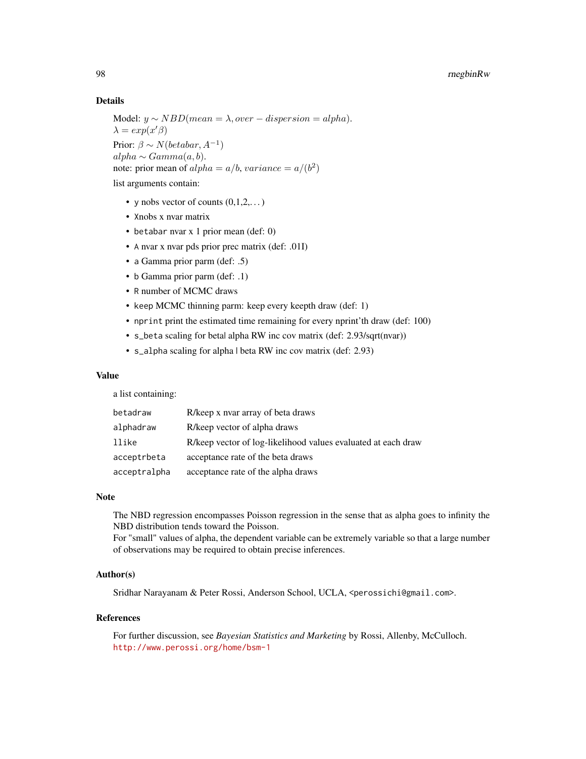## Details

Model: $y \sim NBD(mean = \lambda, over - dispersion = alpha)$.
$\lambda = exp(x'\beta)$

Prior: $\beta \sim N(betabar, A^{-1})$
$alpha \sim Gamma(a, b)$.
note: prior mean of $alpha = a/b$, $variance = a/(b^2)$

list arguments contain:

- `y` nobs vector of counts (0,1,2,...)
- `X`nobs x nvar matrix
- `betabar` nvar x 1 prior mean (def: 0)
- `A` nvar x nvar pds prior prec matrix (def: .01I)
- `a` Gamma prior parm (def: .5)
- `b` Gamma prior parm (def: .1)
- `R` number of MCMC draws
- `keep` MCMC thinning parm: keep every keepth draw (def: 1)
- `nprint` print the estimated time remaining for every nprint'th draw (def: 100)
- `s_beta` scaling for beta| alpha RW inc cov matrix (def: 2.93/sqrt(nvar))
- `s_alpha` scaling for alpha | beta RW inc cov matrix (def: 2.93)

## Value

a list containing:

| | |
|---|---|
| `betadraw` | R/keep x nvar array of beta draws |
| `alphadraw` | R/keep vector of alpha draws |
| `llike` | R/keep vector of log-likelihood values evaluated at each draw |
| `acceptrbeta` | acceptance rate of the beta draws |
| `acceptralpha` | acceptance rate of the alpha draws |

## Note

The NBD regression encompasses Poisson regression in the sense that as alpha goes to infinity the NBD distribution tends toward the Poisson.
For "small" values of alpha, the dependent variable can be extremely variable so that a large number of observations may be required to obtain precise inferences.

## Author(s)

Sridhar Narayanam & Peter Rossi, Anderson School, UCLA, <perossichi@gmail.com>.

## References

For further discussion, see *Bayesian Statistics and Marketing* by Rossi, Allenby, McCulloch.
http://www.perossi.org/home/bsm-1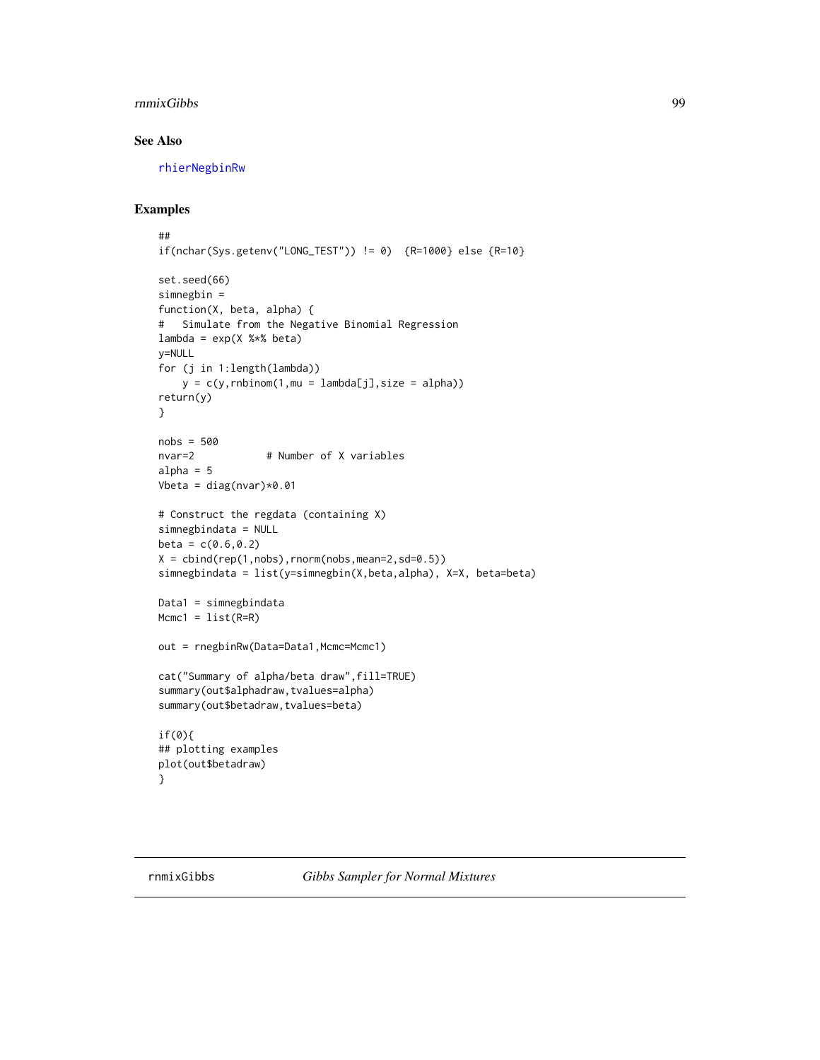## See Also

rhierNegbinRw

## Examples

```
##
if(nchar(Sys.getenv("LONG_TEST")) != 0)  {R=1000} else {R=10}

set.seed(66)
simnegbin =
function(X, beta, alpha) {
#   Simulate from the Negative Binomial Regression
lambda = exp(X %*% beta)
y=NULL
for (j in 1:length(lambda))
    y = c(y,rnbinom(1,mu = lambda[j],size = alpha))
return(y)
}

nobs = 500
nvar=2            # Number of X variables
alpha = 5
Vbeta = diag(nvar)*0.01

# Construct the regdata (containing X)
simnegbindata = NULL
beta = c(0.6,0.2)
X = cbind(rep(1,nobs),rnorm(nobs,mean=2,sd=0.5))
simnegbindata = list(y=simnegbin(X,beta,alpha), X=X, beta=beta)

Data1 = simnegbindata
Mcmc1 = list(R=R)

out = rnegbinRw(Data=Data1,Mcmc=Mcmc1)

cat("Summary of alpha/beta draw",fill=TRUE)
summary(out$alphadraw,tvalues=alpha)
summary(out$betadraw,tvalues=beta)

if(0){
## plotting examples
plot(out$betadraw)
}
```

---

rnmixGibbs *Gibbs Sampler for Normal Mixtures*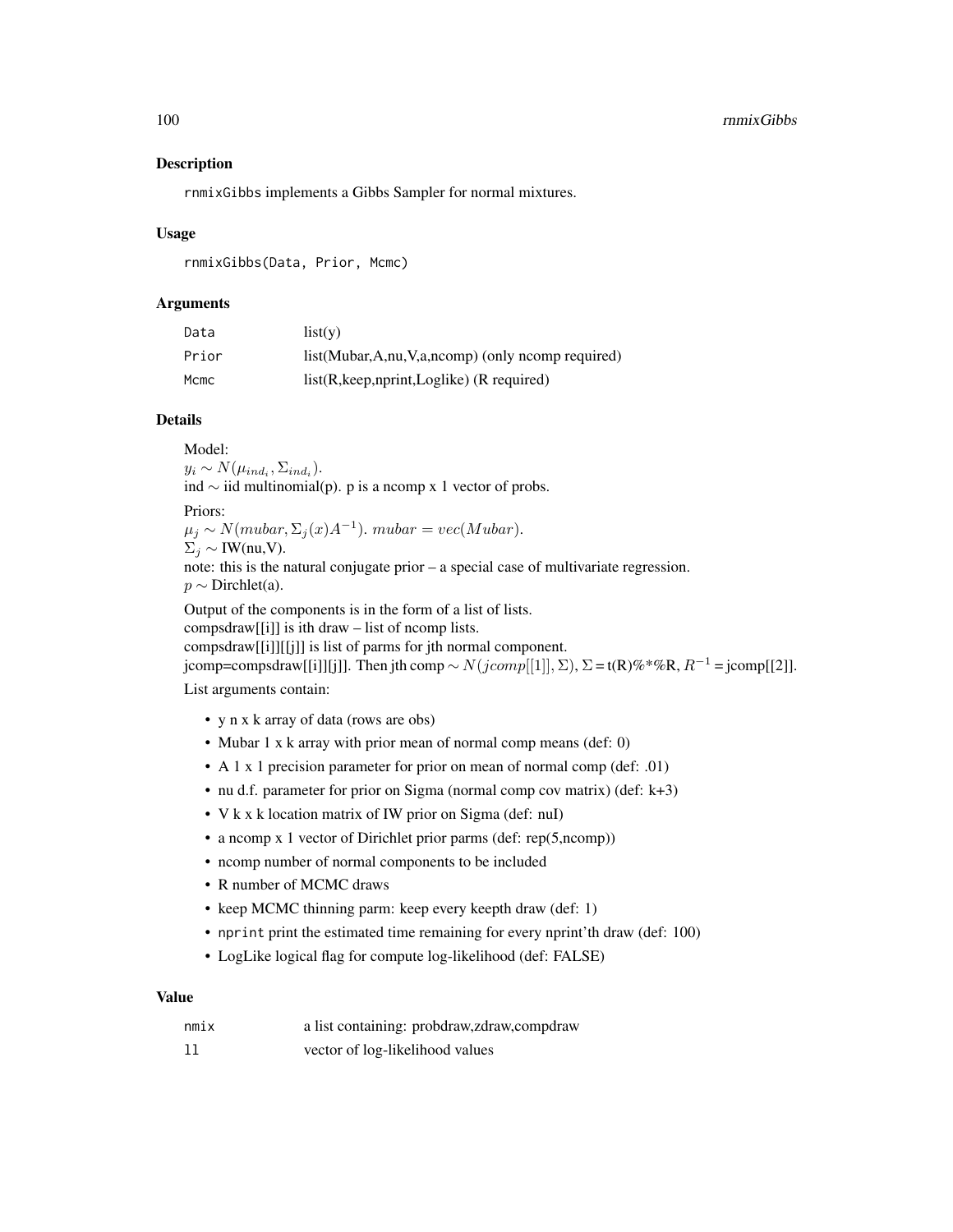## Description

`rnmixGibbs` implements a Gibbs Sampler for normal mixtures.

## Usage

```
rnmixGibbs(Data, Prior, Mcmc)
```

## Arguments

| | |
|---|---|
| Data | list(y) |
| Prior | list(Mubar,A,nu,V,a,ncomp) (only ncomp required) |
| Mcmc | list(R,keep,nprint,Loglike) (R required) |

## Details

Model:
$y_i \sim N(\mu_{ind_i}, \Sigma_{ind_i})$.
ind $\sim$ iid multinomial(p). p is a ncomp x 1 vector of probs.

Priors:
$\mu_j \sim N(mubar, \Sigma_j (x) A^{-1})$. $mubar = vec(Mubar)$.
$\Sigma_j \sim$ IW(nu,V).
note: this is the natural conjugate prior – a special case of multivariate regression.
$p \sim$ Dirchlet(a).

Output of the components is in the form of a list of lists.
compsdraw[[i]] is ith draw – list of ncomp lists.
compsdraw[[i]][[j]] is list of parms for jth normal component.
jcomp=compsdraw[[i]][j]]. Then jth comp $\sim N(jcomp[[1]], \Sigma)$, $\Sigma$ = t(R)%*%R, $R^{-1}$ = jcomp[[2]].

List arguments contain:

- y n x k array of data (rows are obs)
- Mubar 1 x k array with prior mean of normal comp means (def: 0)
- A 1 x 1 precision parameter for prior on mean of normal comp (def: .01)
- nu d.f. parameter for prior on Sigma (normal comp cov matrix) (def: k+3)
- V k x k location matrix of IW prior on Sigma (def: nuI)
- a ncomp x 1 vector of Dirichlet prior parms (def: rep(5,ncomp))
- ncomp number of normal components to be included
- R number of MCMC draws
- keep MCMC thinning parm: keep every keepth draw (def: 1)
- `nprint` print the estimated time remaining for every nprint'th draw (def: 100)
- LogLike logical flag for compute log-likelihood (def: FALSE)

## Value

| | |
|---|---|
| nmix | a list containing: probdraw,zdraw,compdraw |
| ll | vector of log-likelihood values |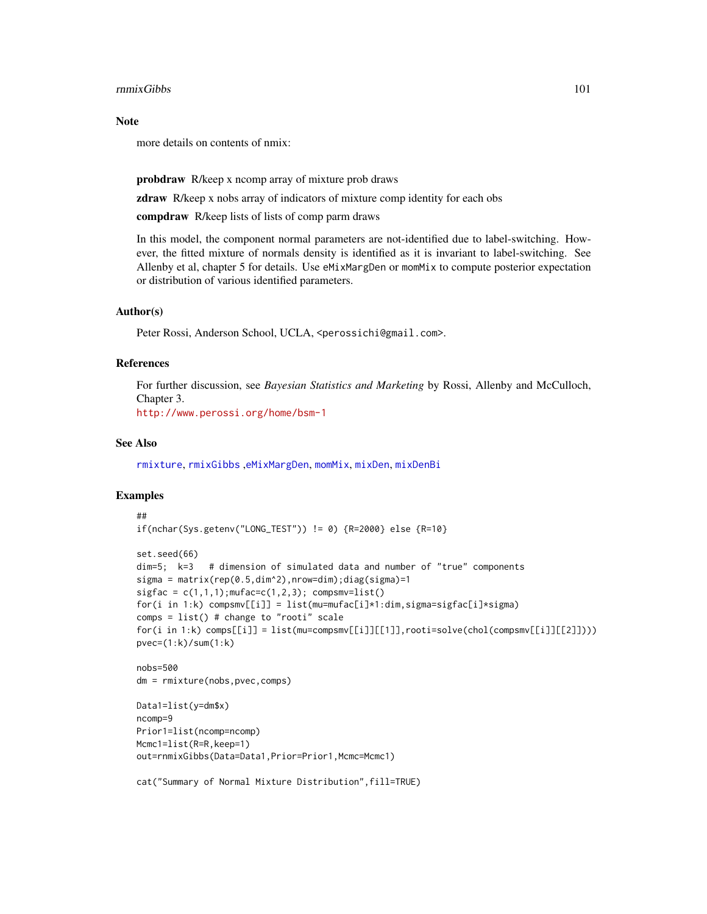## Note

more details on contents of nmix:

**probdraw** R/keep x ncomp array of mixture prob draws

**zdraw** R/keep x nobs array of indicators of mixture comp identity for each obs

**compdraw** R/keep lists of lists of comp parm draws

In this model, the component normal parameters are not-identified due to label-switching. However, the fitted mixture of normals density is identified as it is invariant to label-switching. See Allenby et al, chapter 5 for details. Use `eMixMargDen` or `momMix` to compute posterior expectation or distribution of various identified parameters.

## Author(s)

Peter Rossi, Anderson School, UCLA, <perossichi@gmail.com>.

## References

For further discussion, see *Bayesian Statistics and Marketing* by Rossi, Allenby and McCulloch, Chapter 3.
http://www.perossi.org/home/bsm-1

## See Also

rmixture, rmixGibbs ,eMixMargDen, momMix, mixDen, mixDenBi

## Examples

```
##
if(nchar(Sys.getenv("LONG_TEST")) != 0) {R=2000} else {R=10}

set.seed(66)
dim=5;  k=3   # dimension of simulated data and number of "true" components
sigma = matrix(rep(0.5,dim^2),nrow=dim);diag(sigma)=1
sigfac = c(1,1,1);mufac=c(1,2,3); compsmv=list()
for(i in 1:k) compsmv[[i]] = list(mu=mufac[i]*1:dim,sigma=sigfac[i]*sigma)
comps = list() # change to "rooti" scale
for(i in 1:k) comps[[i]] = list(mu=compsmv[[i]][[1]],rooti=solve(chol(compsmv[[i]][[2]])))
pvec=(1:k)/sum(1:k)

nobs=500
dm = rmixture(nobs,pvec,comps)

Data1=list(y=dm$x)
ncomp=9
Prior1=list(ncomp=ncomp)
Mcmc1=list(R=R,keep=1)
out=rnmixGibbs(Data=Data1,Prior=Prior1,Mcmc=Mcmc1)

cat("Summary of Normal Mixture Distribution",fill=TRUE)
```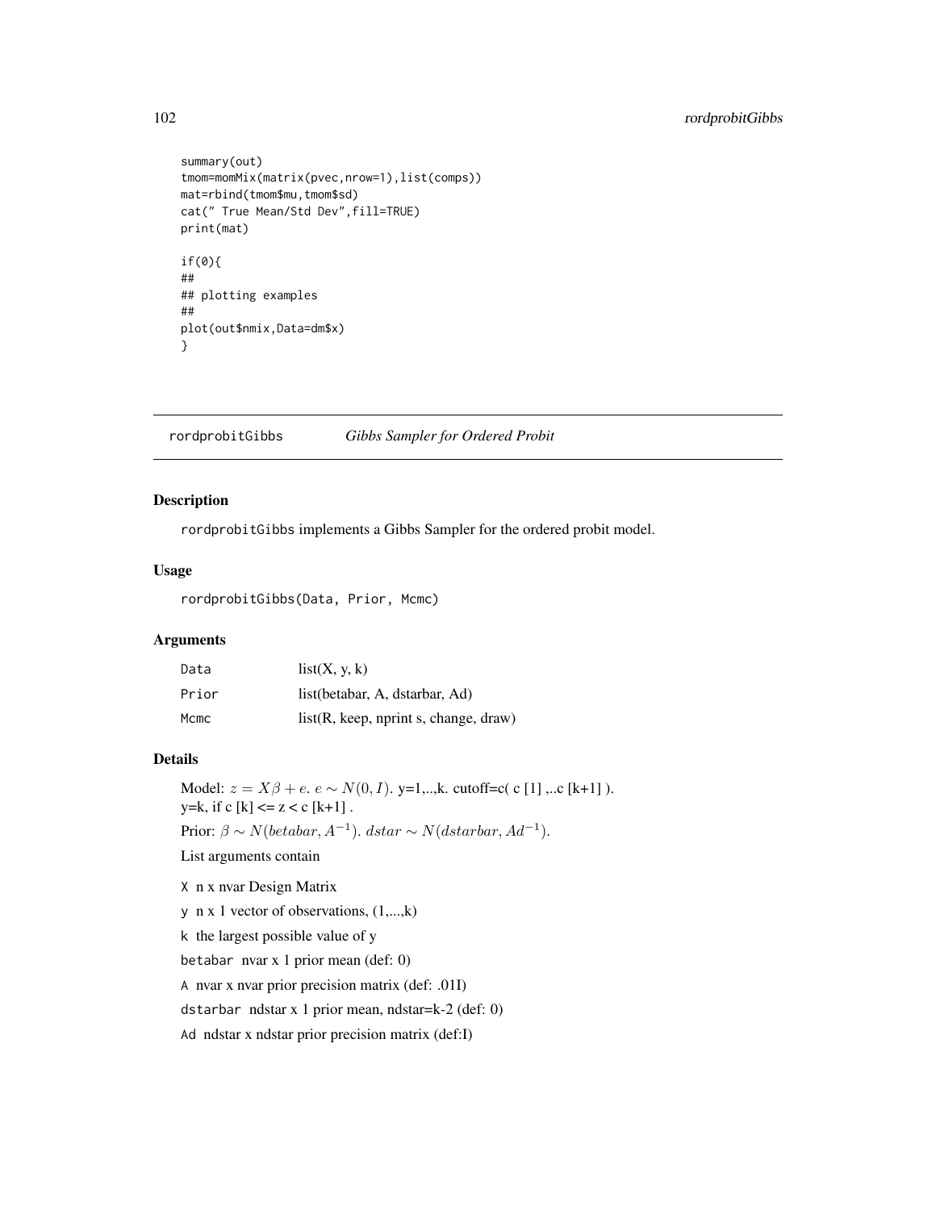```
summary(out)
tmom=momMix(matrix(pvec,nrow=1),list(comps))
mat=rbind(tmom$mu,tmom$sd)
cat(" True Mean/Std Dev",fill=TRUE)
print(mat)

if(0){
##
## plotting examples
##
plot(out$nmix,Data=dm$x)
}
```

## rordprobitGibbs *Gibbs Sampler for Ordered Probit*

### Description

rordprobitGibbs implements a Gibbs Sampler for the ordered probit model.

### Usage

```
rordprobitGibbs(Data, Prior, Mcmc)
```

### Arguments

| | |
|---|---|
| Data | list(X, y, k) |
| Prior | list(betabar, A, dstarbar, Ad) |
| Mcmc | list(R, keep, nprint s, change, draw) |

### Details

Model: $z = X\beta + e$. $e \sim N(0, I)$. y=1,..,k. cutoff=c( c [1] ,..c [k+1] ).
y=k, if c [k] <= z < c [k+1] .

Prior: $\beta \sim N(betabar, A^{-1})$. $dstar \sim N(dstarbar, Ad^{-1})$.

List arguments contain

X n x nvar Design Matrix

y n x 1 vector of observations, (1,...,k)

k the largest possible value of y

betabar nvar x 1 prior mean (def: 0)

A nvar x nvar prior precision matrix (def: .01I)

dstarbar ndstar x 1 prior mean, ndstar=k-2 (def: 0)

Ad ndstar x ndstar prior precision matrix (def:I)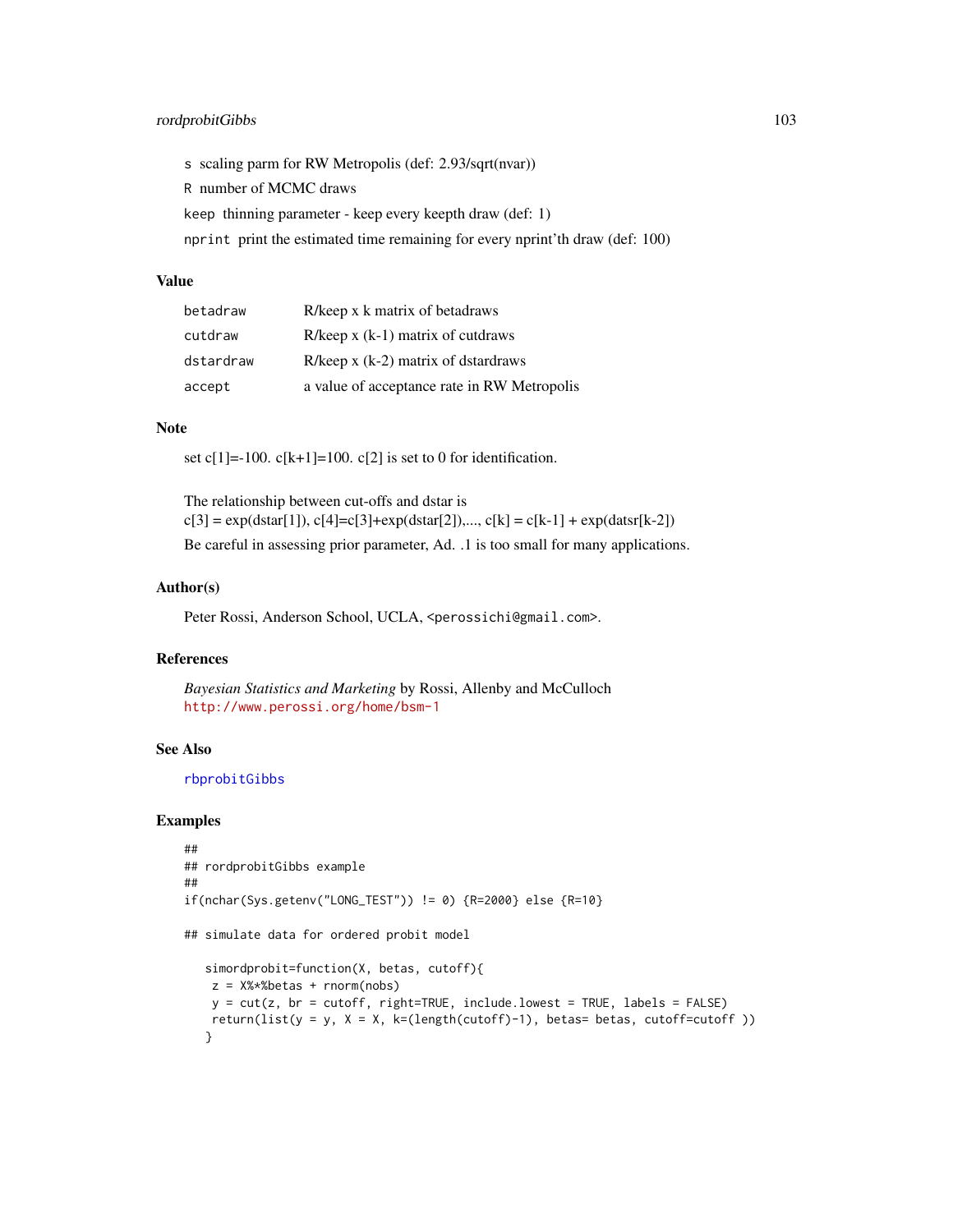s scaling parm for RW Metropolis (def: 2.93/sqrt(nvar))

R number of MCMC draws

keep thinning parameter - keep every keepth draw (def: 1)

nprint print the estimated time remaining for every nprint'th draw (def: 100)

## Value

| | |
|---|---|
| betadraw | R/keep x k matrix of betadraws |
| cutdraw | R/keep x (k-1) matrix of cutdraws |
| dstardraw | R/keep x (k-2) matrix of dstardraws |
| accept | a value of acceptance rate in RW Metropolis |

## Note

set c[1]=-100. c[k+1]=100. c[2] is set to 0 for identification.

The relationship between cut-offs and dstar is
c[3] = exp(dstar[1]), c[4]=c[3]+exp(dstar[2]),..., c[k] = c[k-1] + exp(datsr[k-2])

Be careful in assessing prior parameter, Ad. .1 is too small for many applications.

## Author(s)

Peter Rossi, Anderson School, UCLA, <perossichi@gmail.com>.

## References

*Bayesian Statistics and Marketing* by Rossi, Allenby and McCulloch
http://www.perossi.org/home/bsm-1

## See Also

rbprobitGibbs

## Examples

```
##
## rordprobitGibbs example
##
if(nchar(Sys.getenv("LONG_TEST")) != 0) {R=2000} else {R=10}

## simulate data for ordered probit model

   simordprobit=function(X, betas, cutoff){
    z = X%*%betas + rnorm(nobs)
    y = cut(z, br = cutoff, right=TRUE, include.lowest = TRUE, labels = FALSE)
    return(list(y = y, X = X, k=(length(cutoff)-1), betas= betas, cutoff=cutoff ))
   }
```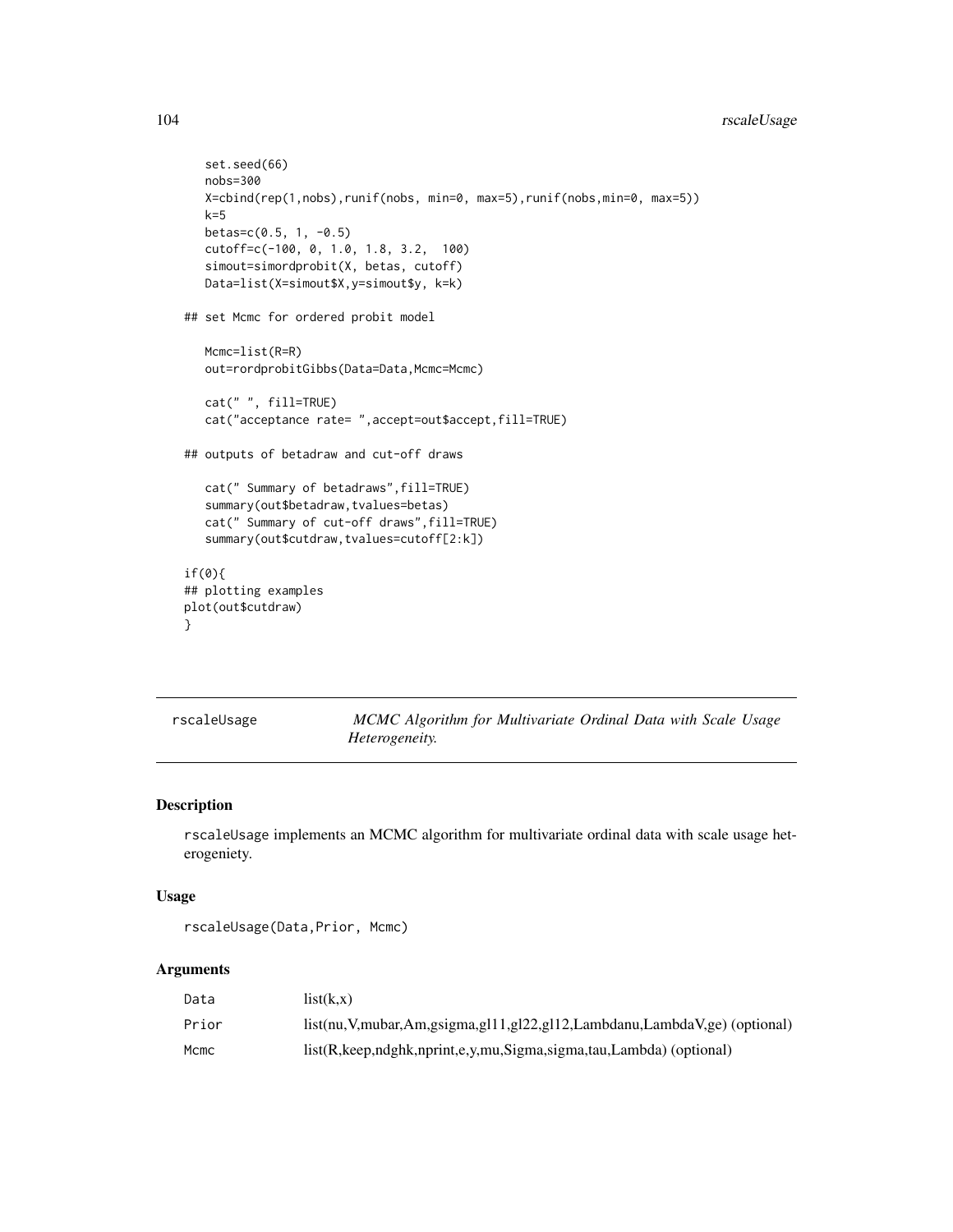```
   set.seed(66)
   nobs=300
   X=cbind(rep(1,nobs),runif(nobs, min=0, max=5),runif(nobs,min=0, max=5))
   k=5
   betas=c(0.5, 1, -0.5)
   cutoff=c(-100, 0, 1.0, 1.8, 3.2,  100)
   simout=simordprobit(X, betas, cutoff)
   Data=list(X=simout$X,y=simout$y, k=k)

## set Mcmc for ordered probit model

   Mcmc=list(R=R)
   out=rordprobitGibbs(Data=Data,Mcmc=Mcmc)

   cat(" ", fill=TRUE)
   cat("acceptance rate= ",accept=out$accept,fill=TRUE)

## outputs of betadraw and cut-off draws

   cat(" Summary of betadraws",fill=TRUE)
   summary(out$betadraw,tvalues=betas)
   cat(" Summary of cut-off draws",fill=TRUE)
   summary(out$cutdraw,tvalues=cutoff[2:k])

if(0){
## plotting examples
plot(out$cutdraw)
}
```

---

# rscaleUsage — *MCMC Algorithm for Multivariate Ordinal Data with Scale Usage Heterogeneity.*

## Description

rscaleUsage implements an MCMC algorithm for multivariate ordinal data with scale usage heterogeniety.

## Usage

```
rscaleUsage(Data,Prior, Mcmc)
```

## Arguments

| | |
|---|---|
| Data | list(k,x) |
| Prior | list(nu,V,mubar,Am,gsigma,gl11,gl22,gl12,Lambdanu,LambdaV,ge) (optional) |
| Mcmc | list(R,keep,ndghk,nprint,e,y,mu,Sigma,sigma,tau,Lambda) (optional) |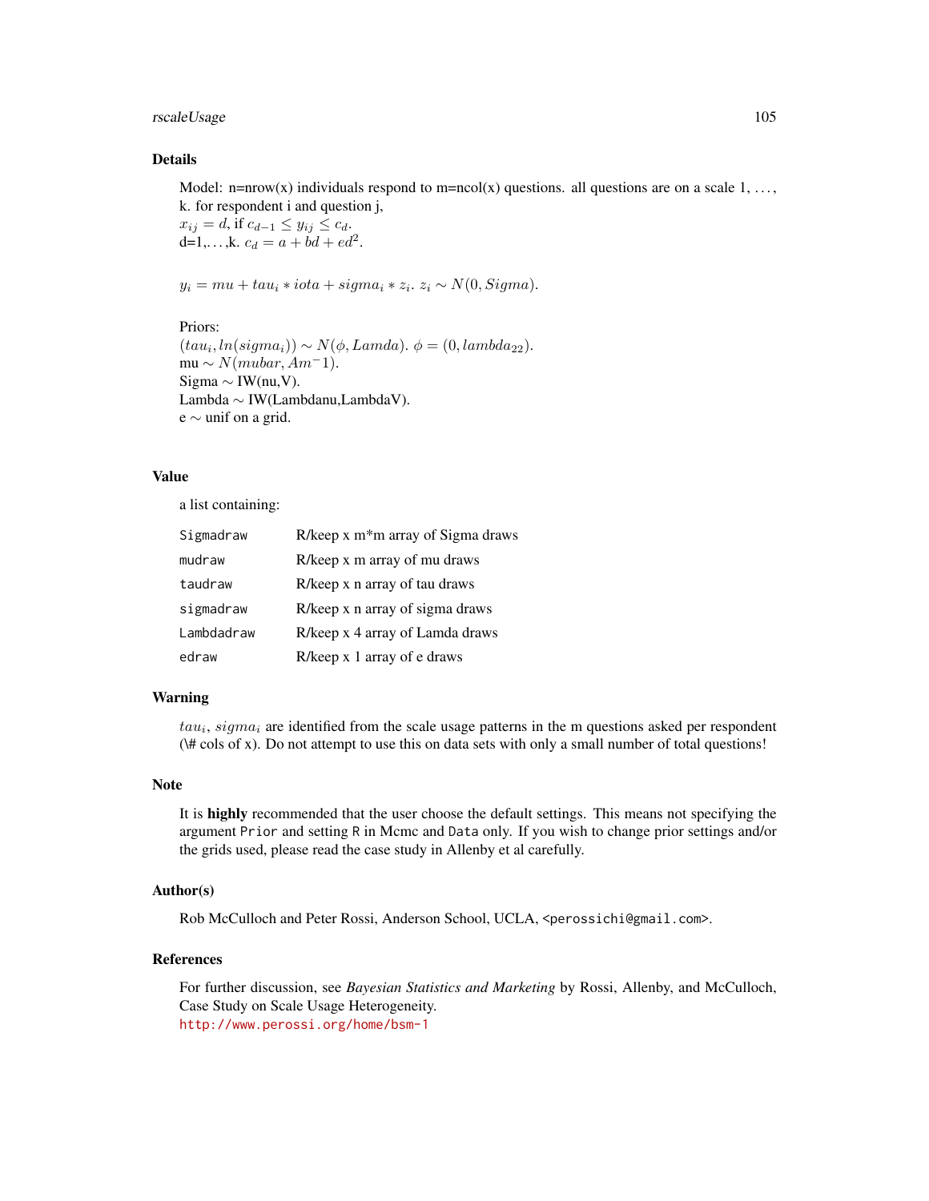## Details

Model: n=nrow(x) individuals respond to m=ncol(x) questions. all questions are on a scale 1, . . . , k. for respondent i and question j,
$x_{ij} = d$, if $c_{d-1} \le y_{ij} \le c_d$.
d=1,. . . ,k. $c_d = a + bd + ed^2$.

$y_i = mu + tau_i * iota + sigma_i * z_i$. $z_i \sim N(0, Sigma)$.

Priors:
$(tau_i, ln(sigma_i)) \sim N(\phi, Lamda)$. $\phi = (0, lambda_{22})$.
mu $\sim N(mubar, Am^-1)$.
Sigma $\sim$ IW(nu,V).
Lambda $\sim$ IW(Lambdanu,LambdaV).
e $\sim$ unif on a grid.

## Value

a list containing:

| | |
|---|---|
| Sigmadraw | R/keep x m*m array of Sigma draws |
| mudraw | R/keep x m array of mu draws |
| taudraw | R/keep x n array of tau draws |
| sigmadraw | R/keep x n array of sigma draws |
| Lambdadraw | R/keep x 4 array of Lamda draws |
| edraw | R/keep x 1 array of e draws |

## Warning

$tau_i$, $sigma_i$ are identified from the scale usage patterns in the m questions asked per respondent (\# cols of x). Do not attempt to use this on data sets with only a small number of total questions!

## Note

It is **highly** recommended that the user choose the default settings. This means not specifying the argument `Prior` and setting `R` in Mcmc and `Data` only. If you wish to change prior settings and/or the grids used, please read the case study in Allenby et al carefully.

## Author(s)

Rob McCulloch and Peter Rossi, Anderson School, UCLA, <perossichi@gmail.com>.

## References

For further discussion, see *Bayesian Statistics and Marketing* by Rossi, Allenby, and McCulloch, Case Study on Scale Usage Heterogeneity.
http://www.perossi.org/home/bsm-1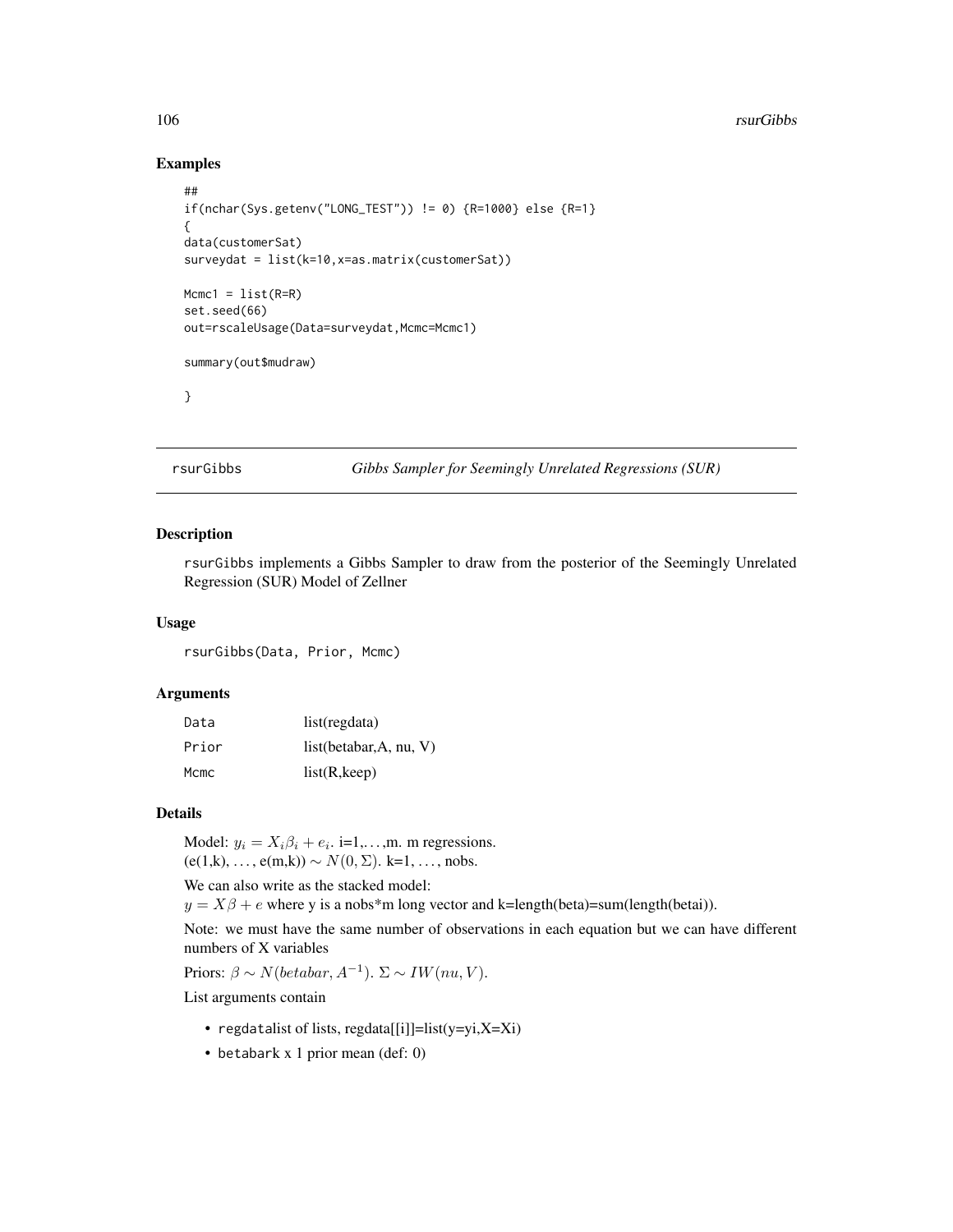## Examples

```
##
if(nchar(Sys.getenv("LONG_TEST")) != 0) {R=1000} else {R=1}
{
data(customerSat)
surveydat = list(k=10,x=as.matrix(customerSat))

Mcmc1 = list(R=R)
set.seed(66)
out=rscaleUsage(Data=surveydat,Mcmc=Mcmc1)

summary(out$mudraw)

}
```

---

# rsurGibbs *Gibbs Sampler for Seemingly Unrelated Regressions (SUR)*

---

### Description

`rsurGibbs` implements a Gibbs Sampler to draw from the posterior of the Seemingly Unrelated Regression (SUR) Model of Zellner

### Usage

```
rsurGibbs(Data, Prior, Mcmc)
```

### Arguments

| | |
|---|---|
| `Data` | list(regdata) |
| `Prior` | list(betabar,A, nu, V) |
| `Mcmc` | list(R,keep) |

### Details

Model: $y_i = X_i \beta_i + e_i$. i=1,…,m. m regressions.
(e(1,k), …, e(m,k)) $\sim N(0, \Sigma)$. k=1, …, nobs.

We can also write as the stacked model:
$y = X\beta + e$ where y is a nobs*m long vector and k=length(beta)=sum(length(betai)).

Note: we must have the same number of observations in each equation but we can have different numbers of X variables

Priors: $\beta \sim N(betabar, A^{-1})$. $\Sigma \sim IW(nu, V)$.

List arguments contain

- `regdata`list of lists, regdata[[i]]=list(y=yi,X=Xi)
- `betabar`k x 1 prior mean (def: 0)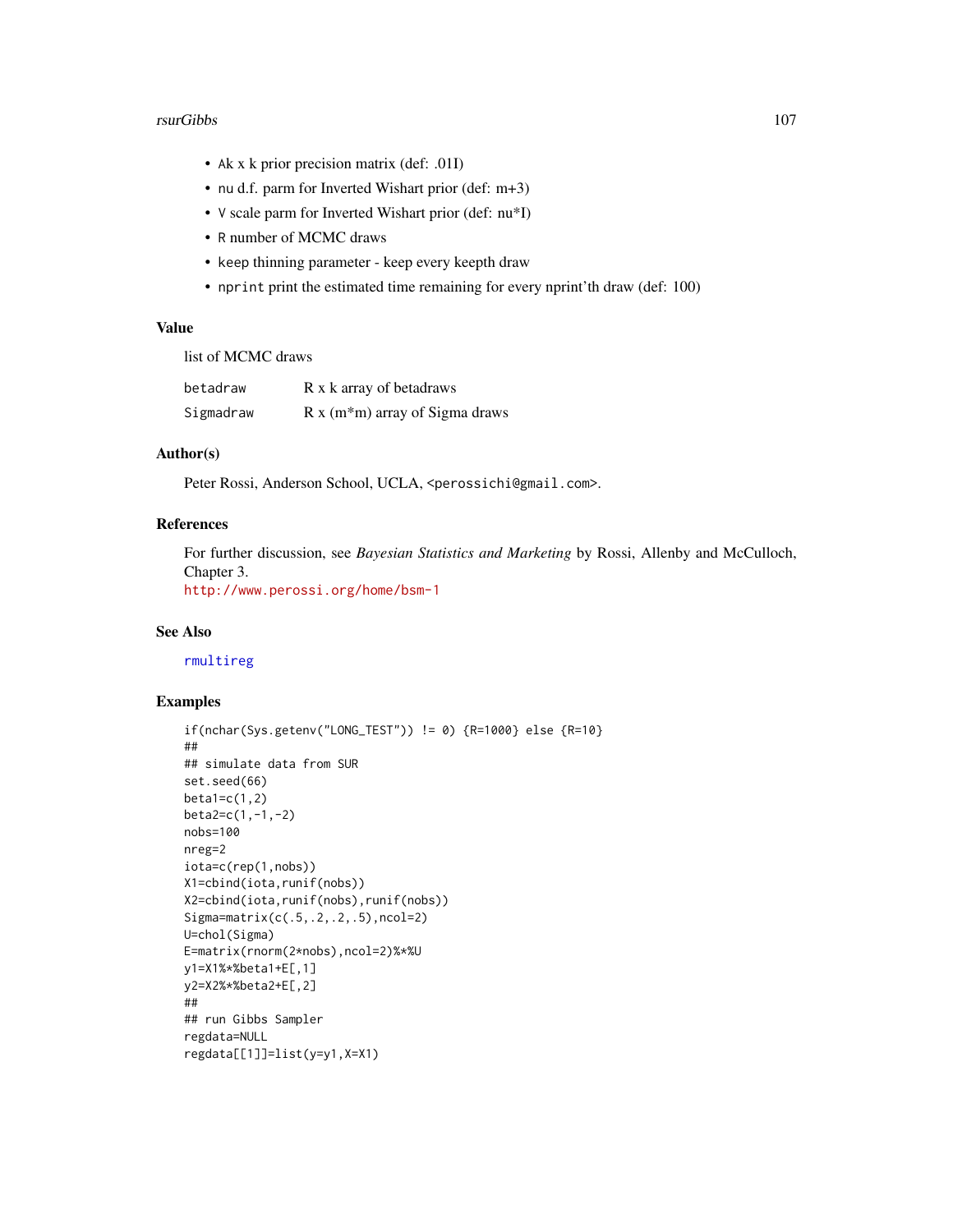- `A` k x k prior precision matrix (def: .01I)
- `nu` d.f. parm for Inverted Wishart prior (def: m+3)
- `V` scale parm for Inverted Wishart prior (def: nu*I)
- `R` number of MCMC draws
- `keep` thinning parameter - keep every keepth draw
- `nprint` print the estimated time remaining for every nprint'th draw (def: 100)

## Value

list of MCMC draws

| | |
|---|---|
| `betadraw` | R x k array of betadraws |
| `Sigmadraw` | R x (m*m) array of Sigma draws |

## Author(s)

Peter Rossi, Anderson School, UCLA, <perossichi@gmail.com>.

## References

For further discussion, see *Bayesian Statistics and Marketing* by Rossi, Allenby and McCulloch, Chapter 3.
http://www.perossi.org/home/bsm-1

## See Also

rmultireg

## Examples

```
if(nchar(Sys.getenv("LONG_TEST")) != 0) {R=1000} else {R=10}
##
## simulate data from SUR
set.seed(66)
beta1=c(1,2)
beta2=c(1,-1,-2)
nobs=100
nreg=2
iota=c(rep(1,nobs))
X1=cbind(iota,runif(nobs))
X2=cbind(iota,runif(nobs),runif(nobs))
Sigma=matrix(c(.5,.2,.2,.5),ncol=2)
U=chol(Sigma)
E=matrix(rnorm(2*nobs),ncol=2)%*%U
y1=X1%*%beta1+E[,1]
y2=X2%*%beta2+E[,2]
##
## run Gibbs Sampler
regdata=NULL
regdata[[1]]=list(y=y1,X=X1)
```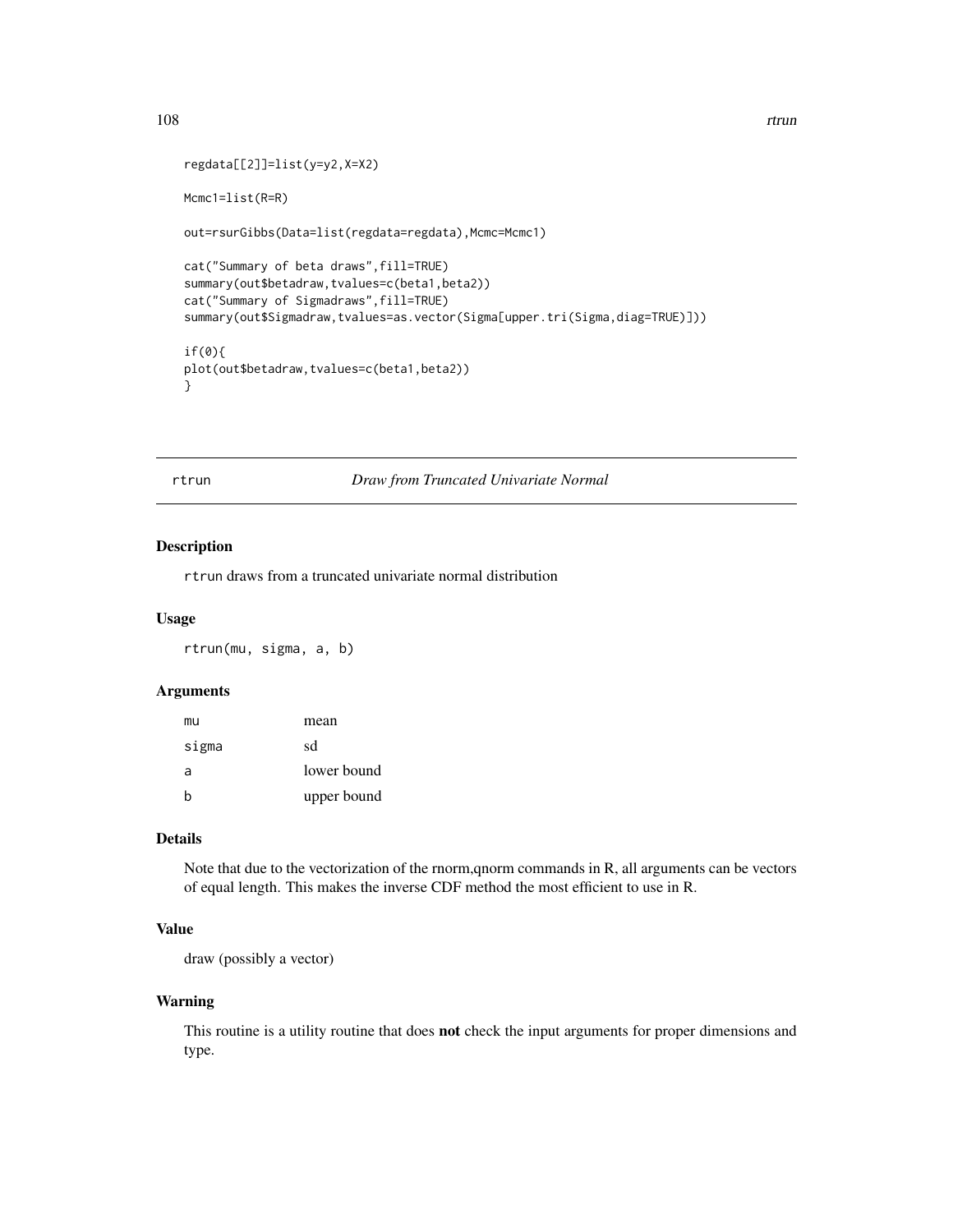```
regdata[[2]]=list(y=y2,X=X2)

Mcmc1=list(R=R)

out=rsurGibbs(Data=list(regdata=regdata),Mcmc=Mcmc1)

cat("Summary of beta draws",fill=TRUE)
summary(out$betadraw,tvalues=c(beta1,beta2))
cat("Summary of Sigmadraws",fill=TRUE)
summary(out$Sigmadraw,tvalues=as.vector(Sigma[upper.tri(Sigma,diag=TRUE)]))

if(0){
plot(out$betadraw,tvalues=c(beta1,beta2))
}
```

---

## rtrun — *Draw from Truncated Univariate Normal*

### Description

rtrun draws from a truncated univariate normal distribution

### Usage

```
rtrun(mu, sigma, a, b)
```

### Arguments

| | |
|---|---|
| mu | mean |
| sigma | sd |
| a | lower bound |
| b | upper bound |

### Details

Note that due to the vectorization of the rnorm,qnorm commands in R, all arguments can be vectors of equal length. This makes the inverse CDF method the most efficient to use in R.

### Value

draw (possibly a vector)

### Warning

This routine is a utility routine that does **not** check the input arguments for proper dimensions and type.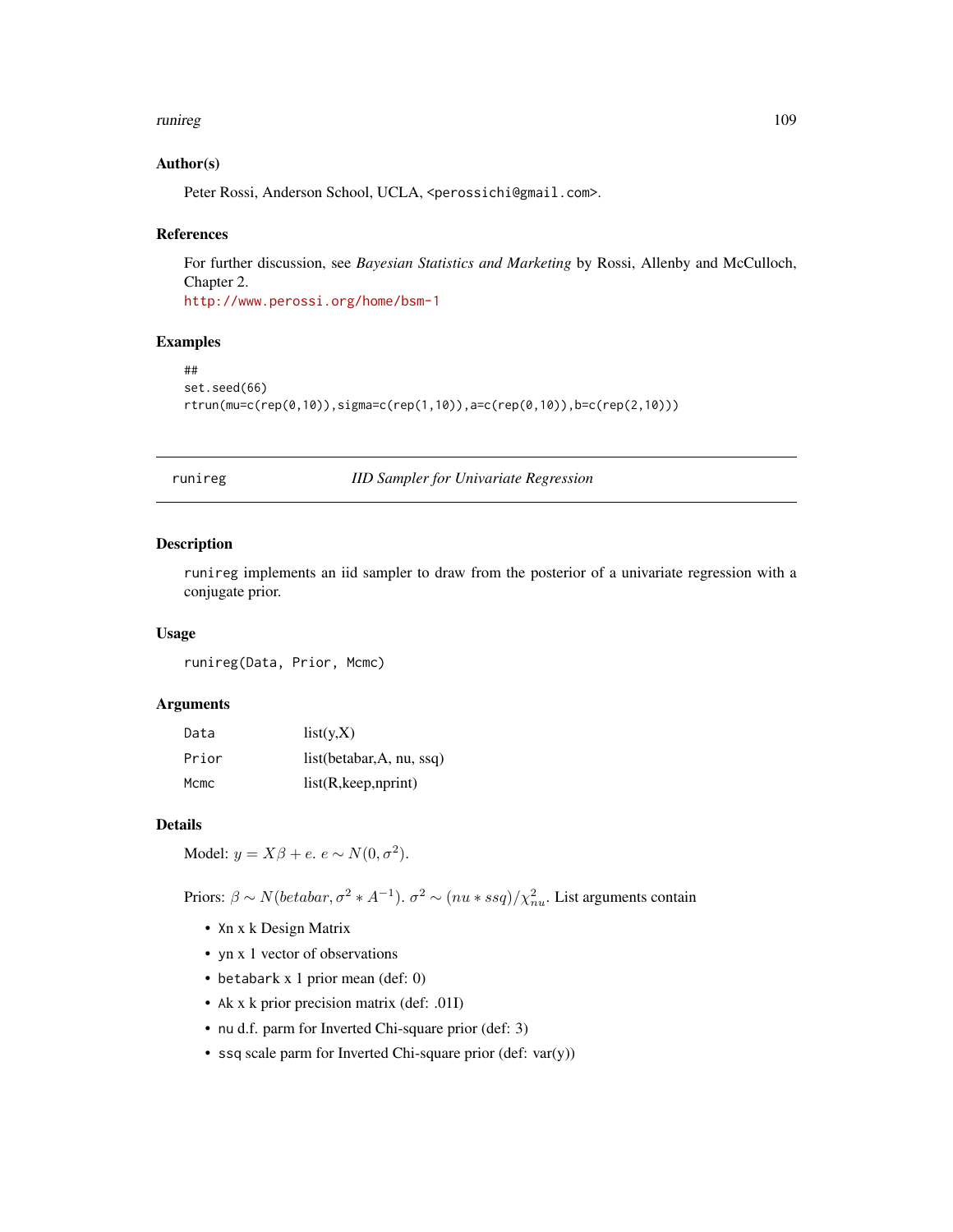### Author(s)

Peter Rossi, Anderson School, UCLA, <perossichi@gmail.com>.

### References

For further discussion, see *Bayesian Statistics and Marketing* by Rossi, Allenby and McCulloch, Chapter 2.
http://www.perossi.org/home/bsm-1

### Examples

```
##
set.seed(66)
rtrun(mu=c(rep(0,10)),sigma=c(rep(1,10)),a=c(rep(0,10)),b=c(rep(2,10)))
```

---

## runireg — *IID Sampler for Univariate Regression*

---

### Description

runireg implements an iid sampler to draw from the posterior of a univariate regression with a conjugate prior.

### Usage

```
runireg(Data, Prior, Mcmc)
```

### Arguments

| | |
|---|---|
| Data | list(y,X) |
| Prior | list(betabar,A, nu, ssq) |
| Mcmc | list(R,keep,nprint) |

### Details

Model: $y = X\beta + e$. $e \sim N(0, \sigma^2)$.

Priors: $\beta \sim N(betabar, \sigma^2 * A^{-1})$. $\sigma^2 \sim (nu * ssq)/\chi^2_{nu}$. List arguments contain

- Xn x k Design Matrix
- yn x 1 vector of observations
- betabark x 1 prior mean (def: 0)
- Ak x k prior precision matrix (def: .01I)
- nu d.f. parm for Inverted Chi-square prior (def: 3)
- ssq scale parm for Inverted Chi-square prior (def: var(y))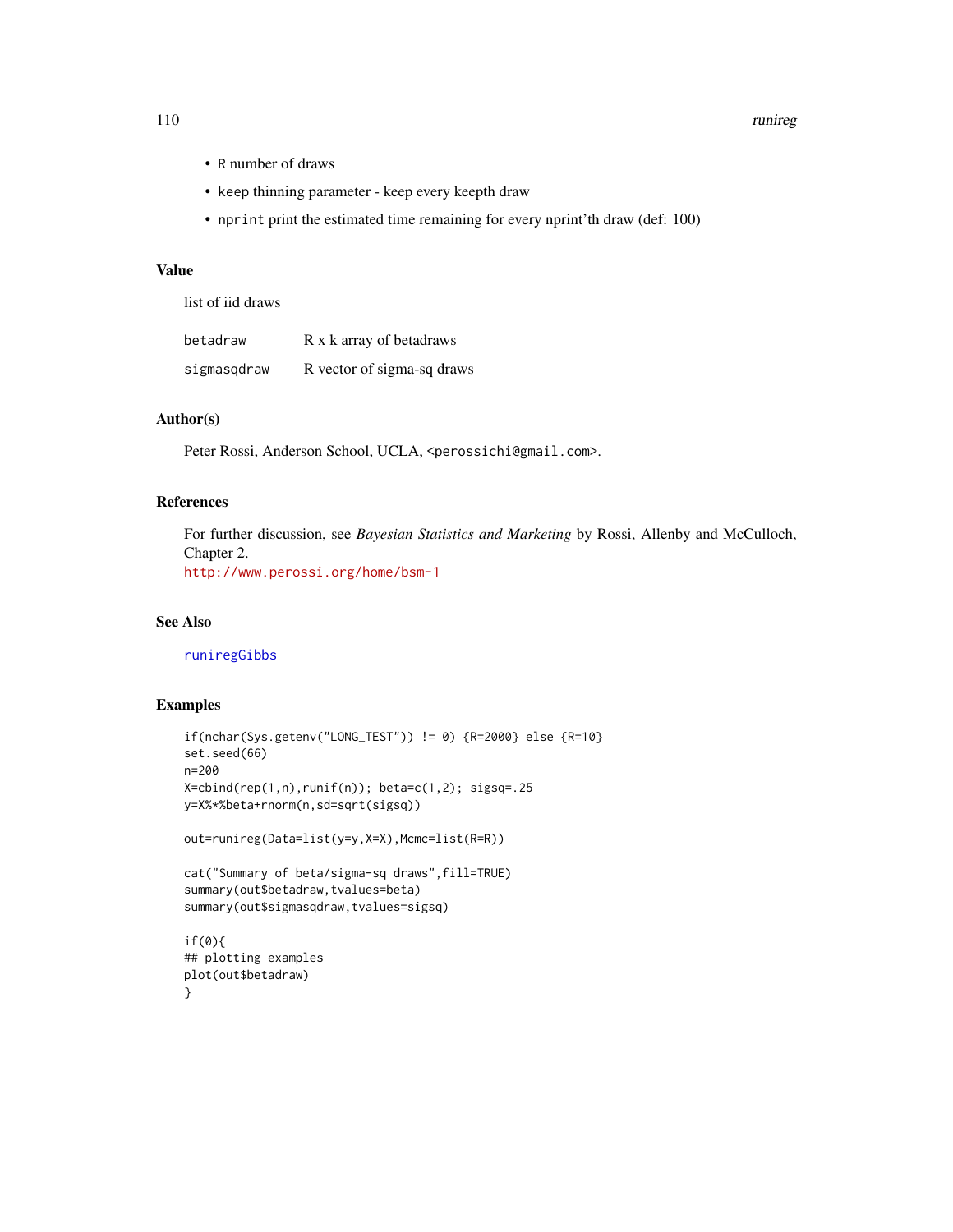- `R` number of draws
- `keep` thinning parameter - keep every keepth draw
- `nprint` print the estimated time remaining for every nprint'th draw (def: 100)

## Value

list of iid draws

| | |
|---|---|
| `betadraw` | R x k array of betadraws |
| `sigmasqdraw` | R vector of sigma-sq draws |

## Author(s)

Peter Rossi, Anderson School, UCLA, <perossichi@gmail.com>.

## References

For further discussion, see *Bayesian Statistics and Marketing* by Rossi, Allenby and McCulloch, Chapter 2.
http://www.perossi.org/home/bsm-1

## See Also

runiregGibbs

## Examples

```
if(nchar(Sys.getenv("LONG_TEST")) != 0) {R=2000} else {R=10}
set.seed(66)
n=200
X=cbind(rep(1,n),runif(n)); beta=c(1,2); sigsq=.25
y=X%*%beta+rnorm(n,sd=sqrt(sigsq))

out=runireg(Data=list(y=y,X=X),Mcmc=list(R=R))

cat("Summary of beta/sigma-sq draws",fill=TRUE)
summary(out$betadraw,tvalues=beta)
summary(out$sigmasqdraw,tvalues=sigsq)

if(0){
## plotting examples
plot(out$betadraw)
}
```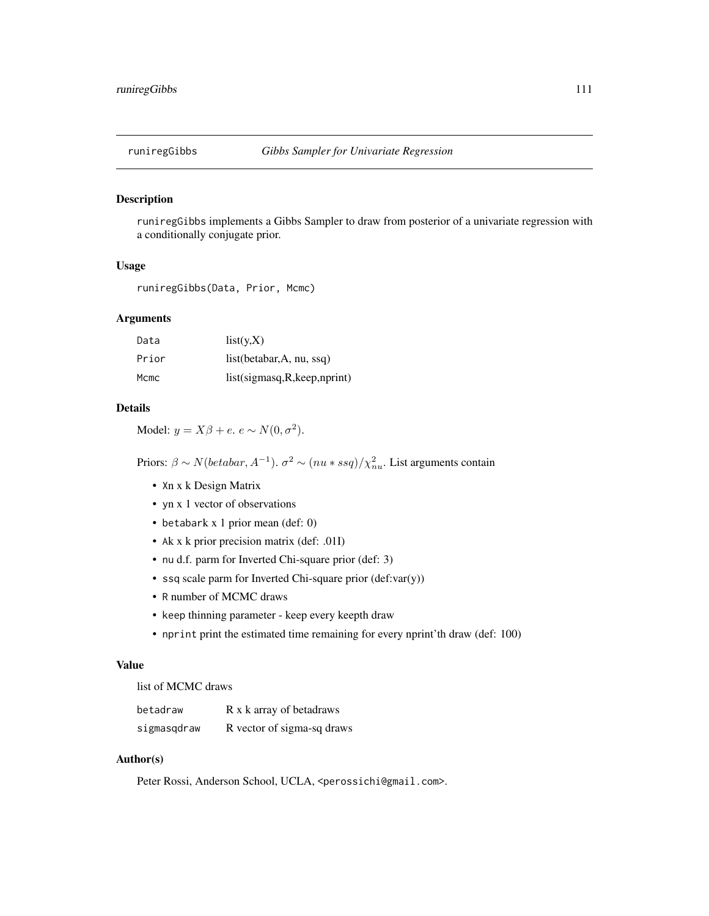# runiregGibbs *Gibbs Sampler for Univariate Regression*

## Description

runiregGibbs implements a Gibbs Sampler to draw from posterior of a univariate regression with a conditionally conjugate prior.

## Usage

```
runiregGibbs(Data, Prior, Mcmc)
```

## Arguments

| | |
|---|---|
| Data | list(y,X) |
| Prior | list(betabar,A, nu, ssq) |
| Mcmc | list(sigmasq,R,keep,nprint) |

## Details

Model: $y = X\beta + e$. $e \sim N(0, \sigma^2)$.

Priors: $\beta \sim N(betabar, A^{-1})$. $\sigma^2 \sim (nu * ssq)/\chi^2_{nu}$. List arguments contain

- Xn x k Design Matrix
- yn x 1 vector of observations
- betabark x 1 prior mean (def: 0)
- Ak x k prior precision matrix (def: .01I)
- nu d.f. parm for Inverted Chi-square prior (def: 3)
- ssq scale parm for Inverted Chi-square prior (def:var(y))
- R number of MCMC draws
- keep thinning parameter - keep every keepth draw
- nprint print the estimated time remaining for every nprint'th draw (def: 100)

## Value

list of MCMC draws

| | |
|---|---|
| betadraw | R x k array of betadraws |
| sigmasqdraw | R vector of sigma-sq draws |

## Author(s)

Peter Rossi, Anderson School, UCLA, <perossichi@gmail.com>.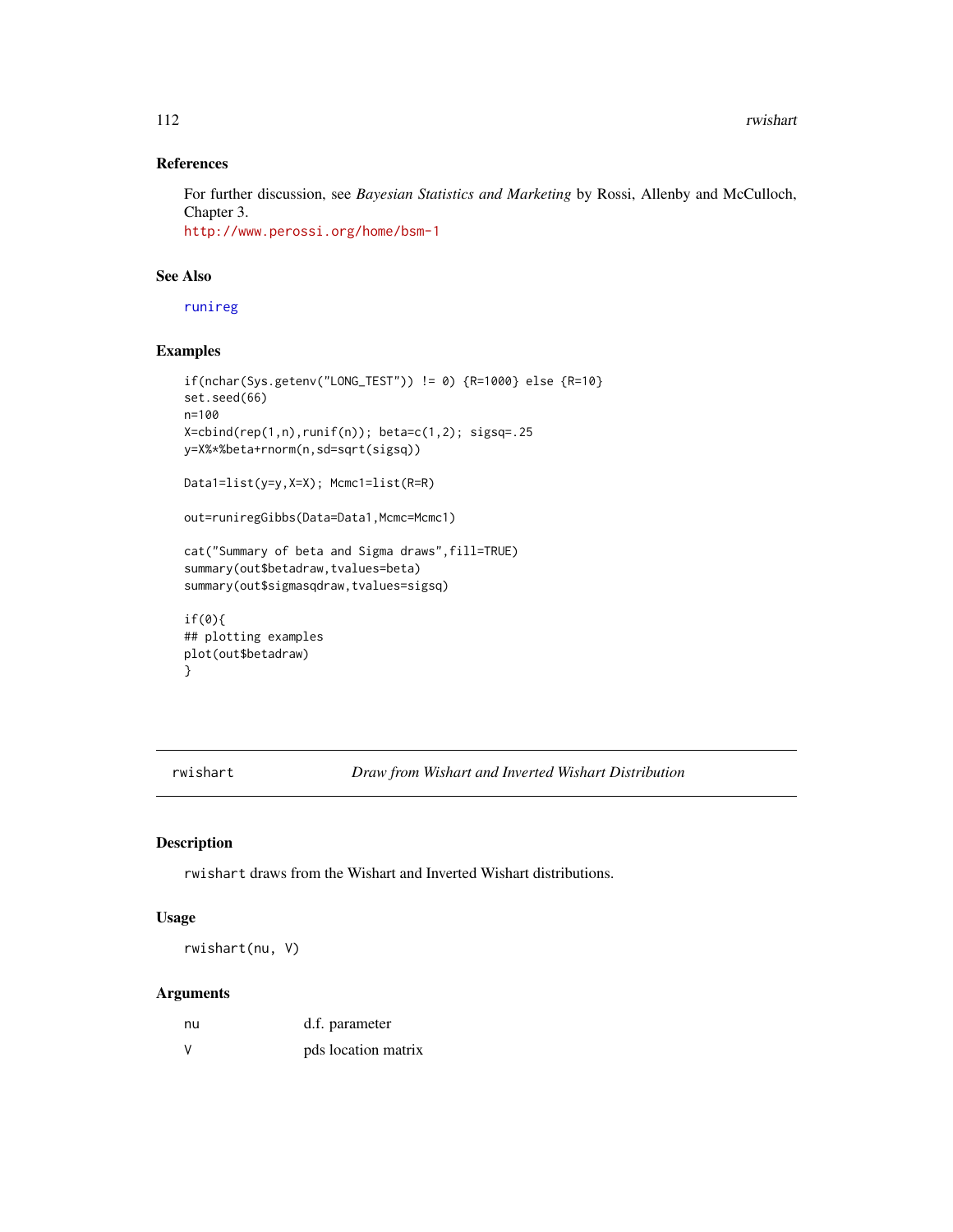### References

For further discussion, see *Bayesian Statistics and Marketing* by Rossi, Allenby and McCulloch, Chapter 3.
http://www.perossi.org/home/bsm-1

### See Also

runireg

### Examples

```
if(nchar(Sys.getenv("LONG_TEST")) != 0) {R=1000} else {R=10}
set.seed(66)
n=100
X=cbind(rep(1,n),runif(n)); beta=c(1,2); sigsq=.25
y=X%*%beta+rnorm(n,sd=sqrt(sigsq))

Data1=list(y=y,X=X); Mcmc1=list(R=R)

out=runiregGibbs(Data=Data1,Mcmc=Mcmc1)

cat("Summary of beta and Sigma draws",fill=TRUE)
summary(out$betadraw,tvalues=beta)
summary(out$sigmasqdraw,tvalues=sigsq)

if(0){
## plotting examples
plot(out$betadraw)
}
```

---

## rwishart — *Draw from Wishart and Inverted Wishart Distribution*

### Description

`rwishart` draws from the Wishart and Inverted Wishart distributions.

### Usage

```
rwishart(nu, V)
```

### Arguments

| | |
|---|---|
| nu | d.f. parameter |
| V | pds location matrix |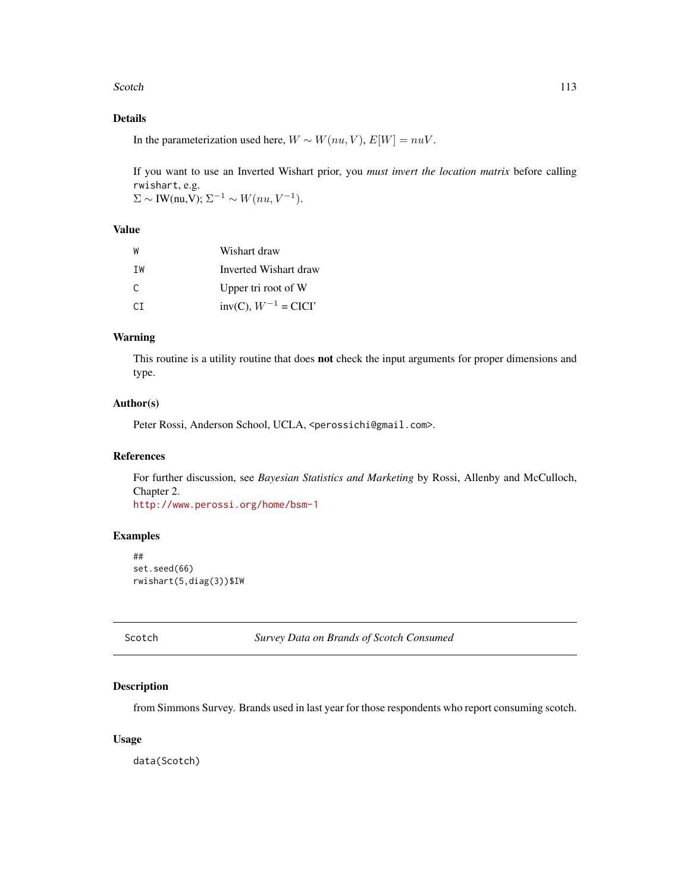## Details

In the parameterization used here, $W \sim W(nu, V)$, $E[W] = nuV$.

If you want to use an Inverted Wishart prior, you *must invert the location matrix* before calling `rwishart`, e.g.
$\Sigma \sim$ IW(nu,V); $\Sigma^{-1} \sim W(nu, V^{-1})$.

## Value

| | |
|---|---|
| W | Wishart draw |
| IW | Inverted Wishart draw |
| C | Upper tri root of W |
| CI | inv(C), $W^{-1}$ = CICI' |

## Warning

This routine is a utility routine that does **not** check the input arguments for proper dimensions and type.

## Author(s)

Peter Rossi, Anderson School, UCLA, <perossichi@gmail.com>.

## References

For further discussion, see *Bayesian Statistics and Marketing* by Rossi, Allenby and McCulloch, Chapter 2.
http://www.perossi.org/home/bsm-1

## Examples

```
##
set.seed(66)
rwishart(5,diag(3))$IW
```

---

# Scotch — *Survey Data on Brands of Scotch Consumed*

---

## Description

from Simmons Survey. Brands used in last year for those respondents who report consuming scotch.

## Usage

```
data(Scotch)
```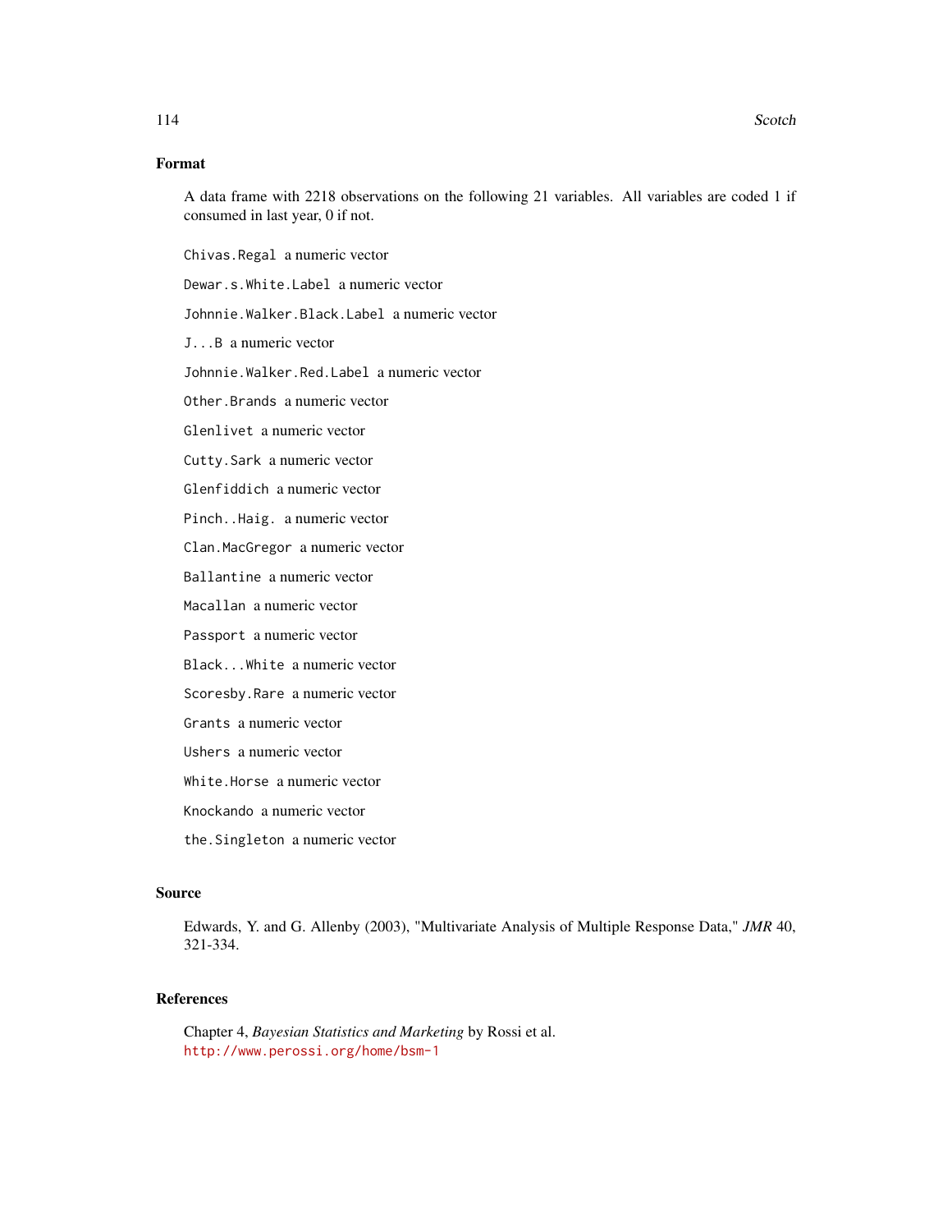## Format

A data frame with 2218 observations on the following 21 variables. All variables are coded 1 if consumed in last year, 0 if not.

`Chivas.Regal` a numeric vector

`Dewar.s.White.Label` a numeric vector

`Johnnie.Walker.Black.Label` a numeric vector

`J...B` a numeric vector

`Johnnie.Walker.Red.Label` a numeric vector

`Other.Brands` a numeric vector

`Glenlivet` a numeric vector

`Cutty.Sark` a numeric vector

`Glenfiddich` a numeric vector

`Pinch..Haig.` a numeric vector

`Clan.MacGregor` a numeric vector

`Ballantine` a numeric vector

`Macallan` a numeric vector

`Passport` a numeric vector

`Black...White` a numeric vector

`Scoresby.Rare` a numeric vector

`Grants` a numeric vector

`Ushers` a numeric vector

`White.Horse` a numeric vector

`Knockando` a numeric vector

`the.Singleton` a numeric vector

## Source

Edwards, Y. and G. Allenby (2003), "Multivariate Analysis of Multiple Response Data," *JMR* 40, 321-334.

## References

Chapter 4, *Bayesian Statistics and Marketing* by Rossi et al.
http://www.perossi.org/home/bsm-1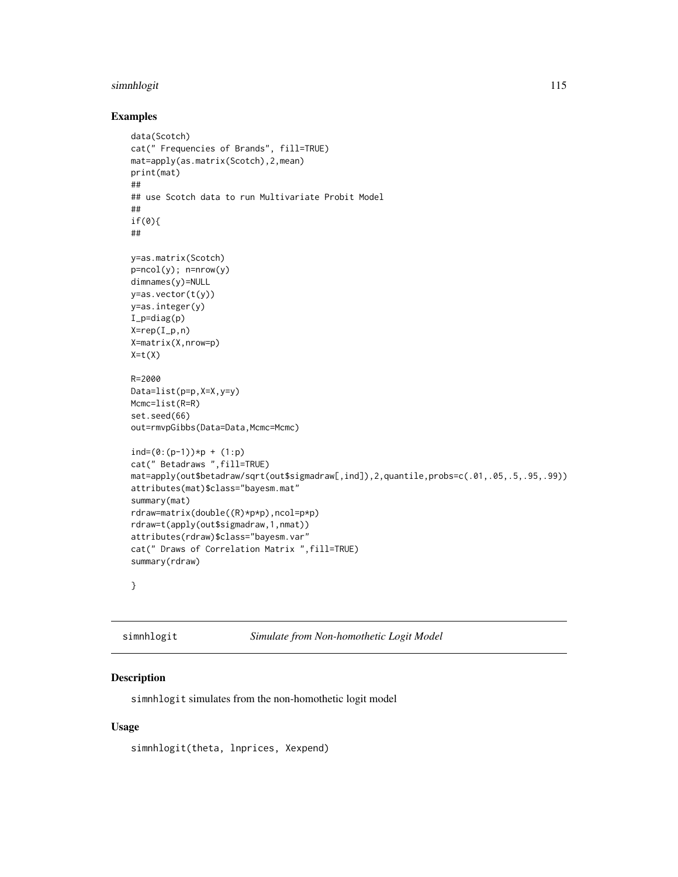## Examples

```
data(Scotch)
cat(" Frequencies of Brands", fill=TRUE)
mat=apply(as.matrix(Scotch),2,mean)
print(mat)
##
## use Scotch data to run Multivariate Probit Model
##
if(0){
##

y=as.matrix(Scotch)
p=ncol(y); n=nrow(y)
dimnames(y)=NULL
y=as.vector(t(y))
y=as.integer(y)
I_p=diag(p)
X=rep(I_p,n)
X=matrix(X,nrow=p)
X=t(X)

R=2000
Data=list(p=p,X=X,y=y)
Mcmc=list(R=R)
set.seed(66)
out=rmvpGibbs(Data=Data,Mcmc=Mcmc)

ind=(0:(p-1))*p + (1:p)
cat(" Betadraws ",fill=TRUE)
mat=apply(out$betadraw/sqrt(out$sigmadraw[,ind]),2,quantile,probs=c(.01,.05,.5,.95,.99))
attributes(mat)$class="bayesm.mat"
summary(mat)
rdraw=matrix(double((R)*p*p),ncol=p*p)
rdraw=t(apply(out$sigmadraw,1,nmat))
attributes(rdraw)$class="bayesm.var"
cat(" Draws of Correlation Matrix ",fill=TRUE)
summary(rdraw)

}
```

---

simnhlogit *Simulate from Non-homothetic Logit Model*

---

## Description

simnhlogit simulates from the non-homothetic logit model

## Usage

```
simnhlogit(theta, lnprices, Xexpend)
```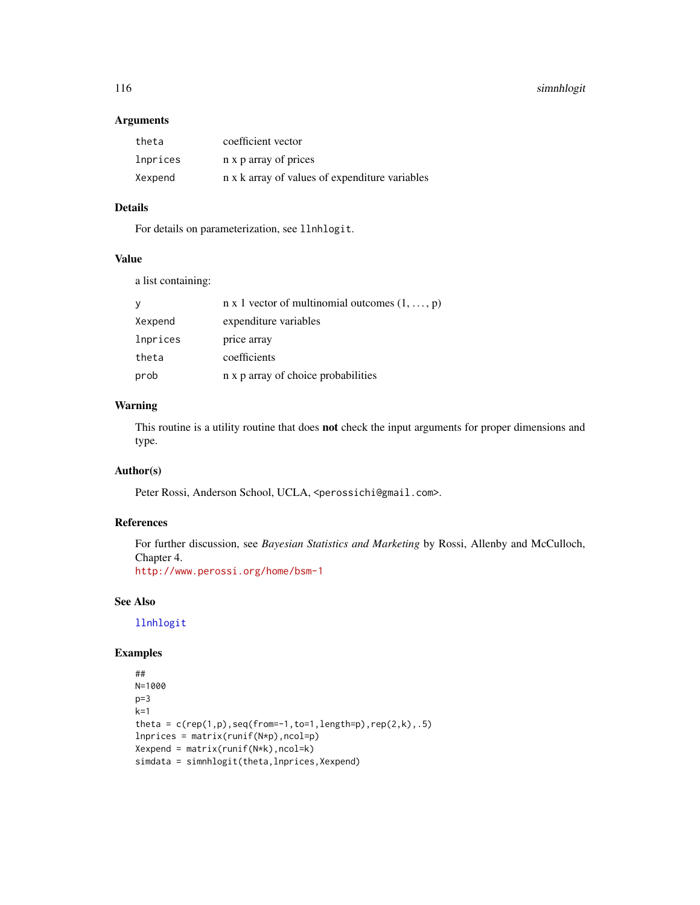### Arguments

| | |
|---|---|
| `theta` | coefficient vector |
| `lnprices` | n x p array of prices |
| `Xexpend` | n x k array of values of expenditure variables |

### Details

For details on parameterization, see `llnhlogit`.

### Value

a list containing:

| | |
|---|---|
| `y` | n x 1 vector of multinomial outcomes (1, ..., p) |
| `Xexpend` | expenditure variables |
| `lnprices` | price array |
| `theta` | coefficients |
| `prob` | n x p array of choice probabilities |

### Warning

This routine is a utility routine that does **not** check the input arguments for proper dimensions and type.

### Author(s)

Peter Rossi, Anderson School, UCLA, `<perossichi@gmail.com>`.

### References

For further discussion, see *Bayesian Statistics and Marketing* by Rossi, Allenby and McCulloch, Chapter 4.
http://www.perossi.org/home/bsm-1

### See Also

`llnhlogit`

### Examples

```
##
N=1000
p=3
k=1
theta = c(rep(1,p),seq(from=-1,to=1,length=p),rep(2,k),.5)
lnprices = matrix(runif(N*p),ncol=p)
Xexpend = matrix(runif(N*k),ncol=k)
simdata = simnhlogit(theta,lnprices,Xexpend)
```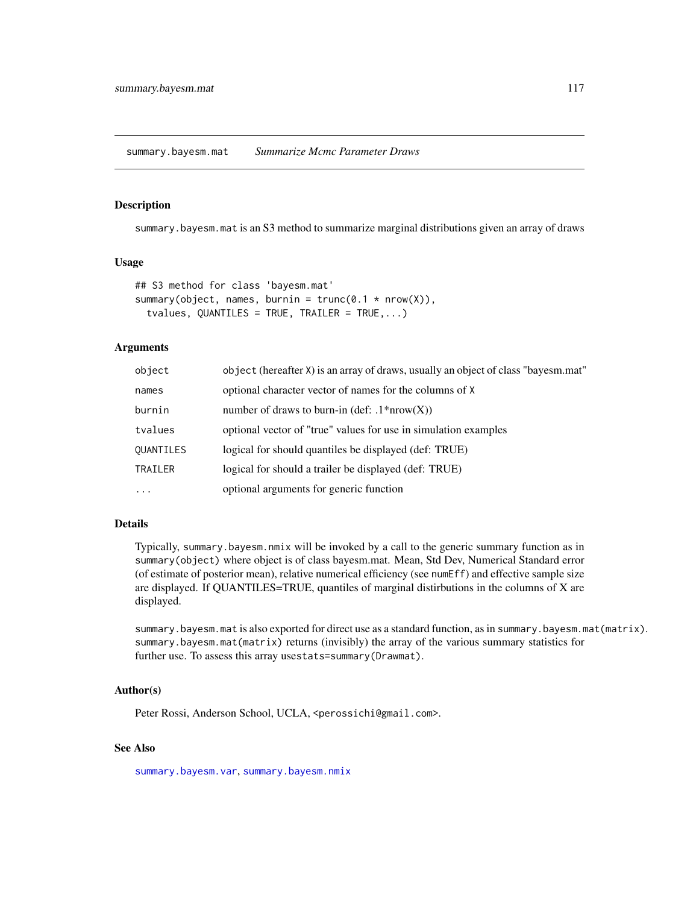summary.bayesm.mat    *Summarize Mcmc Parameter Draws*

## Description

`summary.bayesm.mat` is an S3 method to summarize marginal distributions given an array of draws

## Usage

```
## S3 method for class 'bayesm.mat'
summary(object, names, burnin = trunc(0.1 * nrow(X)),
  tvalues, QUANTILES = TRUE, TRAILER = TRUE,...)
```

## Arguments

| | |
|---|---|
| `object` | `object` (hereafter `X`) is an array of draws, usually an object of class "bayesm.mat" |
| `names` | optional character vector of names for the columns of `X` |
| `burnin` | number of draws to burn-in (def: .1*nrow(X)) |
| `tvalues` | optional vector of "true" values for use in simulation examples |
| `QUANTILES` | logical for should quantiles be displayed (def: TRUE) |
| `TRAILER` | logical for should a trailer be displayed (def: TRUE) |
| `...` | optional arguments for generic function |

## Details

Typically, `summary.bayesm.nmix` will be invoked by a call to the generic summary function as in `summary(object)` where object is of class bayesm.mat. Mean, Std Dev, Numerical Standard error (of estimate of posterior mean), relative numerical efficiency (see `numEff`) and effective sample size are displayed. If QUANTILES=TRUE, quantiles of marginal distirbutions in the columns of X are displayed.

`summary.bayesm.mat` is also exported for direct use as a standard function, as in `summary.bayesm.mat(matrix)`. `summary.bayesm.mat(matrix)` returns (invisibly) the array of the various summary statistics for further use. To assess this array use`stats=summary(Drawmat)`.

## Author(s)

Peter Rossi, Anderson School, UCLA, <perossichi@gmail.com>.

## See Also

`summary.bayesm.var`, `summary.bayesm.nmix`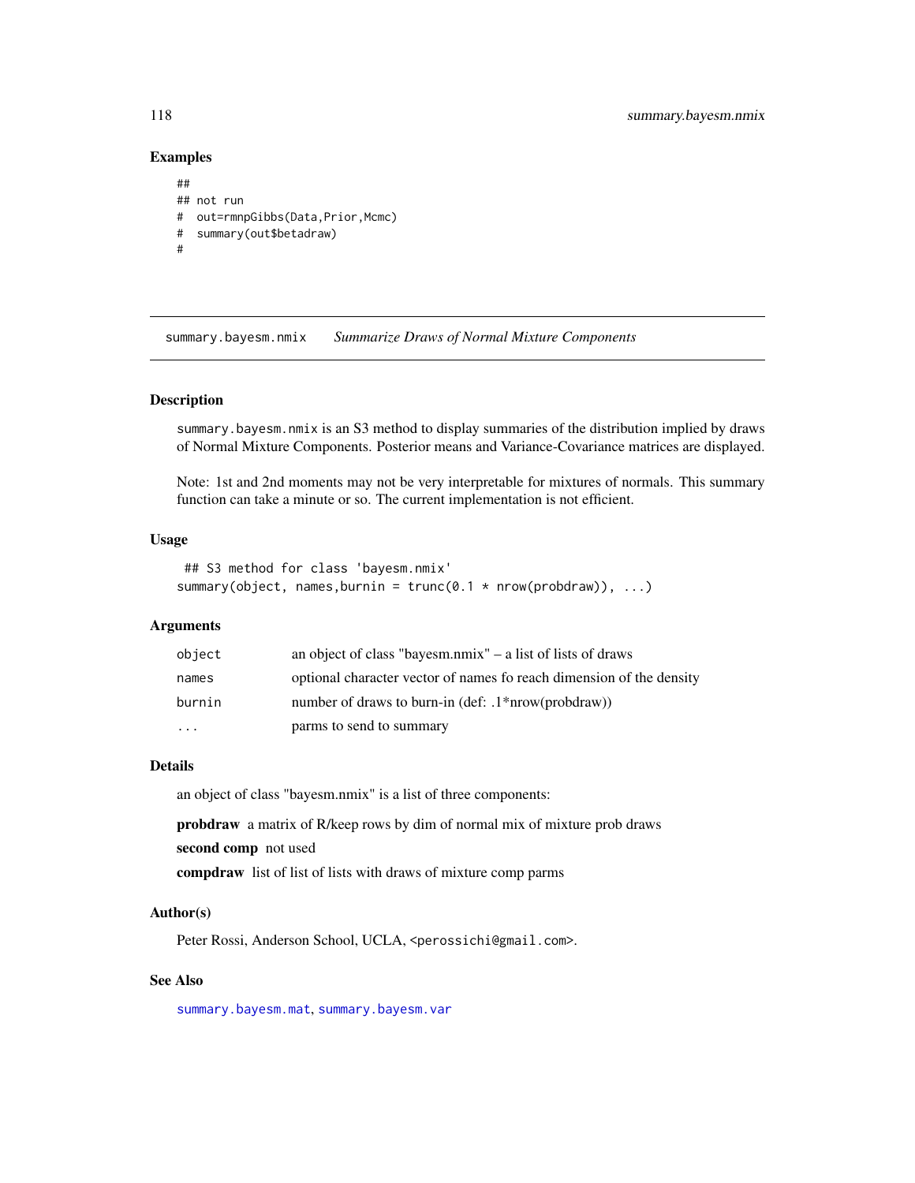## Examples

```
##
## not run
#  out=rmnpGibbs(Data,Prior,Mcmc)
#  summary(out$betadraw)
#
```

---

summary.bayesm.nmix &nbsp;&nbsp;&nbsp; *Summarize Draws of Normal Mixture Components*

---

### Description

summary.bayesm.nmix is an S3 method to display summaries of the distribution implied by draws of Normal Mixture Components. Posterior means and Variance-Covariance matrices are displayed.

Note: 1st and 2nd moments may not be very interpretable for mixtures of normals. This summary function can take a minute or so. The current implementation is not efficient.

### Usage

```
 ## S3 method for class 'bayesm.nmix'
summary(object, names,burnin = trunc(0.1 * nrow(probdraw)), ...)
```

### Arguments

| | |
|---|---|
| object | an object of class "bayesm.nmix" – a list of lists of draws |
| names | optional character vector of names fo reach dimension of the density |
| burnin | number of draws to burn-in (def: .1*nrow(probdraw)) |
| ... | parms to send to summary |

### Details

an object of class "bayesm.nmix" is a list of three components:

**probdraw** a matrix of R/keep rows by dim of normal mix of mixture prob draws

**second comp** not used

**compdraw** list of list of lists with draws of mixture comp parms

### Author(s)

Peter Rossi, Anderson School, UCLA, <perossichi@gmail.com>.

### See Also

summary.bayesm.mat, summary.bayesm.var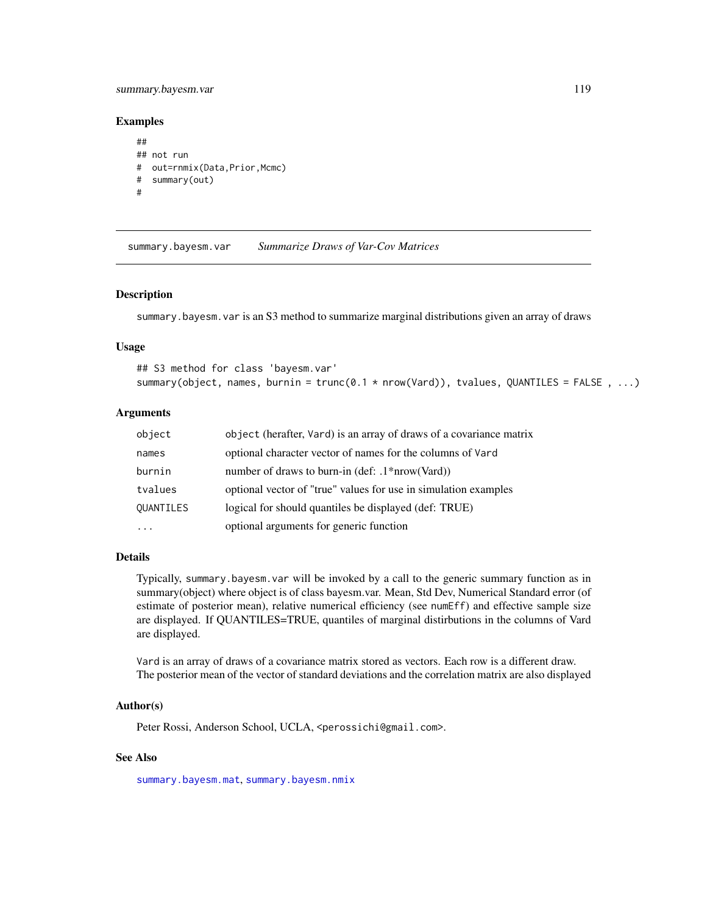### Examples

```
##
## not run
#  out=rnmix(Data,Prior,Mcmc)
#  summary(out)
#
```

---

## summary.bayesm.var    *Summarize Draws of Var-Cov Matrices*

### Description

`summary.bayesm.var` is an S3 method to summarize marginal distributions given an array of draws

### Usage

```
## S3 method for class 'bayesm.var'
summary(object, names, burnin = trunc(0.1 * nrow(Vard)), tvalues, QUANTILES = FALSE , ...)
```

### Arguments

| | |
|---|---|
| `object` | `object` (herafter, `Vard`) is an array of draws of a covariance matrix |
| `names` | optional character vector of names for the columns of `Vard` |
| `burnin` | number of draws to burn-in (def: .1*nrow(Vard)) |
| `tvalues` | optional vector of "true" values for use in simulation examples |
| `QUANTILES` | logical for should quantiles be displayed (def: TRUE) |
| `...` | optional arguments for generic function |

### Details

Typically, `summary.bayesm.var` will be invoked by a call to the generic summary function as in summary(object) where object is of class bayesm.var. Mean, Std Dev, Numerical Standard error (of estimate of posterior mean), relative numerical efficiency (see `numEff`) and effective sample size are displayed. If QUANTILES=TRUE, quantiles of marginal distirbutions in the columns of Vard are displayed.

`Vard` is an array of draws of a covariance matrix stored as vectors. Each row is a different draw. The posterior mean of the vector of standard deviations and the correlation matrix are also displayed

### Author(s)

Peter Rossi, Anderson School, UCLA, `<perossichi@gmail.com>`.

### See Also

`summary.bayesm.mat`, `summary.bayesm.nmix`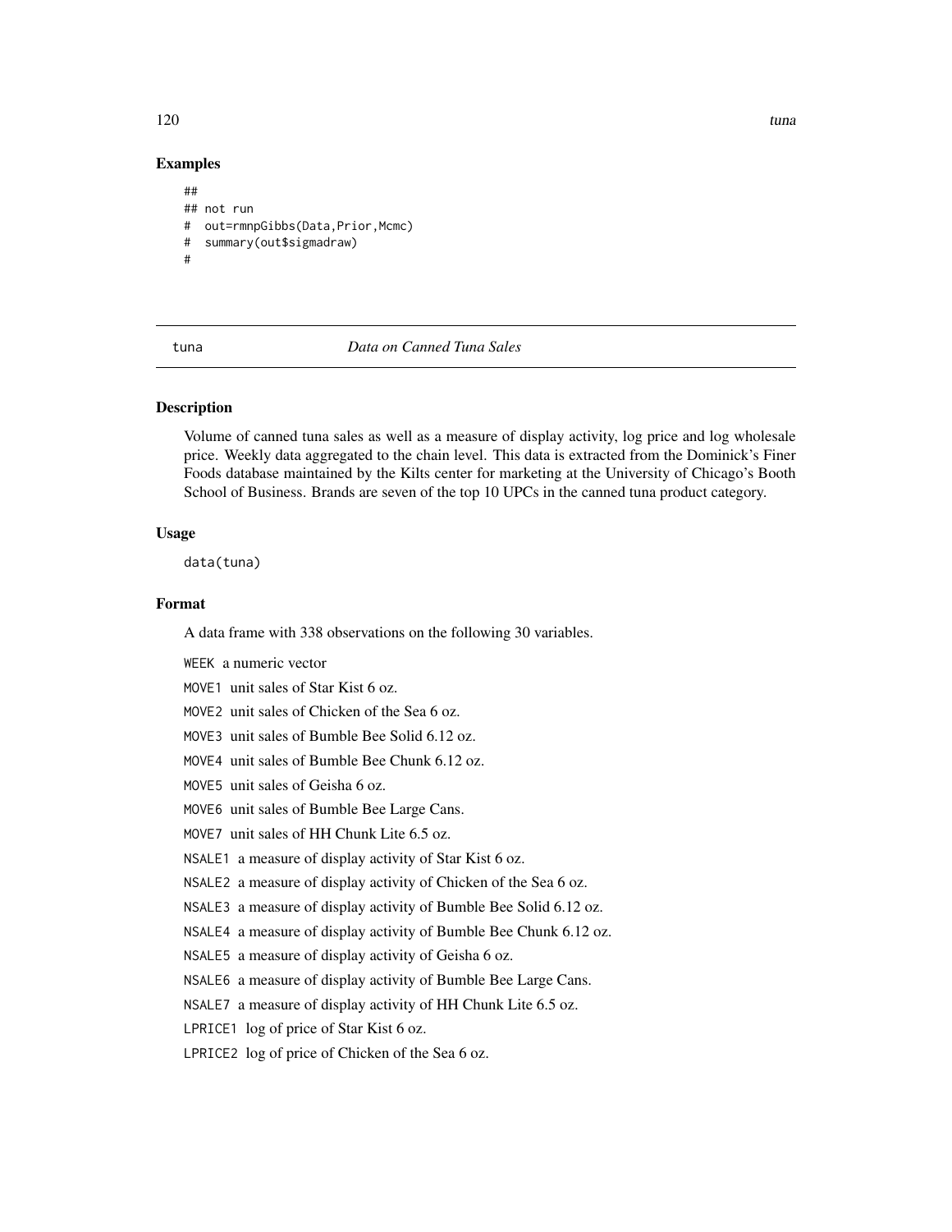## Examples

```
##
## not run
#  out=rmnpGibbs(Data,Prior,Mcmc)
#  summary(out$sigmadraw)
#
```

---

# tuna — *Data on Canned Tuna Sales*

---

### Description

Volume of canned tuna sales as well as a measure of display activity, log price and log wholesale price. Weekly data aggregated to the chain level. This data is extracted from the Dominick's Finer Foods database maintained by the Kilts center for marketing at the University of Chicago's Booth School of Business. Brands are seven of the top 10 UPCs in the canned tuna product category.

### Usage

```
data(tuna)
```

### Format

A data frame with 338 observations on the following 30 variables.

- `WEEK` a numeric vector
- `MOVE1` unit sales of Star Kist 6 oz.
- `MOVE2` unit sales of Chicken of the Sea 6 oz.
- `MOVE3` unit sales of Bumble Bee Solid 6.12 oz.
- `MOVE4` unit sales of Bumble Bee Chunk 6.12 oz.
- `MOVE5` unit sales of Geisha 6 oz.
- `MOVE6` unit sales of Bumble Bee Large Cans.
- `MOVE7` unit sales of HH Chunk Lite 6.5 oz.
- `NSALE1` a measure of display activity of Star Kist 6 oz.
- `NSALE2` a measure of display activity of Chicken of the Sea 6 oz.
- `NSALE3` a measure of display activity of Bumble Bee Solid 6.12 oz.
- `NSALE4` a measure of display activity of Bumble Bee Chunk 6.12 oz.
- `NSALE5` a measure of display activity of Geisha 6 oz.
- `NSALE6` a measure of display activity of Bumble Bee Large Cans.
- `NSALE7` a measure of display activity of HH Chunk Lite 6.5 oz.
- `LPRICE1` log of price of Star Kist 6 oz.
- `LPRICE2` log of price of Chicken of the Sea 6 oz.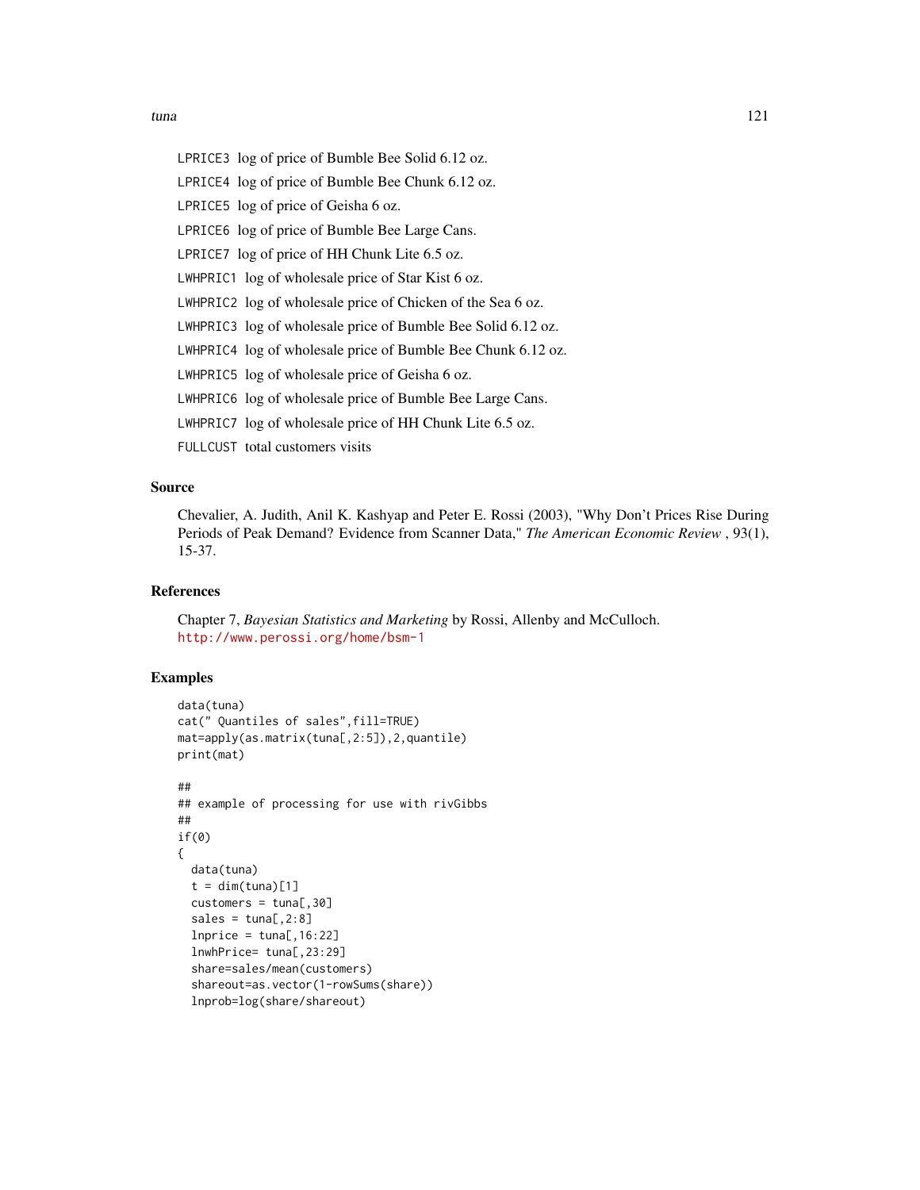LPRICE3 log of price of Bumble Bee Solid 6.12 oz.

LPRICE4 log of price of Bumble Bee Chunk 6.12 oz.

LPRICE5 log of price of Geisha 6 oz.

LPRICE6 log of price of Bumble Bee Large Cans.

LPRICE7 log of price of HH Chunk Lite 6.5 oz.

LWHPRIC1 log of wholesale price of Star Kist 6 oz.

LWHPRIC2 log of wholesale price of Chicken of the Sea 6 oz.

LWHPRIC3 log of wholesale price of Bumble Bee Solid 6.12 oz.

LWHPRIC4 log of wholesale price of Bumble Bee Chunk 6.12 oz.

LWHPRIC5 log of wholesale price of Geisha 6 oz.

LWHPRIC6 log of wholesale price of Bumble Bee Large Cans.

LWHPRIC7 log of wholesale price of HH Chunk Lite 6.5 oz.

FULLCUST total customers visits

## Source

Chevalier, A. Judith, Anil K. Kashyap and Peter E. Rossi (2003), "Why Don't Prices Rise During Periods of Peak Demand? Evidence from Scanner Data," *The American Economic Review* , 93(1), 15-37.

## References

Chapter 7, *Bayesian Statistics and Marketing* by Rossi, Allenby and McCulloch.
http://www.perossi.org/home/bsm-1

## Examples

```
data(tuna)
cat(" Quantiles of sales",fill=TRUE)
mat=apply(as.matrix(tuna[,2:5]),2,quantile)
print(mat)

##
## example of processing for use with rivGibbs
##
if(0)
{
  data(tuna)
  t = dim(tuna)[1]
  customers = tuna[,30]
  sales = tuna[,2:8]
  lnprice = tuna[,16:22]
  lnwhPrice= tuna[,23:29]
  share=sales/mean(customers)
  shareout=as.vector(1-rowSums(share))
  lnprob=log(share/shareout)
```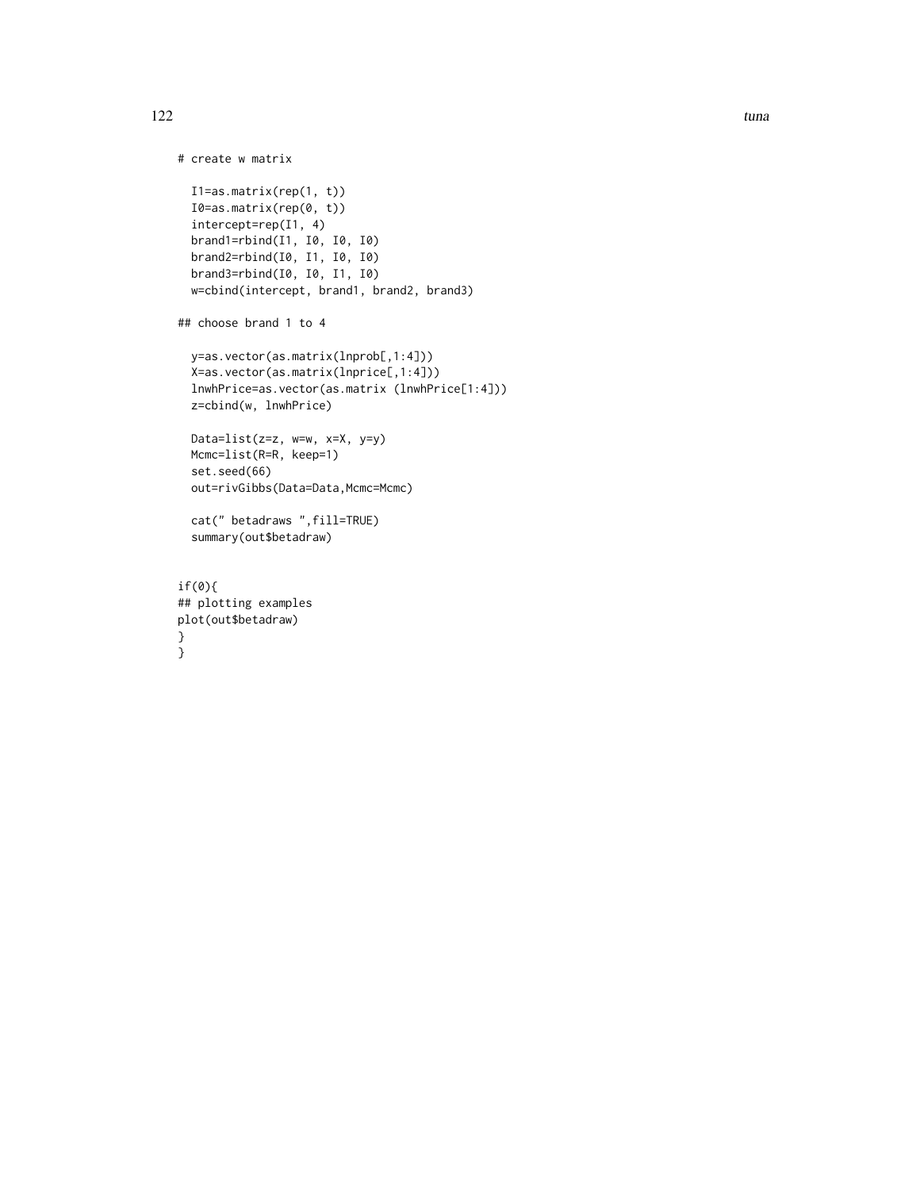```
# create w matrix

  I1=as.matrix(rep(1, t))
  I0=as.matrix(rep(0, t))
  intercept=rep(I1, 4)
  brand1=rbind(I1, I0, I0, I0)
  brand2=rbind(I0, I1, I0, I0)
  brand3=rbind(I0, I0, I1, I0)
  w=cbind(intercept, brand1, brand2, brand3)

## choose brand 1 to 4

  y=as.vector(as.matrix(lnprob[,1:4]))
  X=as.vector(as.matrix(lnprice[,1:4]))
  lnwhPrice=as.vector(as.matrix (lnwhPrice[1:4]))
  z=cbind(w, lnwhPrice)

  Data=list(z=z, w=w, x=X, y=y)
  Mcmc=list(R=R, keep=1)
  set.seed(66)
  out=rivGibbs(Data=Data,Mcmc=Mcmc)

  cat(" betadraws ",fill=TRUE)
  summary(out$betadraw)


if(0){
## plotting examples
plot(out$betadraw)
}
}
```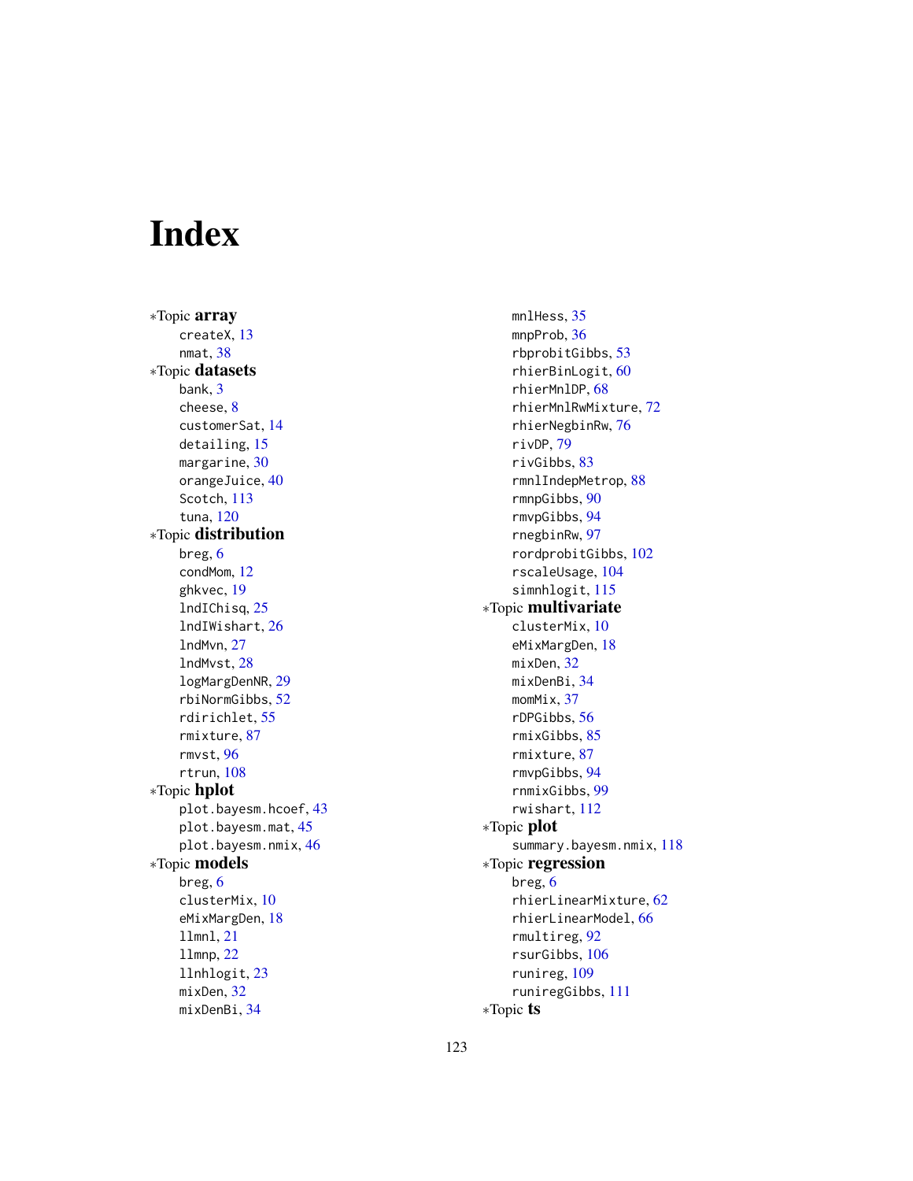# Index

*Topic **array**
- createX, 13
- nmat, 38

*Topic **datasets**
- bank, 3
- cheese, 8
- customerSat, 14
- detailing, 15
- margarine, 30
- orangeJuice, 40
- Scotch, 113
- tuna, 120

*Topic **distribution**
- breg, 6
- condMom, 12
- ghkvec, 19
- lndIChisq, 25
- lndIWishart, 26
- lndMvn, 27
- lndMvst, 28
- logMargDenNR, 29
- rbiNormGibbs, 52
- rdirichlet, 55
- rmixture, 87
- rmvst, 96
- rtrun, 108

*Topic **hplot**
- plot.bayesm.hcoef, 43
- plot.bayesm.mat, 45
- plot.bayesm.nmix, 46

*Topic **models**
- breg, 6
- clusterMix, 10
- eMixMargDen, 18
- llmnl, 21
- llmnp, 22
- llnhlogit, 23
- mixDen, 32
- mixDenBi, 34
- mnlHess, 35
- mnpProb, 36
- rbprobitGibbs, 53
- rhierBinLogit, 60
- rhierMnlDP, 68
- rhierMnlRwMixture, 72
- rhierNegbinRw, 76
- rivDP, 79
- rivGibbs, 83
- rmnlIndepMetrop, 88
- rmnpGibbs, 90
- rmvpGibbs, 94
- rnegbinRw, 97
- rordprobitGibbs, 102
- rscaleUsage, 104
- simnhlogit, 115

*Topic **multivariate**
- clusterMix, 10
- eMixMargDen, 18
- mixDen, 32
- mixDenBi, 34
- momMix, 37
- rDPGibbs, 56
- rmixGibbs, 85
- rmixture, 87
- rmvpGibbs, 94
- rnmixGibbs, 99
- rwishart, 112

*Topic **plot**
- summary.bayesm.nmix, 118

*Topic **regression**
- breg, 6
- rhierLinearMixture, 62
- rhierLinearModel, 66
- rmultireg, 92
- rsurGibbs, 106
- runireg, 109
- runiregGibbs, 111

*Topic **ts**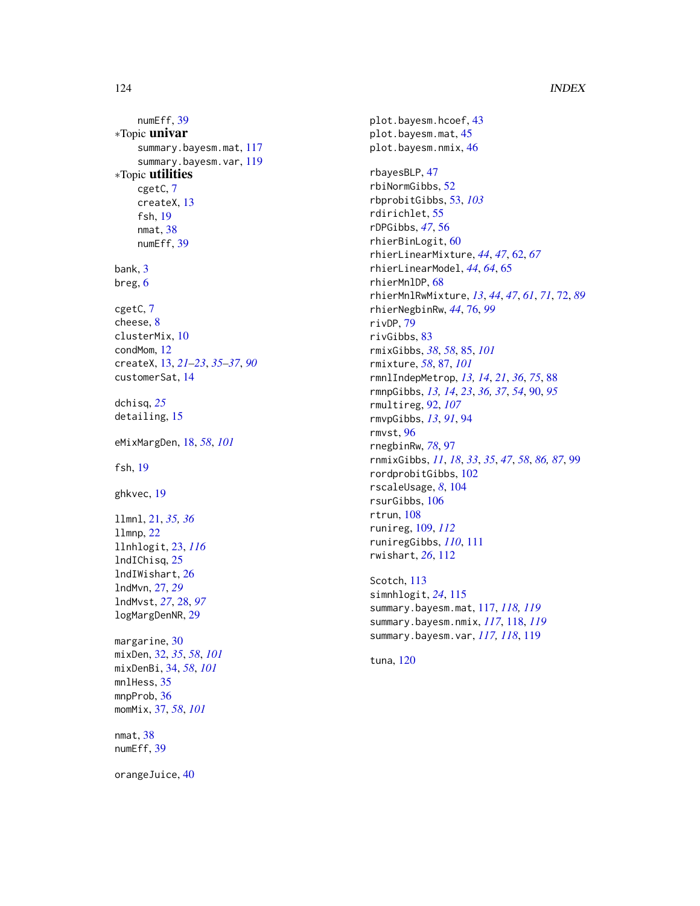numEff, 39

∗Topic **univar**

summary.bayesm.mat, 117
summary.bayesm.var, 119

∗Topic **utilities**

cgetC, 7
createX, 13
fsh, 19
nmat, 38
numEff, 39

bank, 3
breg, 6

cgetC, 7
cheese, 8
clusterMix, 10
condMom, 12
createX, 13, *21–23*, *35–37*, *90*
customerSat, 14

dchisq, *25*
detailing, 15

eMixMargDen, 18, *58*, *101*

fsh, 19

ghkvec, 19

llmnl, 21, *35, 36*
llmnp, 22
llnhlogit, 23, *116*
lndIChisq, 25
lndIWishart, 26
lndMvn, 27, *29*
lndMvst, *27*, 28, *97*
logMargDenNR, 29

margarine, 30
mixDen, 32, *35*, *58*, *101*
mixDenBi, 34, *58*, *101*
mnlHess, 35
mnpProb, 36
momMix, 37, *58*, *101*

nmat, 38
numEff, 39

orangeJuice, 40

plot.bayesm.hcoef, 43
plot.bayesm.mat, 45
plot.bayesm.nmix, 46

rbayesBLP, 47
rbiNormGibbs, 52
rbprobitGibbs, 53, *103*
rdirichlet, 55
rDPGibbs, *47*, 56
rhierBinLogit, 60
rhierLinearMixture, *44*, *47*, 62, *67*
rhierLinearModel, *44*, *64*, 65
rhierMnlDP, 68
rhierMnlRwMixture, *13*, *44*, *47*, *61*, *71*, 72, *89*
rhierNegbinRw, *44*, 76, *99*
rivDP, 79
rivGibbs, 83
rmixGibbs, *38*, *58*, 85, *101*
rmixture, *58*, 87, *101*
rmnlIndepMetrop, *13, 14*, *21*, *36*, *75*, 88
rmnpGibbs, *13, 14*, *23*, *36, 37*, *54*, 90, *95*
rmultireg, 92, *107*
rmvpGibbs, *13, 91*, 94
rmvst, 96
rnegbinRw, *78*, 97
rnmixGibbs, *11*, *18*, *33*, *35*, *47*, *58*, *86, 87*, 99
rordprobitGibbs, 102
rscaleUsage, *8*, 104
rsurGibbs, 106
rtrun, 108
runireg, 109, *112*
runiregGibbs, *110*, 111
rwishart, *26*, 112

Scotch, 113
simnhlogit, *24*, 115
summary.bayesm.mat, 117, *118, 119*
summary.bayesm.nmix, *117*, 118, *119*
summary.bayesm.var, *117, 118*, 119

tuna, 120